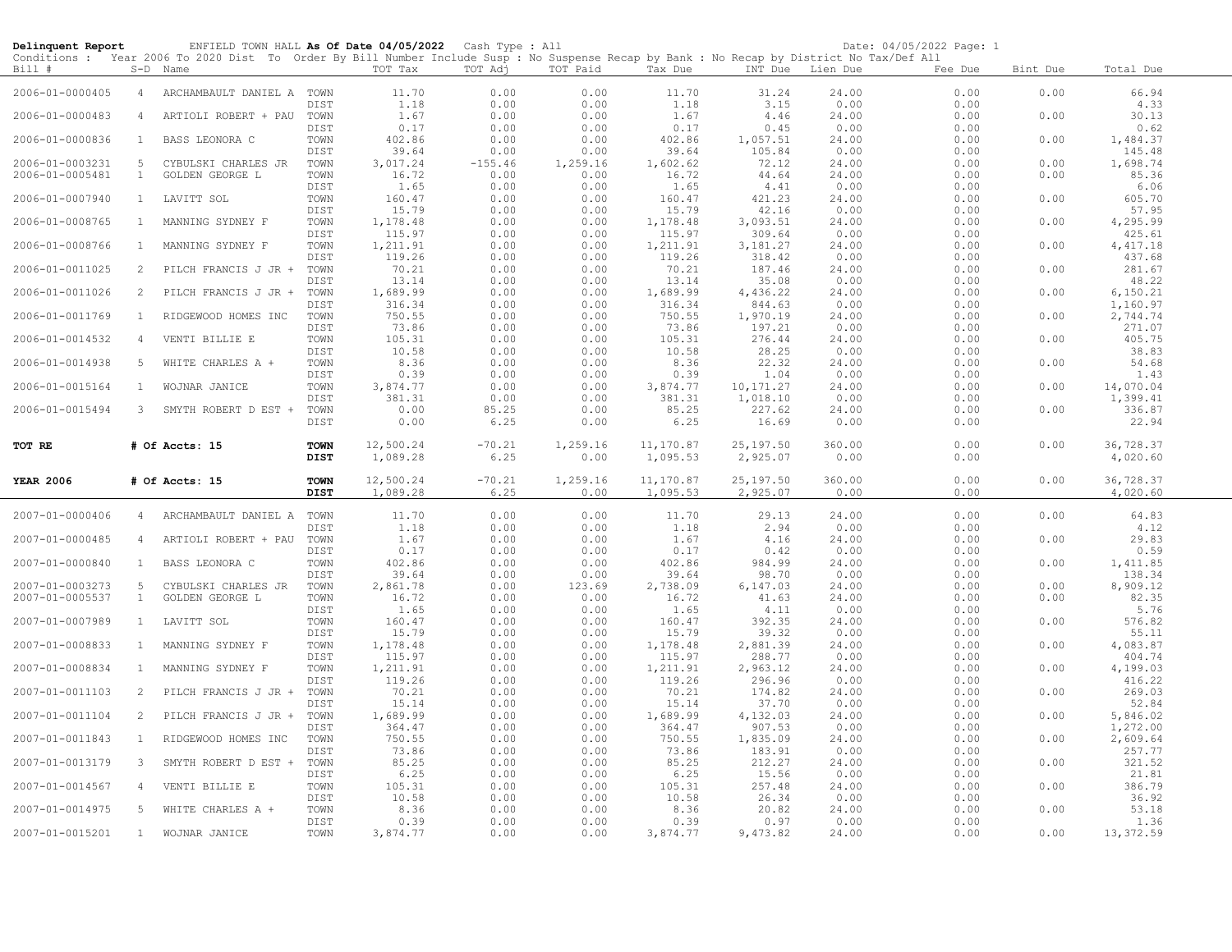**Delinquent Report** ENFIELD TOWN HALL **As Of Date 04/05/2022** Cash Type : All Date: 04/05/2022 Page: 1

Conditions : Year 2006 To 2020 Dist To Order By Bill Number Include Susp : No Suspense Recap by Bank : No Recap by District No Tax/Def All

| Bill # | S-D | Name | | TOT Tax | TOT Adj | TOT Paid | Tax Due | INT Due | Lien Due | Fee Due | Bint Due | Total Due |
|---|---|---|---|---|---|---|---|---|---|---|---|---|
| 2006-01-0000405 | 4 | ARCHAMBAULT DANIEL A | TOWN | 11.70 | 0.00 | 0.00 | 11.70 | 31.24 | 24.00 | 0.00 | 0.00 | 66.94 |
| | | | DIST | 1.18 | 0.00 | 0.00 | 1.18 | 3.15 | 0.00 | 0.00 | | 4.33 |
| 2006-01-0000483 | 4 | ARTIOLI ROBERT + PAU | TOWN | 1.67 | 0.00 | 0.00 | 1.67 | 4.46 | 24.00 | 0.00 | 0.00 | 30.13 |
| | | | DIST | 0.17 | 0.00 | 0.00 | 0.17 | 0.45 | 0.00 | 0.00 | | 0.62 |
| 2006-01-0000836 | 1 | BASS LEONORA C | TOWN | 402.86 | 0.00 | 0.00 | 402.86 | 1,057.51 | 24.00 | 0.00 | 0.00 | 1,484.37 |
| | | | DIST | 39.64 | 0.00 | 0.00 | 39.64 | 105.84 | 0.00 | 0.00 | | 145.48 |
| 2006-01-0003231 | 5 | CYBULSKI CHARLES JR | TOWN | 3,017.24 | -155.46 | 1,259.16 | 1,602.62 | 72.12 | 24.00 | 0.00 | 0.00 | 1,698.74 |
| 2006-01-0005481 | 1 | GOLDEN GEORGE L | TOWN | 16.72 | 0.00 | 0.00 | 16.72 | 44.64 | 24.00 | 0.00 | 0.00 | 85.36 |
| | | | DIST | 1.65 | 0.00 | 0.00 | 1.65 | 4.41 | 0.00 | 0.00 | | 6.06 |
| 2006-01-0007940 | 1 | LAVITT SOL | TOWN | 160.47 | 0.00 | 0.00 | 160.47 | 421.23 | 24.00 | 0.00 | 0.00 | 605.70 |
| | | | DIST | 15.79 | 0.00 | 0.00 | 15.79 | 42.16 | 0.00 | 0.00 | | 57.95 |
| 2006-01-0008765 | 1 | MANNING SYDNEY F | TOWN | 1,178.48 | 0.00 | 0.00 | 1,178.48 | 3,093.51 | 24.00 | 0.00 | 0.00 | 4,295.99 |
| | | | DIST | 115.97 | 0.00 | 0.00 | 115.97 | 309.64 | 0.00 | 0.00 | | 425.61 |
| 2006-01-0008766 | 1 | MANNING SYDNEY F | TOWN | 1,211.91 | 0.00 | 0.00 | 1,211.91 | 3,181.27 | 24.00 | 0.00 | 0.00 | 4,417.18 |
| | | | DIST | 119.26 | 0.00 | 0.00 | 119.26 | 318.42 | 0.00 | 0.00 | | 437.68 |
| 2006-01-0011025 | 2 | PILCH FRANCIS J JR + | TOWN | 70.21 | 0.00 | 0.00 | 70.21 | 187.46 | 24.00 | 0.00 | 0.00 | 281.67 |
| | | | DIST | 13.14 | 0.00 | 0.00 | 13.14 | 35.08 | 0.00 | 0.00 | | 48.22 |
| 2006-01-0011026 | 2 | PILCH FRANCIS J JR + | TOWN | 1,689.99 | 0.00 | 0.00 | 1,689.99 | 4,436.22 | 24.00 | 0.00 | 0.00 | 6,150.21 |
| | | | DIST | 316.34 | 0.00 | 0.00 | 316.34 | 844.63 | 0.00 | 0.00 | | 1,160.97 |
| 2006-01-0011769 | 1 | RIDGEWOOD HOMES INC | TOWN | 750.55 | 0.00 | 0.00 | 750.55 | 1,970.19 | 24.00 | 0.00 | 0.00 | 2,744.74 |
| | | | DIST | 73.86 | 0.00 | 0.00 | 73.86 | 197.21 | 0.00 | 0.00 | | 271.07 |
| 2006-01-0014532 | 4 | VENTI BILLIE E | TOWN | 105.31 | 0.00 | 0.00 | 105.31 | 276.44 | 24.00 | 0.00 | 0.00 | 405.75 |
| | | | DIST | 10.58 | 0.00 | 0.00 | 10.58 | 28.25 | 0.00 | 0.00 | | 38.83 |
| 2006-01-0014938 | 5 | WHITE CHARLES A + | TOWN | 8.36 | 0.00 | 0.00 | 8.36 | 22.32 | 24.00 | 0.00 | 0.00 | 54.68 |
| | | | DIST | 0.39 | 0.00 | 0.00 | 0.39 | 1.04 | 0.00 | 0.00 | | 1.43 |
| 2006-01-0015164 | 1 | WOJNAR JANICE | TOWN | 3,874.77 | 0.00 | 0.00 | 3,874.77 | 10,171.27 | 24.00 | 0.00 | 0.00 | 14,070.04 |
| | | | DIST | 381.31 | 0.00 | 0.00 | 381.31 | 1,018.10 | 0.00 | 0.00 | | 1,399.41 |
| 2006-01-0015494 | 3 | SMYTH ROBERT D EST + | TOWN | 0.00 | 85.25 | 0.00 | 85.25 | 227.62 | 24.00 | 0.00 | 0.00 | 336.87 |
| | | | DIST | 0.00 | 6.25 | 0.00 | 6.25 | 16.69 | 0.00 | 0.00 | | 22.94 |
| **TOT RE** | | **# Of Accts: 15** | **TOWN** | 12,500.24 | -70.21 | 1,259.16 | 11,170.87 | 25,197.50 | 360.00 | 0.00 | 0.00 | 36,728.37 |
| | | | **DIST** | 1,089.28 | 6.25 | 0.00 | 1,095.53 | 2,925.07 | 0.00 | 0.00 | | 4,020.60 |
| **YEAR 2006** | | **# Of Accts: 15** | **TOWN** | 12,500.24 | -70.21 | 1,259.16 | 11,170.87 | 25,197.50 | 360.00 | 0.00 | 0.00 | 36,728.37 |
| | | | **DIST** | 1,089.28 | 6.25 | 0.00 | 1,095.53 | 2,925.07 | 0.00 | 0.00 | | 4,020.60 |
| 2007-01-0000406 | 4 | ARCHAMBAULT DANIEL A | TOWN | 11.70 | 0.00 | 0.00 | 11.70 | 29.13 | 24.00 | 0.00 | 0.00 | 64.83 |
| | | | DIST | 1.18 | 0.00 | 0.00 | 1.18 | 2.94 | 0.00 | 0.00 | | 4.12 |
| 2007-01-0000485 | 4 | ARTIOLI ROBERT + PAU | TOWN | 1.67 | 0.00 | 0.00 | 1.67 | 4.16 | 24.00 | 0.00 | 0.00 | 29.83 |
| | | | DIST | 0.17 | 0.00 | 0.00 | 0.17 | 0.42 | 0.00 | 0.00 | | 0.59 |
| 2007-01-0000840 | 1 | BASS LEONORA C | TOWN | 402.86 | 0.00 | 0.00 | 402.86 | 984.99 | 24.00 | 0.00 | 0.00 | 1,411.85 |
| | | | DIST | 39.64 | 0.00 | 0.00 | 39.64 | 98.70 | 0.00 | 0.00 | | 138.34 |
| 2007-01-0003273 | 5 | CYBULSKI CHARLES JR | TOWN | 2,861.78 | 0.00 | 123.69 | 2,738.09 | 6,147.03 | 24.00 | 0.00 | 0.00 | 8,909.12 |
| 2007-01-0005537 | 1 | GOLDEN GEORGE L | TOWN | 16.72 | 0.00 | 0.00 | 16.72 | 41.63 | 24.00 | 0.00 | 0.00 | 82.35 |
| | | | DIST | 1.65 | 0.00 | 0.00 | 1.65 | 4.11 | 0.00 | 0.00 | | 5.76 |
| 2007-01-0007989 | 1 | LAVITT SOL | TOWN | 160.47 | 0.00 | 0.00 | 160.47 | 392.35 | 24.00 | 0.00 | 0.00 | 576.82 |
| | | | DIST | 15.79 | 0.00 | 0.00 | 15.79 | 39.32 | 0.00 | 0.00 | | 55.11 |
| 2007-01-0008833 | 1 | MANNING SYDNEY F | TOWN | 1,178.48 | 0.00 | 0.00 | 1,178.48 | 2,881.39 | 24.00 | 0.00 | 0.00 | 4,083.87 |
| | | | DIST | 115.97 | 0.00 | 0.00 | 115.97 | 288.77 | 0.00 | 0.00 | | 404.74 |
| 2007-01-0008834 | 1 | MANNING SYDNEY F | TOWN | 1,211.91 | 0.00 | 0.00 | 1,211.91 | 2,963.12 | 24.00 | 0.00 | 0.00 | 4,199.03 |
| | | | DIST | 119.26 | 0.00 | 0.00 | 119.26 | 296.96 | 0.00 | 0.00 | | 416.22 |
| 2007-01-0011103 | 2 | PILCH FRANCIS J JR + | TOWN | 70.21 | 0.00 | 0.00 | 70.21 | 174.82 | 24.00 | 0.00 | 0.00 | 269.03 |
| | | | DIST | 15.14 | 0.00 | 0.00 | 15.14 | 37.70 | 0.00 | 0.00 | | 52.84 |
| 2007-01-0011104 | 2 | PILCH FRANCIS J JR + | TOWN | 1,689.99 | 0.00 | 0.00 | 1,689.99 | 4,132.03 | 24.00 | 0.00 | 0.00 | 5,846.02 |
| | | | DIST | 364.47 | 0.00 | 0.00 | 364.47 | 907.53 | 0.00 | 0.00 | | 1,272.00 |
| 2007-01-0011843 | 1 | RIDGEWOOD HOMES INC | TOWN | 750.55 | 0.00 | 0.00 | 750.55 | 1,835.09 | 24.00 | 0.00 | 0.00 | 2,609.64 |
| | | | DIST | 73.86 | 0.00 | 0.00 | 73.86 | 183.91 | 0.00 | 0.00 | | 257.77 |
| 2007-01-0013179 | 3 | SMYTH ROBERT D EST + | TOWN | 85.25 | 0.00 | 0.00 | 85.25 | 212.27 | 24.00 | 0.00 | 0.00 | 321.52 |
| | | | DIST | 6.25 | 0.00 | 0.00 | 6.25 | 15.56 | 0.00 | 0.00 | | 21.81 |
| 2007-01-0014567 | 4 | VENTI BILLIE E | TOWN | 105.31 | 0.00 | 0.00 | 105.31 | 257.48 | 24.00 | 0.00 | 0.00 | 386.79 |
| | | | DIST | 10.58 | 0.00 | 0.00 | 10.58 | 26.34 | 0.00 | 0.00 | | 36.92 |
| 2007-01-0014975 | 5 | WHITE CHARLES A + | TOWN | 8.36 | 0.00 | 0.00 | 8.36 | 20.82 | 24.00 | 0.00 | 0.00 | 53.18 |
| | | | DIST | 0.39 | 0.00 | 0.00 | 0.39 | 0.97 | 0.00 | 0.00 | | 1.36 |
| 2007-01-0015201 | 1 | WOJNAR JANICE | TOWN | 3,874.77 | 0.00 | 0.00 | 3,874.77 | 9,473.82 | 24.00 | 0.00 | 0.00 | 13,372.59 |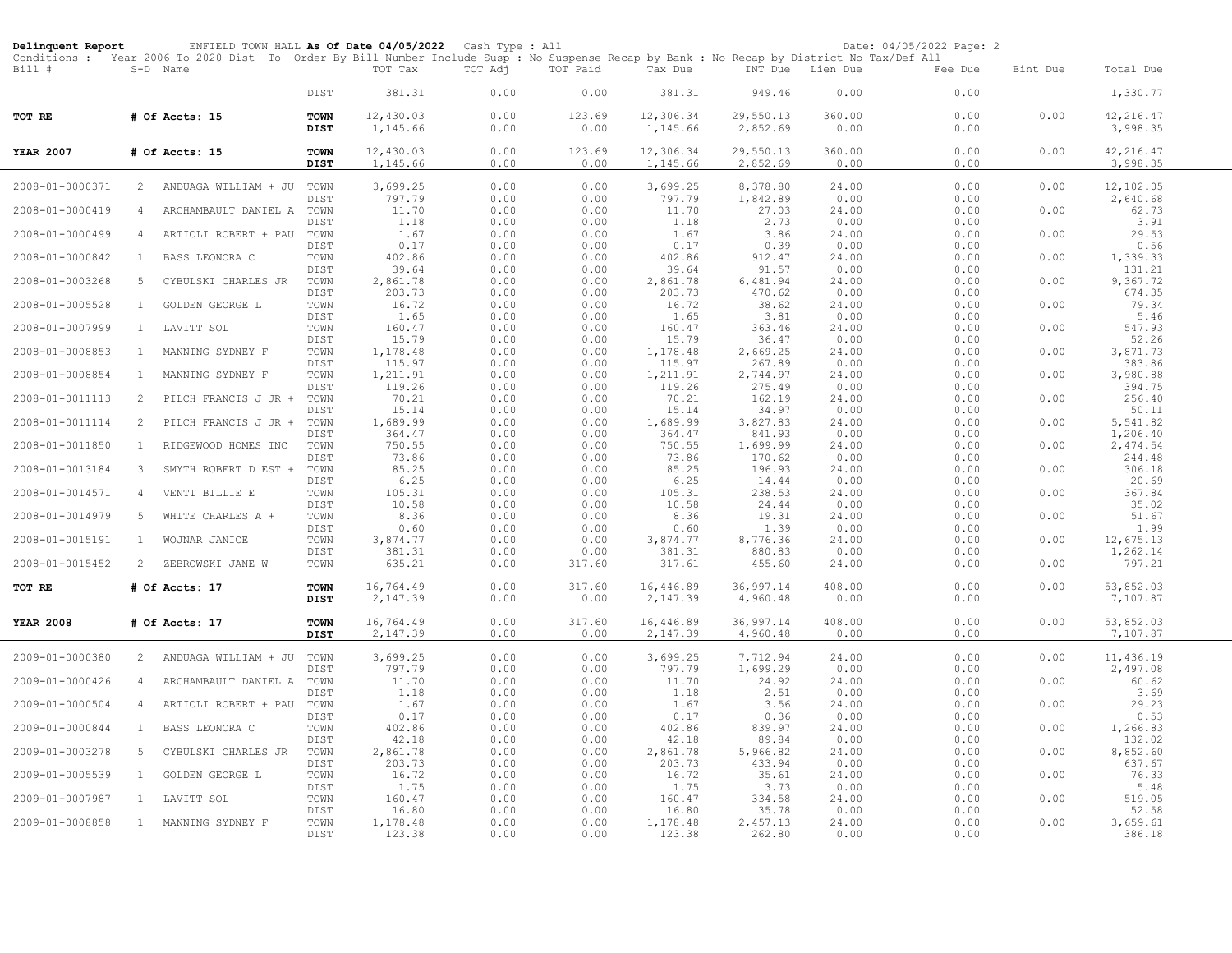**Delinquent Report** ENFIELD TOWN HALL **As Of Date 04/05/2022** Cash Type : All Date: 04/05/2022 Page: 2

Conditions : Year 2006 To 2020 Dist To Order By Bill Number Include Susp : No Suspense Recap by Bank : No Recap by District No Tax/Def All

| Bill # | S-D | Name | | TOT Tax | TOT Adj | TOT Paid | Tax Due | INT Due | Lien Due | Fee Due | Bint Due | Total Due |
|---|---|---|---|---|---|---|---|---|---|---|---|---|
| | | | DIST | 381.31 | 0.00 | 0.00 | 381.31 | 949.46 | 0.00 | 0.00 | | 1,330.77 |
| **TOT RE** | | **# Of Accts: 15** | **TOWN** | 12,430.03 | 0.00 | 123.69 | 12,306.34 | 29,550.13 | 360.00 | 0.00 | 0.00 | 42,216.47 |
| | | | **DIST** | 1,145.66 | 0.00 | 0.00 | 1,145.66 | 2,852.69 | 0.00 | 0.00 | | 3,998.35 |
| **YEAR 2007** | | **# Of Accts: 15** | **TOWN** | 12,430.03 | 0.00 | 123.69 | 12,306.34 | 29,550.13 | 360.00 | 0.00 | 0.00 | 42,216.47 |
| | | | **DIST** | 1,145.66 | 0.00 | 0.00 | 1,145.66 | 2,852.69 | 0.00 | 0.00 | | 3,998.35 |
| 2008-01-0000371 | 2 | ANDUAGA WILLIAM + JU | TOWN | 3,699.25 | 0.00 | 0.00 | 3,699.25 | 8,378.80 | 24.00 | 0.00 | 0.00 | 12,102.05 |
| | | | DIST | 797.79 | 0.00 | 0.00 | 797.79 | 1,842.89 | 0.00 | 0.00 | | 2,640.68 |
| 2008-01-0000419 | 4 | ARCHAMBAULT DANIEL A | TOWN | 11.70 | 0.00 | 0.00 | 11.70 | 27.03 | 24.00 | 0.00 | 0.00 | 62.73 |
| | | | DIST | 1.18 | 0.00 | 0.00 | 1.18 | 2.73 | 0.00 | 0.00 | | 3.91 |
| 2008-01-0000499 | 4 | ARTIOLI ROBERT + PAU | TOWN | 1.67 | 0.00 | 0.00 | 1.67 | 3.86 | 24.00 | 0.00 | 0.00 | 29.53 |
| | | | DIST | 0.17 | 0.00 | 0.00 | 0.17 | 0.39 | 0.00 | 0.00 | | 0.56 |
| 2008-01-0000842 | 1 | BASS LEONORA C | TOWN | 402.86 | 0.00 | 0.00 | 402.86 | 912.47 | 24.00 | 0.00 | 0.00 | 1,339.33 |
| | | | DIST | 39.64 | 0.00 | 0.00 | 39.64 | 91.57 | 0.00 | 0.00 | | 131.21 |
| 2008-01-0003268 | 5 | CYBULSKI CHARLES JR | TOWN | 2,861.78 | 0.00 | 0.00 | 2,861.78 | 6,481.94 | 24.00 | 0.00 | 0.00 | 9,367.72 |
| | | | DIST | 203.73 | 0.00 | 0.00 | 203.73 | 470.62 | 0.00 | 0.00 | | 674.35 |
| 2008-01-0005528 | 1 | GOLDEN GEORGE L | TOWN | 16.72 | 0.00 | 0.00 | 16.72 | 38.62 | 24.00 | 0.00 | 0.00 | 79.34 |
| | | | DIST | 1.65 | 0.00 | 0.00 | 1.65 | 3.81 | 0.00 | 0.00 | | 5.46 |
| 2008-01-0007999 | 1 | LAVITT SOL | TOWN | 160.47 | 0.00 | 0.00 | 160.47 | 363.46 | 24.00 | 0.00 | 0.00 | 547.93 |
| | | | DIST | 15.79 | 0.00 | 0.00 | 15.79 | 36.47 | 0.00 | 0.00 | | 52.26 |
| 2008-01-0008853 | 1 | MANNING SYDNEY F | TOWN | 1,178.48 | 0.00 | 0.00 | 1,178.48 | 2,669.25 | 24.00 | 0.00 | 0.00 | 3,871.73 |
| | | | DIST | 115.97 | 0.00 | 0.00 | 115.97 | 267.89 | 0.00 | 0.00 | | 383.86 |
| 2008-01-0008854 | 1 | MANNING SYDNEY F | TOWN | 1,211.91 | 0.00 | 0.00 | 1,211.91 | 2,744.97 | 24.00 | 0.00 | 0.00 | 3,980.88 |
| | | | DIST | 119.26 | 0.00 | 0.00 | 119.26 | 275.49 | 0.00 | 0.00 | | 394.75 |
| 2008-01-0011113 | 2 | PILCH FRANCIS J JR + | TOWN | 70.21 | 0.00 | 0.00 | 70.21 | 162.19 | 24.00 | 0.00 | 0.00 | 256.40 |
| | | | DIST | 15.14 | 0.00 | 0.00 | 15.14 | 34.97 | 0.00 | 0.00 | | 50.11 |
| 2008-01-0011114 | 2 | PILCH FRANCIS J JR + | TOWN | 1,689.99 | 0.00 | 0.00 | 1,689.99 | 3,827.83 | 24.00 | 0.00 | 0.00 | 5,541.82 |
| | | | DIST | 364.47 | 0.00 | 0.00 | 364.47 | 841.93 | 0.00 | 0.00 | | 1,206.40 |
| 2008-01-0011850 | 1 | RIDGEWOOD HOMES INC | TOWN | 750.55 | 0.00 | 0.00 | 750.55 | 1,699.99 | 24.00 | 0.00 | 0.00 | 2,474.54 |
| | | | DIST | 73.86 | 0.00 | 0.00 | 73.86 | 170.62 | 0.00 | 0.00 | | 244.48 |
| 2008-01-0013184 | 3 | SMYTH ROBERT D EST + | TOWN | 85.25 | 0.00 | 0.00 | 85.25 | 196.93 | 24.00 | 0.00 | 0.00 | 306.18 |
| | | | DIST | 6.25 | 0.00 | 0.00 | 6.25 | 14.44 | 0.00 | 0.00 | | 20.69 |
| 2008-01-0014571 | 4 | VENTI BILLIE E | TOWN | 105.31 | 0.00 | 0.00 | 105.31 | 238.53 | 24.00 | 0.00 | 0.00 | 367.84 |
| | | | DIST | 10.58 | 0.00 | 0.00 | 10.58 | 24.44 | 0.00 | 0.00 | | 35.02 |
| 2008-01-0014979 | 5 | WHITE CHARLES A + | TOWN | 8.36 | 0.00 | 0.00 | 8.36 | 19.31 | 24.00 | 0.00 | 0.00 | 51.67 |
| | | | DIST | 0.60 | 0.00 | 0.00 | 0.60 | 1.39 | 0.00 | 0.00 | | 1.99 |
| 2008-01-0015191 | 1 | WOJNAR JANICE | TOWN | 3,874.77 | 0.00 | 0.00 | 3,874.77 | 8,776.36 | 24.00 | 0.00 | 0.00 | 12,675.13 |
| | | | DIST | 381.31 | 0.00 | 0.00 | 381.31 | 880.83 | 0.00 | 0.00 | | 1,262.14 |
| 2008-01-0015452 | 2 | ZEBROWSKI JANE W | TOWN | 635.21 | 0.00 | 317.60 | 317.61 | 455.60 | 24.00 | 0.00 | 0.00 | 797.21 |
| **TOT RE** | | **# Of Accts: 17** | **TOWN** | 16,764.49 | 0.00 | 317.60 | 16,446.89 | 36,997.14 | 408.00 | 0.00 | 0.00 | 53,852.03 |
| | | | **DIST** | 2,147.39 | 0.00 | 0.00 | 2,147.39 | 4,960.48 | 0.00 | 0.00 | | 7,107.87 |
| **YEAR 2008** | | **# Of Accts: 17** | **TOWN** | 16,764.49 | 0.00 | 317.60 | 16,446.89 | 36,997.14 | 408.00 | 0.00 | 0.00 | 53,852.03 |
| | | | **DIST** | 2,147.39 | 0.00 | 0.00 | 2,147.39 | 4,960.48 | 0.00 | 0.00 | | 7,107.87 |
| 2009-01-0000380 | 2 | ANDUAGA WILLIAM + JU | TOWN | 3,699.25 | 0.00 | 0.00 | 3,699.25 | 7,712.94 | 24.00 | 0.00 | 0.00 | 11,436.19 |
| | | | DIST | 797.79 | 0.00 | 0.00 | 797.79 | 1,699.29 | 0.00 | 0.00 | | 2,497.08 |
| 2009-01-0000426 | 4 | ARCHAMBAULT DANIEL A | TOWN | 11.70 | 0.00 | 0.00 | 11.70 | 24.92 | 24.00 | 0.00 | 0.00 | 60.62 |
| | | | DIST | 1.18 | 0.00 | 0.00 | 1.18 | 2.51 | 0.00 | 0.00 | | 3.69 |
| 2009-01-0000504 | 4 | ARTIOLI ROBERT + PAU | TOWN | 1.67 | 0.00 | 0.00 | 1.67 | 3.56 | 24.00 | 0.00 | 0.00 | 29.23 |
| | | | DIST | 0.17 | 0.00 | 0.00 | 0.17 | 0.36 | 0.00 | 0.00 | | 0.53 |
| 2009-01-0000844 | 1 | BASS LEONORA C | TOWN | 402.86 | 0.00 | 0.00 | 402.86 | 839.97 | 24.00 | 0.00 | 0.00 | 1,266.83 |
| | | | DIST | 42.18 | 0.00 | 0.00 | 42.18 | 89.84 | 0.00 | 0.00 | | 132.02 |
| 2009-01-0003278 | 5 | CYBULSKI CHARLES JR | TOWN | 2,861.78 | 0.00 | 0.00 | 2,861.78 | 5,966.82 | 24.00 | 0.00 | 0.00 | 8,852.60 |
| | | | DIST | 203.73 | 0.00 | 0.00 | 203.73 | 433.94 | 0.00 | 0.00 | | 637.67 |
| 2009-01-0005539 | 1 | GOLDEN GEORGE L | TOWN | 16.72 | 0.00 | 0.00 | 16.72 | 35.61 | 24.00 | 0.00 | 0.00 | 76.33 |
| | | | DIST | 1.75 | 0.00 | 0.00 | 1.75 | 3.73 | 0.00 | 0.00 | | 5.48 |
| 2009-01-0007987 | 1 | LAVITT SOL | TOWN | 160.47 | 0.00 | 0.00 | 160.47 | 334.58 | 24.00 | 0.00 | 0.00 | 519.05 |
| | | | DIST | 16.80 | 0.00 | 0.00 | 16.80 | 35.78 | 0.00 | 0.00 | | 52.58 |
| 2009-01-0008858 | 1 | MANNING SYDNEY F | TOWN | 1,178.48 | 0.00 | 0.00 | 1,178.48 | 2,457.13 | 24.00 | 0.00 | 0.00 | 3,659.61 |
| | | | DIST | 123.38 | 0.00 | 0.00 | 123.38 | 262.80 | 0.00 | 0.00 | | 386.18 |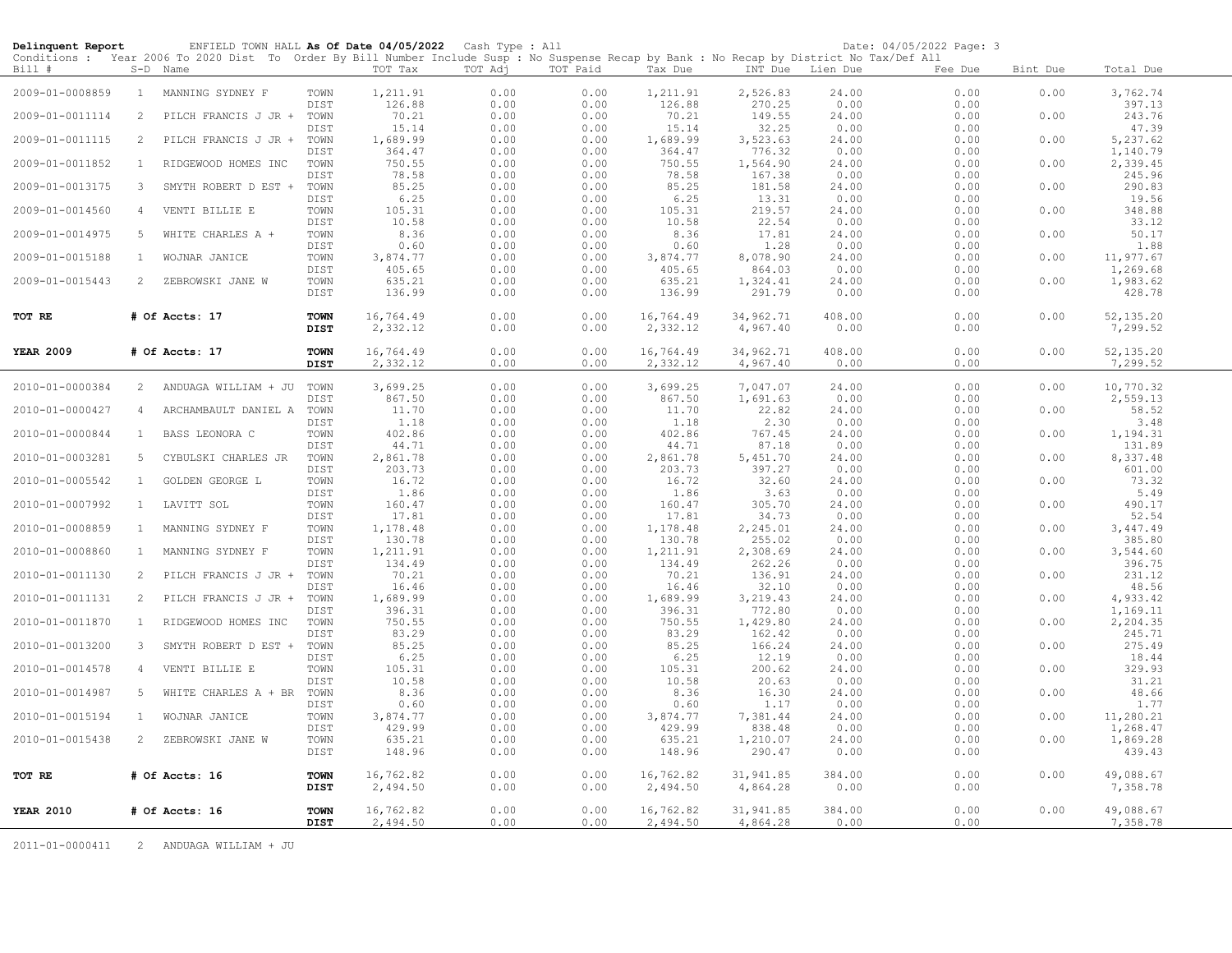**Delinquent Report** ENFIELD TOWN HALL **As Of Date 04/05/2022** Cash Type : All Date: 04/05/2022 Page: 3

Conditions : Year 2006 To 2020 Dist To Order By Bill Number Include Susp : No Suspense Recap by Bank : No Recap by District No Tax/Def All

| Bill # | S-D | Name | | TOT Tax | TOT Adj | TOT Paid | Tax Due | INT Due | Lien Due | Fee Due | Bint Due | Total Due |
|---|---|---|---|---|---|---|---|---|---|---|---|---|
| 2009-01-0008859 | 1 | MANNING SYDNEY F | TOWN | 1,211.91 | 0.00 | 0.00 | 1,211.91 | 2,526.83 | 24.00 | 0.00 | 0.00 | 3,762.74 |
| | | | DIST | 126.88 | 0.00 | 0.00 | 126.88 | 270.25 | 0.00 | 0.00 | | 397.13 |
| 2009-01-0011114 | 2 | PILCH FRANCIS J JR + | TOWN | 70.21 | 0.00 | 0.00 | 70.21 | 149.55 | 24.00 | 0.00 | 0.00 | 243.76 |
| | | | DIST | 15.14 | 0.00 | 0.00 | 15.14 | 32.25 | 0.00 | 0.00 | | 47.39 |
| 2009-01-0011115 | 2 | PILCH FRANCIS J JR + | TOWN | 1,689.99 | 0.00 | 0.00 | 1,689.99 | 3,523.63 | 24.00 | 0.00 | 0.00 | 5,237.62 |
| | | | DIST | 364.47 | 0.00 | 0.00 | 364.47 | 776.32 | 0.00 | 0.00 | | 1,140.79 |
| 2009-01-0011852 | 1 | RIDGEWOOD HOMES INC | TOWN | 750.55 | 0.00 | 0.00 | 750.55 | 1,564.90 | 24.00 | 0.00 | 0.00 | 2,339.45 |
| | | | DIST | 78.58 | 0.00 | 0.00 | 78.58 | 167.38 | 0.00 | 0.00 | | 245.96 |
| 2009-01-0013175 | 3 | SMYTH ROBERT D EST + | TOWN | 85.25 | 0.00 | 0.00 | 85.25 | 181.58 | 24.00 | 0.00 | 0.00 | 290.83 |
| | | | DIST | 6.25 | 0.00 | 0.00 | 6.25 | 13.31 | 0.00 | 0.00 | | 19.56 |
| 2009-01-0014560 | 4 | VENTI BILLIE E | TOWN | 105.31 | 0.00 | 0.00 | 105.31 | 219.57 | 24.00 | 0.00 | 0.00 | 348.88 |
| | | | DIST | 10.58 | 0.00 | 0.00 | 10.58 | 22.54 | 0.00 | 0.00 | | 33.12 |
| 2009-01-0014975 | 5 | WHITE CHARLES A + | TOWN | 8.36 | 0.00 | 0.00 | 8.36 | 17.81 | 24.00 | 0.00 | 0.00 | 50.17 |
| | | | DIST | 0.60 | 0.00 | 0.00 | 0.60 | 1.28 | 0.00 | 0.00 | | 1.88 |
| 2009-01-0015188 | 1 | WOJNAR JANICE | TOWN | 3,874.77 | 0.00 | 0.00 | 3,874.77 | 8,078.90 | 24.00 | 0.00 | 0.00 | 11,977.67 |
| | | | DIST | 405.65 | 0.00 | 0.00 | 405.65 | 864.03 | 0.00 | 0.00 | | 1,269.68 |
| 2009-01-0015443 | 2 | ZEBROWSKI JANE W | TOWN | 635.21 | 0.00 | 0.00 | 635.21 | 1,324.41 | 24.00 | 0.00 | 0.00 | 1,983.62 |
| | | | DIST | 136.99 | 0.00 | 0.00 | 136.99 | 291.79 | 0.00 | 0.00 | | 428.78 |
| **TOT RE** | | **# Of Accts: 17** | **TOWN** | 16,764.49 | 0.00 | 0.00 | 16,764.49 | 34,962.71 | 408.00 | 0.00 | 0.00 | 52,135.20 |
| | | | **DIST** | 2,332.12 | 0.00 | 0.00 | 2,332.12 | 4,967.40 | 0.00 | 0.00 | | 7,299.52 |
| **YEAR 2009** | | **# Of Accts: 17** | **TOWN** | 16,764.49 | 0.00 | 0.00 | 16,764.49 | 34,962.71 | 408.00 | 0.00 | 0.00 | 52,135.20 |
| | | | **DIST** | 2,332.12 | 0.00 | 0.00 | 2,332.12 | 4,967.40 | 0.00 | 0.00 | | 7,299.52 |
| 2010-01-0000384 | 2 | ANDUAGA WILLIAM + JU | TOWN | 3,699.25 | 0.00 | 0.00 | 3,699.25 | 7,047.07 | 24.00 | 0.00 | 0.00 | 10,770.32 |
| | | | DIST | 867.50 | 0.00 | 0.00 | 867.50 | 1,691.63 | 0.00 | 0.00 | | 2,559.13 |
| 2010-01-0000427 | 4 | ARCHAMBAULT DANIEL A | TOWN | 11.70 | 0.00 | 0.00 | 11.70 | 22.82 | 24.00 | 0.00 | 0.00 | 58.52 |
| | | | DIST | 1.18 | 0.00 | 0.00 | 1.18 | 2.30 | 0.00 | 0.00 | | 3.48 |
| 2010-01-0000844 | 1 | BASS LEONORA C | TOWN | 402.86 | 0.00 | 0.00 | 402.86 | 767.45 | 24.00 | 0.00 | 0.00 | 1,194.31 |
| | | | DIST | 44.71 | 0.00 | 0.00 | 44.71 | 87.18 | 0.00 | 0.00 | | 131.89 |
| 2010-01-0003281 | 5 | CYBULSKI CHARLES JR | TOWN | 2,861.78 | 0.00 | 0.00 | 2,861.78 | 5,451.70 | 24.00 | 0.00 | 0.00 | 8,337.48 |
| | | | DIST | 203.73 | 0.00 | 0.00 | 203.73 | 397.27 | 0.00 | 0.00 | | 601.00 |
| 2010-01-0005542 | 1 | GOLDEN GEORGE L | TOWN | 16.72 | 0.00 | 0.00 | 16.72 | 32.60 | 24.00 | 0.00 | 0.00 | 73.32 |
| | | | DIST | 1.86 | 0.00 | 0.00 | 1.86 | 3.63 | 0.00 | 0.00 | | 5.49 |
| 2010-01-0007992 | 1 | LAVITT SOL | TOWN | 160.47 | 0.00 | 0.00 | 160.47 | 305.70 | 24.00 | 0.00 | 0.00 | 490.17 |
| | | | DIST | 17.81 | 0.00 | 0.00 | 17.81 | 34.73 | 0.00 | 0.00 | | 52.54 |
| 2010-01-0008859 | 1 | MANNING SYDNEY F | TOWN | 1,178.48 | 0.00 | 0.00 | 1,178.48 | 2,245.01 | 24.00 | 0.00 | 0.00 | 3,447.49 |
| | | | DIST | 130.78 | 0.00 | 0.00 | 130.78 | 255.02 | 0.00 | 0.00 | | 385.80 |
| 2010-01-0008860 | 1 | MANNING SYDNEY F | TOWN | 1,211.91 | 0.00 | 0.00 | 1,211.91 | 2,308.69 | 24.00 | 0.00 | 0.00 | 3,544.60 |
| | | | DIST | 134.49 | 0.00 | 0.00 | 134.49 | 262.26 | 0.00 | 0.00 | | 396.75 |
| 2010-01-0011130 | 2 | PILCH FRANCIS J JR + | TOWN | 70.21 | 0.00 | 0.00 | 70.21 | 136.91 | 24.00 | 0.00 | 0.00 | 231.12 |
| | | | DIST | 16.46 | 0.00 | 0.00 | 16.46 | 32.10 | 0.00 | 0.00 | | 48.56 |
| 2010-01-0011131 | 2 | PILCH FRANCIS J JR + | TOWN | 1,689.99 | 0.00 | 0.00 | 1,689.99 | 3,219.43 | 24.00 | 0.00 | 0.00 | 4,933.42 |
| | | | DIST | 396.31 | 0.00 | 0.00 | 396.31 | 772.80 | 0.00 | 0.00 | | 1,169.11 |
| 2010-01-0011870 | 1 | RIDGEWOOD HOMES INC | TOWN | 750.55 | 0.00 | 0.00 | 750.55 | 1,429.80 | 24.00 | 0.00 | 0.00 | 2,204.35 |
| | | | DIST | 83.29 | 0.00 | 0.00 | 83.29 | 162.42 | 0.00 | 0.00 | | 245.71 |
| 2010-01-0013200 | 3 | SMYTH ROBERT D EST + | TOWN | 85.25 | 0.00 | 0.00 | 85.25 | 166.24 | 24.00 | 0.00 | 0.00 | 275.49 |
| | | | DIST | 6.25 | 0.00 | 0.00 | 6.25 | 12.19 | 0.00 | 0.00 | | 18.44 |
| 2010-01-0014578 | 4 | VENTI BILLIE E | TOWN | 105.31 | 0.00 | 0.00 | 105.31 | 200.62 | 24.00 | 0.00 | 0.00 | 329.93 |
| | | | DIST | 10.58 | 0.00 | 0.00 | 10.58 | 20.63 | 0.00 | 0.00 | | 31.21 |
| 2010-01-0014987 | 5 | WHITE CHARLES A + BR | TOWN | 8.36 | 0.00 | 0.00 | 8.36 | 16.30 | 24.00 | 0.00 | 0.00 | 48.66 |
| | | | DIST | 0.60 | 0.00 | 0.00 | 0.60 | 1.17 | 0.00 | 0.00 | | 1.77 |
| 2010-01-0015194 | 1 | WOJNAR JANICE | TOWN | 3,874.77 | 0.00 | 0.00 | 3,874.77 | 7,381.44 | 24.00 | 0.00 | 0.00 | 11,280.21 |
| | | | DIST | 429.99 | 0.00 | 0.00 | 429.99 | 838.48 | 0.00 | 0.00 | | 1,268.47 |
| 2010-01-0015438 | 2 | ZEBROWSKI JANE W | TOWN | 635.21 | 0.00 | 0.00 | 635.21 | 1,210.07 | 24.00 | 0.00 | 0.00 | 1,869.28 |
| | | | DIST | 148.96 | 0.00 | 0.00 | 148.96 | 290.47 | 0.00 | 0.00 | | 439.43 |
| **TOT RE** | | **# Of Accts: 16** | **TOWN** | 16,762.82 | 0.00 | 0.00 | 16,762.82 | 31,941.85 | 384.00 | 0.00 | 0.00 | 49,088.67 |
| | | | **DIST** | 2,494.50 | 0.00 | 0.00 | 2,494.50 | 4,864.28 | 0.00 | 0.00 | | 7,358.78 |
| **YEAR 2010** | | **# Of Accts: 16** | **TOWN** | 16,762.82 | 0.00 | 0.00 | 16,762.82 | 31,941.85 | 384.00 | 0.00 | 0.00 | 49,088.67 |
| | | | **DIST** | 2,494.50 | 0.00 | 0.00 | 2,494.50 | 4,864.28 | 0.00 | 0.00 | | 7,358.78 |
| 2011-01-0000411 | 2 | ANDUAGA WILLIAM + JU | | | | | | | | | | |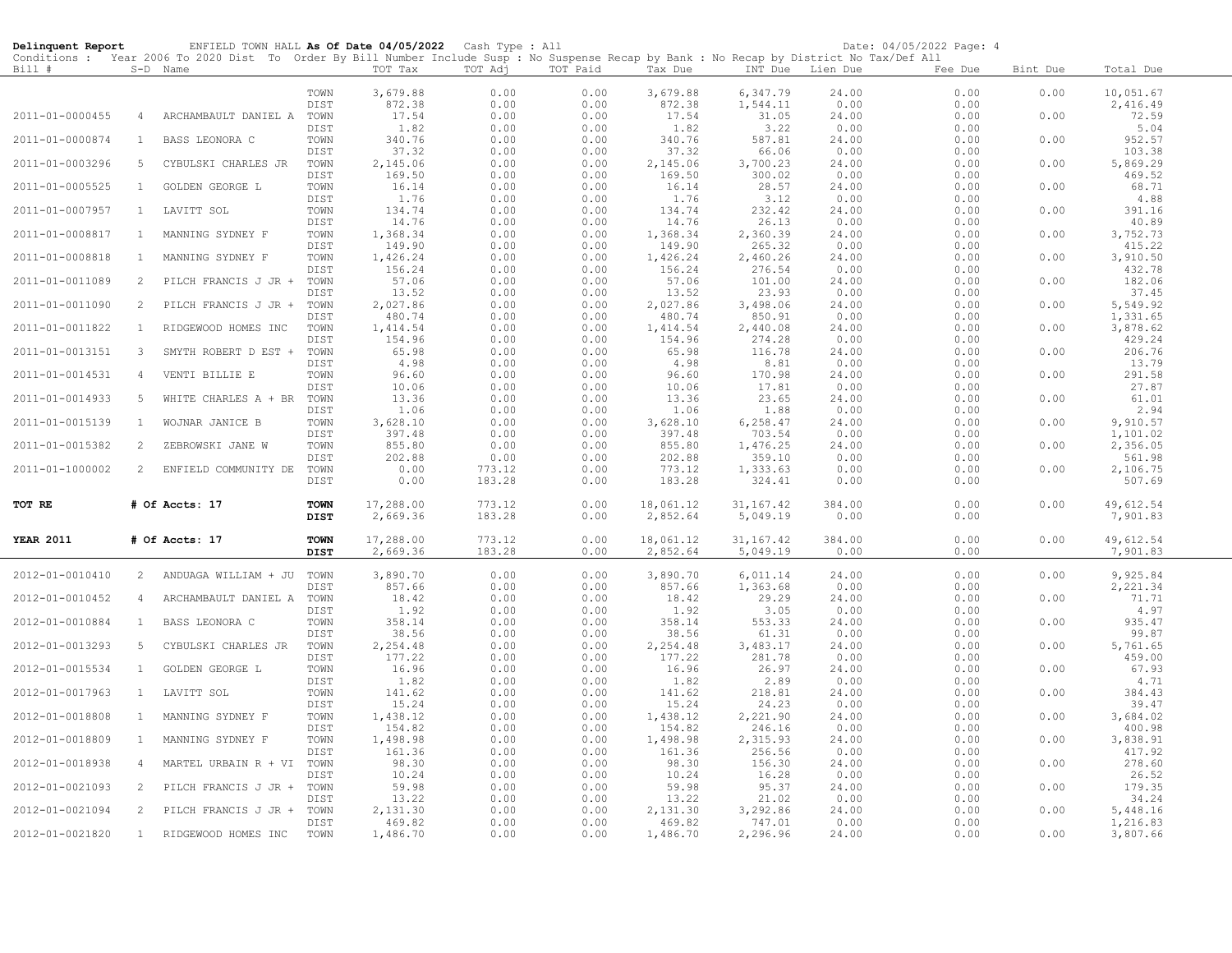**Delinquent Report** ENFIELD TOWN HALL **As Of Date 04/05/2022** Cash Type : All Date: 04/05/2022

Conditions : Year 2006 To 2020 Dist To Order By Bill Number Include Susp : No Suspense Recap by Bank : No Recap by District No Tax/Def All

| Bill # | S-D | Name | | TOT Tax | TOT Adj | TOT Paid | Tax Due | INT Due | Lien Due | Fee Due | Bint Due | Total Due |
|---|---|---|---|---|---|---|---|---|---|---|---|---|
| | | | TOWN | 3,679.88 | 0.00 | 0.00 | 3,679.88 | 6,347.79 | 24.00 | 0.00 | 0.00 | 10,051.67 |
| | | | DIST | 872.38 | 0.00 | 0.00 | 872.38 | 1,544.11 | 0.00 | 0.00 | | 2,416.49 |
| 2011-01-0000455 | 4 | ARCHAMBAULT DANIEL A | TOWN | 17.54 | 0.00 | 0.00 | 17.54 | 31.05 | 24.00 | 0.00 | 0.00 | 72.59 |
| | | | DIST | 1.82 | 0.00 | 0.00 | 1.82 | 3.22 | 0.00 | 0.00 | | 5.04 |
| 2011-01-0000874 | 1 | BASS LEONORA C | TOWN | 340.76 | 0.00 | 0.00 | 340.76 | 587.81 | 24.00 | 0.00 | 0.00 | 952.57 |
| | | | DIST | 37.32 | 0.00 | 0.00 | 37.32 | 66.06 | 0.00 | 0.00 | | 103.38 |
| 2011-01-0003296 | 5 | CYBULSKI CHARLES JR | TOWN | 2,145.06 | 0.00 | 0.00 | 2,145.06 | 3,700.23 | 24.00 | 0.00 | 0.00 | 5,869.29 |
| | | | DIST | 169.50 | 0.00 | 0.00 | 169.50 | 300.02 | 0.00 | 0.00 | | 469.52 |
| 2011-01-0005525 | 1 | GOLDEN GEORGE L | TOWN | 16.14 | 0.00 | 0.00 | 16.14 | 28.57 | 24.00 | 0.00 | 0.00 | 68.71 |
| | | | DIST | 1.76 | 0.00 | 0.00 | 1.76 | 3.12 | 0.00 | 0.00 | | 4.88 |
| 2011-01-0007957 | 1 | LAVITT SOL | TOWN | 134.74 | 0.00 | 0.00 | 134.74 | 232.42 | 24.00 | 0.00 | 0.00 | 391.16 |
| | | | DIST | 14.76 | 0.00 | 0.00 | 14.76 | 26.13 | 0.00 | 0.00 | | 40.89 |
| 2011-01-0008817 | 1 | MANNING SYDNEY F | TOWN | 1,368.34 | 0.00 | 0.00 | 1,368.34 | 2,360.39 | 24.00 | 0.00 | 0.00 | 3,752.73 |
| | | | DIST | 149.90 | 0.00 | 0.00 | 149.90 | 265.32 | 0.00 | 0.00 | | 415.22 |
| 2011-01-0008818 | 1 | MANNING SYDNEY F | TOWN | 1,426.24 | 0.00 | 0.00 | 1,426.24 | 2,460.26 | 24.00 | 0.00 | 0.00 | 3,910.50 |
| | | | DIST | 156.24 | 0.00 | 0.00 | 156.24 | 276.54 | 0.00 | 0.00 | | 432.78 |
| 2011-01-0011089 | 2 | PILCH FRANCIS J JR + | TOWN | 57.06 | 0.00 | 0.00 | 57.06 | 101.00 | 24.00 | 0.00 | 0.00 | 182.06 |
| | | | DIST | 13.52 | 0.00 | 0.00 | 13.52 | 23.93 | 0.00 | 0.00 | | 37.45 |
| 2011-01-0011090 | 2 | PILCH FRANCIS J JR + | TOWN | 2,027.86 | 0.00 | 0.00 | 2,027.86 | 3,498.06 | 24.00 | 0.00 | 0.00 | 5,549.92 |
| | | | DIST | 480.74 | 0.00 | 0.00 | 480.74 | 850.91 | 0.00 | 0.00 | | 1,331.65 |
| 2011-01-0011822 | 1 | RIDGEWOOD HOMES INC | TOWN | 1,414.54 | 0.00 | 0.00 | 1,414.54 | 2,440.08 | 24.00 | 0.00 | 0.00 | 3,878.62 |
| | | | DIST | 154.96 | 0.00 | 0.00 | 154.96 | 274.28 | 0.00 | 0.00 | | 429.24 |
| 2011-01-0013151 | 3 | SMYTH ROBERT D EST + | TOWN | 65.98 | 0.00 | 0.00 | 65.98 | 116.78 | 24.00 | 0.00 | 0.00 | 206.76 |
| | | | DIST | 4.98 | 0.00 | 0.00 | 4.98 | 8.81 | 0.00 | 0.00 | | 13.79 |
| 2011-01-0014531 | 4 | VENTI BILLIE E | TOWN | 96.60 | 0.00 | 0.00 | 96.60 | 170.98 | 24.00 | 0.00 | 0.00 | 291.58 |
| | | | DIST | 10.06 | 0.00 | 0.00 | 10.06 | 17.81 | 0.00 | 0.00 | | 27.87 |
| 2011-01-0014933 | 5 | WHITE CHARLES A + BR | TOWN | 13.36 | 0.00 | 0.00 | 13.36 | 23.65 | 24.00 | 0.00 | 0.00 | 61.01 |
| | | | DIST | 1.06 | 0.00 | 0.00 | 1.06 | 1.88 | 0.00 | 0.00 | | 2.94 |
| 2011-01-0015139 | 1 | WOJNAR JANICE B | TOWN | 3,628.10 | 0.00 | 0.00 | 3,628.10 | 6,258.47 | 24.00 | 0.00 | 0.00 | 9,910.57 |
| | | | DIST | 397.48 | 0.00 | 0.00 | 397.48 | 703.54 | 0.00 | 0.00 | | 1,101.02 |
| 2011-01-0015382 | 2 | ZEBROWSKI JANE W | TOWN | 855.80 | 0.00 | 0.00 | 855.80 | 1,476.25 | 24.00 | 0.00 | 0.00 | 2,356.05 |
| | | | DIST | 202.88 | 0.00 | 0.00 | 202.88 | 359.10 | 0.00 | 0.00 | | 561.98 |
| 2011-01-1000002 | 2 | ENFIELD COMMUNITY DE | TOWN | 0.00 | 773.12 | 0.00 | 773.12 | 1,333.63 | 0.00 | 0.00 | 0.00 | 2,106.75 |
| | | | DIST | 0.00 | 183.28 | 0.00 | 183.28 | 324.41 | 0.00 | 0.00 | | 507.69 |
| **TOT RE** | | **# Of Accts: 17** | **TOWN** | 17,288.00 | 773.12 | 0.00 | 18,061.12 | 31,167.42 | 384.00 | 0.00 | 0.00 | 49,612.54 |
| | | | **DIST** | 2,669.36 | 183.28 | 0.00 | 2,852.64 | 5,049.19 | 0.00 | 0.00 | | 7,901.83 |
| **YEAR 2011** | | **# Of Accts: 17** | **TOWN** | 17,288.00 | 773.12 | 0.00 | 18,061.12 | 31,167.42 | 384.00 | 0.00 | 0.00 | 49,612.54 |
| | | | **DIST** | 2,669.36 | 183.28 | 0.00 | 2,852.64 | 5,049.19 | 0.00 | 0.00 | | 7,901.83 |
| 2012-01-0010410 | 2 | ANDUAGA WILLIAM + JU | TOWN | 3,890.70 | 0.00 | 0.00 | 3,890.70 | 6,011.14 | 24.00 | 0.00 | 0.00 | 9,925.84 |
| | | | DIST | 857.66 | 0.00 | 0.00 | 857.66 | 1,363.68 | 0.00 | 0.00 | | 2,221.34 |
| 2012-01-0010452 | 4 | ARCHAMBAULT DANIEL A | TOWN | 18.42 | 0.00 | 0.00 | 18.42 | 29.29 | 24.00 | 0.00 | 0.00 | 71.71 |
| | | | DIST | 1.92 | 0.00 | 0.00 | 1.92 | 3.05 | 0.00 | 0.00 | | 4.97 |
| 2012-01-0010884 | 1 | BASS LEONORA C | TOWN | 358.14 | 0.00 | 0.00 | 358.14 | 553.33 | 24.00 | 0.00 | 0.00 | 935.47 |
| | | | DIST | 38.56 | 0.00 | 0.00 | 38.56 | 61.31 | 0.00 | 0.00 | | 99.87 |
| 2012-01-0013293 | 5 | CYBULSKI CHARLES JR | TOWN | 2,254.48 | 0.00 | 0.00 | 2,254.48 | 3,483.17 | 24.00 | 0.00 | 0.00 | 5,761.65 |
| | | | DIST | 177.22 | 0.00 | 0.00 | 177.22 | 281.78 | 0.00 | 0.00 | | 459.00 |
| 2012-01-0015534 | 1 | GOLDEN GEORGE L | TOWN | 16.96 | 0.00 | 0.00 | 16.96 | 26.97 | 24.00 | 0.00 | 0.00 | 67.93 |
| | | | DIST | 1.82 | 0.00 | 0.00 | 1.82 | 2.89 | 0.00 | 0.00 | | 4.71 |
| 2012-01-0017963 | 1 | LAVITT SOL | TOWN | 141.62 | 0.00 | 0.00 | 141.62 | 218.81 | 24.00 | 0.00 | 0.00 | 384.43 |
| | | | DIST | 15.24 | 0.00 | 0.00 | 15.24 | 24.23 | 0.00 | 0.00 | | 39.47 |
| 2012-01-0018808 | 1 | MANNING SYDNEY F | TOWN | 1,438.12 | 0.00 | 0.00 | 1,438.12 | 2,221.90 | 24.00 | 0.00 | 0.00 | 3,684.02 |
| | | | DIST | 154.82 | 0.00 | 0.00 | 154.82 | 246.16 | 0.00 | 0.00 | | 400.98 |
| 2012-01-0018809 | 1 | MANNING SYDNEY F | TOWN | 1,498.98 | 0.00 | 0.00 | 1,498.98 | 2,315.93 | 24.00 | 0.00 | 0.00 | 3,838.91 |
| | | | DIST | 161.36 | 0.00 | 0.00 | 161.36 | 256.56 | 0.00 | 0.00 | | 417.92 |
| 2012-01-0018938 | 4 | MARTEL URBAIN R + VI | TOWN | 98.30 | 0.00 | 0.00 | 98.30 | 156.30 | 24.00 | 0.00 | 0.00 | 278.60 |
| | | | DIST | 10.24 | 0.00 | 0.00 | 10.24 | 16.28 | 0.00 | 0.00 | | 26.52 |
| 2012-01-0021093 | 2 | PILCH FRANCIS J JR + | TOWN | 59.98 | 0.00 | 0.00 | 59.98 | 95.37 | 24.00 | 0.00 | 0.00 | 179.35 |
| | | | DIST | 13.22 | 0.00 | 0.00 | 13.22 | 21.02 | 0.00 | 0.00 | | 34.24 |
| 2012-01-0021094 | 2 | PILCH FRANCIS J JR + | TOWN | 2,131.30 | 0.00 | 0.00 | 2,131.30 | 3,292.86 | 24.00 | 0.00 | 0.00 | 5,448.16 |
| | | | DIST | 469.82 | 0.00 | 0.00 | 469.82 | 747.01 | 0.00 | 0.00 | | 1,216.83 |
| 2012-01-0021820 | 1 | RIDGEWOOD HOMES INC | TOWN | 1,486.70 | 0.00 | 0.00 | 1,486.70 | 2,296.96 | 24.00 | 0.00 | 0.00 | 3,807.66 |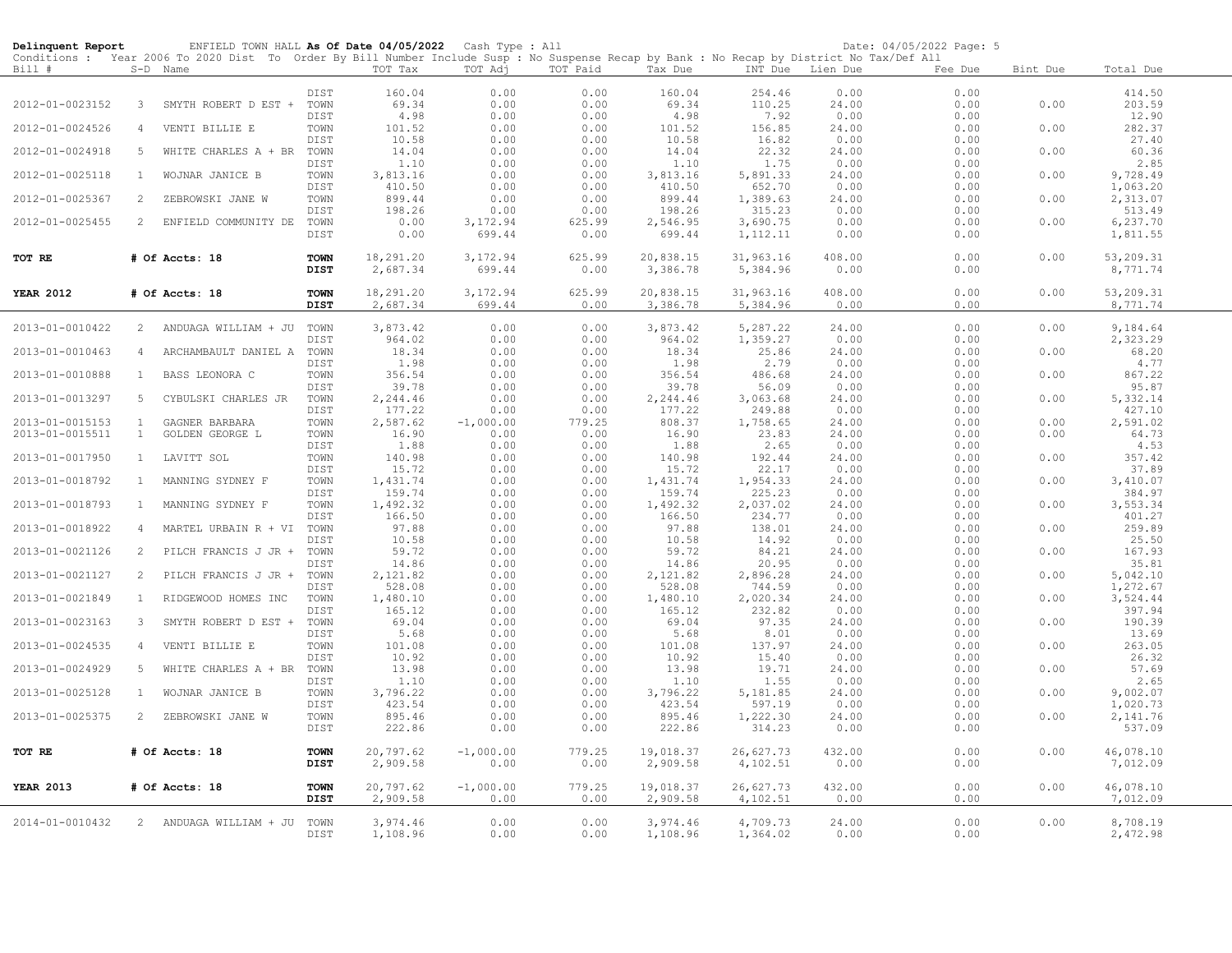**Delinquent Report** ENFIELD TOWN HALL **As Of Date 04/05/2022** Cash Type : All Date: 04/05/2022

Conditions : Year 2006 To 2020 Dist To Order By Bill Number Include Susp : No Suspense Recap by Bank : No Recap by District No Tax/Def All

| Bill # | S-D | Name | | TOT Tax | TOT Adj | TOT Paid | Tax Due | INT Due | Lien Due | Fee Due | Bint Due | Total Due |
|---|---|---|---|---|---|---|---|---|---|---|---|---|
| | | | DIST | 160.04 | 0.00 | 0.00 | 160.04 | 254.46 | 0.00 | 0.00 | | 414.50 |
| 2012-01-0023152 | 3 | SMYTH ROBERT D EST + | TOWN | 69.34 | 0.00 | 0.00 | 69.34 | 110.25 | 24.00 | 0.00 | 0.00 | 203.59 |
| | | | DIST | 4.98 | 0.00 | 0.00 | 4.98 | 7.92 | 0.00 | 0.00 | | 12.90 |
| 2012-01-0024526 | 4 | VENTI BILLIE E | TOWN | 101.52 | 0.00 | 0.00 | 101.52 | 156.85 | 24.00 | 0.00 | 0.00 | 282.37 |
| | | | DIST | 10.58 | 0.00 | 0.00 | 10.58 | 16.82 | 0.00 | 0.00 | | 27.40 |
| 2012-01-0024918 | 5 | WHITE CHARLES A + BR | TOWN | 14.04 | 0.00 | 0.00 | 14.04 | 22.32 | 24.00 | 0.00 | 0.00 | 60.36 |
| | | | DIST | 1.10 | 0.00 | 0.00 | 1.10 | 1.75 | 0.00 | 0.00 | | 2.85 |
| 2012-01-0025118 | 1 | WOJNAR JANICE B | TOWN | 3,813.16 | 0.00 | 0.00 | 3,813.16 | 5,891.33 | 24.00 | 0.00 | 0.00 | 9,728.49 |
| | | | DIST | 410.50 | 0.00 | 0.00 | 410.50 | 652.70 | 0.00 | 0.00 | | 1,063.20 |
| 2012-01-0025367 | 2 | ZEBROWSKI JANE W | TOWN | 899.44 | 0.00 | 0.00 | 899.44 | 1,389.63 | 24.00 | 0.00 | 0.00 | 2,313.07 |
| | | | DIST | 198.26 | 0.00 | 0.00 | 198.26 | 315.23 | 0.00 | 0.00 | | 513.49 |
| 2012-01-0025455 | 2 | ENFIELD COMMUNITY DE | TOWN | 0.00 | 3,172.94 | 625.99 | 2,546.95 | 3,690.75 | 0.00 | 0.00 | 0.00 | 6,237.70 |
| | | | DIST | 0.00 | 699.44 | 0.00 | 699.44 | 1,112.11 | 0.00 | 0.00 | | 1,811.55 |
| **TOT RE** | | **# Of Accts: 18** | **TOWN** | 18,291.20 | 3,172.94 | 625.99 | 20,838.15 | 31,963.16 | 408.00 | 0.00 | 0.00 | 53,209.31 |
| | | | **DIST** | 2,687.34 | 699.44 | 0.00 | 3,386.78 | 5,384.96 | 0.00 | 0.00 | | 8,771.74 |
| **YEAR 2012** | | **# Of Accts: 18** | **TOWN** | 18,291.20 | 3,172.94 | 625.99 | 20,838.15 | 31,963.16 | 408.00 | 0.00 | 0.00 | 53,209.31 |
| | | | **DIST** | 2,687.34 | 699.44 | 0.00 | 3,386.78 | 5,384.96 | 0.00 | 0.00 | | 8,771.74 |
| 2013-01-0010422 | 2 | ANDUAGA WILLIAM + JU | TOWN | 3,873.42 | 0.00 | 0.00 | 3,873.42 | 5,287.22 | 24.00 | 0.00 | 0.00 | 9,184.64 |
| | | | DIST | 964.02 | 0.00 | 0.00 | 964.02 | 1,359.27 | 0.00 | 0.00 | | 2,323.29 |
| 2013-01-0010463 | 4 | ARCHAMBAULT DANIEL A | TOWN | 18.34 | 0.00 | 0.00 | 18.34 | 25.86 | 24.00 | 0.00 | 0.00 | 68.20 |
| | | | DIST | 1.98 | 0.00 | 0.00 | 1.98 | 2.79 | 0.00 | 0.00 | | 4.77 |
| 2013-01-0010888 | 1 | BASS LEONORA C | TOWN | 356.54 | 0.00 | 0.00 | 356.54 | 486.68 | 24.00 | 0.00 | 0.00 | 867.22 |
| | | | DIST | 39.78 | 0.00 | 0.00 | 39.78 | 56.09 | 0.00 | 0.00 | | 95.87 |
| 2013-01-0013297 | 5 | CYBULSKI CHARLES JR | TOWN | 2,244.46 | 0.00 | 0.00 | 2,244.46 | 3,063.68 | 24.00 | 0.00 | 0.00 | 5,332.14 |
| | | | DIST | 177.22 | 0.00 | 0.00 | 177.22 | 249.88 | 0.00 | 0.00 | | 427.10 |
| 2013-01-0015153 | 1 | GAGNER BARBARA | TOWN | 2,587.62 | -1,000.00 | 779.25 | 808.37 | 1,758.65 | 24.00 | 0.00 | 0.00 | 2,591.02 |
| 2013-01-0015511 | 1 | GOLDEN GEORGE L | TOWN | 16.90 | 0.00 | 0.00 | 16.90 | 23.83 | 24.00 | 0.00 | 0.00 | 64.73 |
| | | | DIST | 1.88 | 0.00 | 0.00 | 1.88 | 2.65 | 0.00 | 0.00 | | 4.53 |
| 2013-01-0017950 | 1 | LAVITT SOL | TOWN | 140.98 | 0.00 | 0.00 | 140.98 | 192.44 | 24.00 | 0.00 | 0.00 | 357.42 |
| | | | DIST | 15.72 | 0.00 | 0.00 | 15.72 | 22.17 | 0.00 | 0.00 | | 37.89 |
| 2013-01-0018792 | 1 | MANNING SYDNEY F | TOWN | 1,431.74 | 0.00 | 0.00 | 1,431.74 | 1,954.33 | 24.00 | 0.00 | 0.00 | 3,410.07 |
| | | | DIST | 159.74 | 0.00 | 0.00 | 159.74 | 225.23 | 0.00 | 0.00 | | 384.97 |
| 2013-01-0018793 | 1 | MANNING SYDNEY F | TOWN | 1,492.32 | 0.00 | 0.00 | 1,492.32 | 2,037.02 | 24.00 | 0.00 | 0.00 | 3,553.34 |
| | | | DIST | 166.50 | 0.00 | 0.00 | 166.50 | 234.77 | 0.00 | 0.00 | | 401.27 |
| 2013-01-0018922 | 4 | MARTEL URBAIN R + VI | TOWN | 97.88 | 0.00 | 0.00 | 97.88 | 138.01 | 24.00 | 0.00 | 0.00 | 259.89 |
| | | | DIST | 10.58 | 0.00 | 0.00 | 10.58 | 14.92 | 0.00 | 0.00 | | 25.50 |
| 2013-01-0021126 | 2 | PILCH FRANCIS J JR + | TOWN | 59.72 | 0.00 | 0.00 | 59.72 | 84.21 | 24.00 | 0.00 | 0.00 | 167.93 |
| | | | DIST | 14.86 | 0.00 | 0.00 | 14.86 | 20.95 | 0.00 | 0.00 | | 35.81 |
| 2013-01-0021127 | 2 | PILCH FRANCIS J JR + | TOWN | 2,121.82 | 0.00 | 0.00 | 2,121.82 | 2,896.28 | 24.00 | 0.00 | 0.00 | 5,042.10 |
| | | | DIST | 528.08 | 0.00 | 0.00 | 528.08 | 744.59 | 0.00 | 0.00 | | 1,272.67 |
| 2013-01-0021849 | 1 | RIDGEWOOD HOMES INC | TOWN | 1,480.10 | 0.00 | 0.00 | 1,480.10 | 2,020.34 | 24.00 | 0.00 | 0.00 | 3,524.44 |
| | | | DIST | 165.12 | 0.00 | 0.00 | 165.12 | 232.82 | 0.00 | 0.00 | | 397.94 |
| 2013-01-0023163 | 3 | SMYTH ROBERT D EST + | TOWN | 69.04 | 0.00 | 0.00 | 69.04 | 97.35 | 24.00 | 0.00 | 0.00 | 190.39 |
| | | | DIST | 5.68 | 0.00 | 0.00 | 5.68 | 8.01 | 0.00 | 0.00 | | 13.69 |
| 2013-01-0024535 | 4 | VENTI BILLIE E | TOWN | 101.08 | 0.00 | 0.00 | 101.08 | 137.97 | 24.00 | 0.00 | 0.00 | 263.05 |
| | | | DIST | 10.92 | 0.00 | 0.00 | 10.92 | 15.40 | 0.00 | 0.00 | | 26.32 |
| 2013-01-0024929 | 5 | WHITE CHARLES A + BR | TOWN | 13.98 | 0.00 | 0.00 | 13.98 | 19.71 | 24.00 | 0.00 | 0.00 | 57.69 |
| | | | DIST | 1.10 | 0.00 | 0.00 | 1.10 | 1.55 | 0.00 | 0.00 | | 2.65 |
| 2013-01-0025128 | 1 | WOJNAR JANICE B | TOWN | 3,796.22 | 0.00 | 0.00 | 3,796.22 | 5,181.85 | 24.00 | 0.00 | 0.00 | 9,002.07 |
| | | | DIST | 423.54 | 0.00 | 0.00 | 423.54 | 597.19 | 0.00 | 0.00 | | 1,020.73 |
| 2013-01-0025375 | 2 | ZEBROWSKI JANE W | TOWN | 895.46 | 0.00 | 0.00 | 895.46 | 1,222.30 | 24.00 | 0.00 | 0.00 | 2,141.76 |
| | | | DIST | 222.86 | 0.00 | 0.00 | 222.86 | 314.23 | 0.00 | 0.00 | | 537.09 |
| **TOT RE** | | **# Of Accts: 18** | **TOWN** | 20,797.62 | -1,000.00 | 779.25 | 19,018.37 | 26,627.73 | 432.00 | 0.00 | 0.00 | 46,078.10 |
| | | | **DIST** | 2,909.58 | 0.00 | 0.00 | 2,909.58 | 4,102.51 | 0.00 | 0.00 | | 7,012.09 |
| **YEAR 2013** | | **# Of Accts: 18** | **TOWN** | 20,797.62 | -1,000.00 | 779.25 | 19,018.37 | 26,627.73 | 432.00 | 0.00 | 0.00 | 46,078.10 |
| | | | **DIST** | 2,909.58 | 0.00 | 0.00 | 2,909.58 | 4,102.51 | 0.00 | 0.00 | | 7,012.09 |
| 2014-01-0010432 | 2 | ANDUAGA WILLIAM + JU | TOWN | 3,974.46 | 0.00 | 0.00 | 3,974.46 | 4,709.73 | 24.00 | 0.00 | 0.00 | 8,708.19 |
| | | | DIST | 1,108.96 | 0.00 | 0.00 | 1,108.96 | 1,364.02 | 0.00 | 0.00 | | 2,472.98 |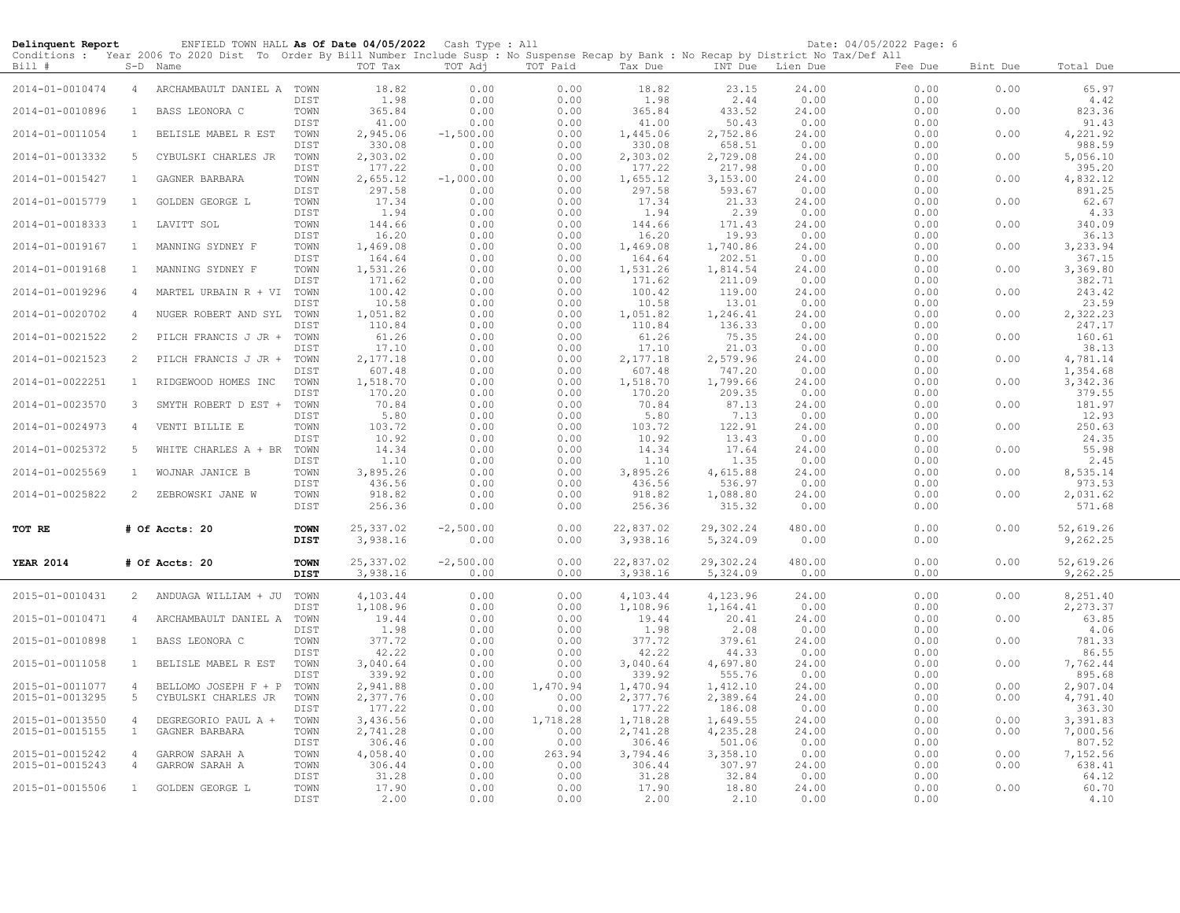**Delinquent Report** ENFIELD TOWN HALL **As Of Date 04/05/2022** Cash Type : All Date: 04/05/2022 Page: 6

Conditions : Year 2006 To 2020 Dist To Order By Bill Number Include Susp : No Suspense Recap by Bank : No Recap by District No Tax/Def All

| Bill # | S-D | Name | | TOT Tax | TOT Adj | TOT Paid | Tax Due | INT Due | Lien Due | Fee Due | Bint Due | Total Due |
|---|---|---|---|---|---|---|---|---|---|---|---|---|
| 2014-01-0010474 | 4 | ARCHAMBAULT DANIEL A | TOWN | 18.82 | 0.00 | 0.00 | 18.82 | 23.15 | 24.00 | 0.00 | 0.00 | 65.97 |
| | | | DIST | 1.98 | 0.00 | 0.00 | 1.98 | 2.44 | 0.00 | 0.00 | | 4.42 |
| 2014-01-0010896 | 1 | BASS LEONORA C | TOWN | 365.84 | 0.00 | 0.00 | 365.84 | 433.52 | 24.00 | 0.00 | 0.00 | 823.36 |
| | | | DIST | 41.00 | 0.00 | 0.00 | 41.00 | 50.43 | 0.00 | 0.00 | | 91.43 |
| 2014-01-0011054 | 1 | BELISLE MABEL R EST | TOWN | 2,945.06 | -1,500.00 | 0.00 | 1,445.06 | 2,752.86 | 24.00 | 0.00 | 0.00 | 4,221.92 |
| | | | DIST | 330.08 | 0.00 | 0.00 | 330.08 | 658.51 | 0.00 | 0.00 | | 988.59 |
| 2014-01-0013332 | 5 | CYBULSKI CHARLES JR | TOWN | 2,303.02 | 0.00 | 0.00 | 2,303.02 | 2,729.08 | 24.00 | 0.00 | 0.00 | 5,056.10 |
| | | | DIST | 177.22 | 0.00 | 0.00 | 177.22 | 217.98 | 0.00 | 0.00 | | 395.20 |
| 2014-01-0015427 | 1 | GAGNER BARBARA | TOWN | 2,655.12 | -1,000.00 | 0.00 | 1,655.12 | 3,153.00 | 24.00 | 0.00 | 0.00 | 4,832.12 |
| | | | DIST | 297.58 | 0.00 | 0.00 | 297.58 | 593.67 | 0.00 | 0.00 | | 891.25 |
| 2014-01-0015779 | 1 | GOLDEN GEORGE L | TOWN | 17.34 | 0.00 | 0.00 | 17.34 | 21.33 | 24.00 | 0.00 | 0.00 | 62.67 |
| | | | DIST | 1.94 | 0.00 | 0.00 | 1.94 | 2.39 | 0.00 | 0.00 | | 4.33 |
| 2014-01-0018333 | 1 | LAVITT SOL | TOWN | 144.66 | 0.00 | 0.00 | 144.66 | 171.43 | 24.00 | 0.00 | 0.00 | 340.09 |
| | | | DIST | 16.20 | 0.00 | 0.00 | 16.20 | 19.93 | 0.00 | 0.00 | | 36.13 |
| 2014-01-0019167 | 1 | MANNING SYDNEY F | TOWN | 1,469.08 | 0.00 | 0.00 | 1,469.08 | 1,740.86 | 24.00 | 0.00 | 0.00 | 3,233.94 |
| | | | DIST | 164.64 | 0.00 | 0.00 | 164.64 | 202.51 | 0.00 | 0.00 | | 367.15 |
| 2014-01-0019168 | 1 | MANNING SYDNEY F | TOWN | 1,531.26 | 0.00 | 0.00 | 1,531.26 | 1,814.54 | 24.00 | 0.00 | 0.00 | 3,369.80 |
| | | | DIST | 171.62 | 0.00 | 0.00 | 171.62 | 211.09 | 0.00 | 0.00 | | 382.71 |
| 2014-01-0019296 | 4 | MARTEL URBAIN R + VI | TOWN | 100.42 | 0.00 | 0.00 | 100.42 | 119.00 | 24.00 | 0.00 | 0.00 | 243.42 |
| | | | DIST | 10.58 | 0.00 | 0.00 | 10.58 | 13.01 | 0.00 | 0.00 | | 23.59 |
| 2014-01-0020702 | 4 | NUGER ROBERT AND SYL | TOWN | 1,051.82 | 0.00 | 0.00 | 1,051.82 | 1,246.41 | 24.00 | 0.00 | 0.00 | 2,322.23 |
| | | | DIST | 110.84 | 0.00 | 0.00 | 110.84 | 136.33 | 0.00 | 0.00 | | 247.17 |
| 2014-01-0021522 | 2 | PILCH FRANCIS J JR + | TOWN | 61.26 | 0.00 | 0.00 | 61.26 | 75.35 | 24.00 | 0.00 | 0.00 | 160.61 |
| | | | DIST | 17.10 | 0.00 | 0.00 | 17.10 | 21.03 | 0.00 | 0.00 | | 38.13 |
| 2014-01-0021523 | 2 | PILCH FRANCIS J JR + | TOWN | 2,177.18 | 0.00 | 0.00 | 2,177.18 | 2,579.96 | 24.00 | 0.00 | 0.00 | 4,781.14 |
| | | | DIST | 607.48 | 0.00 | 0.00 | 607.48 | 747.20 | 0.00 | 0.00 | | 1,354.68 |
| 2014-01-0022251 | 1 | RIDGEWOOD HOMES INC | TOWN | 1,518.70 | 0.00 | 0.00 | 1,518.70 | 1,799.66 | 24.00 | 0.00 | 0.00 | 3,342.36 |
| | | | DIST | 170.20 | 0.00 | 0.00 | 170.20 | 209.35 | 0.00 | 0.00 | | 379.55 |
| 2014-01-0023570 | 3 | SMYTH ROBERT D EST + | TOWN | 70.84 | 0.00 | 0.00 | 70.84 | 87.13 | 24.00 | 0.00 | 0.00 | 181.97 |
| | | | DIST | 5.80 | 0.00 | 0.00 | 5.80 | 7.13 | 0.00 | 0.00 | | 12.93 |
| 2014-01-0024973 | 4 | VENTI BILLIE E | TOWN | 103.72 | 0.00 | 0.00 | 103.72 | 122.91 | 24.00 | 0.00 | 0.00 | 250.63 |
| | | | DIST | 10.92 | 0.00 | 0.00 | 10.92 | 13.43 | 0.00 | 0.00 | | 24.35 |
| 2014-01-0025372 | 5 | WHITE CHARLES A + BR | TOWN | 14.34 | 0.00 | 0.00 | 14.34 | 17.64 | 24.00 | 0.00 | 0.00 | 55.98 |
| | | | DIST | 1.10 | 0.00 | 0.00 | 1.10 | 1.35 | 0.00 | 0.00 | | 2.45 |
| 2014-01-0025569 | 1 | WOJNAR JANICE B | TOWN | 3,895.26 | 0.00 | 0.00 | 3,895.26 | 4,615.88 | 24.00 | 0.00 | 0.00 | 8,535.14 |
| | | | DIST | 436.56 | 0.00 | 0.00 | 436.56 | 536.97 | 0.00 | 0.00 | | 973.53 |
| 2014-01-0025822 | 2 | ZEBROWSKI JANE W | TOWN | 918.82 | 0.00 | 0.00 | 918.82 | 1,088.80 | 24.00 | 0.00 | 0.00 | 2,031.62 |
| | | | DIST | 256.36 | 0.00 | 0.00 | 256.36 | 315.32 | 0.00 | 0.00 | | 571.68 |
| **TOT RE** | | **# Of Accts: 20** | **TOWN** | 25,337.02 | -2,500.00 | 0.00 | 22,837.02 | 29,302.24 | 480.00 | 0.00 | 0.00 | 52,619.26 |
| | | | **DIST** | 3,938.16 | 0.00 | 0.00 | 3,938.16 | 5,324.09 | 0.00 | 0.00 | | 9,262.25 |
| **YEAR 2014** | | **# Of Accts: 20** | **TOWN** | 25,337.02 | -2,500.00 | 0.00 | 22,837.02 | 29,302.24 | 480.00 | 0.00 | 0.00 | 52,619.26 |
| | | | **DIST** | 3,938.16 | 0.00 | 0.00 | 3,938.16 | 5,324.09 | 0.00 | 0.00 | | 9,262.25 |
| 2015-01-0010431 | 2 | ANDUAGA WILLIAM + JU | TOWN | 4,103.44 | 0.00 | 0.00 | 4,103.44 | 4,123.96 | 24.00 | 0.00 | 0.00 | 8,251.40 |
| | | | DIST | 1,108.96 | 0.00 | 0.00 | 1,108.96 | 1,164.41 | 0.00 | 0.00 | | 2,273.37 |
| 2015-01-0010471 | 4 | ARCHAMBAULT DANIEL A | TOWN | 19.44 | 0.00 | 0.00 | 19.44 | 20.41 | 24.00 | 0.00 | 0.00 | 63.85 |
| | | | DIST | 1.98 | 0.00 | 0.00 | 1.98 | 2.08 | 0.00 | 0.00 | | 4.06 |
| 2015-01-0010898 | 1 | BASS LEONORA C | TOWN | 377.72 | 0.00 | 0.00 | 377.72 | 379.61 | 24.00 | 0.00 | 0.00 | 781.33 |
| | | | DIST | 42.22 | 0.00 | 0.00 | 42.22 | 44.33 | 0.00 | 0.00 | | 86.55 |
| 2015-01-0011058 | 1 | BELISLE MABEL R EST | TOWN | 3,040.64 | 0.00 | 0.00 | 3,040.64 | 4,697.80 | 24.00 | 0.00 | 0.00 | 7,762.44 |
| | | | DIST | 339.92 | 0.00 | 0.00 | 339.92 | 555.76 | 0.00 | 0.00 | | 895.68 |
| 2015-01-0011077 | 4 | BELLOMO JOSEPH F + P | TOWN | 2,941.88 | 0.00 | 1,470.94 | 1,470.94 | 1,412.10 | 24.00 | 0.00 | 0.00 | 2,907.04 |
| 2015-01-0013295 | 5 | CYBULSKI CHARLES JR | TOWN | 2,377.76 | 0.00 | 0.00 | 2,377.76 | 2,389.64 | 24.00 | 0.00 | 0.00 | 4,791.40 |
| | | | DIST | 177.22 | 0.00 | 0.00 | 177.22 | 186.08 | 0.00 | 0.00 | | 363.30 |
| 2015-01-0013550 | 4 | DEGREGORIO PAUL A + | TOWN | 3,436.56 | 0.00 | 1,718.28 | 1,718.28 | 1,649.55 | 24.00 | 0.00 | 0.00 | 3,391.83 |
| 2015-01-0015155 | 1 | GAGNER BARBARA | TOWN | 2,741.28 | 0.00 | 0.00 | 2,741.28 | 4,235.28 | 24.00 | 0.00 | 0.00 | 7,000.56 |
| | | | DIST | 306.46 | 0.00 | 0.00 | 306.46 | 501.06 | 0.00 | 0.00 | | 807.52 |
| 2015-01-0015242 | 4 | GARROW SARAH A | TOWN | 4,058.40 | 0.00 | 263.94 | 3,794.46 | 3,358.10 | 0.00 | 0.00 | 0.00 | 7,152.56 |
| 2015-01-0015243 | 4 | GARROW SARAH A | TOWN | 306.44 | 0.00 | 0.00 | 306.44 | 307.97 | 24.00 | 0.00 | 0.00 | 638.41 |
| | | | DIST | 31.28 | 0.00 | 0.00 | 31.28 | 32.84 | 0.00 | 0.00 | | 64.12 |
| 2015-01-0015506 | 1 | GOLDEN GEORGE L | TOWN | 17.90 | 0.00 | 0.00 | 17.90 | 18.80 | 24.00 | 0.00 | 0.00 | 60.70 |
| | | | DIST | 2.00 | 0.00 | 0.00 | 2.00 | 2.10 | 0.00 | 0.00 | | 4.10 |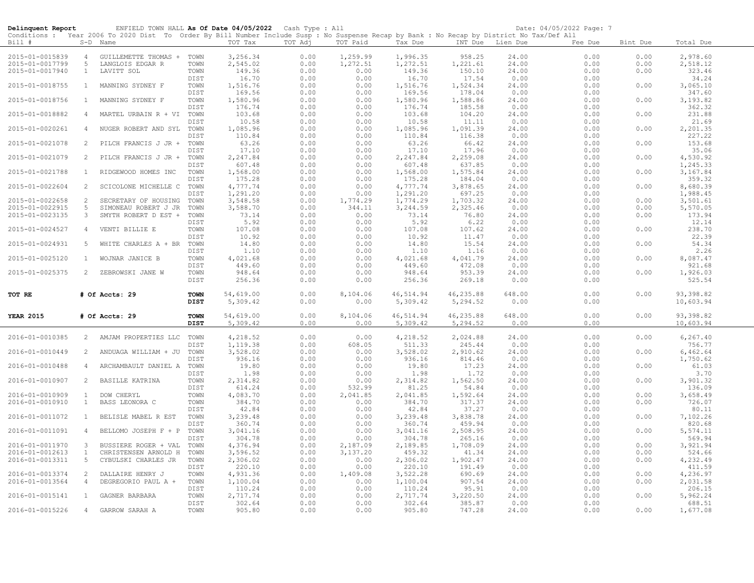**Delinquent Report** ENFIELD TOWN HALL **As Of Date 04/05/2022** Cash Type : All Date: 04/05/2022 Page: 7

Conditions : Year 2006 To 2020 Dist To Order By Bill Number Include Susp : No Suspense Recap by Bank : No Recap by District No Tax/Def All

| Bill # | S-D | Name | | TOT Tax | TOT Adj | TOT Paid | Tax Due | INT Due | Lien Due | Fee Due | Bint Due | Total Due |
|---|---|---|---|---|---|---|---|---|---|---|---|---|
| 2015-01-0015839 | 4 | GUILLEMETTE THOMAS + | TOWN | 3,256.34 | 0.00 | 1,259.99 | 1,996.35 | 958.25 | 24.00 | 0.00 | 0.00 | 2,978.60 |
| 2015-01-0017799 | 5 | LANGLOIS EDGAR R | TOWN | 2,545.02 | 0.00 | 1,272.51 | 1,272.51 | 1,221.61 | 24.00 | 0.00 | 0.00 | 2,518.12 |
| 2015-01-0017940 | 1 | LAVITT SOL | TOWN | 149.36 | 0.00 | 0.00 | 149.36 | 150.10 | 24.00 | 0.00 | 0.00 | 323.46 |
| | | | DIST | 16.70 | 0.00 | 0.00 | 16.70 | 17.54 | 0.00 | 0.00 | | 34.24 |
| 2015-01-0018755 | 1 | MANNING SYDNEY F | TOWN | 1,516.76 | 0.00 | 0.00 | 1,516.76 | 1,524.34 | 24.00 | 0.00 | 0.00 | 3,065.10 |
| | | | DIST | 169.56 | 0.00 | 0.00 | 169.56 | 178.04 | 0.00 | 0.00 | | 347.60 |
| 2015-01-0018756 | 1 | MANNING SYDNEY F | TOWN | 1,580.96 | 0.00 | 0.00 | 1,580.96 | 1,588.86 | 24.00 | 0.00 | 0.00 | 3,193.82 |
| | | | DIST | 176.74 | 0.00 | 0.00 | 176.74 | 185.58 | 0.00 | 0.00 | | 362.32 |
| 2015-01-0018882 | 4 | MARTEL URBAIN R + VI | TOWN | 103.68 | 0.00 | 0.00 | 103.68 | 104.20 | 24.00 | 0.00 | 0.00 | 231.88 |
| | | | DIST | 10.58 | 0.00 | 0.00 | 10.58 | 11.11 | 0.00 | 0.00 | | 21.69 |
| 2015-01-0020261 | 4 | NUGER ROBERT AND SYL | TOWN | 1,085.96 | 0.00 | 0.00 | 1,085.96 | 1,091.39 | 24.00 | 0.00 | 0.00 | 2,201.35 |
| | | | DIST | 110.84 | 0.00 | 0.00 | 110.84 | 116.38 | 0.00 | 0.00 | | 227.22 |
| 2015-01-0021078 | 2 | PILCH FRANCIS J JR + | TOWN | 63.26 | 0.00 | 0.00 | 63.26 | 66.42 | 24.00 | 0.00 | 0.00 | 153.68 |
| | | | DIST | 17.10 | 0.00 | 0.00 | 17.10 | 17.96 | 0.00 | 0.00 | | 35.06 |
| 2015-01-0021079 | 2 | PILCH FRANCIS J JR + | TOWN | 2,247.84 | 0.00 | 0.00 | 2,247.84 | 2,259.08 | 24.00 | 0.00 | 0.00 | 4,530.92 |
| | | | DIST | 607.48 | 0.00 | 0.00 | 607.48 | 637.85 | 0.00 | 0.00 | | 1,245.33 |
| 2015-01-0021788 | 1 | RIDGEWOOD HOMES INC | TOWN | 1,568.00 | 0.00 | 0.00 | 1,568.00 | 1,575.84 | 24.00 | 0.00 | 0.00 | 3,167.84 |
| | | | DIST | 175.28 | 0.00 | 0.00 | 175.28 | 184.04 | 0.00 | 0.00 | | 359.32 |
| 2015-01-0022604 | 2 | SCICOLONE MICHELLE C | TOWN | 4,777.74 | 0.00 | 0.00 | 4,777.74 | 3,878.65 | 24.00 | 0.00 | 0.00 | 8,680.39 |
| | | | DIST | 1,291.20 | 0.00 | 0.00 | 1,291.20 | 697.25 | 0.00 | 0.00 | | 1,988.45 |
| 2015-01-0022658 | 2 | SECRETARY OF HOUSING | TOWN | 3,548.58 | 0.00 | 1,774.29 | 1,774.29 | 1,703.32 | 24.00 | 0.00 | 0.00 | 3,501.61 |
| 2015-01-0022915 | 5 | SIMONEAU ROBERT J JR | TOWN | 3,588.70 | 0.00 | 344.11 | 3,244.59 | 2,325.46 | 0.00 | 0.00 | 0.00 | 5,570.05 |
| 2015-01-0023135 | 3 | SMYTH ROBERT D EST + | TOWN | 73.14 | 0.00 | 0.00 | 73.14 | 76.80 | 24.00 | 0.00 | 0.00 | 173.94 |
| | | | DIST | 5.92 | 0.00 | 0.00 | 5.92 | 6.22 | 0.00 | 0.00 | | 12.14 |
| 2015-01-0024527 | 4 | VENTI BILLIE E | TOWN | 107.08 | 0.00 | 0.00 | 107.08 | 107.62 | 24.00 | 0.00 | 0.00 | 238.70 |
| | | | DIST | 10.92 | 0.00 | 0.00 | 10.92 | 11.47 | 0.00 | 0.00 | | 22.39 |
| 2015-01-0024931 | 5 | WHITE CHARLES A + BR | TOWN | 14.80 | 0.00 | 0.00 | 14.80 | 15.54 | 24.00 | 0.00 | 0.00 | 54.34 |
| | | | DIST | 1.10 | 0.00 | 0.00 | 1.10 | 1.16 | 0.00 | 0.00 | | 2.26 |
| 2015-01-0025120 | 1 | WOJNAR JANICE B | TOWN | 4,021.68 | 0.00 | 0.00 | 4,021.68 | 4,041.79 | 24.00 | 0.00 | 0.00 | 8,087.47 |
| | | | DIST | 449.60 | 0.00 | 0.00 | 449.60 | 472.08 | 0.00 | 0.00 | | 921.68 |
| 2015-01-0025375 | 2 | ZEBROWSKI JANE W | TOWN | 948.64 | 0.00 | 0.00 | 948.64 | 953.39 | 24.00 | 0.00 | 0.00 | 1,926.03 |
| | | | DIST | 256.36 | 0.00 | 0.00 | 256.36 | 269.18 | 0.00 | 0.00 | | 525.54 |
| **TOT RE** | | **# Of Accts: 29** | **TOWN** | 54,619.00 | 0.00 | 8,104.06 | 46,514.94 | 46,235.88 | 648.00 | 0.00 | 0.00 | 93,398.82 |
| | | | **DIST** | 5,309.42 | 0.00 | 0.00 | 5,309.42 | 5,294.52 | 0.00 | 0.00 | | 10,603.94 |
| **YEAR 2015** | | **# Of Accts: 29** | **TOWN** | 54,619.00 | 0.00 | 8,104.06 | 46,514.94 | 46,235.88 | 648.00 | 0.00 | 0.00 | 93,398.82 |
| | | | **DIST** | 5,309.42 | 0.00 | 0.00 | 5,309.42 | 5,294.52 | 0.00 | 0.00 | | 10,603.94 |
| 2016-01-0010385 | 2 | AMJAM PROPERTIES LLC | TOWN | 4,218.52 | 0.00 | 0.00 | 4,218.52 | 2,024.88 | 24.00 | 0.00 | 0.00 | 6,267.40 |
| | | | DIST | 1,119.38 | 0.00 | 608.05 | 511.33 | 245.44 | 0.00 | 0.00 | | 756.77 |
| 2016-01-0010449 | 2 | ANDUAGA WILLIAM + JU | TOWN | 3,528.02 | 0.00 | 0.00 | 3,528.02 | 2,910.62 | 24.00 | 0.00 | 0.00 | 6,462.64 |
| | | | DIST | 936.16 | 0.00 | 0.00 | 936.16 | 814.46 | 0.00 | 0.00 | | 1,750.62 |
| 2016-01-0010488 | 4 | ARCHAMBAULT DANIEL A | TOWN | 19.80 | 0.00 | 0.00 | 19.80 | 17.23 | 24.00 | 0.00 | 0.00 | 61.03 |
| | | | DIST | 1.98 | 0.00 | 0.00 | 1.98 | 1.72 | 0.00 | 0.00 | | 3.70 |
| 2016-01-0010907 | 2 | BASILLE KATRINA | TOWN | 2,314.82 | 0.00 | 0.00 | 2,314.82 | 1,562.50 | 24.00 | 0.00 | 0.00 | 3,901.32 |
| | | | DIST | 614.24 | 0.00 | 532.99 | 81.25 | 54.84 | 0.00 | 0.00 | | 136.09 |
| 2016-01-0010909 | 1 | DOW CHERYL | TOWN | 4,083.70 | 0.00 | 2,041.85 | 2,041.85 | 1,592.64 | 24.00 | 0.00 | 0.00 | 3,658.49 |
| 2016-01-0010910 | 1 | BASS LEONORA C | TOWN | 384.70 | 0.00 | 0.00 | 384.70 | 317.37 | 24.00 | 0.00 | 0.00 | 726.07 |
| | | | DIST | 42.84 | 0.00 | 0.00 | 42.84 | 37.27 | 0.00 | 0.00 | | 80.11 |
| 2016-01-0011072 | 1 | BELISLE MABEL R EST | TOWN | 3,239.48 | 0.00 | 0.00 | 3,239.48 | 3,838.78 | 24.00 | 0.00 | 0.00 | 7,102.26 |
| | | | DIST | 360.74 | 0.00 | 0.00 | 360.74 | 459.94 | 0.00 | 0.00 | | 820.68 |
| 2016-01-0011091 | 4 | BELLOMO JOSEPH F + P | TOWN | 3,041.16 | 0.00 | 0.00 | 3,041.16 | 2,508.95 | 24.00 | 0.00 | 0.00 | 5,574.11 |
| | | | DIST | 304.78 | 0.00 | 0.00 | 304.78 | 265.16 | 0.00 | 0.00 | | 569.94 |
| 2016-01-0011970 | 3 | BUSSIERE ROGER + VAL | TOWN | 4,376.94 | 0.00 | 2,187.09 | 2,189.85 | 1,708.09 | 24.00 | 0.00 | 0.00 | 3,921.94 |
| 2016-01-0012613 | 1 | CHRISTENSEN ARNOLD H | TOWN | 3,596.52 | 0.00 | 3,137.20 | 459.32 | 41.34 | 24.00 | 0.00 | 0.00 | 524.66 |
| 2016-01-0013311 | 5 | CYBULSKI CHARLES JR | TOWN | 2,306.02 | 0.00 | 0.00 | 2,306.02 | 1,902.47 | 24.00 | 0.00 | 0.00 | 4,232.49 |
| | | | DIST | 220.10 | 0.00 | 0.00 | 220.10 | 191.49 | 0.00 | 0.00 | | 411.59 |
| 2016-01-0013374 | 2 | DALLAIRE HENRY J | TOWN | 4,931.36 | 0.00 | 1,409.08 | 3,522.28 | 690.69 | 24.00 | 0.00 | 0.00 | 4,236.97 |
| 2016-01-0013564 | 4 | DEGREGORIO PAUL A + | TOWN | 1,100.04 | 0.00 | 0.00 | 1,100.04 | 907.54 | 24.00 | 0.00 | 0.00 | 2,031.58 |
| | | | DIST | 110.24 | 0.00 | 0.00 | 110.24 | 95.91 | 0.00 | 0.00 | | 206.15 |
| 2016-01-0015141 | 1 | GAGNER BARBARA | TOWN | 2,717.74 | 0.00 | 0.00 | 2,717.74 | 3,220.50 | 24.00 | 0.00 | 0.00 | 5,962.24 |
| | | | DIST | 302.64 | 0.00 | 0.00 | 302.64 | 385.87 | 0.00 | 0.00 | | 688.51 |
| 2016-01-0015226 | 4 | GARROW SARAH A | TOWN | 905.80 | 0.00 | 0.00 | 905.80 | 747.28 | 24.00 | 0.00 | 0.00 | 1,677.08 |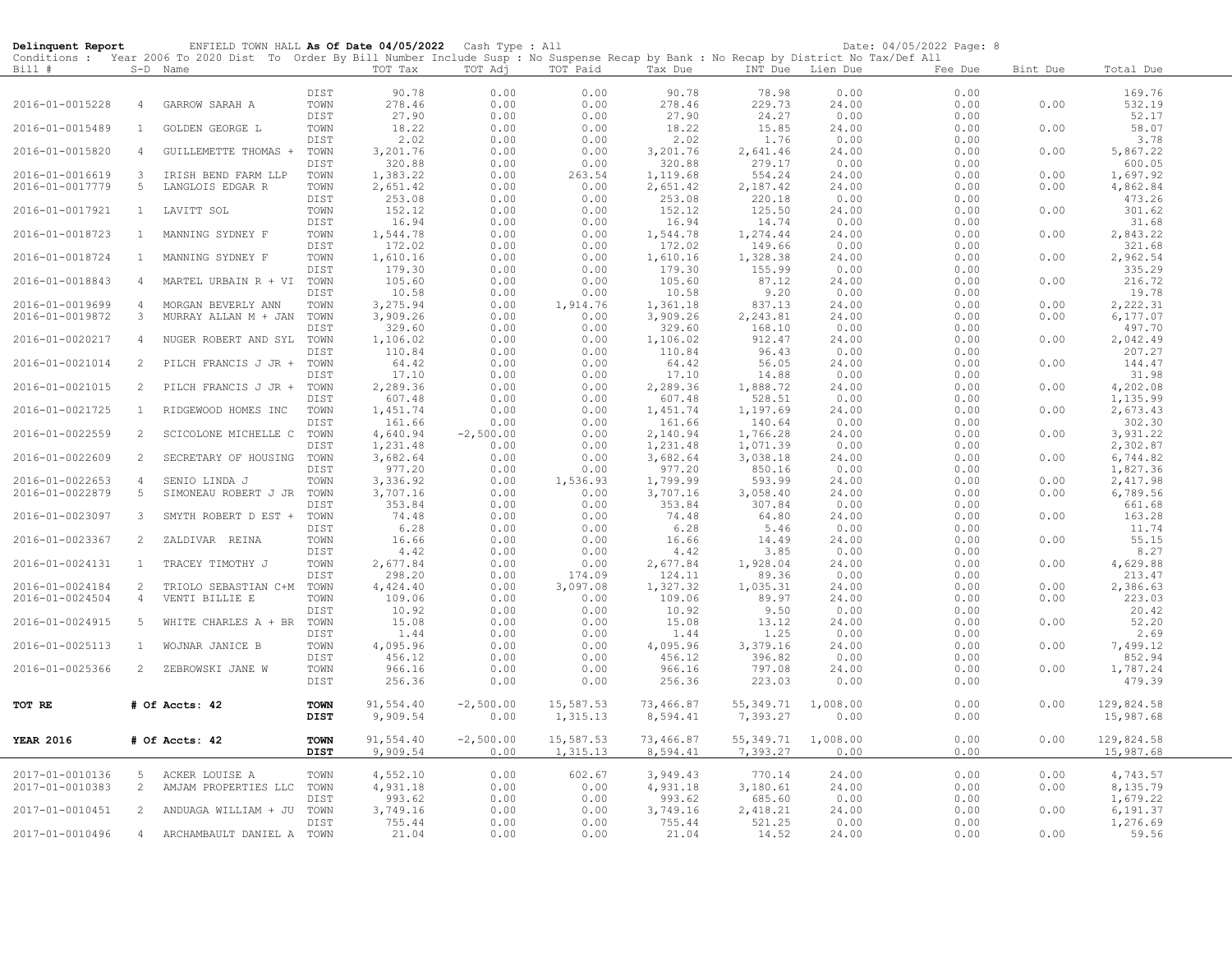**Delinquent Report** ENFIELD TOWN HALL **As Of Date 04/05/2022** Cash Type : All Date: 04/05/2022 Page: 8

Conditions : Year 2006 To 2020 Dist To Order By Bill Number Include Susp : No Suspense Recap by Bank : No Recap by District No Tax/Def All

| Bill # | S-D | Name | | TOT Tax | TOT Adj | TOT Paid | Tax Due | INT Due | Lien Due | Fee Due | Bint Due | Total Due |
|---|---|---|---|---|---|---|---|---|---|---|---|---|
| | | | DIST | 90.78 | 0.00 | 0.00 | 90.78 | 78.98 | 0.00 | 0.00 | | 169.76 |
| 2016-01-0015228 | 4 | GARROW SARAH A | TOWN | 278.46 | 0.00 | 0.00 | 278.46 | 229.73 | 24.00 | 0.00 | 0.00 | 532.19 |
| | | | DIST | 27.90 | 0.00 | 0.00 | 27.90 | 24.27 | 0.00 | 0.00 | | 52.17 |
| 2016-01-0015489 | 1 | GOLDEN GEORGE L | TOWN | 18.22 | 0.00 | 0.00 | 18.22 | 15.85 | 24.00 | 0.00 | 0.00 | 58.07 |
| | | | DIST | 2.02 | 0.00 | 0.00 | 2.02 | 1.76 | 0.00 | 0.00 | | 3.78 |
| 2016-01-0015820 | 4 | GUILLEMETTE THOMAS + | TOWN | 3,201.76 | 0.00 | 0.00 | 3,201.76 | 2,641.46 | 24.00 | 0.00 | 0.00 | 5,867.22 |
| | | | DIST | 320.88 | 0.00 | 0.00 | 320.88 | 279.17 | 0.00 | 0.00 | | 600.05 |
| 2016-01-0016619 | 3 | IRISH BEND FARM LLP | TOWN | 1,383.22 | 0.00 | 263.54 | 1,119.68 | 554.24 | 24.00 | 0.00 | 0.00 | 1,697.92 |
| 2016-01-0017779 | 5 | LANGLOIS EDGAR R | TOWN | 2,651.42 | 0.00 | 0.00 | 2,651.42 | 2,187.42 | 24.00 | 0.00 | 0.00 | 4,862.84 |
| | | | DIST | 253.08 | 0.00 | 0.00 | 253.08 | 220.18 | 0.00 | 0.00 | | 473.26 |
| 2016-01-0017921 | 1 | LAVITT SOL | TOWN | 152.12 | 0.00 | 0.00 | 152.12 | 125.50 | 24.00 | 0.00 | 0.00 | 301.62 |
| | | | DIST | 16.94 | 0.00 | 0.00 | 16.94 | 14.74 | 0.00 | 0.00 | | 31.68 |
| 2016-01-0018723 | 1 | MANNING SYDNEY F | TOWN | 1,544.78 | 0.00 | 0.00 | 1,544.78 | 1,274.44 | 24.00 | 0.00 | 0.00 | 2,843.22 |
| | | | DIST | 172.02 | 0.00 | 0.00 | 172.02 | 149.66 | 0.00 | 0.00 | | 321.68 |
| 2016-01-0018724 | 1 | MANNING SYDNEY F | TOWN | 1,610.16 | 0.00 | 0.00 | 1,610.16 | 1,328.38 | 24.00 | 0.00 | 0.00 | 2,962.54 |
| | | | DIST | 179.30 | 0.00 | 0.00 | 179.30 | 155.99 | 0.00 | 0.00 | | 335.29 |
| 2016-01-0018843 | 4 | MARTEL URBAIN R + VI | TOWN | 105.60 | 0.00 | 0.00 | 105.60 | 87.12 | 24.00 | 0.00 | 0.00 | 216.72 |
| | | | DIST | 10.58 | 0.00 | 0.00 | 10.58 | 9.20 | 0.00 | 0.00 | | 19.78 |
| 2016-01-0019699 | 4 | MORGAN BEVERLY ANN | TOWN | 3,275.94 | 0.00 | 1,914.76 | 1,361.18 | 837.13 | 24.00 | 0.00 | 0.00 | 2,222.31 |
| 2016-01-0019872 | 3 | MURRAY ALLAN M + JAN | TOWN | 3,909.26 | 0.00 | 0.00 | 3,909.26 | 2,243.81 | 24.00 | 0.00 | 0.00 | 6,177.07 |
| | | | DIST | 329.60 | 0.00 | 0.00 | 329.60 | 168.10 | 0.00 | 0.00 | | 497.70 |
| 2016-01-0020217 | 4 | NUGER ROBERT AND SYL | TOWN | 1,106.02 | 0.00 | 0.00 | 1,106.02 | 912.47 | 24.00 | 0.00 | 0.00 | 2,042.49 |
| | | | DIST | 110.84 | 0.00 | 0.00 | 110.84 | 96.43 | 0.00 | 0.00 | | 207.27 |
| 2016-01-0021014 | 2 | PILCH FRANCIS J JR + | TOWN | 64.42 | 0.00 | 0.00 | 64.42 | 56.05 | 24.00 | 0.00 | 0.00 | 144.47 |
| | | | DIST | 17.10 | 0.00 | 0.00 | 17.10 | 14.88 | 0.00 | 0.00 | | 31.98 |
| 2016-01-0021015 | 2 | PILCH FRANCIS J JR + | TOWN | 2,289.36 | 0.00 | 0.00 | 2,289.36 | 1,888.72 | 24.00 | 0.00 | 0.00 | 4,202.08 |
| | | | DIST | 607.48 | 0.00 | 0.00 | 607.48 | 528.51 | 0.00 | 0.00 | | 1,135.99 |
| 2016-01-0021725 | 1 | RIDGEWOOD HOMES INC | TOWN | 1,451.74 | 0.00 | 0.00 | 1,451.74 | 1,197.69 | 24.00 | 0.00 | 0.00 | 2,673.43 |
| | | | DIST | 161.66 | 0.00 | 0.00 | 161.66 | 140.64 | 0.00 | 0.00 | | 302.30 |
| 2016-01-0022559 | 2 | SCICOLONE MICHELLE C | TOWN | 4,640.94 | -2,500.00 | 0.00 | 2,140.94 | 1,766.28 | 24.00 | 0.00 | 0.00 | 3,931.22 |
| | | | DIST | 1,231.48 | 0.00 | 0.00 | 1,231.48 | 1,071.39 | 0.00 | 0.00 | | 2,302.87 |
| 2016-01-0022609 | 2 | SECRETARY OF HOUSING | TOWN | 3,682.64 | 0.00 | 0.00 | 3,682.64 | 3,038.18 | 24.00 | 0.00 | 0.00 | 6,744.82 |
| | | | DIST | 977.20 | 0.00 | 0.00 | 977.20 | 850.16 | 0.00 | 0.00 | | 1,827.36 |
| 2016-01-0022653 | 4 | SENIO LINDA J | TOWN | 3,336.92 | 0.00 | 1,536.93 | 1,799.99 | 593.99 | 24.00 | 0.00 | 0.00 | 2,417.98 |
| 2016-01-0022879 | 5 | SIMONEAU ROBERT J JR | TOWN | 3,707.16 | 0.00 | 0.00 | 3,707.16 | 3,058.40 | 24.00 | 0.00 | 0.00 | 6,789.56 |
| | | | DIST | 353.84 | 0.00 | 0.00 | 353.84 | 307.84 | 0.00 | 0.00 | | 661.68 |
| 2016-01-0023097 | 3 | SMYTH ROBERT D EST + | TOWN | 74.48 | 0.00 | 0.00 | 74.48 | 64.80 | 24.00 | 0.00 | 0.00 | 163.28 |
| | | | DIST | 6.28 | 0.00 | 0.00 | 6.28 | 5.46 | 0.00 | 0.00 | | 11.74 |
| 2016-01-0023367 | 2 | ZALDIVAR REINA | TOWN | 16.66 | 0.00 | 0.00 | 16.66 | 14.49 | 24.00 | 0.00 | 0.00 | 55.15 |
| | | | DIST | 4.42 | 0.00 | 0.00 | 4.42 | 3.85 | 0.00 | 0.00 | | 8.27 |
| 2016-01-0024131 | 1 | TRACEY TIMOTHY J | TOWN | 2,677.84 | 0.00 | 0.00 | 2,677.84 | 1,928.04 | 24.00 | 0.00 | 0.00 | 4,629.88 |
| | | | DIST | 298.20 | 0.00 | 174.09 | 124.11 | 89.36 | 0.00 | 0.00 | | 213.47 |
| 2016-01-0024184 | 2 | TRIOLO SEBASTIAN C+M | TOWN | 4,424.40 | 0.00 | 3,097.08 | 1,327.32 | 1,035.31 | 24.00 | 0.00 | 0.00 | 2,386.63 |
| 2016-01-0024504 | 4 | VENTI BILLIE E | TOWN | 109.06 | 0.00 | 0.00 | 109.06 | 89.97 | 24.00 | 0.00 | 0.00 | 223.03 |
| | | | DIST | 10.92 | 0.00 | 0.00 | 10.92 | 9.50 | 0.00 | 0.00 | | 20.42 |
| 2016-01-0024915 | 5 | WHITE CHARLES A + BR | TOWN | 15.08 | 0.00 | 0.00 | 15.08 | 13.12 | 24.00 | 0.00 | 0.00 | 52.20 |
| | | | DIST | 1.44 | 0.00 | 0.00 | 1.44 | 1.25 | 0.00 | 0.00 | | 2.69 |
| 2016-01-0025113 | 1 | WOJNAR JANICE B | TOWN | 4,095.96 | 0.00 | 0.00 | 4,095.96 | 3,379.16 | 24.00 | 0.00 | 0.00 | 7,499.12 |
| | | | DIST | 456.12 | 0.00 | 0.00 | 456.12 | 396.82 | 0.00 | 0.00 | | 852.94 |
| 2016-01-0025366 | 2 | ZEBROWSKI JANE W | TOWN | 966.16 | 0.00 | 0.00 | 966.16 | 797.08 | 24.00 | 0.00 | 0.00 | 1,787.24 |
| | | | DIST | 256.36 | 0.00 | 0.00 | 256.36 | 223.03 | 0.00 | 0.00 | | 479.39 |
| **TOT RE** | | **# Of Accts: 42** | **TOWN** | 91,554.40 | -2,500.00 | 15,587.53 | 73,466.87 | 55,349.71 | 1,008.00 | 0.00 | 0.00 | 129,824.58 |
| | | | **DIST** | 9,909.54 | 0.00 | 1,315.13 | 8,594.41 | 7,393.27 | 0.00 | 0.00 | | 15,987.68 |
| **YEAR 2016** | | **# Of Accts: 42** | **TOWN** | 91,554.40 | -2,500.00 | 15,587.53 | 73,466.87 | 55,349.71 | 1,008.00 | 0.00 | 0.00 | 129,824.58 |
| | | | **DIST** | 9,909.54 | 0.00 | 1,315.13 | 8,594.41 | 7,393.27 | 0.00 | 0.00 | | 15,987.68 |
| 2017-01-0010136 | 5 | ACKER LOUISE A | TOWN | 4,552.10 | 0.00 | 602.67 | 3,949.43 | 770.14 | 24.00 | 0.00 | 0.00 | 4,743.57 |
| 2017-01-0010383 | 2 | AMJAM PROPERTIES LLC | TOWN | 4,931.18 | 0.00 | 0.00 | 4,931.18 | 3,180.61 | 24.00 | 0.00 | 0.00 | 8,135.79 |
| | | | DIST | 993.62 | 0.00 | 0.00 | 993.62 | 685.60 | 0.00 | 0.00 | | 1,679.22 |
| 2017-01-0010451 | 2 | ANDUAGA WILLIAM + JU | TOWN | 3,749.16 | 0.00 | 0.00 | 3,749.16 | 2,418.21 | 24.00 | 0.00 | 0.00 | 6,191.37 |
| | | | DIST | 755.44 | 0.00 | 0.00 | 755.44 | 521.25 | 0.00 | 0.00 | | 1,276.69 |
| 2017-01-0010496 | 4 | ARCHAMBAULT DANIEL A | TOWN | 21.04 | 0.00 | 0.00 | 21.04 | 14.52 | 24.00 | 0.00 | 0.00 | 59.56 |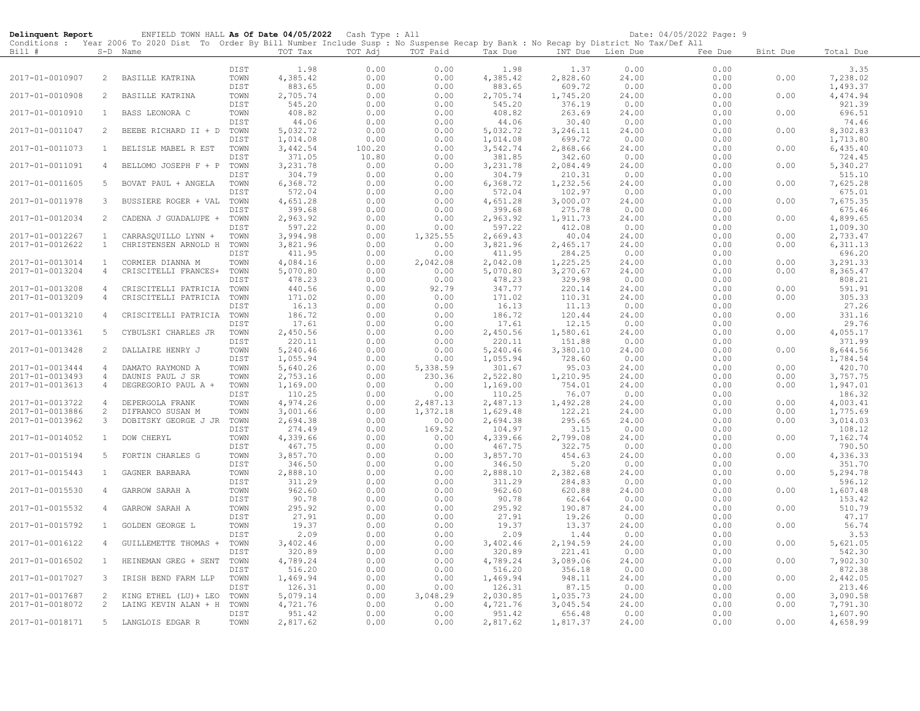**Delinquent Report** ENFIELD TOWN HALL **As Of Date 04/05/2022** Cash Type : All Date: 04/05/2022 Page: 9

Conditions : Year 2006 To 2020 Dist To Order By Bill Number Include Susp : No Suspense Recap by Bank : No Recap by District No Tax/Def All

| Bill # | S-D | Name | | TOT Tax | TOT Adj | TOT Paid | Tax Due | INT Due | Lien Due | Fee Due | Bint Due | Total Due |
|---|---|---|---|---|---|---|---|---|---|---|---|---|
| | | | DIST | 1.98 | 0.00 | 0.00 | 1.98 | 1.37 | 0.00 | 0.00 | | 3.35 |
| 2017-01-0010907 | 2 | BASILLE KATRINA | TOWN | 4,385.42 | 0.00 | 0.00 | 4,385.42 | 2,828.60 | 24.00 | 0.00 | 0.00 | 7,238.02 |
| | | | DIST | 883.65 | 0.00 | 0.00 | 883.65 | 609.72 | 0.00 | 0.00 | | 1,493.37 |
| 2017-01-0010908 | 2 | BASILLE KATRINA | TOWN | 2,705.74 | 0.00 | 0.00 | 2,705.74 | 1,745.20 | 24.00 | 0.00 | 0.00 | 4,474.94 |
| | | | DIST | 545.20 | 0.00 | 0.00 | 545.20 | 376.19 | 0.00 | 0.00 | | 921.39 |
| 2017-01-0010910 | 1 | BASS LEONORA C | TOWN | 408.82 | 0.00 | 0.00 | 408.82 | 263.69 | 24.00 | 0.00 | 0.00 | 696.51 |
| | | | DIST | 44.06 | 0.00 | 0.00 | 44.06 | 30.40 | 0.00 | 0.00 | | 74.46 |
| 2017-01-0011047 | 2 | BEEBE RICHARD II + D | TOWN | 5,032.72 | 0.00 | 0.00 | 5,032.72 | 3,246.11 | 24.00 | 0.00 | 0.00 | 8,302.83 |
| | | | DIST | 1,014.08 | 0.00 | 0.00 | 1,014.08 | 699.72 | 0.00 | 0.00 | | 1,713.80 |
| 2017-01-0011073 | 1 | BELISLE MABEL R EST | TOWN | 3,442.54 | 100.20 | 0.00 | 3,542.74 | 2,868.66 | 24.00 | 0.00 | 0.00 | 6,435.40 |
| | | | DIST | 371.05 | 10.80 | 0.00 | 381.85 | 342.60 | 0.00 | 0.00 | | 724.45 |
| 2017-01-0011091 | 4 | BELLOMO JOSEPH F + P | TOWN | 3,231.78 | 0.00 | 0.00 | 3,231.78 | 2,084.49 | 24.00 | 0.00 | 0.00 | 5,340.27 |
| | | | DIST | 304.79 | 0.00 | 0.00 | 304.79 | 210.31 | 0.00 | 0.00 | | 515.10 |
| 2017-01-0011605 | 5 | BOVAT PAUL + ANGELA | TOWN | 6,368.72 | 0.00 | 0.00 | 6,368.72 | 1,232.56 | 24.00 | 0.00 | 0.00 | 7,625.28 |
| | | | DIST | 572.04 | 0.00 | 0.00 | 572.04 | 102.97 | 0.00 | 0.00 | | 675.01 |
| 2017-01-0011978 | 3 | BUSSIERE ROGER + VAL | TOWN | 4,651.28 | 0.00 | 0.00 | 4,651.28 | 3,000.07 | 24.00 | 0.00 | 0.00 | 7,675.35 |
| | | | DIST | 399.68 | 0.00 | 0.00 | 399.68 | 275.78 | 0.00 | 0.00 | | 675.46 |
| 2017-01-0012034 | 2 | CADENA J GUADALUPE + | TOWN | 2,963.92 | 0.00 | 0.00 | 2,963.92 | 1,911.73 | 24.00 | 0.00 | 0.00 | 4,899.65 |
| | | | DIST | 597.22 | 0.00 | 0.00 | 597.22 | 412.08 | 0.00 | 0.00 | | 1,009.30 |
| 2017-01-0012267 | 1 | CARRASQUILLO LYNN + | TOWN | 3,994.98 | 0.00 | 1,325.55 | 2,669.43 | 40.04 | 24.00 | 0.00 | 0.00 | 2,733.47 |
| 2017-01-0012622 | 1 | CHRISTENSEN ARNOLD H | TOWN | 3,821.96 | 0.00 | 0.00 | 3,821.96 | 2,465.17 | 24.00 | 0.00 | 0.00 | 6,311.13 |
| | | | DIST | 411.95 | 0.00 | 0.00 | 411.95 | 284.25 | 0.00 | 0.00 | | 696.20 |
| 2017-01-0013014 | 1 | CORMIER DIANNA M | TOWN | 4,084.16 | 0.00 | 2,042.08 | 2,042.08 | 1,225.25 | 24.00 | 0.00 | 0.00 | 3,291.33 |
| 2017-01-0013204 | 4 | CRISCITELLI FRANCES+ | TOWN | 5,070.80 | 0.00 | 0.00 | 5,070.80 | 3,270.67 | 24.00 | 0.00 | 0.00 | 8,365.47 |
| | | | DIST | 478.23 | 0.00 | 0.00 | 478.23 | 329.98 | 0.00 | 0.00 | | 808.21 |
| 2017-01-0013208 | 4 | CRISCITELLI PATRICIA | TOWN | 440.56 | 0.00 | 92.79 | 347.77 | 220.14 | 24.00 | 0.00 | 0.00 | 591.91 |
| 2017-01-0013209 | 4 | CRISCITELLI PATRICIA | TOWN | 171.02 | 0.00 | 0.00 | 171.02 | 110.31 | 24.00 | 0.00 | 0.00 | 305.33 |
| | | | DIST | 16.13 | 0.00 | 0.00 | 16.13 | 11.13 | 0.00 | 0.00 | | 27.26 |
| 2017-01-0013210 | 4 | CRISCITELLI PATRICIA | TOWN | 186.72 | 0.00 | 0.00 | 186.72 | 120.44 | 24.00 | 0.00 | 0.00 | 331.16 |
| | | | DIST | 17.61 | 0.00 | 0.00 | 17.61 | 12.15 | 0.00 | 0.00 | | 29.76 |
| 2017-01-0013361 | 5 | CYBULSKI CHARLES JR | TOWN | 2,450.56 | 0.00 | 0.00 | 2,450.56 | 1,580.61 | 24.00 | 0.00 | 0.00 | 4,055.17 |
| | | | DIST | 220.11 | 0.00 | 0.00 | 220.11 | 151.88 | 0.00 | 0.00 | | 371.99 |
| 2017-01-0013428 | 2 | DALLAIRE HENRY J | TOWN | 5,240.46 | 0.00 | 0.00 | 5,240.46 | 3,380.10 | 24.00 | 0.00 | 0.00 | 8,644.56 |
| | | | DIST | 1,055.94 | 0.00 | 0.00 | 1,055.94 | 728.60 | 0.00 | 0.00 | | 1,784.54 |
| 2017-01-0013444 | 4 | DAMATO RAYMOND A | TOWN | 5,640.26 | 0.00 | 5,338.59 | 301.67 | 95.03 | 24.00 | 0.00 | 0.00 | 420.70 |
| 2017-01-0013493 | 4 | DAUNIS PAUL J SR | TOWN | 2,753.16 | 0.00 | 230.36 | 2,522.80 | 1,210.95 | 24.00 | 0.00 | 0.00 | 3,757.75 |
| 2017-01-0013613 | 4 | DEGREGORIO PAUL A + | TOWN | 1,169.00 | 0.00 | 0.00 | 1,169.00 | 754.01 | 24.00 | 0.00 | 0.00 | 1,947.01 |
| | | | DIST | 110.25 | 0.00 | 0.00 | 110.25 | 76.07 | 0.00 | 0.00 | | 186.32 |
| 2017-01-0013722 | 4 | DEPERGOLA FRANK | TOWN | 4,974.26 | 0.00 | 2,487.13 | 2,487.13 | 1,492.28 | 24.00 | 0.00 | 0.00 | 4,003.41 |
| 2017-01-0013886 | 2 | DIFRANCO SUSAN M | TOWN | 3,001.66 | 0.00 | 1,372.18 | 1,629.48 | 122.21 | 24.00 | 0.00 | 0.00 | 1,775.69 |
| 2017-01-0013962 | 3 | DOBITSKY GEORGE J JR | TOWN | 2,694.38 | 0.00 | 0.00 | 2,694.38 | 295.65 | 24.00 | 0.00 | 0.00 | 3,014.03 |
| | | | DIST | 274.49 | 0.00 | 169.52 | 104.97 | 3.15 | 0.00 | 0.00 | | 108.12 |
| 2017-01-0014052 | 1 | DOW CHERYL | TOWN | 4,339.66 | 0.00 | 0.00 | 4,339.66 | 2,799.08 | 24.00 | 0.00 | 0.00 | 7,162.74 |
| | | | DIST | 467.75 | 0.00 | 0.00 | 467.75 | 322.75 | 0.00 | 0.00 | | 790.50 |
| 2017-01-0015194 | 5 | FORTIN CHARLES G | TOWN | 3,857.70 | 0.00 | 0.00 | 3,857.70 | 454.63 | 24.00 | 0.00 | 0.00 | 4,336.33 |
| | | | DIST | 346.50 | 0.00 | 0.00 | 346.50 | 5.20 | 0.00 | 0.00 | | 351.70 |
| 2017-01-0015443 | 1 | GAGNER BARBARA | TOWN | 2,888.10 | 0.00 | 0.00 | 2,888.10 | 2,382.68 | 24.00 | 0.00 | 0.00 | 5,294.78 |
| | | | DIST | 311.29 | 0.00 | 0.00 | 311.29 | 284.83 | 0.00 | 0.00 | | 596.12 |
| 2017-01-0015530 | 4 | GARROW SARAH A | TOWN | 962.60 | 0.00 | 0.00 | 962.60 | 620.88 | 24.00 | 0.00 | 0.00 | 1,607.48 |
| | | | DIST | 90.78 | 0.00 | 0.00 | 90.78 | 62.64 | 0.00 | 0.00 | | 153.42 |
| 2017-01-0015532 | 4 | GARROW SARAH A | TOWN | 295.92 | 0.00 | 0.00 | 295.92 | 190.87 | 24.00 | 0.00 | 0.00 | 510.79 |
| | | | DIST | 27.91 | 0.00 | 0.00 | 27.91 | 19.26 | 0.00 | 0.00 | | 47.17 |
| 2017-01-0015792 | 1 | GOLDEN GEORGE L | TOWN | 19.37 | 0.00 | 0.00 | 19.37 | 13.37 | 24.00 | 0.00 | 0.00 | 56.74 |
| | | | DIST | 2.09 | 0.00 | 0.00 | 2.09 | 1.44 | 0.00 | 0.00 | | 3.53 |
| 2017-01-0016122 | 4 | GUILLEMETTE THOMAS + | TOWN | 3,402.46 | 0.00 | 0.00 | 3,402.46 | 2,194.59 | 24.00 | 0.00 | 0.00 | 5,621.05 |
| | | | DIST | 320.89 | 0.00 | 0.00 | 320.89 | 221.41 | 0.00 | 0.00 | | 542.30 |
| 2017-01-0016502 | 1 | HEINEMAN GREG + SENT | TOWN | 4,789.24 | 0.00 | 0.00 | 4,789.24 | 3,089.06 | 24.00 | 0.00 | 0.00 | 7,902.30 |
| | | | DIST | 516.20 | 0.00 | 0.00 | 516.20 | 356.18 | 0.00 | 0.00 | | 872.38 |
| 2017-01-0017027 | 3 | IRISH BEND FARM LLP | TOWN | 1,469.94 | 0.00 | 0.00 | 1,469.94 | 948.11 | 24.00 | 0.00 | 0.00 | 2,442.05 |
| | | | DIST | 126.31 | 0.00 | 0.00 | 126.31 | 87.15 | 0.00 | 0.00 | | 213.46 |
| 2017-01-0017687 | 2 | KING ETHEL (LU)+ LEO | TOWN | 5,079.14 | 0.00 | 3,048.29 | 2,030.85 | 1,035.73 | 24.00 | 0.00 | 0.00 | 3,090.58 |
| 2017-01-0018072 | 2 | LAING KEVIN ALAN + H | TOWN | 4,721.76 | 0.00 | 0.00 | 4,721.76 | 3,045.54 | 24.00 | 0.00 | 0.00 | 7,791.30 |
| | | | DIST | 951.42 | 0.00 | 0.00 | 951.42 | 656.48 | 0.00 | 0.00 | | 1,607.90 |
| 2017-01-0018171 | 5 | LANGLOIS EDGAR R | TOWN | 2,817.62 | 0.00 | 0.00 | 2,817.62 | 1,817.37 | 24.00 | 0.00 | 0.00 | 4,658.99 |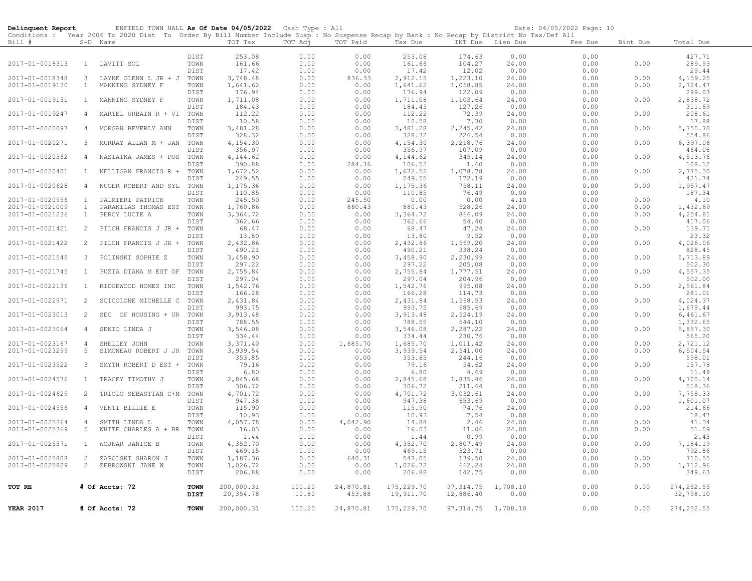**Delinquent Report** ENFIELD TOWN HALL **As Of Date 04/05/2022** Cash Type : All Date: 04/05/2022 Page: 10

Conditions : Year 2006 To 2020 Dist To Order By Bill Number Include Susp : No Suspense Recap by Bank : No Recap by District No Tax/Def All

| Bill # | S-D | Name | | TOT Tax | TOT Adj | TOT Paid | Tax Due | INT Due | Lien Due | Fee Due | Bint Due | Total Due |
|---|---|---|---|---|---|---|---|---|---|---|---|---|
| | | | DIST | 253.08 | 0.00 | 0.00 | 253.08 | 174.63 | 0.00 | 0.00 | | 427.71 |
| 2017-01-0018313 | 1 | LAVITT SOL | TOWN | 161.66 | 0.00 | 0.00 | 161.66 | 104.27 | 24.00 | 0.00 | 0.00 | 289.93 |
| | | | DIST | 17.42 | 0.00 | 0.00 | 17.42 | 12.02 | 0.00 | 0.00 | | 29.44 |
| 2017-01-0018348 | 3 | LAYNE GLENN L JR + J | TOWN | 3,748.48 | 0.00 | 836.33 | 2,912.15 | 1,223.10 | 24.00 | 0.00 | 0.00 | 4,159.25 |
| 2017-01-0019130 | 1 | MANNING SYDNEY F | TOWN | 1,641.62 | 0.00 | 0.00 | 1,641.62 | 1,058.85 | 24.00 | 0.00 | 0.00 | 2,724.47 |
| | | | DIST | 176.94 | 0.00 | 0.00 | 176.94 | 122.09 | 0.00 | 0.00 | | 299.03 |
| 2017-01-0019131 | 1 | MANNING SYDNEY F | TOWN | 1,711.08 | 0.00 | 0.00 | 1,711.08 | 1,103.64 | 24.00 | 0.00 | 0.00 | 2,838.72 |
| | | | DIST | 184.43 | 0.00 | 0.00 | 184.43 | 127.26 | 0.00 | 0.00 | | 311.69 |
| 2017-01-0019247 | 4 | MARTEL URBAIN R + VI | TOWN | 112.22 | 0.00 | 0.00 | 112.22 | 72.39 | 24.00 | 0.00 | 0.00 | 208.61 |
| | | | DIST | 10.58 | 0.00 | 0.00 | 10.58 | 7.30 | 0.00 | 0.00 | | 17.88 |
| 2017-01-0020097 | 4 | MORGAN BEVERLY ANN | TOWN | 3,481.28 | 0.00 | 0.00 | 3,481.28 | 2,245.42 | 24.00 | 0.00 | 0.00 | 5,750.70 |
| | | | DIST | 328.32 | 0.00 | 0.00 | 328.32 | 226.54 | 0.00 | 0.00 | | 554.86 |
| 2017-01-0020271 | 3 | MURRAY ALLAN M + JAN | TOWN | 4,154.30 | 0.00 | 0.00 | 4,154.30 | 2,218.76 | 24.00 | 0.00 | 0.00 | 6,397.06 |
| | | | DIST | 356.97 | 0.00 | 0.00 | 356.97 | 107.09 | 0.00 | 0.00 | | 464.06 |
| 2017-01-0020362 | 4 | NASIATKA JAMES + POS | TOWN | 4,144.62 | 0.00 | 0.00 | 4,144.62 | 345.14 | 24.00 | 0.00 | 0.00 | 4,513.76 |
| | | | DIST | 390.88 | 0.00 | 284.36 | 106.52 | 1.60 | 0.00 | 0.00 | | 108.12 |
| 2017-01-0020401 | 1 | NELLIGAN FRANCIS R + | TOWN | 1,672.52 | 0.00 | 0.00 | 1,672.52 | 1,078.78 | 24.00 | 0.00 | 0.00 | 2,775.30 |
| | | | DIST | 249.55 | 0.00 | 0.00 | 249.55 | 172.19 | 0.00 | 0.00 | | 421.74 |
| 2017-01-0020628 | 4 | NUGER ROBERT AND SYL | TOWN | 1,175.36 | 0.00 | 0.00 | 1,175.36 | 758.11 | 24.00 | 0.00 | 0.00 | 1,957.47 |
| | | | DIST | 110.85 | 0.00 | 0.00 | 110.85 | 76.49 | 0.00 | 0.00 | | 187.34 |
| 2017-01-0020956 | 1 | PALMIERI PATRICK | TOWN | 245.50 | 0.00 | 245.50 | 0.00 | 0.00 | 4.10 | 0.00 | 0.00 | 4.10 |
| 2017-01-0021009 | 1 | PARAKILAS THOMAS EST | TOWN | 1,760.86 | 0.00 | 880.43 | 880.43 | 528.26 | 24.00 | 0.00 | 0.00 | 1,432.69 |
| 2017-01-0021236 | 1 | PERCY LUCIE A | TOWN | 3,364.72 | 0.00 | 0.00 | 3,364.72 | 866.09 | 24.00 | 0.00 | 0.00 | 4,254.81 |
| | | | DIST | 362.66 | 0.00 | 0.00 | 362.66 | 54.40 | 0.00 | 0.00 | | 417.06 |
| 2017-01-0021421 | 2 | PILCH FRANCIS J JR + | TOWN | 68.47 | 0.00 | 0.00 | 68.47 | 47.24 | 24.00 | 0.00 | 0.00 | 139.71 |
| | | | DIST | 13.80 | 0.00 | 0.00 | 13.80 | 9.52 | 0.00 | 0.00 | | 23.32 |
| 2017-01-0021422 | 2 | PILCH FRANCIS J JR + | TOWN | 2,432.86 | 0.00 | 0.00 | 2,432.86 | 1,569.20 | 24.00 | 0.00 | 0.00 | 4,026.06 |
| | | | DIST | 490.21 | 0.00 | 0.00 | 490.21 | 338.24 | 0.00 | 0.00 | | 828.45 |
| 2017-01-0021545 | 3 | POLINSKI SOPHIE Z | TOWN | 3,458.90 | 0.00 | 0.00 | 3,458.90 | 2,230.99 | 24.00 | 0.00 | 0.00 | 5,713.89 |
| | | | DIST | 297.22 | 0.00 | 0.00 | 297.22 | 205.08 | 0.00 | 0.00 | | 502.30 |
| 2017-01-0021745 | 1 | PUZIA DIANA M EST OF | TOWN | 2,755.84 | 0.00 | 0.00 | 2,755.84 | 1,777.51 | 24.00 | 0.00 | 0.00 | 4,557.35 |
| | | | DIST | 297.04 | 0.00 | 0.00 | 297.04 | 204.96 | 0.00 | 0.00 | | 502.00 |
| 2017-01-0022136 | 1 | RIDGEWOOD HOMES INC | TOWN | 1,542.76 | 0.00 | 0.00 | 1,542.76 | 995.08 | 24.00 | 0.00 | 0.00 | 2,561.84 |
| | | | DIST | 166.28 | 0.00 | 0.00 | 166.28 | 114.73 | 0.00 | 0.00 | | 281.01 |
| 2017-01-0022971 | 2 | SCICOLONE MICHELLE C | TOWN | 2,431.84 | 0.00 | 0.00 | 2,431.84 | 1,568.53 | 24.00 | 0.00 | 0.00 | 4,024.37 |
| | | | DIST | 993.75 | 0.00 | 0.00 | 993.75 | 685.69 | 0.00 | 0.00 | | 1,679.44 |
| 2017-01-0023013 | 2 | SEC OF HOUSING + UR | TOWN | 3,913.48 | 0.00 | 0.00 | 3,913.48 | 2,524.19 | 24.00 | 0.00 | 0.00 | 6,461.67 |
| | | | DIST | 788.55 | 0.00 | 0.00 | 788.55 | 544.10 | 0.00 | 0.00 | | 1,332.65 |
| 2017-01-0023064 | 4 | SENIO LINDA J | TOWN | 3,546.08 | 0.00 | 0.00 | 3,546.08 | 2,287.22 | 24.00 | 0.00 | 0.00 | 5,857.30 |
| | | | DIST | 334.44 | 0.00 | 0.00 | 334.44 | 230.76 | 0.00 | 0.00 | | 565.20 |
| 2017-01-0023167 | 4 | SHELLEY JOHN | TOWN | 3,371.40 | 0.00 | 1,685.70 | 1,685.70 | 1,011.42 | 24.00 | 0.00 | 0.00 | 2,721.12 |
| 2017-01-0023299 | 5 | SIMONEAU ROBERT J JR | TOWN | 3,939.54 | 0.00 | 0.00 | 3,939.54 | 2,541.00 | 24.00 | 0.00 | 0.00 | 6,504.54 |
| | | | DIST | 353.85 | 0.00 | 0.00 | 353.85 | 244.16 | 0.00 | 0.00 | | 598.01 |
| 2017-01-0023522 | 3 | SMYTH ROBERT D EST + | TOWN | 79.16 | 0.00 | 0.00 | 79.16 | 54.62 | 24.00 | 0.00 | 0.00 | 157.78 |
| | | | DIST | 6.80 | 0.00 | 0.00 | 6.80 | 4.69 | 0.00 | 0.00 | | 11.49 |
| 2017-01-0024576 | 1 | TRACEY TIMOTHY J | TOWN | 2,845.68 | 0.00 | 0.00 | 2,845.68 | 1,835.46 | 24.00 | 0.00 | 0.00 | 4,705.14 |
| | | | DIST | 306.72 | 0.00 | 0.00 | 306.72 | 211.64 | 0.00 | 0.00 | | 518.36 |
| 2017-01-0024629 | 2 | TRIOLO SEBASTIAN C+M | TOWN | 4,701.72 | 0.00 | 0.00 | 4,701.72 | 3,032.61 | 24.00 | 0.00 | 0.00 | 7,758.33 |
| | | | DIST | 947.38 | 0.00 | 0.00 | 947.38 | 653.69 | 0.00 | 0.00 | | 1,601.07 |
| 2017-01-0024956 | 4 | VENTI BILLIE E | TOWN | 115.90 | 0.00 | 0.00 | 115.90 | 74.76 | 24.00 | 0.00 | 0.00 | 214.66 |
| | | | DIST | 10.93 | 0.00 | 0.00 | 10.93 | 7.54 | 0.00 | 0.00 | | 18.47 |
| 2017-01-0025364 | 4 | SMITH LINDA L | TOWN | 4,057.78 | 0.00 | 4,042.90 | 14.88 | 2.46 | 24.00 | 0.00 | 0.00 | 41.34 |
| 2017-01-0025369 | 5 | WHITE CHARLES A + BR | TOWN | 16.03 | 0.00 | 0.00 | 16.03 | 11.06 | 24.00 | 0.00 | 0.00 | 51.09 |
| | | | DIST | 1.44 | 0.00 | 0.00 | 1.44 | 0.99 | 0.00 | 0.00 | | 2.43 |
| 2017-01-0025571 | 1 | WOJNAR JANICE B | TOWN | 4,352.70 | 0.00 | 0.00 | 4,352.70 | 2,807.49 | 24.00 | 0.00 | 0.00 | 7,184.19 |
| | | | DIST | 469.15 | 0.00 | 0.00 | 469.15 | 323.71 | 0.00 | 0.00 | | 792.86 |
| 2017-01-0025808 | 2 | ZAPOLSKI SHARON J | TOWN | 1,187.36 | 0.00 | 640.31 | 547.05 | 139.50 | 24.00 | 0.00 | 0.00 | 710.55 |
| 2017-01-0025829 | 2 | ZEBROWSKI JANE W | TOWN | 1,026.72 | 0.00 | 0.00 | 1,026.72 | 662.24 | 24.00 | 0.00 | 0.00 | 1,712.96 |
| | | | DIST | 206.88 | 0.00 | 0.00 | 206.88 | 142.75 | 0.00 | 0.00 | | 349.63 |
| **TOT RE** | | **# Of Accts: 72** | **TOWN** | 200,000.31 | 100.20 | 24,870.81 | 175,229.70 | 97,314.75 | 1,708.10 | 0.00 | 0.00 | 274,252.55 |
| | | | **DIST** | 20,354.78 | 10.80 | 453.88 | 19,911.70 | 12,886.40 | 0.00 | 0.00 | | 32,798.10 |
| **YEAR 2017** | | **# Of Accts: 72** | **TOWN** | 200,000.31 | 100.20 | 24,870.81 | 175,229.70 | 97,314.75 | 1,708.10 | 0.00 | 0.00 | 274,252.55 |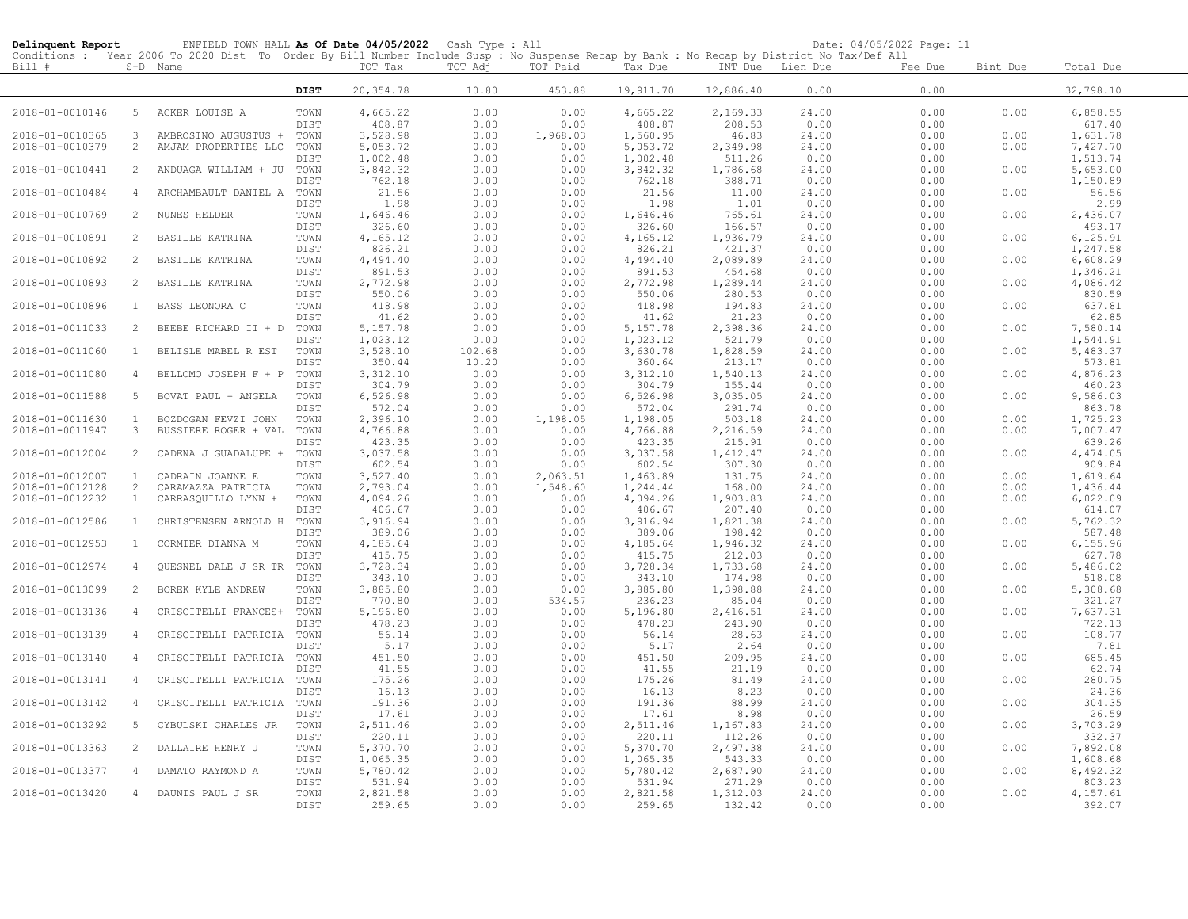**Delinquent Report** ENFIELD TOWN HALL **As Of Date 04/05/2022** Cash Type : All Date: 04/05/2022 Page: 11

Conditions : Year 2006 To 2020 Dist To Order By Bill Number Include Susp : No Suspense Recap by Bank : No Recap by District No Tax/Def All

| Bill # | S-D | Name | | TOT Tax | TOT Adj | TOT Paid | Tax Due | INT Due | Lien Due | Fee Due | Bint Due | Total Due |
|---|---|---|---|---|---|---|---|---|---|---|---|---|
| | | | **DIST** | 20,354.78 | 10.80 | 453.88 | 19,911.70 | 12,886.40 | 0.00 | 0.00 | | 32,798.10 |
| 2018-01-0010146 | 5 | ACKER LOUISE A | TOWN | 4,665.22 | 0.00 | 0.00 | 4,665.22 | 2,169.33 | 24.00 | 0.00 | 0.00 | 6,858.55 |
| | | | DIST | 408.87 | 0.00 | 0.00 | 408.87 | 208.53 | 0.00 | 0.00 | | 617.40 |
| 2018-01-0010365 | 3 | AMBROSINO AUGUSTUS + | TOWN | 3,528.98 | 0.00 | 1,968.03 | 1,560.95 | 46.83 | 24.00 | 0.00 | 0.00 | 1,631.78 |
| 2018-01-0010379 | 2 | AMJAM PROPERTIES LLC | TOWN | 5,053.72 | 0.00 | 0.00 | 5,053.72 | 2,349.98 | 24.00 | 0.00 | 0.00 | 7,427.70 |
| | | | DIST | 1,002.48 | 0.00 | 0.00 | 1,002.48 | 511.26 | 0.00 | 0.00 | | 1,513.74 |
| 2018-01-0010441 | 2 | ANDUAGA WILLIAM + JU | TOWN | 3,842.32 | 0.00 | 0.00 | 3,842.32 | 1,786.68 | 24.00 | 0.00 | 0.00 | 5,653.00 |
| | | | DIST | 762.18 | 0.00 | 0.00 | 762.18 | 388.71 | 0.00 | 0.00 | | 1,150.89 |
| 2018-01-0010484 | 4 | ARCHAMBAULT DANIEL A | TOWN | 21.56 | 0.00 | 0.00 | 21.56 | 11.00 | 24.00 | 0.00 | 0.00 | 56.56 |
| | | | DIST | 1.98 | 0.00 | 0.00 | 1.98 | 1.01 | 0.00 | 0.00 | | 2.99 |
| 2018-01-0010769 | 2 | NUNES HELDER | TOWN | 1,646.46 | 0.00 | 0.00 | 1,646.46 | 765.61 | 24.00 | 0.00 | 0.00 | 2,436.07 |
| | | | DIST | 326.60 | 0.00 | 0.00 | 326.60 | 166.57 | 0.00 | 0.00 | | 493.17 |
| 2018-01-0010891 | 2 | BASILLE KATRINA | TOWN | 4,165.12 | 0.00 | 0.00 | 4,165.12 | 1,936.79 | 24.00 | 0.00 | 0.00 | 6,125.91 |
| | | | DIST | 826.21 | 0.00 | 0.00 | 826.21 | 421.37 | 0.00 | 0.00 | | 1,247.58 |
| 2018-01-0010892 | 2 | BASILLE KATRINA | TOWN | 4,494.40 | 0.00 | 0.00 | 4,494.40 | 2,089.89 | 24.00 | 0.00 | 0.00 | 6,608.29 |
| | | | DIST | 891.53 | 0.00 | 0.00 | 891.53 | 454.68 | 0.00 | 0.00 | | 1,346.21 |
| 2018-01-0010893 | 2 | BASILLE KATRINA | TOWN | 2,772.98 | 0.00 | 0.00 | 2,772.98 | 1,289.44 | 24.00 | 0.00 | 0.00 | 4,086.42 |
| | | | DIST | 550.06 | 0.00 | 0.00 | 550.06 | 280.53 | 0.00 | 0.00 | | 830.59 |
| 2018-01-0010896 | 1 | BASS LEONORA C | TOWN | 418.98 | 0.00 | 0.00 | 418.98 | 194.83 | 24.00 | 0.00 | 0.00 | 637.81 |
| | | | DIST | 41.62 | 0.00 | 0.00 | 41.62 | 21.23 | 0.00 | 0.00 | | 62.85 |
| 2018-01-0011033 | 2 | BEEBE RICHARD II + D | TOWN | 5,157.78 | 0.00 | 0.00 | 5,157.78 | 2,398.36 | 24.00 | 0.00 | 0.00 | 7,580.14 |
| | | | DIST | 1,023.12 | 0.00 | 0.00 | 1,023.12 | 521.79 | 0.00 | 0.00 | | 1,544.91 |
| 2018-01-0011060 | 1 | BELISLE MABEL R EST | TOWN | 3,528.10 | 102.68 | 0.00 | 3,630.78 | 1,828.59 | 24.00 | 0.00 | 0.00 | 5,483.37 |
| | | | DIST | 350.44 | 10.20 | 0.00 | 360.64 | 213.17 | 0.00 | 0.00 | | 573.81 |
| 2018-01-0011080 | 4 | BELLOMO JOSEPH F + P | TOWN | 3,312.10 | 0.00 | 0.00 | 3,312.10 | 1,540.13 | 24.00 | 0.00 | 0.00 | 4,876.23 |
| | | | DIST | 304.79 | 0.00 | 0.00 | 304.79 | 155.44 | 0.00 | 0.00 | | 460.23 |
| 2018-01-0011588 | 5 | BOVAT PAUL + ANGELA | TOWN | 6,526.98 | 0.00 | 0.00 | 6,526.98 | 3,035.05 | 24.00 | 0.00 | 0.00 | 9,586.03 |
| | | | DIST | 572.04 | 0.00 | 0.00 | 572.04 | 291.74 | 0.00 | 0.00 | | 863.78 |
| 2018-01-0011630 | 1 | BOZDOGAN FEVZI JOHN | TOWN | 2,396.10 | 0.00 | 1,198.05 | 1,198.05 | 503.18 | 24.00 | 0.00 | 0.00 | 1,725.23 |
| 2018-01-0011947 | 3 | BUSSIERE ROGER + VAL | TOWN | 4,766.88 | 0.00 | 0.00 | 4,766.88 | 2,216.59 | 24.00 | 0.00 | 0.00 | 7,007.47 |
| | | | DIST | 423.35 | 0.00 | 0.00 | 423.35 | 215.91 | 0.00 | 0.00 | | 639.26 |
| 2018-01-0012004 | 2 | CADENA J GUADALUPE + | TOWN | 3,037.58 | 0.00 | 0.00 | 3,037.58 | 1,412.47 | 24.00 | 0.00 | 0.00 | 4,474.05 |
| | | | DIST | 602.54 | 0.00 | 0.00 | 602.54 | 307.30 | 0.00 | 0.00 | | 909.84 |
| 2018-01-0012007 | 1 | CADRAIN JOANNE E | TOWN | 3,527.40 | 0.00 | 2,063.51 | 1,463.89 | 131.75 | 24.00 | 0.00 | 0.00 | 1,619.64 |
| 2018-01-0012128 | 2 | CARAMAZZA PATRICIA | TOWN | 2,793.04 | 0.00 | 1,548.60 | 1,244.44 | 168.00 | 24.00 | 0.00 | 0.00 | 1,436.44 |
| 2018-01-0012232 | 1 | CARRASQUILLO LYNN + | TOWN | 4,094.26 | 0.00 | 0.00 | 4,094.26 | 1,903.83 | 24.00 | 0.00 | 0.00 | 6,022.09 |
| | | | DIST | 406.67 | 0.00 | 0.00 | 406.67 | 207.40 | 0.00 | 0.00 | | 614.07 |
| 2018-01-0012586 | 1 | CHRISTENSEN ARNOLD H | TOWN | 3,916.94 | 0.00 | 0.00 | 3,916.94 | 1,821.38 | 24.00 | 0.00 | 0.00 | 5,762.32 |
| | | | DIST | 389.06 | 0.00 | 0.00 | 389.06 | 198.42 | 0.00 | 0.00 | | 587.48 |
| 2018-01-0012953 | 1 | CORMIER DIANNA M | TOWN | 4,185.64 | 0.00 | 0.00 | 4,185.64 | 1,946.32 | 24.00 | 0.00 | 0.00 | 6,155.96 |
| | | | DIST | 415.75 | 0.00 | 0.00 | 415.75 | 212.03 | 0.00 | 0.00 | | 627.78 |
| 2018-01-0012974 | 4 | QUESNEL DALE J SR TR | TOWN | 3,728.34 | 0.00 | 0.00 | 3,728.34 | 1,733.68 | 24.00 | 0.00 | 0.00 | 5,486.02 |
| | | | DIST | 343.10 | 0.00 | 0.00 | 343.10 | 174.98 | 0.00 | 0.00 | | 518.08 |
| 2018-01-0013099 | 2 | BOREK KYLE ANDREW | TOWN | 3,885.80 | 0.00 | 0.00 | 3,885.80 | 1,398.88 | 24.00 | 0.00 | 0.00 | 5,308.68 |
| | | | DIST | 770.80 | 0.00 | 534.57 | 236.23 | 85.04 | 0.00 | 0.00 | | 321.27 |
| 2018-01-0013136 | 4 | CRISCITELLI FRANCES+ | TOWN | 5,196.80 | 0.00 | 0.00 | 5,196.80 | 2,416.51 | 24.00 | 0.00 | 0.00 | 7,637.31 |
| | | | DIST | 478.23 | 0.00 | 0.00 | 478.23 | 243.90 | 0.00 | 0.00 | | 722.13 |
| 2018-01-0013139 | 4 | CRISCITELLI PATRICIA | TOWN | 56.14 | 0.00 | 0.00 | 56.14 | 28.63 | 24.00 | 0.00 | 0.00 | 108.77 |
| | | | DIST | 5.17 | 0.00 | 0.00 | 5.17 | 2.64 | 0.00 | 0.00 | | 7.81 |
| 2018-01-0013140 | 4 | CRISCITELLI PATRICIA | TOWN | 451.50 | 0.00 | 0.00 | 451.50 | 209.95 | 24.00 | 0.00 | 0.00 | 685.45 |
| | | | DIST | 41.55 | 0.00 | 0.00 | 41.55 | 21.19 | 0.00 | 0.00 | | 62.74 |
| 2018-01-0013141 | 4 | CRISCITELLI PATRICIA | TOWN | 175.26 | 0.00 | 0.00 | 175.26 | 81.49 | 24.00 | 0.00 | 0.00 | 280.75 |
| | | | DIST | 16.13 | 0.00 | 0.00 | 16.13 | 8.23 | 0.00 | 0.00 | | 24.36 |
| 2018-01-0013142 | 4 | CRISCITELLI PATRICIA | TOWN | 191.36 | 0.00 | 0.00 | 191.36 | 88.99 | 24.00 | 0.00 | 0.00 | 304.35 |
| | | | DIST | 17.61 | 0.00 | 0.00 | 17.61 | 8.98 | 0.00 | 0.00 | | 26.59 |
| 2018-01-0013292 | 5 | CYBULSKI CHARLES JR | TOWN | 2,511.46 | 0.00 | 0.00 | 2,511.46 | 1,167.83 | 24.00 | 0.00 | 0.00 | 3,703.29 |
| | | | DIST | 220.11 | 0.00 | 0.00 | 220.11 | 112.26 | 0.00 | 0.00 | | 332.37 |
| 2018-01-0013363 | 2 | DALLAIRE HENRY J | TOWN | 5,370.70 | 0.00 | 0.00 | 5,370.70 | 2,497.38 | 24.00 | 0.00 | 0.00 | 7,892.08 |
| | | | DIST | 1,065.35 | 0.00 | 0.00 | 1,065.35 | 543.33 | 0.00 | 0.00 | | 1,608.68 |
| 2018-01-0013377 | 4 | DAMATO RAYMOND A | TOWN | 5,780.42 | 0.00 | 0.00 | 5,780.42 | 2,687.90 | 24.00 | 0.00 | 0.00 | 8,492.32 |
| | | | DIST | 531.94 | 0.00 | 0.00 | 531.94 | 271.29 | 0.00 | 0.00 | | 803.23 |
| 2018-01-0013420 | 4 | DAUNIS PAUL J SR | TOWN | 2,821.58 | 0.00 | 0.00 | 2,821.58 | 1,312.03 | 24.00 | 0.00 | 0.00 | 4,157.61 |
| | | | DIST | 259.65 | 0.00 | 0.00 | 259.65 | 132.42 | 0.00 | 0.00 | | 392.07 |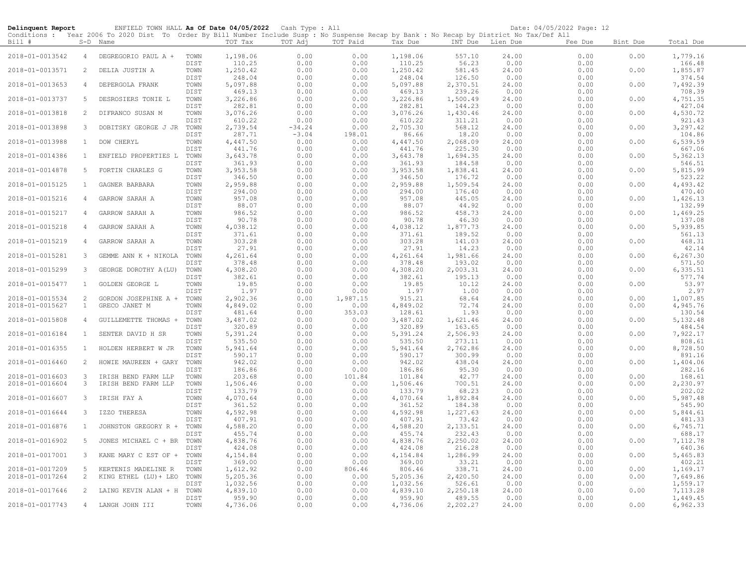**Delinquent Report** ENFIELD TOWN HALL **As Of Date 04/05/2022** Cash Type : All Date: 04/05/2022

Conditions : Year 2006 To 2020 Dist To Order By Bill Number Include Susp : No Suspense Recap by Bank : No Recap by District No Tax/Def All

| Bill # | S-D | Name | | TOT Tax | TOT Adj | TOT Paid | Tax Due | INT Due | Lien Due | Fee Due | Bint Due | Total Due |
|---|---|---|---|---|---|---|---|---|---|---|---|---|
| 2018-01-0013542 | 4 | DEGREGORIO PAUL A + | TOWN | 1,198.06 | 0.00 | 0.00 | 1,198.06 | 557.10 | 24.00 | 0.00 | 0.00 | 1,779.16 |
| | | | DIST | 110.25 | 0.00 | 0.00 | 110.25 | 56.23 | 0.00 | 0.00 | | 166.48 |
| 2018-01-0013571 | 2 | DELIA JUSTIN A | TOWN | 1,250.42 | 0.00 | 0.00 | 1,250.42 | 581.45 | 24.00 | 0.00 | 0.00 | 1,855.87 |
| | | | DIST | 248.04 | 0.00 | 0.00 | 248.04 | 126.50 | 0.00 | 0.00 | | 374.54 |
| 2018-01-0013653 | 4 | DEPERGOLA FRANK | TOWN | 5,097.88 | 0.00 | 0.00 | 5,097.88 | 2,370.51 | 24.00 | 0.00 | 0.00 | 7,492.39 |
| | | | DIST | 469.13 | 0.00 | 0.00 | 469.13 | 239.26 | 0.00 | 0.00 | | 708.39 |
| 2018-01-0013737 | 5 | DESROSIERS TONIE L | TOWN | 3,226.86 | 0.00 | 0.00 | 3,226.86 | 1,500.49 | 24.00 | 0.00 | 0.00 | 4,751.35 |
| | | | DIST | 282.81 | 0.00 | 0.00 | 282.81 | 144.23 | 0.00 | 0.00 | | 427.04 |
| 2018-01-0013818 | 2 | DIFRANCO SUSAN M | TOWN | 3,076.26 | 0.00 | 0.00 | 3,076.26 | 1,430.46 | 24.00 | 0.00 | 0.00 | 4,530.72 |
| | | | DIST | 610.22 | 0.00 | 0.00 | 610.22 | 311.21 | 0.00 | 0.00 | | 921.43 |
| 2018-01-0013898 | 3 | DOBITSKY GEORGE J JR | TOWN | 2,739.54 | -34.24 | 0.00 | 2,705.30 | 568.12 | 24.00 | 0.00 | 0.00 | 3,297.42 |
| | | | DIST | 287.71 | -3.04 | 198.01 | 86.66 | 18.20 | 0.00 | 0.00 | | 104.86 |
| 2018-01-0013988 | 1 | DOW CHERYL | TOWN | 4,447.50 | 0.00 | 0.00 | 4,447.50 | 2,068.09 | 24.00 | 0.00 | 0.00 | 6,539.59 |
| | | | DIST | 441.76 | 0.00 | 0.00 | 441.76 | 225.30 | 0.00 | 0.00 | | 667.06 |
| 2018-01-0014386 | 1 | ENFIELD PROPERTIES L | TOWN | 3,643.78 | 0.00 | 0.00 | 3,643.78 | 1,694.35 | 24.00 | 0.00 | 0.00 | 5,362.13 |
| | | | DIST | 361.93 | 0.00 | 0.00 | 361.93 | 184.58 | 0.00 | 0.00 | | 546.51 |
| 2018-01-0014878 | 5 | FORTIN CHARLES G | TOWN | 3,953.58 | 0.00 | 0.00 | 3,953.58 | 1,838.41 | 24.00 | 0.00 | 0.00 | 5,815.99 |
| | | | DIST | 346.50 | 0.00 | 0.00 | 346.50 | 176.72 | 0.00 | 0.00 | | 523.22 |
| 2018-01-0015125 | 1 | GAGNER BARBARA | TOWN | 2,959.88 | 0.00 | 0.00 | 2,959.88 | 1,509.54 | 24.00 | 0.00 | 0.00 | 4,493.42 |
| | | | DIST | 294.00 | 0.00 | 0.00 | 294.00 | 176.40 | 0.00 | 0.00 | | 470.40 |
| 2018-01-0015216 | 4 | GARROW SARAH A | TOWN | 957.08 | 0.00 | 0.00 | 957.08 | 445.05 | 24.00 | 0.00 | 0.00 | 1,426.13 |
| | | | DIST | 88.07 | 0.00 | 0.00 | 88.07 | 44.92 | 0.00 | 0.00 | | 132.99 |
| 2018-01-0015217 | 4 | GARROW SARAH A | TOWN | 986.52 | 0.00 | 0.00 | 986.52 | 458.73 | 24.00 | 0.00 | 0.00 | 1,469.25 |
| | | | DIST | 90.78 | 0.00 | 0.00 | 90.78 | 46.30 | 0.00 | 0.00 | | 137.08 |
| 2018-01-0015218 | 4 | GARROW SARAH A | TOWN | 4,038.12 | 0.00 | 0.00 | 4,038.12 | 1,877.73 | 24.00 | 0.00 | 0.00 | 5,939.85 |
| | | | DIST | 371.61 | 0.00 | 0.00 | 371.61 | 189.52 | 0.00 | 0.00 | | 561.13 |
| 2018-01-0015219 | 4 | GARROW SARAH A | TOWN | 303.28 | 0.00 | 0.00 | 303.28 | 141.03 | 24.00 | 0.00 | 0.00 | 468.31 |
| | | | DIST | 27.91 | 0.00 | 0.00 | 27.91 | 14.23 | 0.00 | 0.00 | | 42.14 |
| 2018-01-0015281 | 3 | GEMME ANN K + NIKOLA | TOWN | 4,261.64 | 0.00 | 0.00 | 4,261.64 | 1,981.66 | 24.00 | 0.00 | 0.00 | 6,267.30 |
| | | | DIST | 378.48 | 0.00 | 0.00 | 378.48 | 193.02 | 0.00 | 0.00 | | 571.50 |
| 2018-01-0015299 | 3 | GEORGE DOROTHY A(LU) | TOWN | 4,308.20 | 0.00 | 0.00 | 4,308.20 | 2,003.31 | 24.00 | 0.00 | 0.00 | 6,335.51 |
| | | | DIST | 382.61 | 0.00 | 0.00 | 382.61 | 195.13 | 0.00 | 0.00 | | 577.74 |
| 2018-01-0015477 | 1 | GOLDEN GEORGE L | TOWN | 19.85 | 0.00 | 0.00 | 19.85 | 10.12 | 24.00 | 0.00 | 0.00 | 53.97 |
| | | | DIST | 1.97 | 0.00 | 0.00 | 1.97 | 1.00 | 0.00 | 0.00 | | 2.97 |
| 2018-01-0015534 | 2 | GORDON JOSEPHINE A + | TOWN | 2,902.36 | 0.00 | 1,987.15 | 915.21 | 68.64 | 24.00 | 0.00 | 0.00 | 1,007.85 |
| 2018-01-0015627 | 1 | GRECO JANET M | TOWN | 4,849.02 | 0.00 | 0.00 | 4,849.02 | 72.74 | 24.00 | 0.00 | 0.00 | 4,945.76 |
| | | | DIST | 481.64 | 0.00 | 353.03 | 128.61 | 1.93 | 0.00 | 0.00 | | 130.54 |
| 2018-01-0015808 | 4 | GUILLEMETTE THOMAS + | TOWN | 3,487.02 | 0.00 | 0.00 | 3,487.02 | 1,621.46 | 24.00 | 0.00 | 0.00 | 5,132.48 |
| | | | DIST | 320.89 | 0.00 | 0.00 | 320.89 | 163.65 | 0.00 | 0.00 | | 484.54 |
| 2018-01-0016184 | 1 | SENTER DAVID H SR | TOWN | 5,391.24 | 0.00 | 0.00 | 5,391.24 | 2,506.93 | 24.00 | 0.00 | 0.00 | 7,922.17 |
| | | | DIST | 535.50 | 0.00 | 0.00 | 535.50 | 273.11 | 0.00 | 0.00 | | 808.61 |
| 2018-01-0016355 | 1 | HOLDEN HERBERT W JR | TOWN | 5,941.64 | 0.00 | 0.00 | 5,941.64 | 2,762.86 | 24.00 | 0.00 | 0.00 | 8,728.50 |
| | | | DIST | 590.17 | 0.00 | 0.00 | 590.17 | 300.99 | 0.00 | 0.00 | | 891.16 |
| 2018-01-0016460 | 2 | HOWIE MAUREEN + GARY | TOWN | 942.02 | 0.00 | 0.00 | 942.02 | 438.04 | 24.00 | 0.00 | 0.00 | 1,404.06 |
| | | | DIST | 186.86 | 0.00 | 0.00 | 186.86 | 95.30 | 0.00 | 0.00 | | 282.16 |
| 2018-01-0016603 | 3 | IRISH BEND FARM LLP | TOWN | 203.68 | 0.00 | 101.84 | 101.84 | 42.77 | 24.00 | 0.00 | 0.00 | 168.61 |
| 2018-01-0016604 | 3 | IRISH BEND FARM LLP | TOWN | 1,506.46 | 0.00 | 0.00 | 1,506.46 | 700.51 | 24.00 | 0.00 | 0.00 | 2,230.97 |
| | | | DIST | 133.79 | 0.00 | 0.00 | 133.79 | 68.23 | 0.00 | 0.00 | | 202.02 |
| 2018-01-0016607 | 3 | IRISH FAY A | TOWN | 4,070.64 | 0.00 | 0.00 | 4,070.64 | 1,892.84 | 24.00 | 0.00 | 0.00 | 5,987.48 |
| | | | DIST | 361.52 | 0.00 | 0.00 | 361.52 | 184.38 | 0.00 | 0.00 | | 545.90 |
| 2018-01-0016644 | 3 | IZZO THERESA | TOWN | 4,592.98 | 0.00 | 0.00 | 4,592.98 | 1,227.63 | 24.00 | 0.00 | 0.00 | 5,844.61 |
| | | | DIST | 407.91 | 0.00 | 0.00 | 407.91 | 73.42 | 0.00 | 0.00 | | 481.33 |
| 2018-01-0016876 | 1 | JOHNSTON GREGORY R + | TOWN | 4,588.20 | 0.00 | 0.00 | 4,588.20 | 2,133.51 | 24.00 | 0.00 | 0.00 | 6,745.71 |
| | | | DIST | 455.74 | 0.00 | 0.00 | 455.74 | 232.43 | 0.00 | 0.00 | | 688.17 |
| 2018-01-0016902 | 5 | JONES MICHAEL C + BR | TOWN | 4,838.76 | 0.00 | 0.00 | 4,838.76 | 2,250.02 | 24.00 | 0.00 | 0.00 | 7,112.78 |
| | | | DIST | 424.08 | 0.00 | 0.00 | 424.08 | 216.28 | 0.00 | 0.00 | | 640.36 |
| 2018-01-0017001 | 3 | KANE MARY C EST OF + | TOWN | 4,154.84 | 0.00 | 0.00 | 4,154.84 | 1,286.99 | 24.00 | 0.00 | 0.00 | 5,465.83 |
| | | | DIST | 369.00 | 0.00 | 0.00 | 369.00 | 33.21 | 0.00 | 0.00 | | 402.21 |
| 2018-01-0017209 | 5 | KERTENIS MADELINE R | TOWN | 1,612.92 | 0.00 | 806.46 | 806.46 | 338.71 | 24.00 | 0.00 | 0.00 | 1,169.17 |
| 2018-01-0017264 | 2 | KING ETHEL (LU)+ LEO | TOWN | 5,205.36 | 0.00 | 0.00 | 5,205.36 | 2,420.50 | 24.00 | 0.00 | 0.00 | 7,649.86 |
| | | | DIST | 1,032.56 | 0.00 | 0.00 | 1,032.56 | 526.61 | 0.00 | 0.00 | | 1,559.17 |
| 2018-01-0017646 | 2 | LAING KEVIN ALAN + H | TOWN | 4,839.10 | 0.00 | 0.00 | 4,839.10 | 2,250.18 | 24.00 | 0.00 | 0.00 | 7,113.28 |
| | | | DIST | 959.90 | 0.00 | 0.00 | 959.90 | 489.55 | 0.00 | 0.00 | | 1,449.45 |
| 2018-01-0017743 | 4 | LANGH JOHN III | TOWN | 4,736.06 | 0.00 | 0.00 | 4,736.06 | 2,202.27 | 24.00 | 0.00 | 0.00 | 6,962.33 |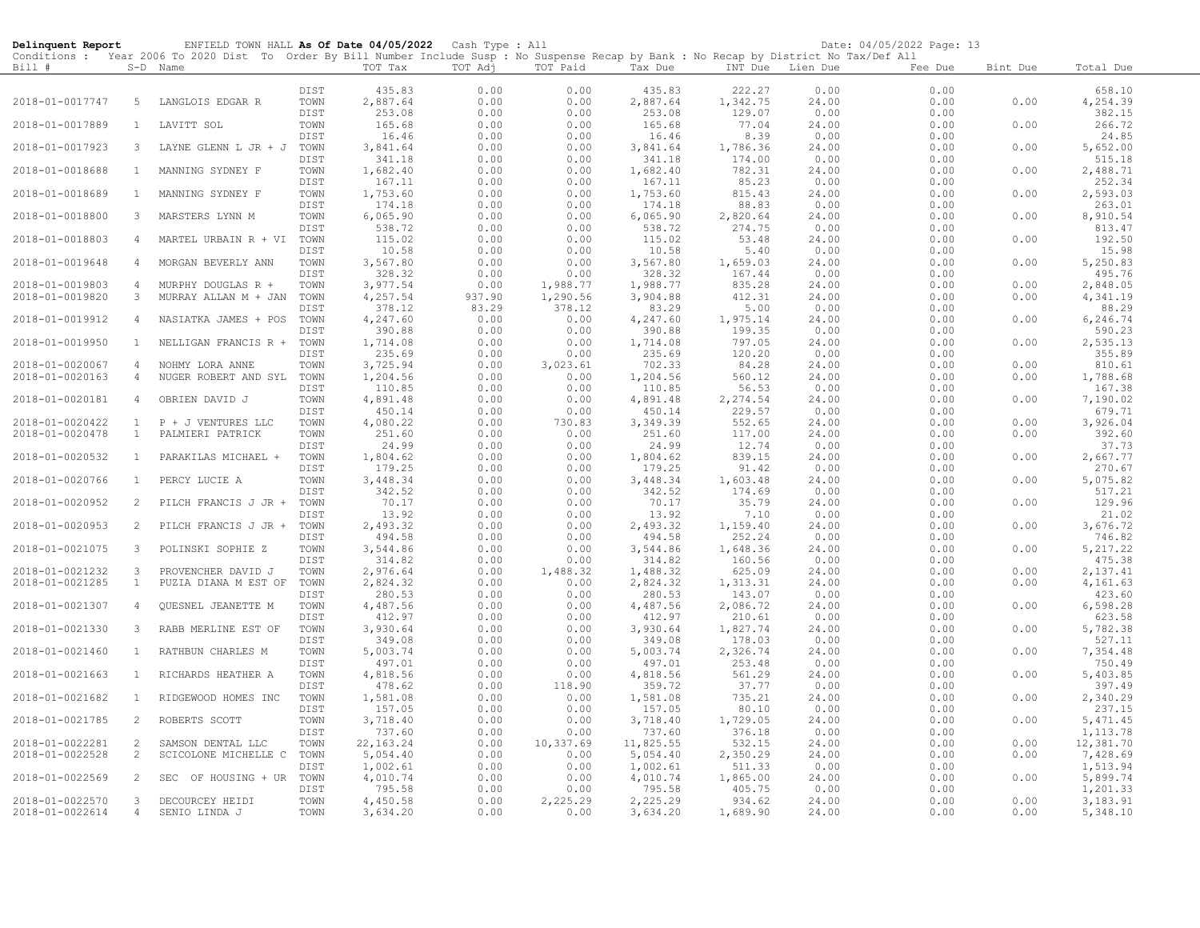**Delinquent Report** ENFIELD TOWN HALL **As Of Date 04/05/2022** Cash Type : All Date: 04/05/2022 Page: 13

Conditions : Year 2006 To 2020 Dist To Order By Bill Number Include Susp : No Suspense Recap by Bank : No Recap by District No Tax/Def All

| Bill # | S-D | Name | | TOT Tax | TOT Adj | TOT Paid | Tax Due | INT Due | Lien Due | Fee Due | Bint Due | Total Due |
|---|---|---|---|---|---|---|---|---|---|---|---|---|
| | | | DIST | 435.83 | 0.00 | 0.00 | 435.83 | 222.27 | 0.00 | 0.00 | | 658.10 |
| 2018-01-0017747 | 5 | LANGLOIS EDGAR R | TOWN | 2,887.64 | 0.00 | 0.00 | 2,887.64 | 1,342.75 | 24.00 | 0.00 | 0.00 | 4,254.39 |
| | | | DIST | 253.08 | 0.00 | 0.00 | 253.08 | 129.07 | 0.00 | 0.00 | | 382.15 |
| 2018-01-0017889 | 1 | LAVITT SOL | TOWN | 165.68 | 0.00 | 0.00 | 165.68 | 77.04 | 24.00 | 0.00 | 0.00 | 266.72 |
| | | | DIST | 16.46 | 0.00 | 0.00 | 16.46 | 8.39 | 0.00 | 0.00 | | 24.85 |
| 2018-01-0017923 | 3 | LAYNE GLENN L JR + J | TOWN | 3,841.64 | 0.00 | 0.00 | 3,841.64 | 1,786.36 | 24.00 | 0.00 | 0.00 | 5,652.00 |
| | | | DIST | 341.18 | 0.00 | 0.00 | 341.18 | 174.00 | 0.00 | 0.00 | | 515.18 |
| 2018-01-0018688 | 1 | MANNING SYDNEY F | TOWN | 1,682.40 | 0.00 | 0.00 | 1,682.40 | 782.31 | 24.00 | 0.00 | 0.00 | 2,488.71 |
| | | | DIST | 167.11 | 0.00 | 0.00 | 167.11 | 85.23 | 0.00 | 0.00 | | 252.34 |
| 2018-01-0018689 | 1 | MANNING SYDNEY F | TOWN | 1,753.60 | 0.00 | 0.00 | 1,753.60 | 815.43 | 24.00 | 0.00 | 0.00 | 2,593.03 |
| | | | DIST | 174.18 | 0.00 | 0.00 | 174.18 | 88.83 | 0.00 | 0.00 | | 263.01 |
| 2018-01-0018800 | 3 | MARSTERS LYNN M | TOWN | 6,065.90 | 0.00 | 0.00 | 6,065.90 | 2,820.64 | 24.00 | 0.00 | 0.00 | 8,910.54 |
| | | | DIST | 538.72 | 0.00 | 0.00 | 538.72 | 274.75 | 0.00 | 0.00 | | 813.47 |
| 2018-01-0018803 | 4 | MARTEL URBAIN R + VI | TOWN | 115.02 | 0.00 | 0.00 | 115.02 | 53.48 | 24.00 | 0.00 | 0.00 | 192.50 |
| | | | DIST | 10.58 | 0.00 | 0.00 | 10.58 | 5.40 | 0.00 | 0.00 | | 15.98 |
| 2018-01-0019648 | 4 | MORGAN BEVERLY ANN | TOWN | 3,567.80 | 0.00 | 0.00 | 3,567.80 | 1,659.03 | 24.00 | 0.00 | 0.00 | 5,250.83 |
| | | | DIST | 328.32 | 0.00 | 0.00 | 328.32 | 167.44 | 0.00 | 0.00 | | 495.76 |
| 2018-01-0019803 | 4 | MURPHY DOUGLAS R + | TOWN | 3,977.54 | 0.00 | 1,988.77 | 1,988.77 | 835.28 | 24.00 | 0.00 | 0.00 | 2,848.05 |
| 2018-01-0019820 | 3 | MURRAY ALLAN M + JAN | TOWN | 4,257.54 | 937.90 | 1,290.56 | 3,904.88 | 412.31 | 24.00 | 0.00 | 0.00 | 4,341.19 |
| | | | DIST | 378.12 | 83.29 | 378.12 | 83.29 | 5.00 | 0.00 | 0.00 | | 88.29 |
| 2018-01-0019912 | 4 | NASIATKA JAMES + POS | TOWN | 4,247.60 | 0.00 | 0.00 | 4,247.60 | 1,975.14 | 24.00 | 0.00 | 0.00 | 6,246.74 |
| | | | DIST | 390.88 | 0.00 | 0.00 | 390.88 | 199.35 | 0.00 | 0.00 | | 590.23 |
| 2018-01-0019950 | 1 | NELLIGAN FRANCIS R + | TOWN | 1,714.08 | 0.00 | 0.00 | 1,714.08 | 797.05 | 24.00 | 0.00 | 0.00 | 2,535.13 |
| | | | DIST | 235.69 | 0.00 | 0.00 | 235.69 | 120.20 | 0.00 | 0.00 | | 355.89 |
| 2018-01-0020067 | 4 | NOHMY LORA ANNE | TOWN | 3,725.94 | 0.00 | 3,023.61 | 702.33 | 84.28 | 24.00 | 0.00 | 0.00 | 810.61 |
| 2018-01-0020163 | 4 | NUGER ROBERT AND SYL | TOWN | 1,204.56 | 0.00 | 0.00 | 1,204.56 | 560.12 | 24.00 | 0.00 | 0.00 | 1,788.68 |
| | | | DIST | 110.85 | 0.00 | 0.00 | 110.85 | 56.53 | 0.00 | 0.00 | | 167.38 |
| 2018-01-0020181 | 4 | OBRIEN DAVID J | TOWN | 4,891.48 | 0.00 | 0.00 | 4,891.48 | 2,274.54 | 24.00 | 0.00 | 0.00 | 7,190.02 |
| | | | DIST | 450.14 | 0.00 | 0.00 | 450.14 | 229.57 | 0.00 | 0.00 | | 679.71 |
| 2018-01-0020422 | 1 | P + J VENTURES LLC | TOWN | 4,080.22 | 0.00 | 730.83 | 3,349.39 | 552.65 | 24.00 | 0.00 | 0.00 | 3,926.04 |
| 2018-01-0020478 | 1 | PALMIERI PATRICK | TOWN | 251.60 | 0.00 | 0.00 | 251.60 | 117.00 | 24.00 | 0.00 | 0.00 | 392.60 |
| | | | DIST | 24.99 | 0.00 | 0.00 | 24.99 | 12.74 | 0.00 | 0.00 | | 37.73 |
| 2018-01-0020532 | 1 | PARAKILAS MICHAEL + | TOWN | 1,804.62 | 0.00 | 0.00 | 1,804.62 | 839.15 | 24.00 | 0.00 | 0.00 | 2,667.77 |
| | | | DIST | 179.25 | 0.00 | 0.00 | 179.25 | 91.42 | 0.00 | 0.00 | | 270.67 |
| 2018-01-0020766 | 1 | PERCY LUCIE A | TOWN | 3,448.34 | 0.00 | 0.00 | 3,448.34 | 1,603.48 | 24.00 | 0.00 | 0.00 | 5,075.82 |
| | | | DIST | 342.52 | 0.00 | 0.00 | 342.52 | 174.69 | 0.00 | 0.00 | | 517.21 |
| 2018-01-0020952 | 2 | PILCH FRANCIS J JR + | TOWN | 70.17 | 0.00 | 0.00 | 70.17 | 35.79 | 24.00 | 0.00 | 0.00 | 129.96 |
| | | | DIST | 13.92 | 0.00 | 0.00 | 13.92 | 7.10 | 0.00 | 0.00 | | 21.02 |
| 2018-01-0020953 | 2 | PILCH FRANCIS J JR + | TOWN | 2,493.32 | 0.00 | 0.00 | 2,493.32 | 1,159.40 | 24.00 | 0.00 | 0.00 | 3,676.72 |
| | | | DIST | 494.58 | 0.00 | 0.00 | 494.58 | 252.24 | 0.00 | 0.00 | | 746.82 |
| 2018-01-0021075 | 3 | POLINSKI SOPHIE Z | TOWN | 3,544.86 | 0.00 | 0.00 | 3,544.86 | 1,648.36 | 24.00 | 0.00 | 0.00 | 5,217.22 |
| | | | DIST | 314.82 | 0.00 | 0.00 | 314.82 | 160.56 | 0.00 | 0.00 | | 475.38 |
| 2018-01-0021232 | 3 | PROVENCHER DAVID J | TOWN | 2,976.64 | 0.00 | 1,488.32 | 1,488.32 | 625.09 | 24.00 | 0.00 | 0.00 | 2,137.41 |
| 2018-01-0021285 | 1 | PUZIA DIANA M EST OF | TOWN | 2,824.32 | 0.00 | 0.00 | 2,824.32 | 1,313.31 | 24.00 | 0.00 | 0.00 | 4,161.63 |
| | | | DIST | 280.53 | 0.00 | 0.00 | 280.53 | 143.07 | 0.00 | 0.00 | | 423.60 |
| 2018-01-0021307 | 4 | QUESNEL JEANETTE M | TOWN | 4,487.56 | 0.00 | 0.00 | 4,487.56 | 2,086.72 | 24.00 | 0.00 | 0.00 | 6,598.28 |
| | | | DIST | 412.97 | 0.00 | 0.00 | 412.97 | 210.61 | 0.00 | 0.00 | | 623.58 |
| 2018-01-0021330 | 3 | RABB MERLINE EST OF | TOWN | 3,930.64 | 0.00 | 0.00 | 3,930.64 | 1,827.74 | 24.00 | 0.00 | 0.00 | 5,782.38 |
| | | | DIST | 349.08 | 0.00 | 0.00 | 349.08 | 178.03 | 0.00 | 0.00 | | 527.11 |
| 2018-01-0021460 | 1 | RATHBUN CHARLES M | TOWN | 5,003.74 | 0.00 | 0.00 | 5,003.74 | 2,326.74 | 24.00 | 0.00 | 0.00 | 7,354.48 |
| | | | DIST | 497.01 | 0.00 | 0.00 | 497.01 | 253.48 | 0.00 | 0.00 | | 750.49 |
| 2018-01-0021663 | 1 | RICHARDS HEATHER A | TOWN | 4,818.56 | 0.00 | 0.00 | 4,818.56 | 561.29 | 24.00 | 0.00 | 0.00 | 5,403.85 |
| | | | DIST | 478.62 | 0.00 | 118.90 | 359.72 | 37.77 | 0.00 | 0.00 | | 397.49 |
| 2018-01-0021682 | 1 | RIDGEWOOD HOMES INC | TOWN | 1,581.08 | 0.00 | 0.00 | 1,581.08 | 735.21 | 24.00 | 0.00 | 0.00 | 2,340.29 |
| | | | DIST | 157.05 | 0.00 | 0.00 | 157.05 | 80.10 | 0.00 | 0.00 | | 237.15 |
| 2018-01-0021785 | 2 | ROBERTS SCOTT | TOWN | 3,718.40 | 0.00 | 0.00 | 3,718.40 | 1,729.05 | 24.00 | 0.00 | 0.00 | 5,471.45 |
| | | | DIST | 737.60 | 0.00 | 0.00 | 737.60 | 376.18 | 0.00 | 0.00 | | 1,113.78 |
| 2018-01-0022281 | 2 | SAMSON DENTAL LLC | TOWN | 22,163.24 | 0.00 | 10,337.69 | 11,825.55 | 532.15 | 24.00 | 0.00 | 0.00 | 12,381.70 |
| 2018-01-0022528 | 2 | SCICOLONE MICHELLE C | TOWN | 5,054.40 | 0.00 | 0.00 | 5,054.40 | 2,350.29 | 24.00 | 0.00 | 0.00 | 7,428.69 |
| | | | DIST | 1,002.61 | 0.00 | 0.00 | 1,002.61 | 511.33 | 0.00 | 0.00 | | 1,513.94 |
| 2018-01-0022569 | 2 | SEC OF HOUSING + UR | TOWN | 4,010.74 | 0.00 | 0.00 | 4,010.74 | 1,865.00 | 24.00 | 0.00 | 0.00 | 5,899.74 |
| | | | DIST | 795.58 | 0.00 | 0.00 | 795.58 | 405.75 | 0.00 | 0.00 | | 1,201.33 |
| 2018-01-0022570 | 3 | DECOURCEY HEIDI | TOWN | 4,450.58 | 0.00 | 2,225.29 | 2,225.29 | 934.62 | 24.00 | 0.00 | 0.00 | 3,183.91 |
| 2018-01-0022614 | 4 | SENIO LINDA J | TOWN | 3,634.20 | 0.00 | 0.00 | 3,634.20 | 1,689.90 | 24.00 | 0.00 | 0.00 | 5,348.10 |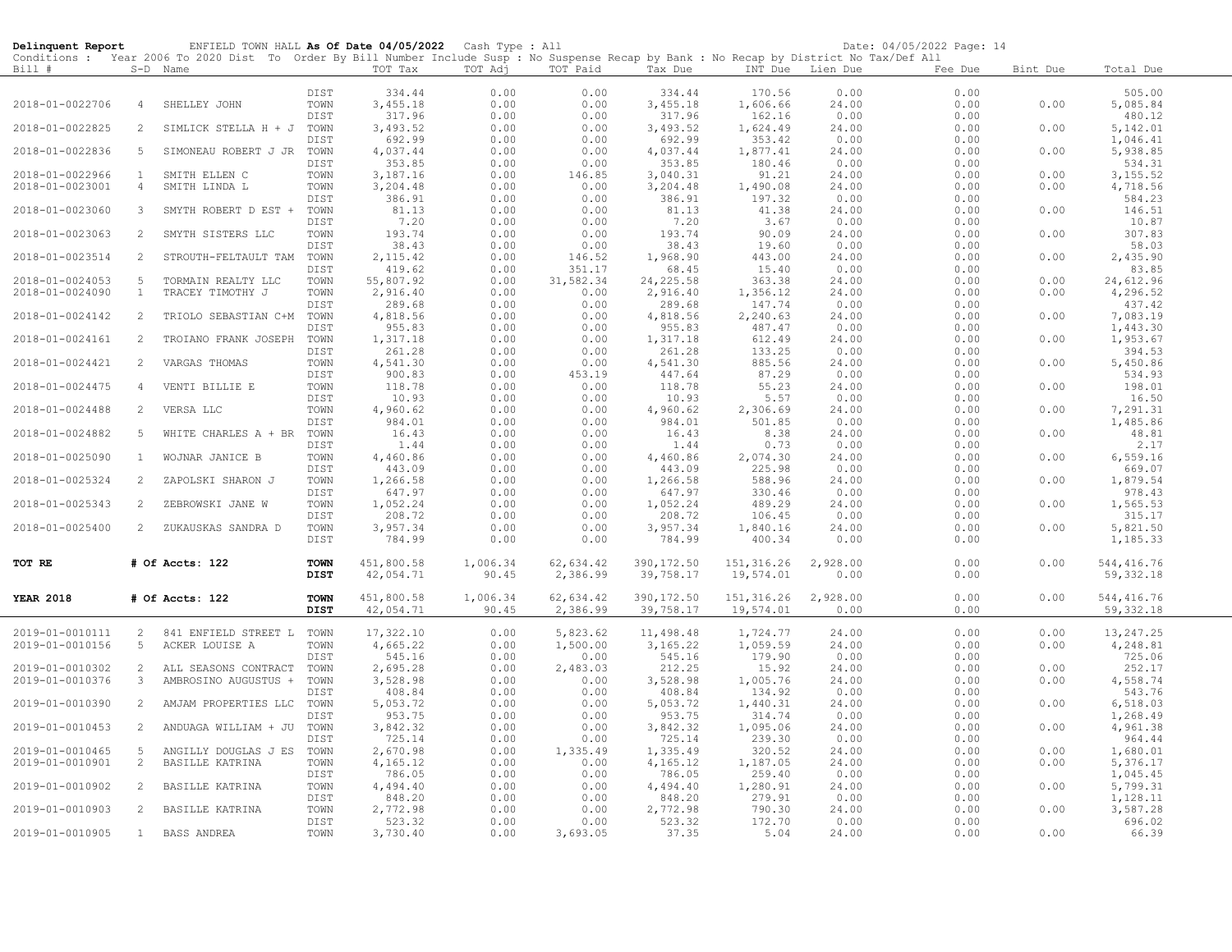**Delinquent Report** ENFIELD TOWN HALL **As Of Date 04/05/2022** Cash Type : All Date: 04/05/2022

Conditions : Year 2006 To 2020 Dist To Order By Bill Number Include Susp : No Suspense Recap by Bank : No Recap by District No Tax/Def All

| Bill # | S-D | Name | | TOT Tax | TOT Adj | TOT Paid | Tax Due | INT Due | Lien Due | Fee Due | Bint Due | Total Due |
|---|---|---|---|---|---|---|---|---|---|---|---|---|
| | | | DIST | 334.44 | 0.00 | 0.00 | 334.44 | 170.56 | 0.00 | 0.00 | | 505.00 |
| 2018-01-0022706 | 4 | SHELLEY JOHN | TOWN | 3,455.18 | 0.00 | 0.00 | 3,455.18 | 1,606.66 | 24.00 | 0.00 | 0.00 | 5,085.84 |
| | | | DIST | 317.96 | 0.00 | 0.00 | 317.96 | 162.16 | 0.00 | 0.00 | | 480.12 |
| 2018-01-0022825 | 2 | SIMLICK STELLA H + J | TOWN | 3,493.52 | 0.00 | 0.00 | 3,493.52 | 1,624.49 | 24.00 | 0.00 | 0.00 | 5,142.01 |
| | | | DIST | 692.99 | 0.00 | 0.00 | 692.99 | 353.42 | 0.00 | 0.00 | | 1,046.41 |
| 2018-01-0022836 | 5 | SIMONEAU ROBERT J JR | TOWN | 4,037.44 | 0.00 | 0.00 | 4,037.44 | 1,877.41 | 24.00 | 0.00 | 0.00 | 5,938.85 |
| | | | DIST | 353.85 | 0.00 | 0.00 | 353.85 | 180.46 | 0.00 | 0.00 | | 534.31 |
| 2018-01-0022966 | 1 | SMITH ELLEN C | TOWN | 3,187.16 | 0.00 | 146.85 | 3,040.31 | 91.21 | 24.00 | 0.00 | 0.00 | 3,155.52 |
| 2018-01-0023001 | 4 | SMITH LINDA L | TOWN | 3,204.48 | 0.00 | 0.00 | 3,204.48 | 1,490.08 | 24.00 | 0.00 | 0.00 | 4,718.56 |
| | | | DIST | 386.91 | 0.00 | 0.00 | 386.91 | 197.32 | 0.00 | 0.00 | | 584.23 |
| 2018-01-0023060 | 3 | SMYTH ROBERT D EST + | TOWN | 81.13 | 0.00 | 0.00 | 81.13 | 41.38 | 24.00 | 0.00 | 0.00 | 146.51 |
| | | | DIST | 7.20 | 0.00 | 0.00 | 7.20 | 3.67 | 0.00 | 0.00 | | 10.87 |
| 2018-01-0023063 | 2 | SMYTH SISTERS LLC | TOWN | 193.74 | 0.00 | 0.00 | 193.74 | 90.09 | 24.00 | 0.00 | 0.00 | 307.83 |
| | | | DIST | 38.43 | 0.00 | 0.00 | 38.43 | 19.60 | 0.00 | 0.00 | | 58.03 |
| 2018-01-0023514 | 2 | STROUTH-FELTAULT TAM | TOWN | 2,115.42 | 0.00 | 146.52 | 1,968.90 | 443.00 | 24.00 | 0.00 | 0.00 | 2,435.90 |
| | | | DIST | 419.62 | 0.00 | 351.17 | 68.45 | 15.40 | 0.00 | 0.00 | | 83.85 |
| 2018-01-0024053 | 5 | TORMAIN REALTY LLC | TOWN | 55,807.92 | 0.00 | 31,582.34 | 24,225.58 | 363.38 | 24.00 | 0.00 | 0.00 | 24,612.96 |
| 2018-01-0024090 | 1 | TRACEY TIMOTHY J | TOWN | 2,916.40 | 0.00 | 0.00 | 2,916.40 | 1,356.12 | 24.00 | 0.00 | 0.00 | 4,296.52 |
| | | | DIST | 289.68 | 0.00 | 0.00 | 289.68 | 147.74 | 0.00 | 0.00 | | 437.42 |
| 2018-01-0024142 | 2 | TRIOLO SEBASTIAN C+M | TOWN | 4,818.56 | 0.00 | 0.00 | 4,818.56 | 2,240.63 | 24.00 | 0.00 | 0.00 | 7,083.19 |
| | | | DIST | 955.83 | 0.00 | 0.00 | 955.83 | 487.47 | 0.00 | 0.00 | | 1,443.30 |
| 2018-01-0024161 | 2 | TROIANO FRANK JOSEPH | TOWN | 1,317.18 | 0.00 | 0.00 | 1,317.18 | 612.49 | 24.00 | 0.00 | 0.00 | 1,953.67 |
| | | | DIST | 261.28 | 0.00 | 0.00 | 261.28 | 133.25 | 0.00 | 0.00 | | 394.53 |
| 2018-01-0024421 | 2 | VARGAS THOMAS | TOWN | 4,541.30 | 0.00 | 0.00 | 4,541.30 | 885.56 | 24.00 | 0.00 | 0.00 | 5,450.86 |
| | | | DIST | 900.83 | 0.00 | 453.19 | 447.64 | 87.29 | 0.00 | 0.00 | | 534.93 |
| 2018-01-0024475 | 4 | VENTI BILLIE E | TOWN | 118.78 | 0.00 | 0.00 | 118.78 | 55.23 | 24.00 | 0.00 | 0.00 | 198.01 |
| | | | DIST | 10.93 | 0.00 | 0.00 | 10.93 | 5.57 | 0.00 | 0.00 | | 16.50 |
| 2018-01-0024488 | 2 | VERSA LLC | TOWN | 4,960.62 | 0.00 | 0.00 | 4,960.62 | 2,306.69 | 24.00 | 0.00 | 0.00 | 7,291.31 |
| | | | DIST | 984.01 | 0.00 | 0.00 | 984.01 | 501.85 | 0.00 | 0.00 | | 1,485.86 |
| 2018-01-0024882 | 5 | WHITE CHARLES A + BR | TOWN | 16.43 | 0.00 | 0.00 | 16.43 | 8.38 | 24.00 | 0.00 | 0.00 | 48.81 |
| | | | DIST | 1.44 | 0.00 | 0.00 | 1.44 | 0.73 | 0.00 | 0.00 | | 2.17 |
| 2018-01-0025090 | 1 | WOJNAR JANICE B | TOWN | 4,460.86 | 0.00 | 0.00 | 4,460.86 | 2,074.30 | 24.00 | 0.00 | 0.00 | 6,559.16 |
| | | | DIST | 443.09 | 0.00 | 0.00 | 443.09 | 225.98 | 0.00 | 0.00 | | 669.07 |
| 2018-01-0025324 | 2 | ZAPOLSKI SHARON J | TOWN | 1,266.58 | 0.00 | 0.00 | 1,266.58 | 588.96 | 24.00 | 0.00 | 0.00 | 1,879.54 |
| | | | DIST | 647.97 | 0.00 | 0.00 | 647.97 | 330.46 | 0.00 | 0.00 | | 978.43 |
| 2018-01-0025343 | 2 | ZEBROWSKI JANE W | TOWN | 1,052.24 | 0.00 | 0.00 | 1,052.24 | 489.29 | 24.00 | 0.00 | 0.00 | 1,565.53 |
| | | | DIST | 208.72 | 0.00 | 0.00 | 208.72 | 106.45 | 0.00 | 0.00 | | 315.17 |
| 2018-01-0025400 | 2 | ZUKAUSKAS SANDRA D | TOWN | 3,957.34 | 0.00 | 0.00 | 3,957.34 | 1,840.16 | 24.00 | 0.00 | 0.00 | 5,821.50 |
| | | | DIST | 784.99 | 0.00 | 0.00 | 784.99 | 400.34 | 0.00 | 0.00 | | 1,185.33 |
| **TOT RE** | | **# Of Accts: 122** | **TOWN** | 451,800.58 | 1,006.34 | 62,634.42 | 390,172.50 | 151,316.26 | 2,928.00 | 0.00 | 0.00 | 544,416.76 |
| | | | **DIST** | 42,054.71 | 90.45 | 2,386.99 | 39,758.17 | 19,574.01 | 0.00 | 0.00 | | 59,332.18 |
| **YEAR 2018** | | **# Of Accts: 122** | **TOWN** | 451,800.58 | 1,006.34 | 62,634.42 | 390,172.50 | 151,316.26 | 2,928.00 | 0.00 | 0.00 | 544,416.76 |
| | | | **DIST** | 42,054.71 | 90.45 | 2,386.99 | 39,758.17 | 19,574.01 | 0.00 | 0.00 | | 59,332.18 |
| 2019-01-0010111 | 2 | 841 ENFIELD STREET L | TOWN | 17,322.10 | 0.00 | 5,823.62 | 11,498.48 | 1,724.77 | 24.00 | 0.00 | 0.00 | 13,247.25 |
| 2019-01-0010156 | 5 | ACKER LOUISE A | TOWN | 4,665.22 | 0.00 | 1,500.00 | 3,165.22 | 1,059.59 | 24.00 | 0.00 | 0.00 | 4,248.81 |
| | | | DIST | 545.16 | 0.00 | 0.00 | 545.16 | 179.90 | 0.00 | 0.00 | | 725.06 |
| 2019-01-0010302 | 2 | ALL SEASONS CONTRACT | TOWN | 2,695.28 | 0.00 | 2,483.03 | 212.25 | 15.92 | 24.00 | 0.00 | 0.00 | 252.17 |
| 2019-01-0010376 | 3 | AMBROSINO AUGUSTUS + | TOWN | 3,528.98 | 0.00 | 0.00 | 3,528.98 | 1,005.76 | 24.00 | 0.00 | 0.00 | 4,558.74 |
| | | | DIST | 408.84 | 0.00 | 0.00 | 408.84 | 134.92 | 0.00 | 0.00 | | 543.76 |
| 2019-01-0010390 | 2 | AMJAM PROPERTIES LLC | TOWN | 5,053.72 | 0.00 | 0.00 | 5,053.72 | 1,440.31 | 24.00 | 0.00 | 0.00 | 6,518.03 |
| | | | DIST | 953.75 | 0.00 | 0.00 | 953.75 | 314.74 | 0.00 | 0.00 | | 1,268.49 |
| 2019-01-0010453 | 2 | ANDUAGA WILLIAM + JU | TOWN | 3,842.32 | 0.00 | 0.00 | 3,842.32 | 1,095.06 | 24.00 | 0.00 | 0.00 | 4,961.38 |
| | | | DIST | 725.14 | 0.00 | 0.00 | 725.14 | 239.30 | 0.00 | 0.00 | | 964.44 |
| 2019-01-0010465 | 5 | ANGILLY DOUGLAS J ES | TOWN | 2,670.98 | 0.00 | 1,335.49 | 1,335.49 | 320.52 | 24.00 | 0.00 | 0.00 | 1,680.01 |
| 2019-01-0010901 | 2 | BASILLE KATRINA | TOWN | 4,165.12 | 0.00 | 0.00 | 4,165.12 | 1,187.05 | 24.00 | 0.00 | 0.00 | 5,376.17 |
| | | | DIST | 786.05 | 0.00 | 0.00 | 786.05 | 259.40 | 0.00 | 0.00 | | 1,045.45 |
| 2019-01-0010902 | 2 | BASILLE KATRINA | TOWN | 4,494.40 | 0.00 | 0.00 | 4,494.40 | 1,280.91 | 24.00 | 0.00 | 0.00 | 5,799.31 |
| | | | DIST | 848.20 | 0.00 | 0.00 | 848.20 | 279.91 | 0.00 | 0.00 | | 1,128.11 |
| 2019-01-0010903 | 2 | BASILLE KATRINA | TOWN | 2,772.98 | 0.00 | 0.00 | 2,772.98 | 790.30 | 24.00 | 0.00 | 0.00 | 3,587.28 |
| | | | DIST | 523.32 | 0.00 | 0.00 | 523.32 | 172.70 | 0.00 | 0.00 | | 696.02 |
| 2019-01-0010905 | 1 | BASS ANDREA | TOWN | 3,730.40 | 0.00 | 3,693.05 | 37.35 | 5.04 | 24.00 | 0.00 | 0.00 | 66.39 |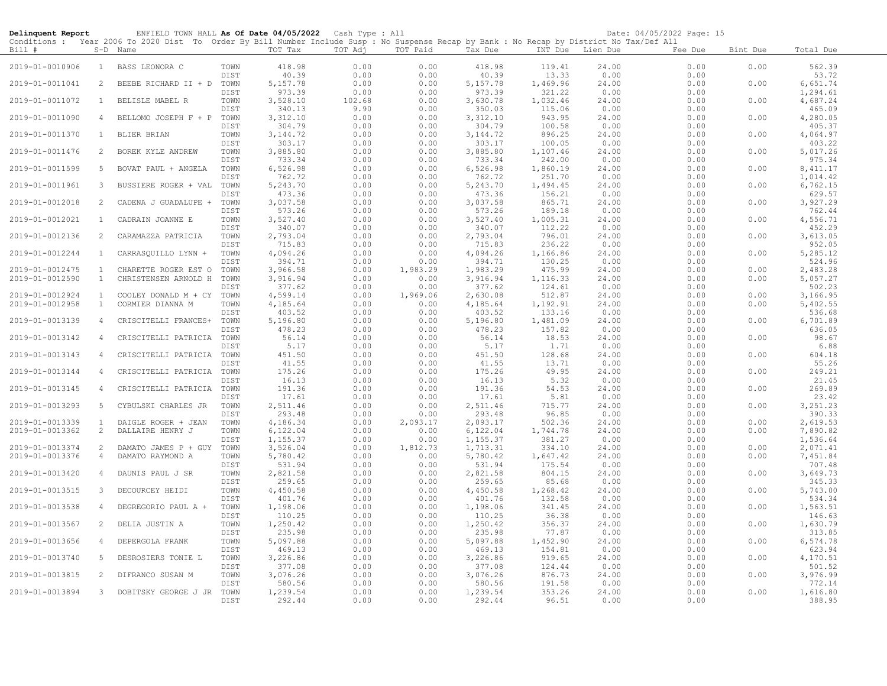**Delinquent Report** ENFIELD TOWN HALL **As Of Date 04/05/2022** Cash Type : All Date: 04/05/2022

Conditions : Year 2006 To 2020 Dist To Order By Bill Number Include Susp : No Suspense Recap by Bank : No Recap by District No Tax/Def All

| Bill # | S-D | Name | | TOT Tax | TOT Adj | TOT Paid | Tax Due | INT Due | Lien Due | Fee Due | Bint Due | Total Due |
|---|---|---|---|---|---|---|---|---|---|---|---|---|
| 2019-01-0010906 | 1 | BASS LEONORA C | TOWN | 418.98 | 0.00 | 0.00 | 418.98 | 119.41 | 24.00 | 0.00 | 0.00 | 562.39 |
| | | | DIST | 40.39 | 0.00 | 0.00 | 40.39 | 13.33 | 0.00 | 0.00 | | 53.72 |
| 2019-01-0011041 | 2 | BEEBE RICHARD II + D | TOWN | 5,157.78 | 0.00 | 0.00 | 5,157.78 | 1,469.96 | 24.00 | 0.00 | 0.00 | 6,651.74 |
| | | | DIST | 973.39 | 0.00 | 0.00 | 973.39 | 321.22 | 0.00 | 0.00 | | 1,294.61 |
| 2019-01-0011072 | 1 | BELISLE MABEL R | TOWN | 3,528.10 | 102.68 | 0.00 | 3,630.78 | 1,032.46 | 24.00 | 0.00 | 0.00 | 4,687.24 |
| | | | DIST | 340.13 | 9.90 | 0.00 | 350.03 | 115.06 | 0.00 | 0.00 | | 465.09 |
| 2019-01-0011090 | 4 | BELLOMO JOSEPH F + P | TOWN | 3,312.10 | 0.00 | 0.00 | 3,312.10 | 943.95 | 24.00 | 0.00 | 0.00 | 4,280.05 |
| | | | DIST | 304.79 | 0.00 | 0.00 | 304.79 | 100.58 | 0.00 | 0.00 | | 405.37 |
| 2019-01-0011370 | 1 | BLIER BRIAN | TOWN | 3,144.72 | 0.00 | 0.00 | 3,144.72 | 896.25 | 24.00 | 0.00 | 0.00 | 4,064.97 |
| | | | DIST | 303.17 | 0.00 | 0.00 | 303.17 | 100.05 | 0.00 | 0.00 | | 403.22 |
| 2019-01-0011476 | 2 | BOREK KYLE ANDREW | TOWN | 3,885.80 | 0.00 | 0.00 | 3,885.80 | 1,107.46 | 24.00 | 0.00 | 0.00 | 5,017.26 |
| | | | DIST | 733.34 | 0.00 | 0.00 | 733.34 | 242.00 | 0.00 | 0.00 | | 975.34 |
| 2019-01-0011599 | 5 | BOVAT PAUL + ANGELA | TOWN | 6,526.98 | 0.00 | 0.00 | 6,526.98 | 1,860.19 | 24.00 | 0.00 | 0.00 | 8,411.17 |
| | | | DIST | 762.72 | 0.00 | 0.00 | 762.72 | 251.70 | 0.00 | 0.00 | | 1,014.42 |
| 2019-01-0011961 | 3 | BUSSIERE ROGER + VAL | TOWN | 5,243.70 | 0.00 | 0.00 | 5,243.70 | 1,494.45 | 24.00 | 0.00 | 0.00 | 6,762.15 |
| | | | DIST | 473.36 | 0.00 | 0.00 | 473.36 | 156.21 | 0.00 | 0.00 | | 629.57 |
| 2019-01-0012018 | 2 | CADENA J GUADALUPE + | TOWN | 3,037.58 | 0.00 | 0.00 | 3,037.58 | 865.71 | 24.00 | 0.00 | 0.00 | 3,927.29 |
| | | | DIST | 573.26 | 0.00 | 0.00 | 573.26 | 189.18 | 0.00 | 0.00 | | 762.44 |
| 2019-01-0012021 | 1 | CADRAIN JOANNE E | TOWN | 3,527.40 | 0.00 | 0.00 | 3,527.40 | 1,005.31 | 24.00 | 0.00 | 0.00 | 4,556.71 |
| | | | DIST | 340.07 | 0.00 | 0.00 | 340.07 | 112.22 | 0.00 | 0.00 | | 452.29 |
| 2019-01-0012136 | 2 | CARAMAZZA PATRICIA | TOWN | 2,793.04 | 0.00 | 0.00 | 2,793.04 | 796.01 | 24.00 | 0.00 | 0.00 | 3,613.05 |
| | | | DIST | 715.83 | 0.00 | 0.00 | 715.83 | 236.22 | 0.00 | 0.00 | | 952.05 |
| 2019-01-0012244 | 1 | CARRASQUILLO LYNN + | TOWN | 4,094.26 | 0.00 | 0.00 | 4,094.26 | 1,166.86 | 24.00 | 0.00 | 0.00 | 5,285.12 |
| | | | DIST | 394.71 | 0.00 | 0.00 | 394.71 | 130.25 | 0.00 | 0.00 | | 524.96 |
| 2019-01-0012475 | 1 | CHARETTE ROGER EST O | TOWN | 3,966.58 | 0.00 | 1,983.29 | 1,983.29 | 475.99 | 24.00 | 0.00 | 0.00 | 2,483.28 |
| 2019-01-0012590 | 1 | CHRISTENSEN ARNOLD H | TOWN | 3,916.94 | 0.00 | 0.00 | 3,916.94 | 1,116.33 | 24.00 | 0.00 | 0.00 | 5,057.27 |
| | | | DIST | 377.62 | 0.00 | 0.00 | 377.62 | 124.61 | 0.00 | 0.00 | | 502.23 |
| 2019-01-0012924 | 1 | COOLEY DONALD M + CY | TOWN | 4,599.14 | 0.00 | 1,969.06 | 2,630.08 | 512.87 | 24.00 | 0.00 | 0.00 | 3,166.95 |
| 2019-01-0012958 | 1 | CORMIER DIANNA M | TOWN | 4,185.64 | 0.00 | 0.00 | 4,185.64 | 1,192.91 | 24.00 | 0.00 | 0.00 | 5,402.55 |
| | | | DIST | 403.52 | 0.00 | 0.00 | 403.52 | 133.16 | 0.00 | 0.00 | | 536.68 |
| 2019-01-0013139 | 4 | CRISCITELLI FRANCES+ | TOWN | 5,196.80 | 0.00 | 0.00 | 5,196.80 | 1,481.09 | 24.00 | 0.00 | 0.00 | 6,701.89 |
| | | | DIST | 478.23 | 0.00 | 0.00 | 478.23 | 157.82 | 0.00 | 0.00 | | 636.05 |
| 2019-01-0013142 | 4 | CRISCITELLI PATRICIA | TOWN | 56.14 | 0.00 | 0.00 | 56.14 | 18.53 | 24.00 | 0.00 | 0.00 | 98.67 |
| | | | DIST | 5.17 | 0.00 | 0.00 | 5.17 | 1.71 | 0.00 | 0.00 | | 6.88 |
| 2019-01-0013143 | 4 | CRISCITELLI PATRICIA | TOWN | 451.50 | 0.00 | 0.00 | 451.50 | 128.68 | 24.00 | 0.00 | 0.00 | 604.18 |
| | | | DIST | 41.55 | 0.00 | 0.00 | 41.55 | 13.71 | 0.00 | 0.00 | | 55.26 |
| 2019-01-0013144 | 4 | CRISCITELLI PATRICIA | TOWN | 175.26 | 0.00 | 0.00 | 175.26 | 49.95 | 24.00 | 0.00 | 0.00 | 249.21 |
| | | | DIST | 16.13 | 0.00 | 0.00 | 16.13 | 5.32 | 0.00 | 0.00 | | 21.45 |
| 2019-01-0013145 | 4 | CRISCITELLI PATRICIA | TOWN | 191.36 | 0.00 | 0.00 | 191.36 | 54.53 | 24.00 | 0.00 | 0.00 | 269.89 |
| | | | DIST | 17.61 | 0.00 | 0.00 | 17.61 | 5.81 | 0.00 | 0.00 | | 23.42 |
| 2019-01-0013293 | 5 | CYBULSKI CHARLES JR | TOWN | 2,511.46 | 0.00 | 0.00 | 2,511.46 | 715.77 | 24.00 | 0.00 | 0.00 | 3,251.23 |
| | | | DIST | 293.48 | 0.00 | 0.00 | 293.48 | 96.85 | 0.00 | 0.00 | | 390.33 |
| 2019-01-0013339 | 1 | DAIGLE ROGER + JEAN | TOWN | 4,186.34 | 0.00 | 2,093.17 | 2,093.17 | 502.36 | 24.00 | 0.00 | 0.00 | 2,619.53 |
| 2019-01-0013362 | 2 | DALLAIRE HENRY J | TOWN | 6,122.04 | 0.00 | 0.00 | 6,122.04 | 1,744.78 | 24.00 | 0.00 | 0.00 | 7,890.82 |
| | | | DIST | 1,155.37 | 0.00 | 0.00 | 1,155.37 | 381.27 | 0.00 | 0.00 | | 1,536.64 |
| 2019-01-0013374 | 2 | DAMATO JAMES P + GUY | TOWN | 3,526.04 | 0.00 | 1,812.73 | 1,713.31 | 334.10 | 24.00 | 0.00 | 0.00 | 2,071.41 |
| 2019-01-0013376 | 4 | DAMATO RAYMOND A | TOWN | 5,780.42 | 0.00 | 0.00 | 5,780.42 | 1,647.42 | 24.00 | 0.00 | 0.00 | 7,451.84 |
| | | | DIST | 531.94 | 0.00 | 0.00 | 531.94 | 175.54 | 0.00 | 0.00 | | 707.48 |
| 2019-01-0013420 | 4 | DAUNIS PAUL J SR | TOWN | 2,821.58 | 0.00 | 0.00 | 2,821.58 | 804.15 | 24.00 | 0.00 | 0.00 | 3,649.73 |
| | | | DIST | 259.65 | 0.00 | 0.00 | 259.65 | 85.68 | 0.00 | 0.00 | | 345.33 |
| 2019-01-0013515 | 3 | DECOURCEY HEIDI | TOWN | 4,450.58 | 0.00 | 0.00 | 4,450.58 | 1,268.42 | 24.00 | 0.00 | 0.00 | 5,743.00 |
| | | | DIST | 401.76 | 0.00 | 0.00 | 401.76 | 132.58 | 0.00 | 0.00 | | 534.34 |
| 2019-01-0013538 | 4 | DEGREGORIO PAUL A + | TOWN | 1,198.06 | 0.00 | 0.00 | 1,198.06 | 341.45 | 24.00 | 0.00 | 0.00 | 1,563.51 |
| | | | DIST | 110.25 | 0.00 | 0.00 | 110.25 | 36.38 | 0.00 | 0.00 | | 146.63 |
| 2019-01-0013567 | 2 | DELIA JUSTIN A | TOWN | 1,250.42 | 0.00 | 0.00 | 1,250.42 | 356.37 | 24.00 | 0.00 | 0.00 | 1,630.79 |
| | | | DIST | 235.98 | 0.00 | 0.00 | 235.98 | 77.87 | 0.00 | 0.00 | | 313.85 |
| 2019-01-0013656 | 4 | DEPERGOLA FRANK | TOWN | 5,097.88 | 0.00 | 0.00 | 5,097.88 | 1,452.90 | 24.00 | 0.00 | 0.00 | 6,574.78 |
| | | | DIST | 469.13 | 0.00 | 0.00 | 469.13 | 154.81 | 0.00 | 0.00 | | 623.94 |
| 2019-01-0013740 | 5 | DESROSIERS TONIE L | TOWN | 3,226.86 | 0.00 | 0.00 | 3,226.86 | 919.65 | 24.00 | 0.00 | 0.00 | 4,170.51 |
| | | | DIST | 377.08 | 0.00 | 0.00 | 377.08 | 124.44 | 0.00 | 0.00 | | 501.52 |
| 2019-01-0013815 | 2 | DIFRANCO SUSAN M | TOWN | 3,076.26 | 0.00 | 0.00 | 3,076.26 | 876.73 | 24.00 | 0.00 | 0.00 | 3,976.99 |
| | | | DIST | 580.56 | 0.00 | 0.00 | 580.56 | 191.58 | 0.00 | 0.00 | | 772.14 |
| 2019-01-0013894 | 3 | DOBITSKY GEORGE J JR | TOWN | 1,239.54 | 0.00 | 0.00 | 1,239.54 | 353.26 | 24.00 | 0.00 | 0.00 | 1,616.80 |
| | | | DIST | 292.44 | 0.00 | 0.00 | 292.44 | 96.51 | 0.00 | 0.00 | | 388.95 |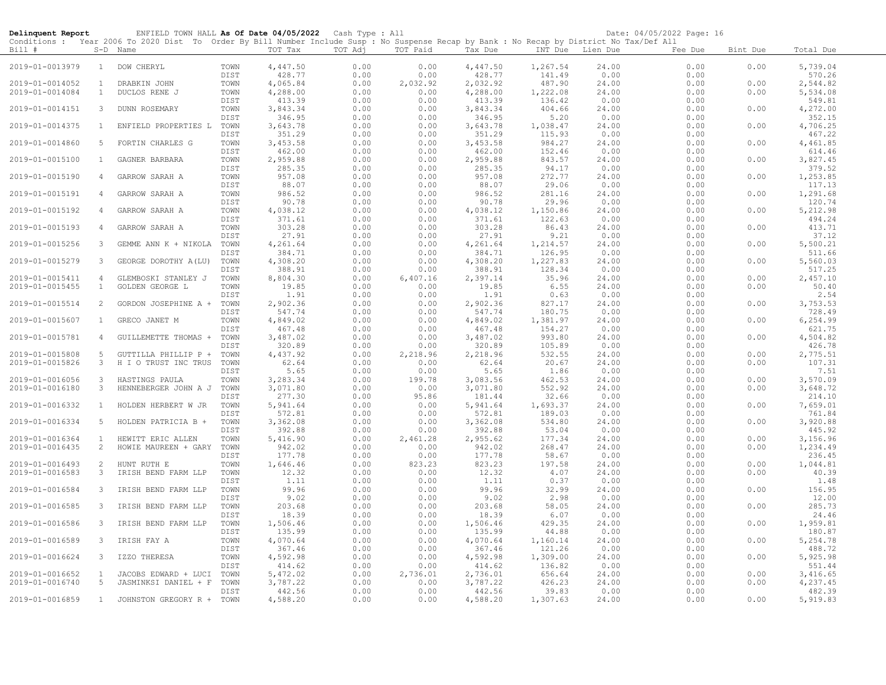**Delinquent Report** ENFIELD TOWN HALL **As Of Date 04/05/2022** Cash Type : All Date: 04/05/2022 Page: 16

Conditions : Year 2006 To 2020 Dist To Order By Bill Number Include Susp : No Suspense Recap by Bank : No Recap by District No Tax/Def All

| Bill # | S-D | Name | | TOT Tax | TOT Adj | TOT Paid | Tax Due | INT Due | Lien Due | Fee Due | Bint Due | Total Due |
|---|---|---|---|---|---|---|---|---|---|---|---|---|
| 2019-01-0013979 | 1 | DOW CHERYL | TOWN | 4,447.50 | 0.00 | 0.00 | 4,447.50 | 1,267.54 | 24.00 | 0.00 | 0.00 | 5,739.04 |
| | | | DIST | 428.77 | 0.00 | 0.00 | 428.77 | 141.49 | 0.00 | 0.00 | | 570.26 |
| 2019-01-0014052 | 1 | DRABKIN JOHN | TOWN | 4,065.84 | 0.00 | 2,032.92 | 2,032.92 | 487.90 | 24.00 | 0.00 | 0.00 | 2,544.82 |
| 2019-01-0014084 | 1 | DUCLOS RENE J | TOWN | 4,288.00 | 0.00 | 0.00 | 4,288.00 | 1,222.08 | 24.00 | 0.00 | 0.00 | 5,534.08 |
| | | | DIST | 413.39 | 0.00 | 0.00 | 413.39 | 136.42 | 0.00 | 0.00 | | 549.81 |
| 2019-01-0014151 | 3 | DUNN ROSEMARY | TOWN | 3,843.34 | 0.00 | 0.00 | 3,843.34 | 404.66 | 24.00 | 0.00 | 0.00 | 4,272.00 |
| | | | DIST | 346.95 | 0.00 | 0.00 | 346.95 | 5.20 | 0.00 | 0.00 | | 352.15 |
| 2019-01-0014375 | 1 | ENFIELD PROPERTIES L | TOWN | 3,643.78 | 0.00 | 0.00 | 3,643.78 | 1,038.47 | 24.00 | 0.00 | 0.00 | 4,706.25 |
| | | | DIST | 351.29 | 0.00 | 0.00 | 351.29 | 115.93 | 0.00 | 0.00 | | 467.22 |
| 2019-01-0014860 | 5 | FORTIN CHARLES G | TOWN | 3,453.58 | 0.00 | 0.00 | 3,453.58 | 984.27 | 24.00 | 0.00 | 0.00 | 4,461.85 |
| | | | DIST | 462.00 | 0.00 | 0.00 | 462.00 | 152.46 | 0.00 | 0.00 | | 614.46 |
| 2019-01-0015100 | 1 | GAGNER BARBARA | TOWN | 2,959.88 | 0.00 | 0.00 | 2,959.88 | 843.57 | 24.00 | 0.00 | 0.00 | 3,827.45 |
| | | | DIST | 285.35 | 0.00 | 0.00 | 285.35 | 94.17 | 0.00 | 0.00 | | 379.52 |
| 2019-01-0015190 | 4 | GARROW SARAH A | TOWN | 957.08 | 0.00 | 0.00 | 957.08 | 272.77 | 24.00 | 0.00 | 0.00 | 1,253.85 |
| | | | DIST | 88.07 | 0.00 | 0.00 | 88.07 | 29.06 | 0.00 | 0.00 | | 117.13 |
| 2019-01-0015191 | 4 | GARROW SARAH A | TOWN | 986.52 | 0.00 | 0.00 | 986.52 | 281.16 | 24.00 | 0.00 | 0.00 | 1,291.68 |
| | | | DIST | 90.78 | 0.00 | 0.00 | 90.78 | 29.96 | 0.00 | 0.00 | | 120.74 |
| 2019-01-0015192 | 4 | GARROW SARAH A | TOWN | 4,038.12 | 0.00 | 0.00 | 4,038.12 | 1,150.86 | 24.00 | 0.00 | 0.00 | 5,212.98 |
| | | | DIST | 371.61 | 0.00 | 0.00 | 371.61 | 122.63 | 0.00 | 0.00 | | 494.24 |
| 2019-01-0015193 | 4 | GARROW SARAH A | TOWN | 303.28 | 0.00 | 0.00 | 303.28 | 86.43 | 24.00 | 0.00 | 0.00 | 413.71 |
| | | | DIST | 27.91 | 0.00 | 0.00 | 27.91 | 9.21 | 0.00 | 0.00 | | 37.12 |
| 2019-01-0015256 | 3 | GEMME ANN K + NIKOLA | TOWN | 4,261.64 | 0.00 | 0.00 | 4,261.64 | 1,214.57 | 24.00 | 0.00 | 0.00 | 5,500.21 |
| | | | DIST | 384.71 | 0.00 | 0.00 | 384.71 | 126.95 | 0.00 | 0.00 | | 511.66 |
| 2019-01-0015279 | 3 | GEORGE DOROTHY A(LU) | TOWN | 4,308.20 | 0.00 | 0.00 | 4,308.20 | 1,227.83 | 24.00 | 0.00 | 0.00 | 5,560.03 |
| | | | DIST | 388.91 | 0.00 | 0.00 | 388.91 | 128.34 | 0.00 | 0.00 | | 517.25 |
| 2019-01-0015411 | 4 | GLEMBOSKI STANLEY J | TOWN | 8,804.30 | 0.00 | 6,407.16 | 2,397.14 | 35.96 | 24.00 | 0.00 | 0.00 | 2,457.10 |
| 2019-01-0015455 | 1 | GOLDEN GEORGE L | TOWN | 19.85 | 0.00 | 0.00 | 19.85 | 6.55 | 24.00 | 0.00 | 0.00 | 50.40 |
| | | | DIST | 1.91 | 0.00 | 0.00 | 1.91 | 0.63 | 0.00 | 0.00 | | 2.54 |
| 2019-01-0015514 | 2 | GORDON JOSEPHINE A + | TOWN | 2,902.36 | 0.00 | 0.00 | 2,902.36 | 827.17 | 24.00 | 0.00 | 0.00 | 3,753.53 |
| | | | DIST | 547.74 | 0.00 | 0.00 | 547.74 | 180.75 | 0.00 | 0.00 | | 728.49 |
| 2019-01-0015607 | 1 | GRECO JANET M | TOWN | 4,849.02 | 0.00 | 0.00 | 4,849.02 | 1,381.97 | 24.00 | 0.00 | 0.00 | 6,254.99 |
| | | | DIST | 467.48 | 0.00 | 0.00 | 467.48 | 154.27 | 0.00 | 0.00 | | 621.75 |
| 2019-01-0015781 | 4 | GUILLEMETTE THOMAS + | TOWN | 3,487.02 | 0.00 | 0.00 | 3,487.02 | 993.80 | 24.00 | 0.00 | 0.00 | 4,504.82 |
| | | | DIST | 320.89 | 0.00 | 0.00 | 320.89 | 105.89 | 0.00 | 0.00 | | 426.78 |
| 2019-01-0015808 | 5 | GUTTILLA PHILLIP P + | TOWN | 4,437.92 | 0.00 | 2,218.96 | 2,218.96 | 532.55 | 24.00 | 0.00 | 0.00 | 2,775.51 |
| 2019-01-0015826 | 3 | H I O TRUST INC TRUS | TOWN | 62.64 | 0.00 | 0.00 | 62.64 | 20.67 | 24.00 | 0.00 | 0.00 | 107.31 |
| | | | DIST | 5.65 | 0.00 | 0.00 | 5.65 | 1.86 | 0.00 | 0.00 | | 7.51 |
| 2019-01-0016056 | 3 | HASTINGS PAULA | TOWN | 3,283.34 | 0.00 | 199.78 | 3,083.56 | 462.53 | 24.00 | 0.00 | 0.00 | 3,570.09 |
| 2019-01-0016180 | 3 | HENNEBERGER JOHN A J | TOWN | 3,071.80 | 0.00 | 0.00 | 3,071.80 | 552.92 | 24.00 | 0.00 | 0.00 | 3,648.72 |
| | | | DIST | 277.30 | 0.00 | 95.86 | 181.44 | 32.66 | 0.00 | 0.00 | | 214.10 |
| 2019-01-0016332 | 1 | HOLDEN HERBERT W JR | TOWN | 5,941.64 | 0.00 | 0.00 | 5,941.64 | 1,693.37 | 24.00 | 0.00 | 0.00 | 7,659.01 |
| | | | DIST | 572.81 | 0.00 | 0.00 | 572.81 | 189.03 | 0.00 | 0.00 | | 761.84 |
| 2019-01-0016334 | 5 | HOLDEN PATRICIA B + | TOWN | 3,362.08 | 0.00 | 0.00 | 3,362.08 | 534.80 | 24.00 | 0.00 | 0.00 | 3,920.88 |
| | | | DIST | 392.88 | 0.00 | 0.00 | 392.88 | 53.04 | 0.00 | 0.00 | | 445.92 |
| 2019-01-0016364 | 1 | HEWITT ERIC ALLEN | TOWN | 5,416.90 | 0.00 | 2,461.28 | 2,955.62 | 177.34 | 24.00 | 0.00 | 0.00 | 3,156.96 |
| 2019-01-0016435 | 2 | HOWIE MAUREEN + GARY | TOWN | 942.02 | 0.00 | 0.00 | 942.02 | 268.47 | 24.00 | 0.00 | 0.00 | 1,234.49 |
| | | | DIST | 177.78 | 0.00 | 0.00 | 177.78 | 58.67 | 0.00 | 0.00 | | 236.45 |
| 2019-01-0016493 | 2 | HUNT RUTH E | TOWN | 1,646.46 | 0.00 | 823.23 | 823.23 | 197.58 | 24.00 | 0.00 | 0.00 | 1,044.81 |
| 2019-01-0016583 | 3 | IRISH BEND FARM LLP | TOWN | 12.32 | 0.00 | 0.00 | 12.32 | 4.07 | 24.00 | 0.00 | 0.00 | 40.39 |
| | | | DIST | 1.11 | 0.00 | 0.00 | 1.11 | 0.37 | 0.00 | 0.00 | | 1.48 |
| 2019-01-0016584 | 3 | IRISH BEND FARM LLP | TOWN | 99.96 | 0.00 | 0.00 | 99.96 | 32.99 | 24.00 | 0.00 | 0.00 | 156.95 |
| | | | DIST | 9.02 | 0.00 | 0.00 | 9.02 | 2.98 | 0.00 | 0.00 | | 12.00 |
| 2019-01-0016585 | 3 | IRISH BEND FARM LLP | TOWN | 203.68 | 0.00 | 0.00 | 203.68 | 58.05 | 24.00 | 0.00 | 0.00 | 285.73 |
| | | | DIST | 18.39 | 0.00 | 0.00 | 18.39 | 6.07 | 0.00 | 0.00 | | 24.46 |
| 2019-01-0016586 | 3 | IRISH BEND FARM LLP | TOWN | 1,506.46 | 0.00 | 0.00 | 1,506.46 | 429.35 | 24.00 | 0.00 | 0.00 | 1,959.81 |
| | | | DIST | 135.99 | 0.00 | 0.00 | 135.99 | 44.88 | 0.00 | 0.00 | | 180.87 |
| 2019-01-0016589 | 3 | IRISH FAY A | TOWN | 4,070.64 | 0.00 | 0.00 | 4,070.64 | 1,160.14 | 24.00 | 0.00 | 0.00 | 5,254.78 |
| | | | DIST | 367.46 | 0.00 | 0.00 | 367.46 | 121.26 | 0.00 | 0.00 | | 488.72 |
| 2019-01-0016624 | 3 | IZZO THERESA | TOWN | 4,592.98 | 0.00 | 0.00 | 4,592.98 | 1,309.00 | 24.00 | 0.00 | 0.00 | 5,925.98 |
| | | | DIST | 414.62 | 0.00 | 0.00 | 414.62 | 136.82 | 0.00 | 0.00 | | 551.44 |
| 2019-01-0016652 | 1 | JACOBS EDWARD + LUCI | TOWN | 5,472.02 | 0.00 | 2,736.01 | 2,736.01 | 656.64 | 24.00 | 0.00 | 0.00 | 3,416.65 |
| 2019-01-0016740 | 5 | JASMINKSI DANIEL + F | TOWN | 3,787.22 | 0.00 | 0.00 | 3,787.22 | 426.23 | 24.00 | 0.00 | 0.00 | 4,237.45 |
| | | | DIST | 442.56 | 0.00 | 0.00 | 442.56 | 39.83 | 0.00 | 0.00 | | 482.39 |
| 2019-01-0016859 | 1 | JOHNSTON GREGORY R + | TOWN | 4,588.20 | 0.00 | 0.00 | 4,588.20 | 1,307.63 | 24.00 | 0.00 | 0.00 | 5,919.83 |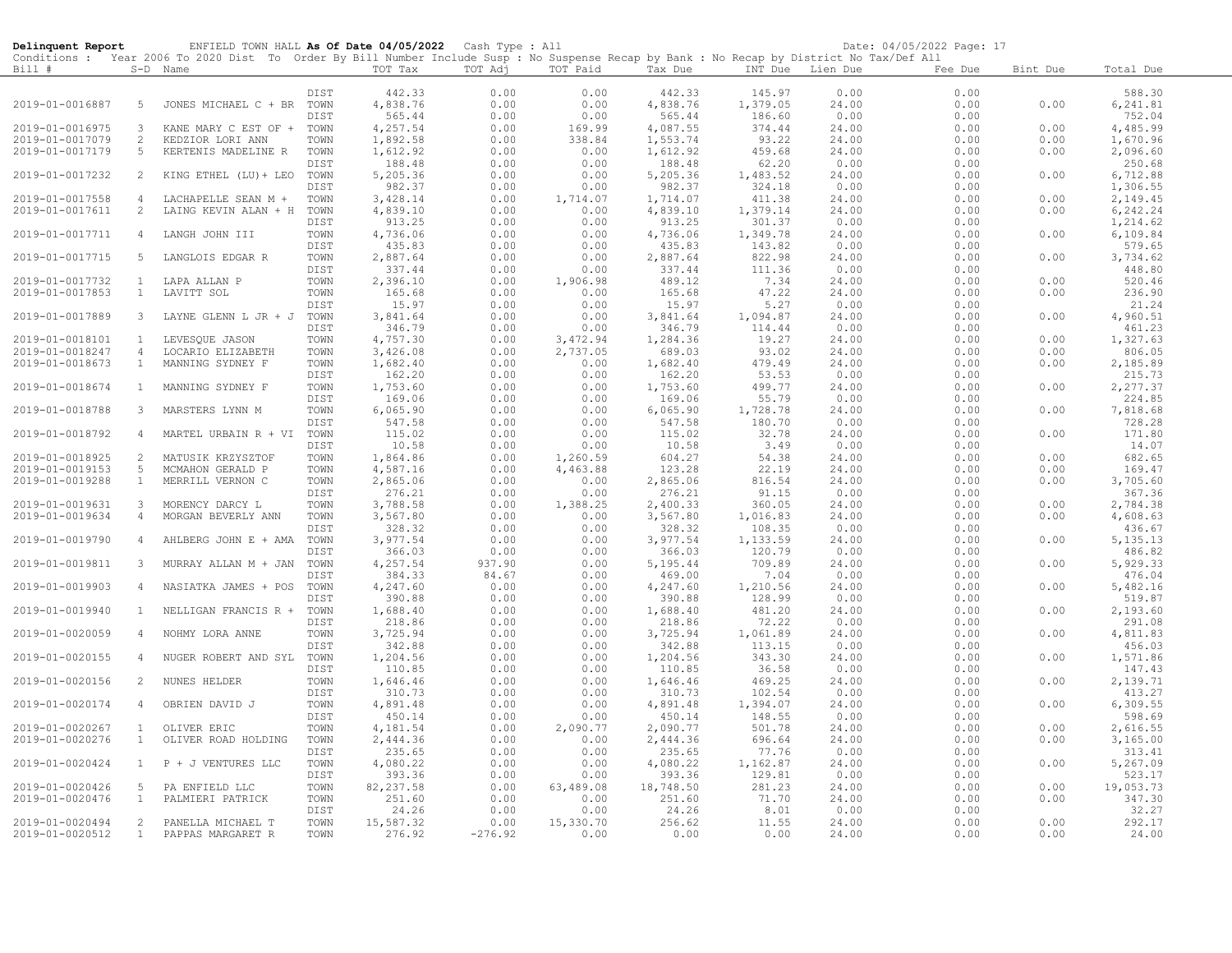**Delinquent Report** ENFIELD TOWN HALL **As Of Date 04/05/2022** Cash Type : All Date: 04/05/2022 Page: 17

Conditions : Year 2006 To 2020 Dist To Order By Bill Number Include Susp : No Suspense Recap by Bank : No Recap by District No Tax/Def All

| Bill # | S-D | Name | | TOT Tax | TOT Adj | TOT Paid | Tax Due | INT Due | Lien Due | Fee Due | Bint Due | Total Due |
|---|---|---|---|---|---|---|---|---|---|---|---|---|
| | | | DIST | 442.33 | 0.00 | 0.00 | 442.33 | 145.97 | 0.00 | 0.00 | | 588.30 |
| 2019-01-0016887 | 5 | JONES MICHAEL C + BR | TOWN | 4,838.76 | 0.00 | 0.00 | 4,838.76 | 1,379.05 | 24.00 | 0.00 | 0.00 | 6,241.81 |
| | | | DIST | 565.44 | 0.00 | 0.00 | 565.44 | 186.60 | 0.00 | 0.00 | | 752.04 |
| 2019-01-0016975 | 3 | KANE MARY C EST OF + | TOWN | 4,257.54 | 0.00 | 169.99 | 4,087.55 | 374.44 | 24.00 | 0.00 | 0.00 | 4,485.99 |
| 2019-01-0017079 | 2 | KEDZIOR LORI ANN | TOWN | 1,892.58 | 0.00 | 338.84 | 1,553.74 | 93.22 | 24.00 | 0.00 | 0.00 | 1,670.96 |
| 2019-01-0017179 | 5 | KERTENIS MADELINE R | TOWN | 1,612.92 | 0.00 | 0.00 | 1,612.92 | 459.68 | 24.00 | 0.00 | 0.00 | 2,096.60 |
| | | | DIST | 188.48 | 0.00 | 0.00 | 188.48 | 62.20 | 0.00 | 0.00 | | 250.68 |
| 2019-01-0017232 | 2 | KING ETHEL (LU)+ LEO | TOWN | 5,205.36 | 0.00 | 0.00 | 5,205.36 | 1,483.52 | 24.00 | 0.00 | 0.00 | 6,712.88 |
| | | | DIST | 982.37 | 0.00 | 0.00 | 982.37 | 324.18 | 0.00 | 0.00 | | 1,306.55 |
| 2019-01-0017558 | 4 | LACHAPELLE SEAN M + | TOWN | 3,428.14 | 0.00 | 1,714.07 | 1,714.07 | 411.38 | 24.00 | 0.00 | 0.00 | 2,149.45 |
| 2019-01-0017611 | 2 | LAING KEVIN ALAN + H | TOWN | 4,839.10 | 0.00 | 0.00 | 4,839.10 | 1,379.14 | 24.00 | 0.00 | 0.00 | 6,242.24 |
| | | | DIST | 913.25 | 0.00 | 0.00 | 913.25 | 301.37 | 0.00 | 0.00 | | 1,214.62 |
| 2019-01-0017711 | 4 | LANGH JOHN III | TOWN | 4,736.06 | 0.00 | 0.00 | 4,736.06 | 1,349.78 | 24.00 | 0.00 | 0.00 | 6,109.84 |
| | | | DIST | 435.83 | 0.00 | 0.00 | 435.83 | 143.82 | 0.00 | 0.00 | | 579.65 |
| 2019-01-0017715 | 5 | LANGLOIS EDGAR R | TOWN | 2,887.64 | 0.00 | 0.00 | 2,887.64 | 822.98 | 24.00 | 0.00 | 0.00 | 3,734.62 |
| | | | DIST | 337.44 | 0.00 | 0.00 | 337.44 | 111.36 | 0.00 | 0.00 | | 448.80 |
| 2019-01-0017732 | 1 | LAPA ALLAN P | TOWN | 2,396.10 | 0.00 | 1,906.98 | 489.12 | 7.34 | 24.00 | 0.00 | 0.00 | 520.46 |
| 2019-01-0017853 | 1 | LAVITT SOL | TOWN | 165.68 | 0.00 | 0.00 | 165.68 | 47.22 | 24.00 | 0.00 | 0.00 | 236.90 |
| | | | DIST | 15.97 | 0.00 | 0.00 | 15.97 | 5.27 | 0.00 | 0.00 | | 21.24 |
| 2019-01-0017889 | 3 | LAYNE GLENN L JR + J | TOWN | 3,841.64 | 0.00 | 0.00 | 3,841.64 | 1,094.87 | 24.00 | 0.00 | 0.00 | 4,960.51 |
| | | | DIST | 346.79 | 0.00 | 0.00 | 346.79 | 114.44 | 0.00 | 0.00 | | 461.23 |
| 2019-01-0018101 | 1 | LEVESQUE JASON | TOWN | 4,757.30 | 0.00 | 3,472.94 | 1,284.36 | 19.27 | 24.00 | 0.00 | 0.00 | 1,327.63 |
| 2019-01-0018247 | 4 | LOCARIO ELIZABETH | TOWN | 3,426.08 | 0.00 | 2,737.05 | 689.03 | 93.02 | 24.00 | 0.00 | 0.00 | 806.05 |
| 2019-01-0018673 | 1 | MANNING SYDNEY F | TOWN | 1,682.40 | 0.00 | 0.00 | 1,682.40 | 479.49 | 24.00 | 0.00 | 0.00 | 2,185.89 |
| | | | DIST | 162.20 | 0.00 | 0.00 | 162.20 | 53.53 | 0.00 | 0.00 | | 215.73 |
| 2019-01-0018674 | 1 | MANNING SYDNEY F | TOWN | 1,753.60 | 0.00 | 0.00 | 1,753.60 | 499.77 | 24.00 | 0.00 | 0.00 | 2,277.37 |
| | | | DIST | 169.06 | 0.00 | 0.00 | 169.06 | 55.79 | 0.00 | 0.00 | | 224.85 |
| 2019-01-0018788 | 3 | MARSTERS LYNN M | TOWN | 6,065.90 | 0.00 | 0.00 | 6,065.90 | 1,728.78 | 24.00 | 0.00 | 0.00 | 7,818.68 |
| | | | DIST | 547.58 | 0.00 | 0.00 | 547.58 | 180.70 | 0.00 | 0.00 | | 728.28 |
| 2019-01-0018792 | 4 | MARTEL URBAIN R + VI | TOWN | 115.02 | 0.00 | 0.00 | 115.02 | 32.78 | 24.00 | 0.00 | 0.00 | 171.80 |
| | | | DIST | 10.58 | 0.00 | 0.00 | 10.58 | 3.49 | 0.00 | 0.00 | | 14.07 |
| 2019-01-0018925 | 2 | MATUSIK KRZYSZTOF | TOWN | 1,864.86 | 0.00 | 1,260.59 | 604.27 | 54.38 | 24.00 | 0.00 | 0.00 | 682.65 |
| 2019-01-0019153 | 5 | MCMAHON GERALD P | TOWN | 4,587.16 | 0.00 | 4,463.88 | 123.28 | 22.19 | 24.00 | 0.00 | 0.00 | 169.47 |
| 2019-01-0019288 | 1 | MERRILL VERNON C | TOWN | 2,865.06 | 0.00 | 0.00 | 2,865.06 | 816.54 | 24.00 | 0.00 | 0.00 | 3,705.60 |
| | | | DIST | 276.21 | 0.00 | 0.00 | 276.21 | 91.15 | 0.00 | 0.00 | | 367.36 |
| 2019-01-0019631 | 3 | MORENCY DARCY L | TOWN | 3,788.58 | 0.00 | 1,388.25 | 2,400.33 | 360.05 | 24.00 | 0.00 | 0.00 | 2,784.38 |
| 2019-01-0019634 | 4 | MORGAN BEVERLY ANN | TOWN | 3,567.80 | 0.00 | 0.00 | 3,567.80 | 1,016.83 | 24.00 | 0.00 | 0.00 | 4,608.63 |
| | | | DIST | 328.32 | 0.00 | 0.00 | 328.32 | 108.35 | 0.00 | 0.00 | | 436.67 |
| 2019-01-0019790 | 4 | AHLBERG JOHN E + AMA | TOWN | 3,977.54 | 0.00 | 0.00 | 3,977.54 | 1,133.59 | 24.00 | 0.00 | 0.00 | 5,135.13 |
| | | | DIST | 366.03 | 0.00 | 0.00 | 366.03 | 120.79 | 0.00 | 0.00 | | 486.82 |
| 2019-01-0019811 | 3 | MURRAY ALLAN M + JAN | TOWN | 4,257.54 | 937.90 | 0.00 | 5,195.44 | 709.89 | 24.00 | 0.00 | 0.00 | 5,929.33 |
| | | | DIST | 384.33 | 84.67 | 0.00 | 469.00 | 7.04 | 0.00 | 0.00 | | 476.04 |
| 2019-01-0019903 | 4 | NASIATKA JAMES + POS | TOWN | 4,247.60 | 0.00 | 0.00 | 4,247.60 | 1,210.56 | 24.00 | 0.00 | 0.00 | 5,482.16 |
| | | | DIST | 390.88 | 0.00 | 0.00 | 390.88 | 128.99 | 0.00 | 0.00 | | 519.87 |
| 2019-01-0019940 | 1 | NELLIGAN FRANCIS R + | TOWN | 1,688.40 | 0.00 | 0.00 | 1,688.40 | 481.20 | 24.00 | 0.00 | 0.00 | 2,193.60 |
| | | | DIST | 218.86 | 0.00 | 0.00 | 218.86 | 72.22 | 0.00 | 0.00 | | 291.08 |
| 2019-01-0020059 | 4 | NOHMY LORA ANNE | TOWN | 3,725.94 | 0.00 | 0.00 | 3,725.94 | 1,061.89 | 24.00 | 0.00 | 0.00 | 4,811.83 |
| | | | DIST | 342.88 | 0.00 | 0.00 | 342.88 | 113.15 | 0.00 | 0.00 | | 456.03 |
| 2019-01-0020155 | 4 | NUGER ROBERT AND SYL | TOWN | 1,204.56 | 0.00 | 0.00 | 1,204.56 | 343.30 | 24.00 | 0.00 | 0.00 | 1,571.86 |
| | | | DIST | 110.85 | 0.00 | 0.00 | 110.85 | 36.58 | 0.00 | 0.00 | | 147.43 |
| 2019-01-0020156 | 2 | NUNES HELDER | TOWN | 1,646.46 | 0.00 | 0.00 | 1,646.46 | 469.25 | 24.00 | 0.00 | 0.00 | 2,139.71 |
| | | | DIST | 310.73 | 0.00 | 0.00 | 310.73 | 102.54 | 0.00 | 0.00 | | 413.27 |
| 2019-01-0020174 | 4 | OBRIEN DAVID J | TOWN | 4,891.48 | 0.00 | 0.00 | 4,891.48 | 1,394.07 | 24.00 | 0.00 | 0.00 | 6,309.55 |
| | | | DIST | 450.14 | 0.00 | 0.00 | 450.14 | 148.55 | 0.00 | 0.00 | | 598.69 |
| 2019-01-0020267 | 1 | OLIVER ERIC | TOWN | 4,181.54 | 0.00 | 2,090.77 | 2,090.77 | 501.78 | 24.00 | 0.00 | 0.00 | 2,616.55 |
| 2019-01-0020276 | 1 | OLIVER ROAD HOLDING | TOWN | 2,444.36 | 0.00 | 0.00 | 2,444.36 | 696.64 | 24.00 | 0.00 | 0.00 | 3,165.00 |
| | | | DIST | 235.65 | 0.00 | 0.00 | 235.65 | 77.76 | 0.00 | 0.00 | | 313.41 |
| 2019-01-0020424 | 1 | P + J VENTURES LLC | TOWN | 4,080.22 | 0.00 | 0.00 | 4,080.22 | 1,162.87 | 24.00 | 0.00 | 0.00 | 5,267.09 |
| | | | DIST | 393.36 | 0.00 | 0.00 | 393.36 | 129.81 | 0.00 | 0.00 | | 523.17 |
| 2019-01-0020426 | 5 | PA ENFIELD LLC | TOWN | 82,237.58 | 0.00 | 63,489.08 | 18,748.50 | 281.23 | 24.00 | 0.00 | 0.00 | 19,053.73 |
| 2019-01-0020476 | 1 | PALMIERI PATRICK | TOWN | 251.60 | 0.00 | 0.00 | 251.60 | 71.70 | 24.00 | 0.00 | 0.00 | 347.30 |
| | | | DIST | 24.26 | 0.00 | 0.00 | 24.26 | 8.01 | 0.00 | 0.00 | | 32.27 |
| 2019-01-0020494 | 2 | PANELLA MICHAEL T | TOWN | 15,587.32 | 0.00 | 15,330.70 | 256.62 | 11.55 | 24.00 | 0.00 | 0.00 | 292.17 |
| 2019-01-0020512 | 1 | PAPPAS MARGARET R | TOWN | 276.92 | -276.92 | 0.00 | 0.00 | 0.00 | 24.00 | 0.00 | 0.00 | 24.00 |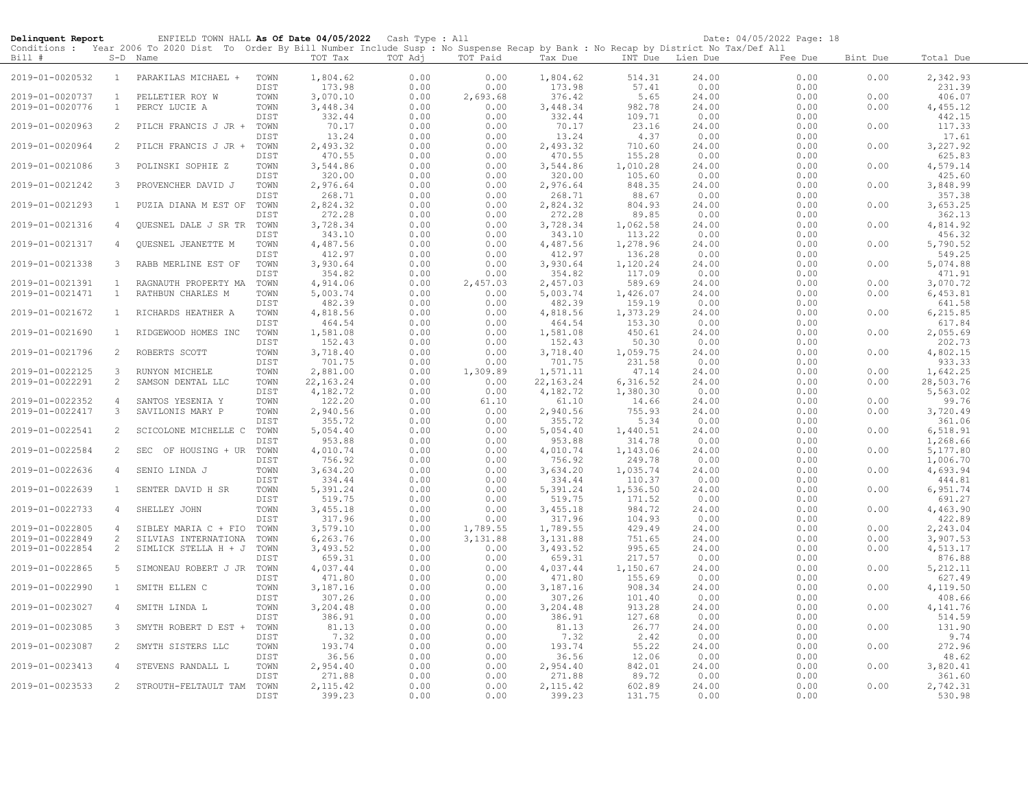**Delinquent Report** ENFIELD TOWN HALL **As Of Date 04/05/2022** Cash Type : All Date: 04/05/2022 Page: 18

Conditions : Year 2006 To 2020 Dist To Order By Bill Number Include Susp : No Suspense Recap by Bank : No Recap by District No Tax/Def All

| Bill # | S-D | Name | | TOT Tax | TOT Adj | TOT Paid | Tax Due | INT Due | Lien Due | Fee Due | Bint Due | Total Due |
|---|---|---|---|---|---|---|---|---|---|---|---|---|
| 2019-01-0020532 | 1 | PARAKILAS MICHAEL + | TOWN | 1,804.62 | 0.00 | 0.00 | 1,804.62 | 514.31 | 24.00 | 0.00 | 0.00 | 2,342.93 |
| | | | DIST | 173.98 | 0.00 | 0.00 | 173.98 | 57.41 | 0.00 | 0.00 | | 231.39 |
| 2019-01-0020737 | 1 | PELLETIER ROY W | TOWN | 3,070.10 | 0.00 | 2,693.68 | 376.42 | 5.65 | 24.00 | 0.00 | 0.00 | 406.07 |
| 2019-01-0020776 | 1 | PERCY LUCIE A | TOWN | 3,448.34 | 0.00 | 0.00 | 3,448.34 | 982.78 | 24.00 | 0.00 | 0.00 | 4,455.12 |
| | | | DIST | 332.44 | 0.00 | 0.00 | 332.44 | 109.71 | 0.00 | 0.00 | | 442.15 |
| 2019-01-0020963 | 2 | PILCH FRANCIS J JR + | TOWN | 70.17 | 0.00 | 0.00 | 70.17 | 23.16 | 24.00 | 0.00 | 0.00 | 117.33 |
| | | | DIST | 13.24 | 0.00 | 0.00 | 13.24 | 4.37 | 0.00 | 0.00 | | 17.61 |
| 2019-01-0020964 | 2 | PILCH FRANCIS J JR + | TOWN | 2,493.32 | 0.00 | 0.00 | 2,493.32 | 710.60 | 24.00 | 0.00 | 0.00 | 3,227.92 |
| | | | DIST | 470.55 | 0.00 | 0.00 | 470.55 | 155.28 | 0.00 | 0.00 | | 625.83 |
| 2019-01-0021086 | 3 | POLINSKI SOPHIE Z | TOWN | 3,544.86 | 0.00 | 0.00 | 3,544.86 | 1,010.28 | 24.00 | 0.00 | 0.00 | 4,579.14 |
| | | | DIST | 320.00 | 0.00 | 0.00 | 320.00 | 105.60 | 0.00 | 0.00 | | 425.60 |
| 2019-01-0021242 | 3 | PROVENCHER DAVID J | TOWN | 2,976.64 | 0.00 | 0.00 | 2,976.64 | 848.35 | 24.00 | 0.00 | 0.00 | 3,848.99 |
| | | | DIST | 268.71 | 0.00 | 0.00 | 268.71 | 88.67 | 0.00 | 0.00 | | 357.38 |
| 2019-01-0021293 | 1 | PUZIA DIANA M EST OF | TOWN | 2,824.32 | 0.00 | 0.00 | 2,824.32 | 804.93 | 24.00 | 0.00 | 0.00 | 3,653.25 |
| | | | DIST | 272.28 | 0.00 | 0.00 | 272.28 | 89.85 | 0.00 | 0.00 | | 362.13 |
| 2019-01-0021316 | 4 | QUESNEL DALE J SR TR | TOWN | 3,728.34 | 0.00 | 0.00 | 3,728.34 | 1,062.58 | 24.00 | 0.00 | 0.00 | 4,814.92 |
| | | | DIST | 343.10 | 0.00 | 0.00 | 343.10 | 113.22 | 0.00 | 0.00 | | 456.32 |
| 2019-01-0021317 | 4 | QUESNEL JEANETTE M | TOWN | 4,487.56 | 0.00 | 0.00 | 4,487.56 | 1,278.96 | 24.00 | 0.00 | 0.00 | 5,790.52 |
| | | | DIST | 412.97 | 0.00 | 0.00 | 412.97 | 136.28 | 0.00 | 0.00 | | 549.25 |
| 2019-01-0021338 | 3 | RABB MERLINE EST OF | TOWN | 3,930.64 | 0.00 | 0.00 | 3,930.64 | 1,120.24 | 24.00 | 0.00 | 0.00 | 5,074.88 |
| | | | DIST | 354.82 | 0.00 | 0.00 | 354.82 | 117.09 | 0.00 | 0.00 | | 471.91 |
| 2019-01-0021391 | 1 | RAGNAUTH PROPERTY MA | TOWN | 4,914.06 | 0.00 | 2,457.03 | 2,457.03 | 589.69 | 24.00 | 0.00 | 0.00 | 3,070.72 |
| 2019-01-0021471 | 1 | RATHBUN CHARLES M | TOWN | 5,003.74 | 0.00 | 0.00 | 5,003.74 | 1,426.07 | 24.00 | 0.00 | 0.00 | 6,453.81 |
| | | | DIST | 482.39 | 0.00 | 0.00 | 482.39 | 159.19 | 0.00 | 0.00 | | 641.58 |
| 2019-01-0021672 | 1 | RICHARDS HEATHER A | TOWN | 4,818.56 | 0.00 | 0.00 | 4,818.56 | 1,373.29 | 24.00 | 0.00 | 0.00 | 6,215.85 |
| | | | DIST | 464.54 | 0.00 | 0.00 | 464.54 | 153.30 | 0.00 | 0.00 | | 617.84 |
| 2019-01-0021690 | 1 | RIDGEWOOD HOMES INC | TOWN | 1,581.08 | 0.00 | 0.00 | 1,581.08 | 450.61 | 24.00 | 0.00 | 0.00 | 2,055.69 |
| | | | DIST | 152.43 | 0.00 | 0.00 | 152.43 | 50.30 | 0.00 | 0.00 | | 202.73 |
| 2019-01-0021796 | 2 | ROBERTS SCOTT | TOWN | 3,718.40 | 0.00 | 0.00 | 3,718.40 | 1,059.75 | 24.00 | 0.00 | 0.00 | 4,802.15 |
| | | | DIST | 701.75 | 0.00 | 0.00 | 701.75 | 231.58 | 0.00 | 0.00 | | 933.33 |
| 2019-01-0022125 | 3 | RUNYON MICHELE | TOWN | 2,881.00 | 0.00 | 1,309.89 | 1,571.11 | 47.14 | 24.00 | 0.00 | 0.00 | 1,642.25 |
| 2019-01-0022291 | 2 | SAMSON DENTAL LLC | TOWN | 22,163.24 | 0.00 | 0.00 | 22,163.24 | 6,316.52 | 24.00 | 0.00 | 0.00 | 28,503.76 |
| | | | DIST | 4,182.72 | 0.00 | 0.00 | 4,182.72 | 1,380.30 | 0.00 | 0.00 | | 5,563.02 |
| 2019-01-0022352 | 4 | SANTOS YESENIA Y | TOWN | 122.20 | 0.00 | 61.10 | 61.10 | 14.66 | 24.00 | 0.00 | 0.00 | 99.76 |
| 2019-01-0022417 | 3 | SAVILONIS MARY P | TOWN | 2,940.56 | 0.00 | 0.00 | 2,940.56 | 755.93 | 24.00 | 0.00 | 0.00 | 3,720.49 |
| | | | DIST | 355.72 | 0.00 | 0.00 | 355.72 | 5.34 | 0.00 | 0.00 | | 361.06 |
| 2019-01-0022541 | 2 | SCICOLONE MICHELLE C | TOWN | 5,054.40 | 0.00 | 0.00 | 5,054.40 | 1,440.51 | 24.00 | 0.00 | 0.00 | 6,518.91 |
| | | | DIST | 953.88 | 0.00 | 0.00 | 953.88 | 314.78 | 0.00 | 0.00 | | 1,268.66 |
| 2019-01-0022584 | 2 | SEC OF HOUSING + UR | TOWN | 4,010.74 | 0.00 | 0.00 | 4,010.74 | 1,143.06 | 24.00 | 0.00 | 0.00 | 5,177.80 |
| | | | DIST | 756.92 | 0.00 | 0.00 | 756.92 | 249.78 | 0.00 | 0.00 | | 1,006.70 |
| 2019-01-0022636 | 4 | SENIO LINDA J | TOWN | 3,634.20 | 0.00 | 0.00 | 3,634.20 | 1,035.74 | 24.00 | 0.00 | 0.00 | 4,693.94 |
| | | | DIST | 334.44 | 0.00 | 0.00 | 334.44 | 110.37 | 0.00 | 0.00 | | 444.81 |
| 2019-01-0022639 | 1 | SENTER DAVID H SR | TOWN | 5,391.24 | 0.00 | 0.00 | 5,391.24 | 1,536.50 | 24.00 | 0.00 | 0.00 | 6,951.74 |
| | | | DIST | 519.75 | 0.00 | 0.00 | 519.75 | 171.52 | 0.00 | 0.00 | | 691.27 |
| 2019-01-0022733 | 4 | SHELLEY JOHN | TOWN | 3,455.18 | 0.00 | 0.00 | 3,455.18 | 984.72 | 24.00 | 0.00 | 0.00 | 4,463.90 |
| | | | DIST | 317.96 | 0.00 | 0.00 | 317.96 | 104.93 | 0.00 | 0.00 | | 422.89 |
| 2019-01-0022805 | 4 | SIBLEY MARIA C + FIO | TOWN | 3,579.10 | 0.00 | 1,789.55 | 1,789.55 | 429.49 | 24.00 | 0.00 | 0.00 | 2,243.04 |
| 2019-01-0022849 | 2 | SILVIAS INTERNATIONA | TOWN | 6,263.76 | 0.00 | 3,131.88 | 3,131.88 | 751.65 | 24.00 | 0.00 | 0.00 | 3,907.53 |
| 2019-01-0022854 | 2 | SIMLICK STELLA H + J | TOWN | 3,493.52 | 0.00 | 0.00 | 3,493.52 | 995.65 | 24.00 | 0.00 | 0.00 | 4,513.17 |
| | | | DIST | 659.31 | 0.00 | 0.00 | 659.31 | 217.57 | 0.00 | 0.00 | | 876.88 |
| 2019-01-0022865 | 5 | SIMONEAU ROBERT J JR | TOWN | 4,037.44 | 0.00 | 0.00 | 4,037.44 | 1,150.67 | 24.00 | 0.00 | 0.00 | 5,212.11 |
| | | | DIST | 471.80 | 0.00 | 0.00 | 471.80 | 155.69 | 0.00 | 0.00 | | 627.49 |
| 2019-01-0022990 | 1 | SMITH ELLEN C | TOWN | 3,187.16 | 0.00 | 0.00 | 3,187.16 | 908.34 | 24.00 | 0.00 | 0.00 | 4,119.50 |
| | | | DIST | 307.26 | 0.00 | 0.00 | 307.26 | 101.40 | 0.00 | 0.00 | | 408.66 |
| 2019-01-0023027 | 4 | SMITH LINDA L | TOWN | 3,204.48 | 0.00 | 0.00 | 3,204.48 | 913.28 | 24.00 | 0.00 | 0.00 | 4,141.76 |
| | | | DIST | 386.91 | 0.00 | 0.00 | 386.91 | 127.68 | 0.00 | 0.00 | | 514.59 |
| 2019-01-0023085 | 3 | SMYTH ROBERT D EST + | TOWN | 81.13 | 0.00 | 0.00 | 81.13 | 26.77 | 24.00 | 0.00 | 0.00 | 131.90 |
| | | | DIST | 7.32 | 0.00 | 0.00 | 7.32 | 2.42 | 0.00 | 0.00 | | 9.74 |
| 2019-01-0023087 | 2 | SMYTH SISTERS LLC | TOWN | 193.74 | 0.00 | 0.00 | 193.74 | 55.22 | 24.00 | 0.00 | 0.00 | 272.96 |
| | | | DIST | 36.56 | 0.00 | 0.00 | 36.56 | 12.06 | 0.00 | 0.00 | | 48.62 |
| 2019-01-0023413 | 4 | STEVENS RANDALL L | TOWN | 2,954.40 | 0.00 | 0.00 | 2,954.40 | 842.01 | 24.00 | 0.00 | 0.00 | 3,820.41 |
| | | | DIST | 271.88 | 0.00 | 0.00 | 271.88 | 89.72 | 0.00 | 0.00 | | 361.60 |
| 2019-01-0023533 | 2 | STROUTH-FELTAULT TAM | TOWN | 2,115.42 | 0.00 | 0.00 | 2,115.42 | 602.89 | 24.00 | 0.00 | 0.00 | 2,742.31 |
| | | | DIST | 399.23 | 0.00 | 0.00 | 399.23 | 131.75 | 0.00 | 0.00 | | 530.98 |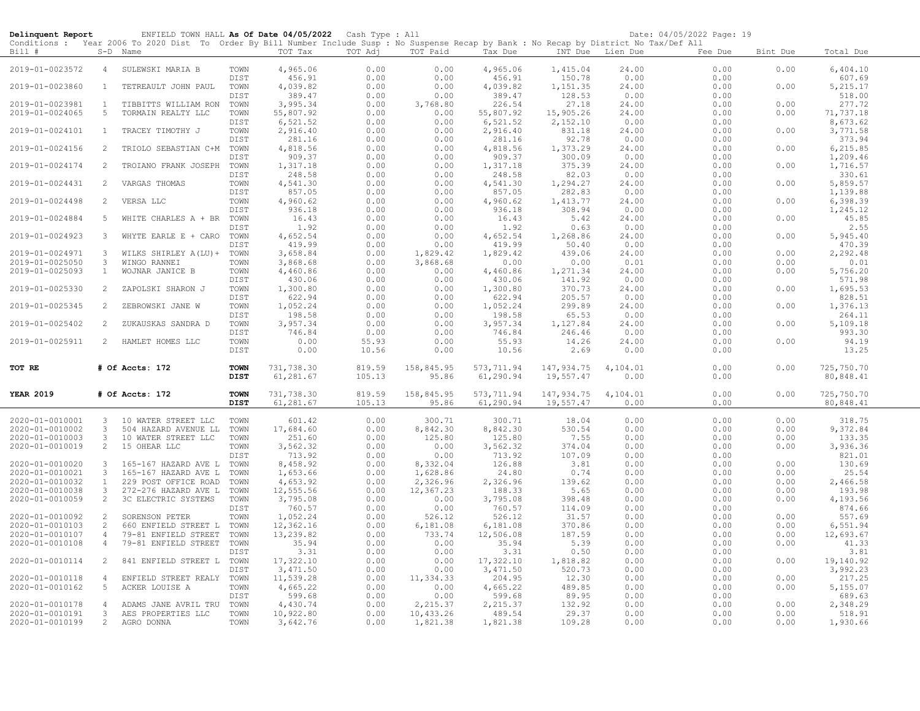**Delinquent Report** ENFIELD TOWN HALL **As Of Date 04/05/2022** Cash Type : All Date: 04/05/2022

Conditions : Year 2006 To 2020 Dist To Order By Bill Number Include Susp : No Suspense Recap by Bank : No Recap by District No Tax/Def All

| Bill # | S-D | Name | | TOT Tax | TOT Adj | TOT Paid | Tax Due | INT Due | Lien Due | Fee Due | Bint Due | Total Due |
|---|---|---|---|---|---|---|---|---|---|---|---|---|
| 2019-01-0023572 | 4 | SULEWSKI MARIA B | TOWN | 4,965.06 | 0.00 | 0.00 | 4,965.06 | 1,415.04 | 24.00 | 0.00 | 0.00 | 6,404.10 |
| | | | DIST | 456.91 | 0.00 | 0.00 | 456.91 | 150.78 | 0.00 | 0.00 | | 607.69 |
| 2019-01-0023860 | 1 | TETREAULT JOHN PAUL | TOWN | 4,039.82 | 0.00 | 0.00 | 4,039.82 | 1,151.35 | 24.00 | 0.00 | 0.00 | 5,215.17 |
| | | | DIST | 389.47 | 0.00 | 0.00 | 389.47 | 128.53 | 0.00 | 0.00 | | 518.00 |
| 2019-01-0023981 | 1 | TIBBITTS WILLIAM RON | TOWN | 3,995.34 | 0.00 | 3,768.80 | 226.54 | 27.18 | 24.00 | 0.00 | 0.00 | 277.72 |
| 2019-01-0024065 | 5 | TORMAIN REALTY LLC | TOWN | 55,807.92 | 0.00 | 0.00 | 55,807.92 | 15,905.26 | 24.00 | 0.00 | 0.00 | 71,737.18 |
| | | | DIST | 6,521.52 | 0.00 | 0.00 | 6,521.52 | 2,152.10 | 0.00 | 0.00 | | 8,673.62 |
| 2019-01-0024101 | 1 | TRACEY TIMOTHY J | TOWN | 2,916.40 | 0.00 | 0.00 | 2,916.40 | 831.18 | 24.00 | 0.00 | 0.00 | 3,771.58 |
| | | | DIST | 281.16 | 0.00 | 0.00 | 281.16 | 92.78 | 0.00 | 0.00 | | 373.94 |
| 2019-01-0024156 | 2 | TRIOLO SEBASTIAN C+M | TOWN | 4,818.56 | 0.00 | 0.00 | 4,818.56 | 1,373.29 | 24.00 | 0.00 | 0.00 | 6,215.85 |
| | | | DIST | 909.37 | 0.00 | 0.00 | 909.37 | 300.09 | 0.00 | 0.00 | | 1,209.46 |
| 2019-01-0024174 | 2 | TROIANO FRANK JOSEPH | TOWN | 1,317.18 | 0.00 | 0.00 | 1,317.18 | 375.39 | 24.00 | 0.00 | 0.00 | 1,716.57 |
| | | | DIST | 248.58 | 0.00 | 0.00 | 248.58 | 82.03 | 0.00 | 0.00 | | 330.61 |
| 2019-01-0024431 | 2 | VARGAS THOMAS | TOWN | 4,541.30 | 0.00 | 0.00 | 4,541.30 | 1,294.27 | 24.00 | 0.00 | 0.00 | 5,859.57 |
| | | | DIST | 857.05 | 0.00 | 0.00 | 857.05 | 282.83 | 0.00 | 0.00 | | 1,139.88 |
| 2019-01-0024498 | 2 | VERSA LLC | TOWN | 4,960.62 | 0.00 | 0.00 | 4,960.62 | 1,413.77 | 24.00 | 0.00 | 0.00 | 6,398.39 |
| | | | DIST | 936.18 | 0.00 | 0.00 | 936.18 | 308.94 | 0.00 | 0.00 | | 1,245.12 |
| 2019-01-0024884 | 5 | WHITE CHARLES A + BR | TOWN | 16.43 | 0.00 | 0.00 | 16.43 | 5.42 | 24.00 | 0.00 | 0.00 | 45.85 |
| | | | DIST | 1.92 | 0.00 | 0.00 | 1.92 | 0.63 | 0.00 | 0.00 | | 2.55 |
| 2019-01-0024923 | 3 | WHYTE EARLE E + CARO | TOWN | 4,652.54 | 0.00 | 0.00 | 4,652.54 | 1,268.86 | 24.00 | 0.00 | 0.00 | 5,945.40 |
| | | | DIST | 419.99 | 0.00 | 0.00 | 419.99 | 50.40 | 0.00 | 0.00 | | 470.39 |
| 2019-01-0024971 | 3 | WILKS SHIRLEY A(LU)+ | TOWN | 3,658.84 | 0.00 | 1,829.42 | 1,829.42 | 439.06 | 24.00 | 0.00 | 0.00 | 2,292.48 |
| 2019-01-0025050 | 3 | WINGO RANNEI | TOWN | 3,868.68 | 0.00 | 3,868.68 | 0.00 | 0.00 | 0.01 | 0.00 | 0.00 | 0.01 |
| 2019-01-0025093 | 1 | WOJNAR JANICE B | TOWN | 4,460.86 | 0.00 | 0.00 | 4,460.86 | 1,271.34 | 24.00 | 0.00 | 0.00 | 5,756.20 |
| | | | DIST | 430.06 | 0.00 | 0.00 | 430.06 | 141.92 | 0.00 | 0.00 | | 571.98 |
| 2019-01-0025330 | 2 | ZAPOLSKI SHARON J | TOWN | 1,300.80 | 0.00 | 0.00 | 1,300.80 | 370.73 | 24.00 | 0.00 | 0.00 | 1,695.53 |
| | | | DIST | 622.94 | 0.00 | 0.00 | 622.94 | 205.57 | 0.00 | 0.00 | | 828.51 |
| 2019-01-0025345 | 2 | ZEBROWSKI JANE W | TOWN | 1,052.24 | 0.00 | 0.00 | 1,052.24 | 299.89 | 24.00 | 0.00 | 0.00 | 1,376.13 |
| | | | DIST | 198.58 | 0.00 | 0.00 | 198.58 | 65.53 | 0.00 | 0.00 | | 264.11 |
| 2019-01-0025402 | 2 | ZUKAUSKAS SANDRA D | TOWN | 3,957.34 | 0.00 | 0.00 | 3,957.34 | 1,127.84 | 24.00 | 0.00 | 0.00 | 5,109.18 |
| | | | DIST | 746.84 | 0.00 | 0.00 | 746.84 | 246.46 | 0.00 | 0.00 | | 993.30 |
| 2019-01-0025911 | 2 | HAMLET HOMES LLC | TOWN | 0.00 | 55.93 | 0.00 | 55.93 | 14.26 | 24.00 | 0.00 | 0.00 | 94.19 |
| | | | DIST | 0.00 | 10.56 | 0.00 | 10.56 | 2.69 | 0.00 | 0.00 | | 13.25 |
| **TOT RE** | | **# Of Accts: 172** | **TOWN** | 731,738.30 | 819.59 | 158,845.95 | 573,711.94 | 147,934.75 | 4,104.01 | 0.00 | 0.00 | 725,750.70 |
| | | | **DIST** | 61,281.67 | 105.13 | 95.86 | 61,290.94 | 19,557.47 | 0.00 | 0.00 | | 80,848.41 |
| **YEAR 2019** | | **# Of Accts: 172** | **TOWN** | 731,738.30 | 819.59 | 158,845.95 | 573,711.94 | 147,934.75 | 4,104.01 | 0.00 | 0.00 | 725,750.70 |
| | | | **DIST** | 61,281.67 | 105.13 | 95.86 | 61,290.94 | 19,557.47 | 0.00 | 0.00 | | 80,848.41 |
| 2020-01-0010001 | 3 | 10 WATER STREET LLC | TOWN | 601.42 | 0.00 | 300.71 | 300.71 | 18.04 | 0.00 | 0.00 | 0.00 | 318.75 |
| 2020-01-0010002 | 3 | 504 HAZARD AVENUE LL | TOWN | 17,684.60 | 0.00 | 8,842.30 | 8,842.30 | 530.54 | 0.00 | 0.00 | 0.00 | 9,372.84 |
| 2020-01-0010003 | 3 | 10 WATER STREET LLC | TOWN | 251.60 | 0.00 | 125.80 | 125.80 | 7.55 | 0.00 | 0.00 | 0.00 | 133.35 |
| 2020-01-0010019 | 2 | 15 OHEAR LLC | TOWN | 3,562.32 | 0.00 | 0.00 | 3,562.32 | 374.04 | 0.00 | 0.00 | 0.00 | 3,936.36 |
| | | | DIST | 713.92 | 0.00 | 0.00 | 713.92 | 107.09 | 0.00 | 0.00 | | 821.01 |
| 2020-01-0010020 | 3 | 165-167 HAZARD AVE L | TOWN | 8,458.92 | 0.00 | 8,332.04 | 126.88 | 3.81 | 0.00 | 0.00 | 0.00 | 130.69 |
| 2020-01-0010021 | 3 | 165-167 HAZARD AVE L | TOWN | 1,653.66 | 0.00 | 1,628.86 | 24.80 | 0.74 | 0.00 | 0.00 | 0.00 | 25.54 |
| 2020-01-0010032 | 1 | 229 POST OFFICE ROAD | TOWN | 4,653.92 | 0.00 | 2,326.96 | 2,326.96 | 139.62 | 0.00 | 0.00 | 0.00 | 2,466.58 |
| 2020-01-0010038 | 3 | 272-276 HAZARD AVE L | TOWN | 12,555.56 | 0.00 | 12,367.23 | 188.33 | 5.65 | 0.00 | 0.00 | 0.00 | 193.98 |
| 2020-01-0010059 | 2 | 3C ELECTRIC SYSTEMS | TOWN | 3,795.08 | 0.00 | 0.00 | 3,795.08 | 398.48 | 0.00 | 0.00 | 0.00 | 4,193.56 |
| | | | DIST | 760.57 | 0.00 | 0.00 | 760.57 | 114.09 | 0.00 | 0.00 | | 874.66 |
| 2020-01-0010092 | 2 | SORENSON PETER | TOWN | 1,052.24 | 0.00 | 526.12 | 526.12 | 31.57 | 0.00 | 0.00 | 0.00 | 557.69 |
| 2020-01-0010103 | 2 | 660 ENFIELD STREET L | TOWN | 12,362.16 | 0.00 | 6,181.08 | 6,181.08 | 370.86 | 0.00 | 0.00 | 0.00 | 6,551.94 |
| 2020-01-0010107 | 4 | 79-81 ENFIELD STREET | TOWN | 13,239.82 | 0.00 | 733.74 | 12,506.08 | 187.59 | 0.00 | 0.00 | 0.00 | 12,693.67 |
| 2020-01-0010108 | 4 | 79-81 ENFIELD STREET | TOWN | 35.94 | 0.00 | 0.00 | 35.94 | 5.39 | 0.00 | 0.00 | 0.00 | 41.33 |
| | | | DIST | 3.31 | 0.00 | 0.00 | 3.31 | 0.50 | 0.00 | 0.00 | | 3.81 |
| 2020-01-0010114 | 2 | 841 ENFIELD STREET L | TOWN | 17,322.10 | 0.00 | 0.00 | 17,322.10 | 1,818.82 | 0.00 | 0.00 | 0.00 | 19,140.92 |
| | | | DIST | 3,471.50 | 0.00 | 0.00 | 3,471.50 | 520.73 | 0.00 | 0.00 | | 3,992.23 |
| 2020-01-0010118 | 4 | ENFIELD STREET REALY | TOWN | 11,539.28 | 0.00 | 11,334.33 | 204.95 | 12.30 | 0.00 | 0.00 | 0.00 | 217.25 |
| 2020-01-0010162 | 5 | ACKER LOUISE A | TOWN | 4,665.22 | 0.00 | 0.00 | 4,665.22 | 489.85 | 0.00 | 0.00 | 0.00 | 5,155.07 |
| | | | DIST | 599.68 | 0.00 | 0.00 | 599.68 | 89.95 | 0.00 | 0.00 | | 689.63 |
| 2020-01-0010178 | 4 | ADAMS JANE AVRIL TRU | TOWN | 4,430.74 | 0.00 | 2,215.37 | 2,215.37 | 132.92 | 0.00 | 0.00 | 0.00 | 2,348.29 |
| 2020-01-0010191 | 3 | AES PROPERTIES LLC | TOWN | 10,922.80 | 0.00 | 10,433.26 | 489.54 | 29.37 | 0.00 | 0.00 | 0.00 | 518.91 |
| 2020-01-0010199 | 2 | AGRO DONNA | TOWN | 3,642.76 | 0.00 | 1,821.38 | 1,821.38 | 109.28 | 0.00 | 0.00 | 0.00 | 1,930.66 |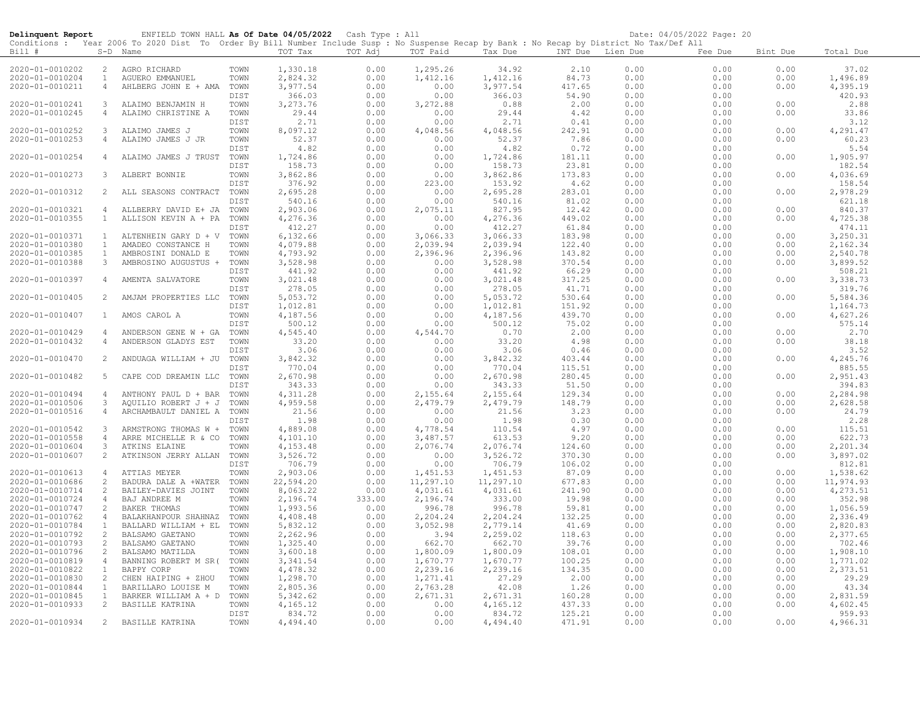**Delinquent Report** ENFIELD TOWN HALL **As Of Date 04/05/2022** Cash Type : All Date: 04/05/2022 Page: 20

Conditions : Year 2006 To 2020 Dist To Order By Bill Number Include Susp : No Suspense Recap by Bank : No Recap by District No Tax/Def All

| Bill # | S-D | Name | | TOT Tax | TOT Adj | TOT Paid | Tax Due | INT Due | Lien Due | Fee Due | Bint Due | Total Due |
|---|---|---|---|---|---|---|---|---|---|---|---|---|
| 2020-01-0010202 | 2 | AGRO RICHARD | TOWN | 1,330.18 | 0.00 | 1,295.26 | 34.92 | 2.10 | 0.00 | 0.00 | 0.00 | 37.02 |
| 2020-01-0010204 | 1 | AGUERO EMMANUEL | TOWN | 2,824.32 | 0.00 | 1,412.16 | 1,412.16 | 84.73 | 0.00 | 0.00 | 0.00 | 1,496.89 |
| 2020-01-0010211 | 4 | AHLBERG JOHN E + AMA | TOWN | 3,977.54 | 0.00 | 0.00 | 3,977.54 | 417.65 | 0.00 | 0.00 | 0.00 | 4,395.19 |
| | | | DIST | 366.03 | 0.00 | 0.00 | 366.03 | 54.90 | 0.00 | 0.00 | | 420.93 |
| 2020-01-0010241 | 3 | ALAIMO BENJAMIN H | TOWN | 3,273.76 | 0.00 | 3,272.88 | 0.88 | 2.00 | 0.00 | 0.00 | 0.00 | 2.88 |
| 2020-01-0010245 | 4 | ALAIMO CHRISTINE A | TOWN | 29.44 | 0.00 | 0.00 | 29.44 | 4.42 | 0.00 | 0.00 | 0.00 | 33.86 |
| | | | DIST | 2.71 | 0.00 | 0.00 | 2.71 | 0.41 | 0.00 | 0.00 | | 3.12 |
| 2020-01-0010252 | 3 | ALAIMO JAMES J | TOWN | 8,097.12 | 0.00 | 4,048.56 | 4,048.56 | 242.91 | 0.00 | 0.00 | 0.00 | 4,291.47 |
| 2020-01-0010253 | 4 | ALAIMO JAMES J JR | TOWN | 52.37 | 0.00 | 0.00 | 52.37 | 7.86 | 0.00 | 0.00 | 0.00 | 60.23 |
| | | | DIST | 4.82 | 0.00 | 0.00 | 4.82 | 0.72 | 0.00 | 0.00 | | 5.54 |
| 2020-01-0010254 | 4 | ALAIMO JAMES J TRUST | TOWN | 1,724.86 | 0.00 | 0.00 | 1,724.86 | 181.11 | 0.00 | 0.00 | 0.00 | 1,905.97 |
| | | | DIST | 158.73 | 0.00 | 0.00 | 158.73 | 23.81 | 0.00 | 0.00 | | 182.54 |
| 2020-01-0010273 | 3 | ALBERT BONNIE | TOWN | 3,862.86 | 0.00 | 0.00 | 3,862.86 | 173.83 | 0.00 | 0.00 | 0.00 | 4,036.69 |
| | | | DIST | 376.92 | 0.00 | 223.00 | 153.92 | 4.62 | 0.00 | 0.00 | | 158.54 |
| 2020-01-0010312 | 2 | ALL SEASONS CONTRACT | TOWN | 2,695.28 | 0.00 | 0.00 | 2,695.28 | 283.01 | 0.00 | 0.00 | 0.00 | 2,978.29 |
| | | | DIST | 540.16 | 0.00 | 0.00 | 540.16 | 81.02 | 0.00 | 0.00 | | 621.18 |
| 2020-01-0010321 | 4 | ALLBERRY DAVID E+ JA | TOWN | 2,903.06 | 0.00 | 2,075.11 | 827.95 | 12.42 | 0.00 | 0.00 | 0.00 | 840.37 |
| 2020-01-0010355 | 1 | ALLISON KEVIN A + PA | TOWN | 4,276.36 | 0.00 | 0.00 | 4,276.36 | 449.02 | 0.00 | 0.00 | 0.00 | 4,725.38 |
| | | | DIST | 412.27 | 0.00 | 0.00 | 412.27 | 61.84 | 0.00 | 0.00 | | 474.11 |
| 2020-01-0010371 | 1 | ALTENHEIN GARY D + V | TOWN | 6,132.66 | 0.00 | 3,066.33 | 3,066.33 | 183.98 | 0.00 | 0.00 | 0.00 | 3,250.31 |
| 2020-01-0010380 | 1 | AMADEO CONSTANCE H | TOWN | 4,079.88 | 0.00 | 2,039.94 | 2,039.94 | 122.40 | 0.00 | 0.00 | 0.00 | 2,162.34 |
| 2020-01-0010385 | 1 | AMBROSINI DONALD E | TOWN | 4,793.92 | 0.00 | 2,396.96 | 2,396.96 | 143.82 | 0.00 | 0.00 | 0.00 | 2,540.78 |
| 2020-01-0010388 | 3 | AMBROSINO AUGUSTUS + | TOWN | 3,528.98 | 0.00 | 0.00 | 3,528.98 | 370.54 | 0.00 | 0.00 | 0.00 | 3,899.52 |
| | | | DIST | 441.92 | 0.00 | 0.00 | 441.92 | 66.29 | 0.00 | 0.00 | | 508.21 |
| 2020-01-0010397 | 4 | AMENTA SALVATORE | TOWN | 3,021.48 | 0.00 | 0.00 | 3,021.48 | 317.25 | 0.00 | 0.00 | 0.00 | 3,338.73 |
| | | | DIST | 278.05 | 0.00 | 0.00 | 278.05 | 41.71 | 0.00 | 0.00 | | 319.76 |
| 2020-01-0010405 | 2 | AMJAM PROPERTIES LLC | TOWN | 5,053.72 | 0.00 | 0.00 | 5,053.72 | 530.64 | 0.00 | 0.00 | 0.00 | 5,584.36 |
| | | | DIST | 1,012.81 | 0.00 | 0.00 | 1,012.81 | 151.92 | 0.00 | 0.00 | | 1,164.73 |
| 2020-01-0010407 | 1 | AMOS CAROL A | TOWN | 4,187.56 | 0.00 | 0.00 | 4,187.56 | 439.70 | 0.00 | 0.00 | 0.00 | 4,627.26 |
| | | | DIST | 500.12 | 0.00 | 0.00 | 500.12 | 75.02 | 0.00 | 0.00 | | 575.14 |
| 2020-01-0010429 | 4 | ANDERSON GENE W + GA | TOWN | 4,545.40 | 0.00 | 4,544.70 | 0.70 | 2.00 | 0.00 | 0.00 | 0.00 | 2.70 |
| 2020-01-0010432 | 4 | ANDERSON GLADYS EST | TOWN | 33.20 | 0.00 | 0.00 | 33.20 | 4.98 | 0.00 | 0.00 | 0.00 | 38.18 |
| | | | DIST | 3.06 | 0.00 | 0.00 | 3.06 | 0.46 | 0.00 | 0.00 | | 3.52 |
| 2020-01-0010470 | 2 | ANDUAGA WILLIAM + JU | TOWN | 3,842.32 | 0.00 | 0.00 | 3,842.32 | 403.44 | 0.00 | 0.00 | 0.00 | 4,245.76 |
| | | | DIST | 770.04 | 0.00 | 0.00 | 770.04 | 115.51 | 0.00 | 0.00 | | 885.55 |
| 2020-01-0010482 | 5 | CAPE COD DREAMIN LLC | TOWN | 2,670.98 | 0.00 | 0.00 | 2,670.98 | 280.45 | 0.00 | 0.00 | 0.00 | 2,951.43 |
| | | | DIST | 343.33 | 0.00 | 0.00 | 343.33 | 51.50 | 0.00 | 0.00 | | 394.83 |
| 2020-01-0010494 | 4 | ANTHONY PAUL D + BAR | TOWN | 4,311.28 | 0.00 | 2,155.64 | 2,155.64 | 129.34 | 0.00 | 0.00 | 0.00 | 2,284.98 |
| 2020-01-0010506 | 3 | AQUILIO ROBERT J + J | TOWN | 4,959.58 | 0.00 | 2,479.79 | 2,479.79 | 148.79 | 0.00 | 0.00 | 0.00 | 2,628.58 |
| 2020-01-0010516 | 4 | ARCHAMBAULT DANIEL A | TOWN | 21.56 | 0.00 | 0.00 | 21.56 | 3.23 | 0.00 | 0.00 | 0.00 | 24.79 |
| | | | DIST | 1.98 | 0.00 | 0.00 | 1.98 | 0.30 | 0.00 | 0.00 | | 2.28 |
| 2020-01-0010542 | 3 | ARMSTRONG THOMAS W + | TOWN | 4,889.08 | 0.00 | 4,778.54 | 110.54 | 4.97 | 0.00 | 0.00 | 0.00 | 115.51 |
| 2020-01-0010558 | 4 | ARRE MICHELLE R & CO | TOWN | 4,101.10 | 0.00 | 3,487.57 | 613.53 | 9.20 | 0.00 | 0.00 | 0.00 | 622.73 |
| 2020-01-0010604 | 3 | ATKINS ELAINE | TOWN | 4,153.48 | 0.00 | 2,076.74 | 2,076.74 | 124.60 | 0.00 | 0.00 | 0.00 | 2,201.34 |
| 2020-01-0010607 | 2 | ATKINSON JERRY ALLAN | TOWN | 3,526.72 | 0.00 | 0.00 | 3,526.72 | 370.30 | 0.00 | 0.00 | 0.00 | 3,897.02 |
| | | | DIST | 706.79 | 0.00 | 0.00 | 706.79 | 106.02 | 0.00 | 0.00 | | 812.81 |
| 2020-01-0010613 | 4 | ATTIAS MEYER | TOWN | 2,903.06 | 0.00 | 1,451.53 | 1,451.53 | 87.09 | 0.00 | 0.00 | 0.00 | 1,538.62 |
| 2020-01-0010686 | 2 | BADURA DALE A +WATER | TOWN | 22,594.20 | 0.00 | 11,297.10 | 11,297.10 | 677.83 | 0.00 | 0.00 | 0.00 | 11,974.93 |
| 2020-01-0010714 | 2 | BAILEY-DAVIES JOINT | TOWN | 8,063.22 | 0.00 | 4,031.61 | 4,031.61 | 241.90 | 0.00 | 0.00 | 0.00 | 4,273.51 |
| 2020-01-0010724 | 4 | BAJ ANDREE M | TOWN | 2,196.74 | 333.00 | 2,196.74 | 333.00 | 19.98 | 0.00 | 0.00 | 0.00 | 352.98 |
| 2020-01-0010747 | 2 | BAKER THOMAS | TOWN | 1,993.56 | 0.00 | 996.78 | 996.78 | 59.81 | 0.00 | 0.00 | 0.00 | 1,056.59 |
| 2020-01-0010762 | 4 | BALAKHANPOUR SHAHNAZ | TOWN | 4,408.48 | 0.00 | 2,204.24 | 2,204.24 | 132.25 | 0.00 | 0.00 | 0.00 | 2,336.49 |
| 2020-01-0010784 | 1 | BALLARD WILLIAM + EL | TOWN | 5,832.12 | 0.00 | 3,052.98 | 2,779.14 | 41.69 | 0.00 | 0.00 | 0.00 | 2,820.83 |
| 2020-01-0010792 | 2 | BALSAMO GAETANO | TOWN | 2,262.96 | 0.00 | 3.94 | 2,259.02 | 118.63 | 0.00 | 0.00 | 0.00 | 2,377.65 |
| 2020-01-0010793 | 2 | BALSAMO GAETANO | TOWN | 1,325.40 | 0.00 | 662.70 | 662.70 | 39.76 | 0.00 | 0.00 | 0.00 | 702.46 |
| 2020-01-0010796 | 2 | BALSAMO MATILDA | TOWN | 3,600.18 | 0.00 | 1,800.09 | 1,800.09 | 108.01 | 0.00 | 0.00 | 0.00 | 1,908.10 |
| 2020-01-0010819 | 4 | BANNING ROBERT M SR( | TOWN | 3,341.54 | 0.00 | 1,670.77 | 1,670.77 | 100.25 | 0.00 | 0.00 | 0.00 | 1,771.02 |
| 2020-01-0010822 | 1 | BAPPY CORP | TOWN | 4,478.32 | 0.00 | 2,239.16 | 2,239.16 | 134.35 | 0.00 | 0.00 | 0.00 | 2,373.51 |
| 2020-01-0010830 | 2 | CHEN HAIPING + ZHOU | TOWN | 1,298.70 | 0.00 | 1,271.41 | 27.29 | 2.00 | 0.00 | 0.00 | 0.00 | 29.29 |
| 2020-01-0010844 | 1 | BARILLARO LOUISE M | TOWN | 2,805.36 | 0.00 | 2,763.28 | 42.08 | 1.26 | 0.00 | 0.00 | 0.00 | 43.34 |
| 2020-01-0010845 | 1 | BARKER WILLIAM A + D | TOWN | 5,342.62 | 0.00 | 2,671.31 | 2,671.31 | 160.28 | 0.00 | 0.00 | 0.00 | 2,831.59 |
| 2020-01-0010933 | 2 | BASILLE KATRINA | TOWN | 4,165.12 | 0.00 | 0.00 | 4,165.12 | 437.33 | 0.00 | 0.00 | 0.00 | 4,602.45 |
| | | | DIST | 834.72 | 0.00 | 0.00 | 834.72 | 125.21 | 0.00 | 0.00 | | 959.93 |
| 2020-01-0010934 | 2 | BASILLE KATRINA | TOWN | 4,494.40 | 0.00 | 0.00 | 4,494.40 | 471.91 | 0.00 | 0.00 | 0.00 | 4,966.31 |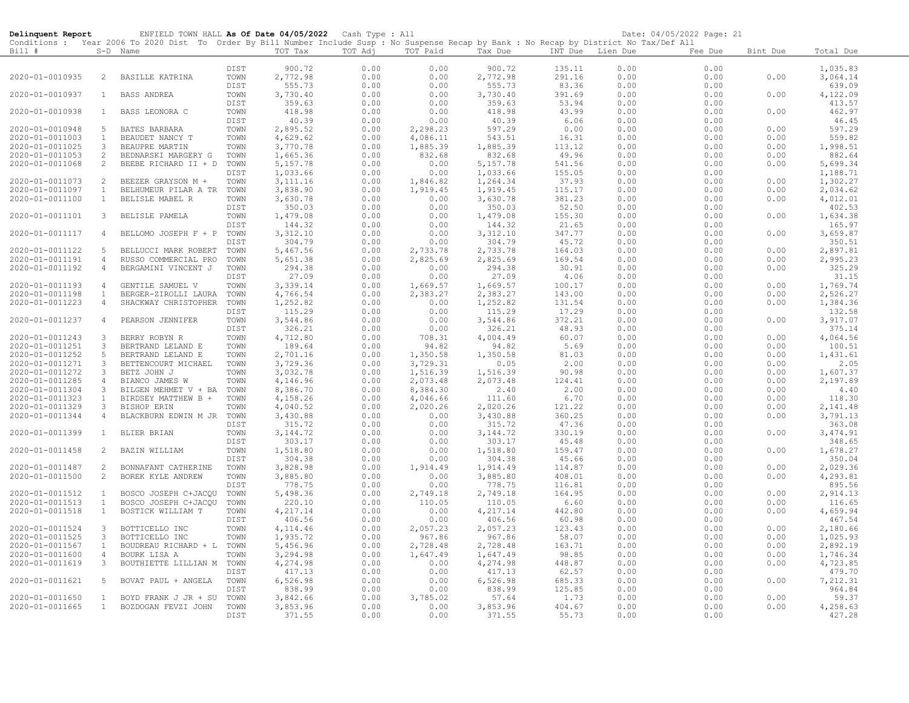**Delinquent Report** ENFIELD TOWN HALL **As Of Date 04/05/2022** Cash Type : All Date: 04/05/2022 Page: 21

Conditions : Year 2006 To 2020 Dist To Order By Bill Number Include Susp : No Suspense Recap by Bank : No Recap by District No Tax/Def All

| Bill # | S-D | Name | | TOT Tax | TOT Adj | TOT Paid | Tax Due | INT Due | Lien Due | Fee Due | Bint Due | Total Due |
|---|---|---|---|---|---|---|---|---|---|---|---|---|
| | | | DIST | 900.72 | 0.00 | 0.00 | 900.72 | 135.11 | 0.00 | 0.00 | | 1,035.83 |
| 2020-01-0010935 | 2 | BASILLE KATRINA | TOWN | 2,772.98 | 0.00 | 0.00 | 2,772.98 | 291.16 | 0.00 | 0.00 | 0.00 | 3,064.14 |
| | | | DIST | 555.73 | 0.00 | 0.00 | 555.73 | 83.36 | 0.00 | 0.00 | | 639.09 |
| 2020-01-0010937 | 1 | BASS ANDREA | TOWN | 3,730.40 | 0.00 | 0.00 | 3,730.40 | 391.69 | 0.00 | 0.00 | 0.00 | 4,122.09 |
| | | | DIST | 359.63 | 0.00 | 0.00 | 359.63 | 53.94 | 0.00 | 0.00 | | 413.57 |
| 2020-01-0010938 | 1 | BASS LEONORA C | TOWN | 418.98 | 0.00 | 0.00 | 418.98 | 43.99 | 0.00 | 0.00 | 0.00 | 462.97 |
| | | | DIST | 40.39 | 0.00 | 0.00 | 40.39 | 6.06 | 0.00 | 0.00 | | 46.45 |
| 2020-01-0010948 | 5 | BATES BARBARA | TOWN | 2,895.52 | 0.00 | 2,298.23 | 597.29 | 0.00 | 0.00 | 0.00 | 0.00 | 597.29 |
| 2020-01-0011003 | 1 | BEAUDET NANCY T | TOWN | 4,629.62 | 0.00 | 4,086.11 | 543.51 | 16.31 | 0.00 | 0.00 | 0.00 | 559.82 |
| 2020-01-0011025 | 3 | BEAUPRE MARTIN | TOWN | 3,770.78 | 0.00 | 1,885.39 | 1,885.39 | 113.12 | 0.00 | 0.00 | 0.00 | 1,998.51 |
| 2020-01-0011053 | 2 | BEDNARSKI MARGERY G | TOWN | 1,665.36 | 0.00 | 832.68 | 832.68 | 49.96 | 0.00 | 0.00 | 0.00 | 882.64 |
| 2020-01-0011068 | 2 | BEEBE RICHARD II + D | TOWN | 5,157.78 | 0.00 | 0.00 | 5,157.78 | 541.56 | 0.00 | 0.00 | 0.00 | 5,699.34 |
| | | | DIST | 1,033.66 | 0.00 | 0.00 | 1,033.66 | 155.05 | 0.00 | 0.00 | | 1,188.71 |
| 2020-01-0011073 | 2 | BEEZER GRAYSON M + | TOWN | 3,111.16 | 0.00 | 1,846.82 | 1,264.34 | 37.93 | 0.00 | 0.00 | 0.00 | 1,302.27 |
| 2020-01-0011097 | 1 | BELHUMEUR PILAR A TR | TOWN | 3,838.90 | 0.00 | 1,919.45 | 1,919.45 | 115.17 | 0.00 | 0.00 | 0.00 | 2,034.62 |
| 2020-01-0011100 | 1 | BELISLE MABEL R | TOWN | 3,630.78 | 0.00 | 0.00 | 3,630.78 | 381.23 | 0.00 | 0.00 | 0.00 | 4,012.01 |
| | | | DIST | 350.03 | 0.00 | 0.00 | 350.03 | 52.50 | 0.00 | 0.00 | | 402.53 |
| 2020-01-0011101 | 3 | BELISLE PAMELA | TOWN | 1,479.08 | 0.00 | 0.00 | 1,479.08 | 155.30 | 0.00 | 0.00 | 0.00 | 1,634.38 |
| | | | DIST | 144.32 | 0.00 | 0.00 | 144.32 | 21.65 | 0.00 | 0.00 | | 165.97 |
| 2020-01-0011117 | 4 | BELLOMO JOSEPH F + P | TOWN | 3,312.10 | 0.00 | 0.00 | 3,312.10 | 347.77 | 0.00 | 0.00 | 0.00 | 3,659.87 |
| | | | DIST | 304.79 | 0.00 | 0.00 | 304.79 | 45.72 | 0.00 | 0.00 | | 350.51 |
| 2020-01-0011122 | 5 | BELLUCCI MARK ROBERT | TOWN | 5,467.56 | 0.00 | 2,733.78 | 2,733.78 | 164.03 | 0.00 | 0.00 | 0.00 | 2,897.81 |
| 2020-01-0011191 | 4 | RUSSO COMMERCIAL PRO | TOWN | 5,651.38 | 0.00 | 2,825.69 | 2,825.69 | 169.54 | 0.00 | 0.00 | 0.00 | 2,995.23 |
| 2020-01-0011192 | 4 | BERGAMINI VINCENT J | TOWN | 294.38 | 0.00 | 0.00 | 294.38 | 30.91 | 0.00 | 0.00 | 0.00 | 325.29 |
| | | | DIST | 27.09 | 0.00 | 0.00 | 27.09 | 4.06 | 0.00 | 0.00 | | 31.15 |
| 2020-01-0011193 | 4 | GENTILE SAMUEL V | TOWN | 3,339.14 | 0.00 | 1,669.57 | 1,669.57 | 100.17 | 0.00 | 0.00 | 0.00 | 1,769.74 |
| 2020-01-0011198 | 1 | BERGER-ZIROLLI LAURA | TOWN | 4,766.54 | 0.00 | 2,383.27 | 2,383.27 | 143.00 | 0.00 | 0.00 | 0.00 | 2,526.27 |
| 2020-01-0011223 | 4 | SHACKWAY CHRISTOPHER | TOWN | 1,252.82 | 0.00 | 0.00 | 1,252.82 | 131.54 | 0.00 | 0.00 | 0.00 | 1,384.36 |
| | | | DIST | 115.29 | 0.00 | 0.00 | 115.29 | 17.29 | 0.00 | 0.00 | | 132.58 |
| 2020-01-0011237 | 4 | PEARSON JENNIFER | TOWN | 3,544.86 | 0.00 | 0.00 | 3,544.86 | 372.21 | 0.00 | 0.00 | 0.00 | 3,917.07 |
| | | | DIST | 326.21 | 0.00 | 0.00 | 326.21 | 48.93 | 0.00 | 0.00 | | 375.14 |
| 2020-01-0011243 | 3 | BERRY ROBYN R | TOWN | 4,712.80 | 0.00 | 708.31 | 4,004.49 | 60.07 | 0.00 | 0.00 | 0.00 | 4,064.56 |
| 2020-01-0011251 | 3 | BERTRAND LELAND E | TOWN | 189.64 | 0.00 | 94.82 | 94.82 | 5.69 | 0.00 | 0.00 | 0.00 | 100.51 |
| 2020-01-0011252 | 5 | BERTRAND LELAND E | TOWN | 2,701.16 | 0.00 | 1,350.58 | 1,350.58 | 81.03 | 0.00 | 0.00 | 0.00 | 1,431.61 |
| 2020-01-0011271 | 3 | BETTENCOURT MICHAEL | TOWN | 3,729.36 | 0.00 | 3,729.31 | 0.05 | 2.00 | 0.00 | 0.00 | 0.00 | 2.05 |
| 2020-01-0011272 | 3 | BETZ JOHN J | TOWN | 3,032.78 | 0.00 | 1,516.39 | 1,516.39 | 90.98 | 0.00 | 0.00 | 0.00 | 1,607.37 |
| 2020-01-0011285 | 4 | BIANCO JAMES W | TOWN | 4,146.96 | 0.00 | 2,073.48 | 2,073.48 | 124.41 | 0.00 | 0.00 | 0.00 | 2,197.89 |
| 2020-01-0011304 | 3 | BILGEN MEHMET V + BA | TOWN | 8,386.70 | 0.00 | 8,384.30 | 2.40 | 2.00 | 0.00 | 0.00 | 0.00 | 4.40 |
| 2020-01-0011323 | 1 | BIRDSEY MATTHEW B + | TOWN | 4,158.26 | 0.00 | 4,046.66 | 111.60 | 6.70 | 0.00 | 0.00 | 0.00 | 118.30 |
| 2020-01-0011329 | 3 | BISHOP ERIN | TOWN | 4,040.52 | 0.00 | 2,020.26 | 2,020.26 | 121.22 | 0.00 | 0.00 | 0.00 | 2,141.48 |
| 2020-01-0011344 | 4 | BLACKBURN EDWIN M JR | TOWN | 3,430.88 | 0.00 | 0.00 | 3,430.88 | 360.25 | 0.00 | 0.00 | 0.00 | 3,791.13 |
| | | | DIST | 315.72 | 0.00 | 0.00 | 315.72 | 47.36 | 0.00 | 0.00 | | 363.08 |
| 2020-01-0011399 | 1 | BLIER BRIAN | TOWN | 3,144.72 | 0.00 | 0.00 | 3,144.72 | 330.19 | 0.00 | 0.00 | 0.00 | 3,474.91 |
| | | | DIST | 303.17 | 0.00 | 0.00 | 303.17 | 45.48 | 0.00 | 0.00 | | 348.65 |
| 2020-01-0011458 | 2 | BAZIN WILLIAM | TOWN | 1,518.80 | 0.00 | 0.00 | 1,518.80 | 159.47 | 0.00 | 0.00 | 0.00 | 1,678.27 |
| | | | DIST | 304.38 | 0.00 | 0.00 | 304.38 | 45.66 | 0.00 | 0.00 | | 350.04 |
| 2020-01-0011487 | 2 | BONNAFANT CATHERINE | TOWN | 3,828.98 | 0.00 | 1,914.49 | 1,914.49 | 114.87 | 0.00 | 0.00 | 0.00 | 2,029.36 |
| 2020-01-0011500 | 2 | BOREK KYLE ANDREW | TOWN | 3,885.80 | 0.00 | 0.00 | 3,885.80 | 408.01 | 0.00 | 0.00 | 0.00 | 4,293.81 |
| | | | DIST | 778.75 | 0.00 | 0.00 | 778.75 | 116.81 | 0.00 | 0.00 | | 895.56 |
| 2020-01-0011512 | 1 | BOSCO JOSEPH C+JACQU | TOWN | 5,498.36 | 0.00 | 2,749.18 | 2,749.18 | 164.95 | 0.00 | 0.00 | 0.00 | 2,914.13 |
| 2020-01-0011513 | 1 | BOSCO JOSEPH C+JACQU | TOWN | 220.10 | 0.00 | 110.05 | 110.05 | 6.60 | 0.00 | 0.00 | 0.00 | 116.65 |
| 2020-01-0011518 | 1 | BOSTICK WILLIAM T | TOWN | 4,217.14 | 0.00 | 0.00 | 4,217.14 | 442.80 | 0.00 | 0.00 | 0.00 | 4,659.94 |
| | | | DIST | 406.56 | 0.00 | 0.00 | 406.56 | 60.98 | 0.00 | 0.00 | | 467.54 |
| 2020-01-0011524 | 3 | BOTTICELLO INC | TOWN | 4,114.46 | 0.00 | 2,057.23 | 2,057.23 | 123.43 | 0.00 | 0.00 | 0.00 | 2,180.66 |
| 2020-01-0011525 | 3 | BOTTICELLO INC | TOWN | 1,935.72 | 0.00 | 967.86 | 967.86 | 58.07 | 0.00 | 0.00 | 0.00 | 1,025.93 |
| 2020-01-0011567 | 1 | BOUDREAU RICHARD + L | TOWN | 5,456.96 | 0.00 | 2,728.48 | 2,728.48 | 163.71 | 0.00 | 0.00 | 0.00 | 2,892.19 |
| 2020-01-0011600 | 4 | BOURK LISA A | TOWN | 3,294.98 | 0.00 | 1,647.49 | 1,647.49 | 98.85 | 0.00 | 0.00 | 0.00 | 1,746.34 |
| 2020-01-0011619 | 3 | BOUTHIETTE LILLIAN M | TOWN | 4,274.98 | 0.00 | 0.00 | 4,274.98 | 448.87 | 0.00 | 0.00 | 0.00 | 4,723.85 |
| | | | DIST | 417.13 | 0.00 | 0.00 | 417.13 | 62.57 | 0.00 | 0.00 | | 479.70 |
| 2020-01-0011621 | 5 | BOVAT PAUL + ANGELA | TOWN | 6,526.98 | 0.00 | 0.00 | 6,526.98 | 685.33 | 0.00 | 0.00 | 0.00 | 7,212.31 |
| | | | DIST | 838.99 | 0.00 | 0.00 | 838.99 | 125.85 | 0.00 | 0.00 | | 964.84 |
| 2020-01-0011650 | 1 | BOYD FRANK J JR + SU | TOWN | 3,842.66 | 0.00 | 3,785.02 | 57.64 | 1.73 | 0.00 | 0.00 | 0.00 | 59.37 |
| 2020-01-0011665 | 1 | BOZDOGAN FEVZI JOHN | TOWN | 3,853.96 | 0.00 | 0.00 | 3,853.96 | 404.67 | 0.00 | 0.00 | 0.00 | 4,258.63 |
| | | | DIST | 371.55 | 0.00 | 0.00 | 371.55 | 55.73 | 0.00 | 0.00 | | 427.28 |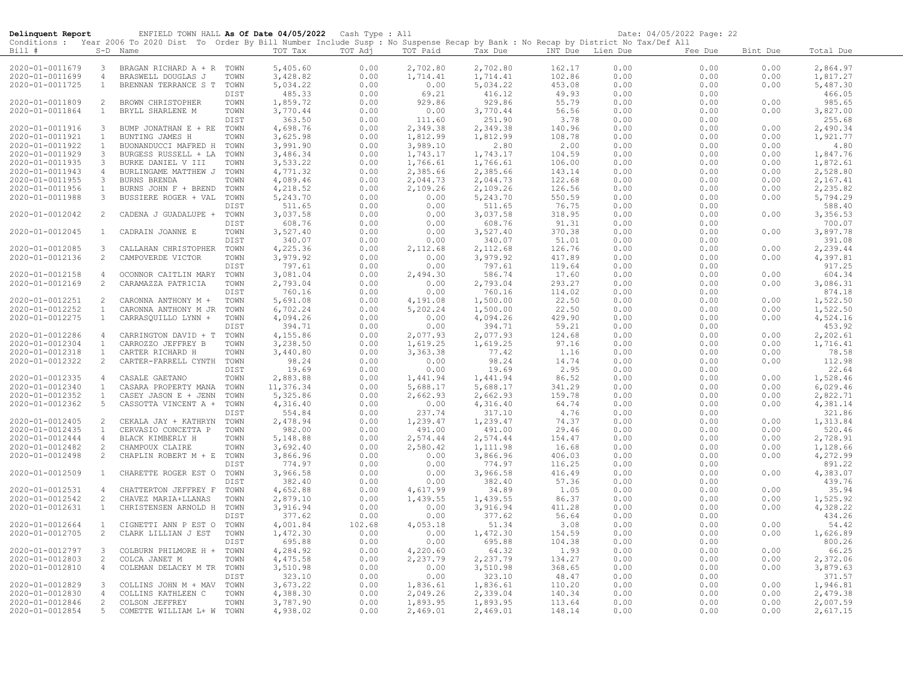**Delinquent Report** ENFIELD TOWN HALL **As Of Date 04/05/2022** Cash Type : All Date: 04/05/2022

Conditions : Year 2006 To 2020 Dist To Order By Bill Number Include Susp : No Suspense Recap by Bank : No Recap by District No Tax/Def All

| Bill # | S-D | Name | | TOT Tax | TOT Adj | TOT Paid | Tax Due | INT Due | Lien Due | Fee Due | Bint Due | Total Due |
|---|---|---|---|---|---|---|---|---|---|---|---|---|
| 2020-01-0011679 | 3 | BRAGAN RICHARD A + R | TOWN | 5,405.60 | 0.00 | 2,702.80 | 2,702.80 | 162.17 | 0.00 | 0.00 | 0.00 | 2,864.97 |
| 2020-01-0011699 | 4 | BRASWELL DOUGLAS J | TOWN | 3,428.82 | 0.00 | 1,714.41 | 1,714.41 | 102.86 | 0.00 | 0.00 | 0.00 | 1,817.27 |
| 2020-01-0011725 | 1 | BRENNAN TERRANCE S T | TOWN | 5,034.22 | 0.00 | 0.00 | 5,034.22 | 453.08 | 0.00 | 0.00 | 0.00 | 5,487.30 |
| | | | DIST | 485.33 | 0.00 | 69.21 | 416.12 | 49.93 | 0.00 | 0.00 | | 466.05 |
| 2020-01-0011809 | 2 | BROWN CHRISTOPHER | TOWN | 1,859.72 | 0.00 | 929.86 | 929.86 | 55.79 | 0.00 | 0.00 | 0.00 | 985.65 |
| 2020-01-0011864 | 1 | BRYLL SHARLENE M | TOWN | 3,770.44 | 0.00 | 0.00 | 3,770.44 | 56.56 | 0.00 | 0.00 | 0.00 | 3,827.00 |
| | | | DIST | 363.50 | 0.00 | 111.60 | 251.90 | 3.78 | 0.00 | 0.00 | | 255.68 |
| 2020-01-0011916 | 3 | BUMP JONATHAN E + RE | TOWN | 4,698.76 | 0.00 | 2,349.38 | 2,349.38 | 140.96 | 0.00 | 0.00 | 0.00 | 2,490.34 |
| 2020-01-0011921 | 1 | BUNTING JAMES H | TOWN | 3,625.98 | 0.00 | 1,812.99 | 1,812.99 | 108.78 | 0.00 | 0.00 | 0.00 | 1,921.77 |
| 2020-01-0011922 | 1 | BUONANDUCCI MAFRED H | TOWN | 3,991.90 | 0.00 | 3,989.10 | 2.80 | 2.00 | 0.00 | 0.00 | 0.00 | 4.80 |
| 2020-01-0011929 | 3 | BURGESS RUSSELL + LA | TOWN | 3,486.34 | 0.00 | 1,743.17 | 1,743.17 | 104.59 | 0.00 | 0.00 | 0.00 | 1,847.76 |
| 2020-01-0011935 | 3 | BURKE DANIEL V III | TOWN | 3,533.22 | 0.00 | 1,766.61 | 1,766.61 | 106.00 | 0.00 | 0.00 | 0.00 | 1,872.61 |
| 2020-01-0011943 | 4 | BURLINGAME MATTHEW J | TOWN | 4,771.32 | 0.00 | 2,385.66 | 2,385.66 | 143.14 | 0.00 | 0.00 | 0.00 | 2,528.80 |
| 2020-01-0011955 | 3 | BURNS BRENDA | TOWN | 4,089.46 | 0.00 | 2,044.73 | 2,044.73 | 122.68 | 0.00 | 0.00 | 0.00 | 2,167.41 |
| 2020-01-0011956 | 1 | BURNS JOHN F + BREND | TOWN | 4,218.52 | 0.00 | 2,109.26 | 2,109.26 | 126.56 | 0.00 | 0.00 | 0.00 | 2,235.82 |
| 2020-01-0011988 | 3 | BUSSIERE ROGER + VAL | TOWN | 5,243.70 | 0.00 | 0.00 | 5,243.70 | 550.59 | 0.00 | 0.00 | 0.00 | 5,794.29 |
| | | | DIST | 511.65 | 0.00 | 0.00 | 511.65 | 76.75 | 0.00 | 0.00 | | 588.40 |
| 2020-01-0012042 | 2 | CADENA J GUADALUPE + | TOWN | 3,037.58 | 0.00 | 0.00 | 3,037.58 | 318.95 | 0.00 | 0.00 | 0.00 | 3,356.53 |
| | | | DIST | 608.76 | 0.00 | 0.00 | 608.76 | 91.31 | 0.00 | 0.00 | | 700.07 |
| 2020-01-0012045 | 1 | CADRAIN JOANNE E | TOWN | 3,527.40 | 0.00 | 0.00 | 3,527.40 | 370.38 | 0.00 | 0.00 | 0.00 | 3,897.78 |
| | | | DIST | 340.07 | 0.00 | 0.00 | 340.07 | 51.01 | 0.00 | 0.00 | | 391.08 |
| 2020-01-0012085 | 3 | CALLAHAN CHRISTOPHER | TOWN | 4,225.36 | 0.00 | 2,112.68 | 2,112.68 | 126.76 | 0.00 | 0.00 | 0.00 | 2,239.44 |
| 2020-01-0012136 | 2 | CAMPOVERDE VICTOR | TOWN | 3,979.92 | 0.00 | 0.00 | 3,979.92 | 417.89 | 0.00 | 0.00 | 0.00 | 4,397.81 |
| | | | DIST | 797.61 | 0.00 | 0.00 | 797.61 | 119.64 | 0.00 | 0.00 | | 917.25 |
| 2020-01-0012158 | 4 | OCONNOR CAITLIN MARY | TOWN | 3,081.04 | 0.00 | 2,494.30 | 586.74 | 17.60 | 0.00 | 0.00 | 0.00 | 604.34 |
| 2020-01-0012169 | 2 | CARAMAZZA PATRICIA | TOWN | 2,793.04 | 0.00 | 0.00 | 2,793.04 | 293.27 | 0.00 | 0.00 | 0.00 | 3,086.31 |
| | | | DIST | 760.16 | 0.00 | 0.00 | 760.16 | 114.02 | 0.00 | 0.00 | | 874.18 |
| 2020-01-0012251 | 2 | CARONNA ANTHONY M + | TOWN | 5,691.08 | 0.00 | 4,191.08 | 1,500.00 | 22.50 | 0.00 | 0.00 | 0.00 | 1,522.50 |
| 2020-01-0012252 | 1 | CARONNA ANTHONY M JR | TOWN | 6,702.24 | 0.00 | 5,202.24 | 1,500.00 | 22.50 | 0.00 | 0.00 | 0.00 | 1,522.50 |
| 2020-01-0012275 | 1 | CARRASQUILLO LYNN + | TOWN | 4,094.26 | 0.00 | 0.00 | 4,094.26 | 429.90 | 0.00 | 0.00 | 0.00 | 4,524.16 |
| | | | DIST | 394.71 | 0.00 | 0.00 | 394.71 | 59.21 | 0.00 | 0.00 | | 453.92 |
| 2020-01-0012286 | 4 | CARRINGTON DAVID + T | TOWN | 4,155.86 | 0.00 | 2,077.93 | 2,077.93 | 124.68 | 0.00 | 0.00 | 0.00 | 2,202.61 |
| 2020-01-0012304 | 1 | CARROZZO JEFFREY B | TOWN | 3,238.50 | 0.00 | 1,619.25 | 1,619.25 | 97.16 | 0.00 | 0.00 | 0.00 | 1,716.41 |
| 2020-01-0012318 | 1 | CARTER RICHARD H | TOWN | 3,440.80 | 0.00 | 3,363.38 | 77.42 | 1.16 | 0.00 | 0.00 | 0.00 | 78.58 |
| 2020-01-0012322 | 2 | CARTER-FARRELL CYNTH | TOWN | 98.24 | 0.00 | 0.00 | 98.24 | 14.74 | 0.00 | 0.00 | 0.00 | 112.98 |
| | | | DIST | 19.69 | 0.00 | 0.00 | 19.69 | 2.95 | 0.00 | 0.00 | | 22.64 |
| 2020-01-0012335 | 4 | CASALE GAETANO | TOWN | 2,883.88 | 0.00 | 1,441.94 | 1,441.94 | 86.52 | 0.00 | 0.00 | 0.00 | 1,528.46 |
| 2020-01-0012340 | 1 | CASARA PROPERTY MANA | TOWN | 11,376.34 | 0.00 | 5,688.17 | 5,688.17 | 341.29 | 0.00 | 0.00 | 0.00 | 6,029.46 |
| 2020-01-0012352 | 1 | CASEY JASON E + JENN | TOWN | 5,325.86 | 0.00 | 2,662.93 | 2,662.93 | 159.78 | 0.00 | 0.00 | 0.00 | 2,822.71 |
| 2020-01-0012362 | 5 | CASSOTTA VINCENT A + | TOWN | 4,316.40 | 0.00 | 0.00 | 4,316.40 | 64.74 | 0.00 | 0.00 | 0.00 | 4,381.14 |
| | | | DIST | 554.84 | 0.00 | 237.74 | 317.10 | 4.76 | 0.00 | 0.00 | | 321.86 |
| 2020-01-0012405 | 2 | CEKALA JAY + KATHRYN | TOWN | 2,478.94 | 0.00 | 1,239.47 | 1,239.47 | 74.37 | 0.00 | 0.00 | 0.00 | 1,313.84 |
| 2020-01-0012435 | 1 | CERVASIO CONCETTA P | TOWN | 982.00 | 0.00 | 491.00 | 491.00 | 29.46 | 0.00 | 0.00 | 0.00 | 520.46 |
| 2020-01-0012444 | 4 | BLACK KIMBERLY H | TOWN | 5,148.88 | 0.00 | 2,574.44 | 2,574.44 | 154.47 | 0.00 | 0.00 | 0.00 | 2,728.91 |
| 2020-01-0012482 | 2 | CHAMPOUX CLAIRE | TOWN | 3,692.40 | 0.00 | 2,580.42 | 1,111.98 | 16.68 | 0.00 | 0.00 | 0.00 | 1,128.66 |
| 2020-01-0012498 | 2 | CHAPLIN ROBERT M + E | TOWN | 3,866.96 | 0.00 | 0.00 | 3,866.96 | 406.03 | 0.00 | 0.00 | 0.00 | 4,272.99 |
| | | | DIST | 774.97 | 0.00 | 0.00 | 774.97 | 116.25 | 0.00 | 0.00 | | 891.22 |
| 2020-01-0012509 | 1 | CHARETTE ROGER EST O | TOWN | 3,966.58 | 0.00 | 0.00 | 3,966.58 | 416.49 | 0.00 | 0.00 | 0.00 | 4,383.07 |
| | | | DIST | 382.40 | 0.00 | 0.00 | 382.40 | 57.36 | 0.00 | 0.00 | | 439.76 |
| 2020-01-0012531 | 4 | CHATTERTON JEFFREY F | TOWN | 4,652.88 | 0.00 | 4,617.99 | 34.89 | 1.05 | 0.00 | 0.00 | 0.00 | 35.94 |
| 2020-01-0012542 | 2 | CHAVEZ MARIA+LLANAS | TOWN | 2,879.10 | 0.00 | 1,439.55 | 1,439.55 | 86.37 | 0.00 | 0.00 | 0.00 | 1,525.92 |
| 2020-01-0012631 | 1 | CHRISTENSEN ARNOLD H | TOWN | 3,916.94 | 0.00 | 0.00 | 3,916.94 | 411.28 | 0.00 | 0.00 | 0.00 | 4,328.22 |
| | | | DIST | 377.62 | 0.00 | 0.00 | 377.62 | 56.64 | 0.00 | 0.00 | | 434.26 |
| 2020-01-0012664 | 1 | CIGNETTI ANN P EST O | TOWN | 4,001.84 | 102.68 | 4,053.18 | 51.34 | 3.08 | 0.00 | 0.00 | 0.00 | 54.42 |
| 2020-01-0012705 | 2 | CLARK LILLIAN J EST | TOWN | 1,472.30 | 0.00 | 0.00 | 1,472.30 | 154.59 | 0.00 | 0.00 | 0.00 | 1,626.89 |
| | | | DIST | 695.88 | 0.00 | 0.00 | 695.88 | 104.38 | 0.00 | 0.00 | | 800.26 |
| 2020-01-0012797 | 3 | COLBURN PHILMORE H + | TOWN | 4,284.92 | 0.00 | 4,220.60 | 64.32 | 1.93 | 0.00 | 0.00 | 0.00 | 66.25 |
| 2020-01-0012803 | 2 | COLCA JANET M | TOWN | 4,475.58 | 0.00 | 2,237.79 | 2,237.79 | 134.27 | 0.00 | 0.00 | 0.00 | 2,372.06 |
| 2020-01-0012810 | 4 | COLEMAN DELACEY M TR | TOWN | 3,510.98 | 0.00 | 0.00 | 3,510.98 | 368.65 | 0.00 | 0.00 | 0.00 | 3,879.63 |
| | | | DIST | 323.10 | 0.00 | 0.00 | 323.10 | 48.47 | 0.00 | 0.00 | | 371.57 |
| 2020-01-0012829 | 3 | COLLINS JOHN M + MAV | TOWN | 3,673.22 | 0.00 | 1,836.61 | 1,836.61 | 110.20 | 0.00 | 0.00 | 0.00 | 1,946.81 |
| 2020-01-0012830 | 4 | COLLINS KATHLEEN C | TOWN | 4,388.30 | 0.00 | 2,049.26 | 2,339.04 | 140.34 | 0.00 | 0.00 | 0.00 | 2,479.38 |
| 2020-01-0012846 | 2 | COLSON JEFFREY | TOWN | 3,787.90 | 0.00 | 1,893.95 | 1,893.95 | 113.64 | 0.00 | 0.00 | 0.00 | 2,007.59 |
| 2020-01-0012854 | 5 | COMETTE WILLIAM L+ W | TOWN | 4,938.02 | 0.00 | 2,469.01 | 2,469.01 | 148.14 | 0.00 | 0.00 | 0.00 | 2,617.15 |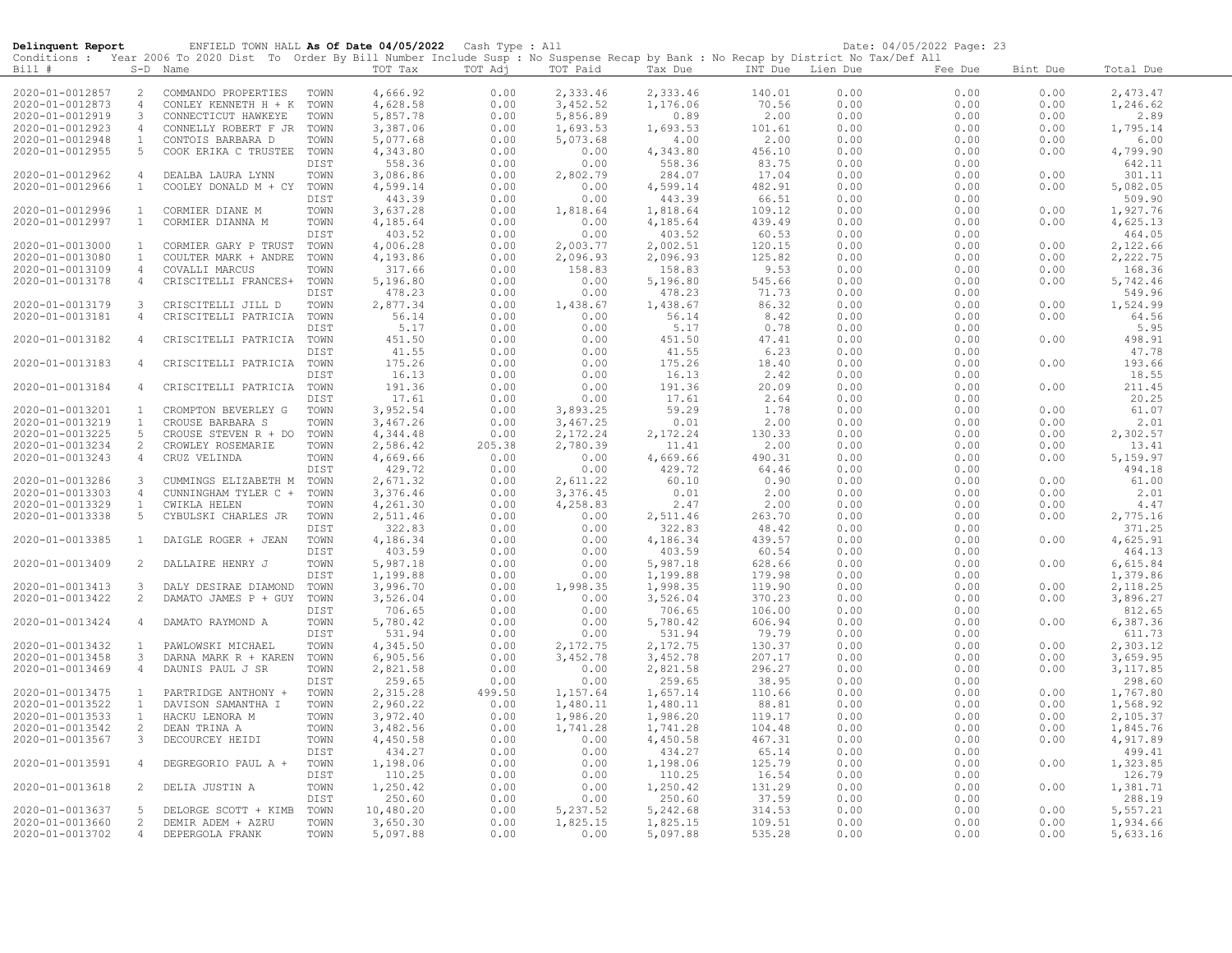**Delinquent Report** ENFIELD TOWN HALL **As Of Date 04/05/2022** Cash Type : All Date: 04/05/2022 Page: 23

Conditions : Year 2006 To 2020 Dist To Order By Bill Number Include Susp : No Suspense Recap by Bank : No Recap by District No Tax/Def All

| Bill # | S-D | Name | | TOT Tax | TOT Adj | TOT Paid | Tax Due | INT Due | Lien Due | Fee Due | Bint Due | Total Due |
|---|---|---|---|---|---|---|---|---|---|---|---|---|
| 2020-01-0012857 | 2 | COMMANDO PROPERTIES | TOWN | 4,666.92 | 0.00 | 2,333.46 | 2,333.46 | 140.01 | 0.00 | 0.00 | 0.00 | 2,473.47 |
| 2020-01-0012873 | 4 | CONLEY KENNETH H + K | TOWN | 4,628.58 | 0.00 | 3,452.52 | 1,176.06 | 70.56 | 0.00 | 0.00 | 0.00 | 1,246.62 |
| 2020-01-0012919 | 3 | CONNECTICUT HAWKEYE | TOWN | 5,857.78 | 0.00 | 5,856.89 | 0.89 | 2.00 | 0.00 | 0.00 | 0.00 | 2.89 |
| 2020-01-0012923 | 4 | CONNELLY ROBERT F JR | TOWN | 3,387.06 | 0.00 | 1,693.53 | 1,693.53 | 101.61 | 0.00 | 0.00 | 0.00 | 1,795.14 |
| 2020-01-0012948 | 1 | CONTOIS BARBARA D | TOWN | 5,077.68 | 0.00 | 5,073.68 | 4.00 | 2.00 | 0.00 | 0.00 | 0.00 | 6.00 |
| 2020-01-0012955 | 5 | COOK ERIKA C TRUSTEE | TOWN | 4,343.80 | 0.00 | 0.00 | 4,343.80 | 456.10 | 0.00 | 0.00 | 0.00 | 4,799.90 |
| | | | DIST | 558.36 | 0.00 | 0.00 | 558.36 | 83.75 | 0.00 | 0.00 | | 642.11 |
| 2020-01-0012962 | 4 | DEALBA LAURA LYNN | TOWN | 3,086.86 | 0.00 | 2,802.79 | 284.07 | 17.04 | 0.00 | 0.00 | 0.00 | 301.11 |
| 2020-01-0012966 | 1 | COOLEY DONALD M + CY | TOWN | 4,599.14 | 0.00 | 0.00 | 4,599.14 | 482.91 | 0.00 | 0.00 | 0.00 | 5,082.05 |
| | | | DIST | 443.39 | 0.00 | 0.00 | 443.39 | 66.51 | 0.00 | 0.00 | | 509.90 |
| 2020-01-0012996 | 1 | CORMIER DIANE M | TOWN | 3,637.28 | 0.00 | 1,818.64 | 1,818.64 | 109.12 | 0.00 | 0.00 | 0.00 | 1,927.76 |
| 2020-01-0012997 | 1 | CORMIER DIANNA M | TOWN | 4,185.64 | 0.00 | 0.00 | 4,185.64 | 439.49 | 0.00 | 0.00 | 0.00 | 4,625.13 |
| | | | DIST | 403.52 | 0.00 | 0.00 | 403.52 | 60.53 | 0.00 | 0.00 | | 464.05 |
| 2020-01-0013000 | 1 | CORMIER GARY P TRUST | TOWN | 4,006.28 | 0.00 | 2,003.77 | 2,002.51 | 120.15 | 0.00 | 0.00 | 0.00 | 2,122.66 |
| 2020-01-0013080 | 1 | COULTER MARK + ANDRE | TOWN | 4,193.86 | 0.00 | 2,096.93 | 2,096.93 | 125.82 | 0.00 | 0.00 | 0.00 | 2,222.75 |
| 2020-01-0013109 | 4 | COVALLI MARCUS | TOWN | 317.66 | 0.00 | 158.83 | 158.83 | 9.53 | 0.00 | 0.00 | 0.00 | 168.36 |
| 2020-01-0013178 | 4 | CRISCITELLI FRANCES+ | TOWN | 5,196.80 | 0.00 | 0.00 | 5,196.80 | 545.66 | 0.00 | 0.00 | 0.00 | 5,742.46 |
| | | | DIST | 478.23 | 0.00 | 0.00 | 478.23 | 71.73 | 0.00 | 0.00 | | 549.96 |
| 2020-01-0013179 | 3 | CRISCITELLI JILL D | TOWN | 2,877.34 | 0.00 | 1,438.67 | 1,438.67 | 86.32 | 0.00 | 0.00 | 0.00 | 1,524.99 |
| 2020-01-0013181 | 4 | CRISCITELLI PATRICIA | TOWN | 56.14 | 0.00 | 0.00 | 56.14 | 8.42 | 0.00 | 0.00 | 0.00 | 64.56 |
| | | | DIST | 5.17 | 0.00 | 0.00 | 5.17 | 0.78 | 0.00 | 0.00 | | 5.95 |
| 2020-01-0013182 | 4 | CRISCITELLI PATRICIA | TOWN | 451.50 | 0.00 | 0.00 | 451.50 | 47.41 | 0.00 | 0.00 | 0.00 | 498.91 |
| | | | DIST | 41.55 | 0.00 | 0.00 | 41.55 | 6.23 | 0.00 | 0.00 | | 47.78 |
| 2020-01-0013183 | 4 | CRISCITELLI PATRICIA | TOWN | 175.26 | 0.00 | 0.00 | 175.26 | 18.40 | 0.00 | 0.00 | 0.00 | 193.66 |
| | | | DIST | 16.13 | 0.00 | 0.00 | 16.13 | 2.42 | 0.00 | 0.00 | | 18.55 |
| 2020-01-0013184 | 4 | CRISCITELLI PATRICIA | TOWN | 191.36 | 0.00 | 0.00 | 191.36 | 20.09 | 0.00 | 0.00 | 0.00 | 211.45 |
| | | | DIST | 17.61 | 0.00 | 0.00 | 17.61 | 2.64 | 0.00 | 0.00 | | 20.25 |
| 2020-01-0013201 | 1 | CROMPTON BEVERLEY G | TOWN | 3,952.54 | 0.00 | 3,893.25 | 59.29 | 1.78 | 0.00 | 0.00 | 0.00 | 61.07 |
| 2020-01-0013219 | 1 | CROUSE BARBARA S | TOWN | 3,467.26 | 0.00 | 3,467.25 | 0.01 | 2.00 | 0.00 | 0.00 | 0.00 | 2.01 |
| 2020-01-0013225 | 5 | CROUSE STEVEN R + DO | TOWN | 4,344.48 | 0.00 | 2,172.24 | 2,172.24 | 130.33 | 0.00 | 0.00 | 0.00 | 2,302.57 |
| 2020-01-0013234 | 2 | CROWLEY ROSEMARIE | TOWN | 2,586.42 | 205.38 | 2,780.39 | 11.41 | 2.00 | 0.00 | 0.00 | 0.00 | 13.41 |
| 2020-01-0013243 | 4 | CRUZ VELINDA | TOWN | 4,669.66 | 0.00 | 0.00 | 4,669.66 | 490.31 | 0.00 | 0.00 | 0.00 | 5,159.97 |
| | | | DIST | 429.72 | 0.00 | 0.00 | 429.72 | 64.46 | 0.00 | 0.00 | | 494.18 |
| 2020-01-0013286 | 3 | CUMMINGS ELIZABETH M | TOWN | 2,671.32 | 0.00 | 2,611.22 | 60.10 | 0.90 | 0.00 | 0.00 | 0.00 | 61.00 |
| 2020-01-0013303 | 4 | CUNNINGHAM TYLER C + | TOWN | 3,376.46 | 0.00 | 3,376.45 | 0.01 | 2.00 | 0.00 | 0.00 | 0.00 | 2.01 |
| 2020-01-0013329 | 1 | CWIKLA HELEN | TOWN | 4,261.30 | 0.00 | 4,258.83 | 2.47 | 2.00 | 0.00 | 0.00 | 0.00 | 4.47 |
| 2020-01-0013338 | 5 | CYBULSKI CHARLES JR | TOWN | 2,511.46 | 0.00 | 0.00 | 2,511.46 | 263.70 | 0.00 | 0.00 | 0.00 | 2,775.16 |
| | | | DIST | 322.83 | 0.00 | 0.00 | 322.83 | 48.42 | 0.00 | 0.00 | | 371.25 |
| 2020-01-0013385 | 1 | DAIGLE ROGER + JEAN | TOWN | 4,186.34 | 0.00 | 0.00 | 4,186.34 | 439.57 | 0.00 | 0.00 | 0.00 | 4,625.91 |
| | | | DIST | 403.59 | 0.00 | 0.00 | 403.59 | 60.54 | 0.00 | 0.00 | | 464.13 |
| 2020-01-0013409 | 2 | DALLAIRE HENRY J | TOWN | 5,987.18 | 0.00 | 0.00 | 5,987.18 | 628.66 | 0.00 | 0.00 | 0.00 | 6,615.84 |
| | | | DIST | 1,199.88 | 0.00 | 0.00 | 1,199.88 | 179.98 | 0.00 | 0.00 | | 1,379.86 |
| 2020-01-0013413 | 3 | DALY DESIRAE DIAMOND | TOWN | 3,996.70 | 0.00 | 1,998.35 | 1,998.35 | 119.90 | 0.00 | 0.00 | 0.00 | 2,118.25 |
| 2020-01-0013422 | 2 | DAMATO JAMES P + GUY | TOWN | 3,526.04 | 0.00 | 0.00 | 3,526.04 | 370.23 | 0.00 | 0.00 | 0.00 | 3,896.27 |
| | | | DIST | 706.65 | 0.00 | 0.00 | 706.65 | 106.00 | 0.00 | 0.00 | | 812.65 |
| 2020-01-0013424 | 4 | DAMATO RAYMOND A | TOWN | 5,780.42 | 0.00 | 0.00 | 5,780.42 | 606.94 | 0.00 | 0.00 | 0.00 | 6,387.36 |
| | | | DIST | 531.94 | 0.00 | 0.00 | 531.94 | 79.79 | 0.00 | 0.00 | | 611.73 |
| 2020-01-0013432 | 1 | PAWLOWSKI MICHAEL | TOWN | 4,345.50 | 0.00 | 2,172.75 | 2,172.75 | 130.37 | 0.00 | 0.00 | 0.00 | 2,303.12 |
| 2020-01-0013458 | 3 | DARNA MARK R + KAREN | TOWN | 6,905.56 | 0.00 | 3,452.78 | 3,452.78 | 207.17 | 0.00 | 0.00 | 0.00 | 3,659.95 |
| 2020-01-0013469 | 4 | DAUNIS PAUL J SR | TOWN | 2,821.58 | 0.00 | 0.00 | 2,821.58 | 296.27 | 0.00 | 0.00 | 0.00 | 3,117.85 |
| | | | DIST | 259.65 | 0.00 | 0.00 | 259.65 | 38.95 | 0.00 | 0.00 | | 298.60 |
| 2020-01-0013475 | 1 | PARTRIDGE ANTHONY + | TOWN | 2,315.28 | 499.50 | 1,157.64 | 1,657.14 | 110.66 | 0.00 | 0.00 | 0.00 | 1,767.80 |
| 2020-01-0013522 | 1 | DAVISON SAMANTHA I | TOWN | 2,960.22 | 0.00 | 1,480.11 | 1,480.11 | 88.81 | 0.00 | 0.00 | 0.00 | 1,568.92 |
| 2020-01-0013533 | 1 | HACKU LENORA M | TOWN | 3,972.40 | 0.00 | 1,986.20 | 1,986.20 | 119.17 | 0.00 | 0.00 | 0.00 | 2,105.37 |
| 2020-01-0013542 | 2 | DEAN TRINA A | TOWN | 3,482.56 | 0.00 | 1,741.28 | 1,741.28 | 104.48 | 0.00 | 0.00 | 0.00 | 1,845.76 |
| 2020-01-0013567 | 3 | DECOURCEY HEIDI | TOWN | 4,450.58 | 0.00 | 0.00 | 4,450.58 | 467.31 | 0.00 | 0.00 | 0.00 | 4,917.89 |
| | | | DIST | 434.27 | 0.00 | 0.00 | 434.27 | 65.14 | 0.00 | 0.00 | | 499.41 |
| 2020-01-0013591 | 4 | DEGREGORIO PAUL A + | TOWN | 1,198.06 | 0.00 | 0.00 | 1,198.06 | 125.79 | 0.00 | 0.00 | 0.00 | 1,323.85 |
| | | | DIST | 110.25 | 0.00 | 0.00 | 110.25 | 16.54 | 0.00 | 0.00 | | 126.79 |
| 2020-01-0013618 | 2 | DELIA JUSTIN A | TOWN | 1,250.42 | 0.00 | 0.00 | 1,250.42 | 131.29 | 0.00 | 0.00 | 0.00 | 1,381.71 |
| | | | DIST | 250.60 | 0.00 | 0.00 | 250.60 | 37.59 | 0.00 | 0.00 | | 288.19 |
| 2020-01-0013637 | 5 | DELORGE SCOTT + KIMB | TOWN | 10,480.20 | 0.00 | 5,237.52 | 5,242.68 | 314.53 | 0.00 | 0.00 | 0.00 | 5,557.21 |
| 2020-01-0013660 | 2 | DEMIR ADEM + AZRU | TOWN | 3,650.30 | 0.00 | 1,825.15 | 1,825.15 | 109.51 | 0.00 | 0.00 | 0.00 | 1,934.66 |
| 2020-01-0013702 | 4 | DEPERGOLA FRANK | TOWN | 5,097.88 | 0.00 | 0.00 | 5,097.88 | 535.28 | 0.00 | 0.00 | 0.00 | 5,633.16 |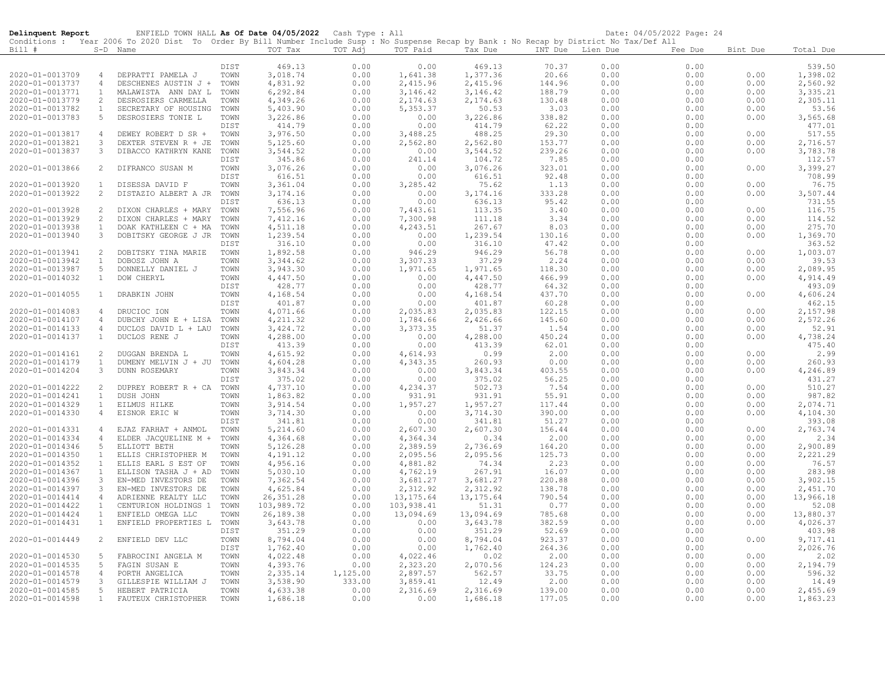**Delinquent Report** ENFIELD TOWN HALL **As Of Date 04/05/2022** Cash Type : All Date: 04/05/2022

Conditions : Year 2006 To 2020 Dist To Order By Bill Number Include Susp : No Suspense Recap by Bank : No Recap by District No Tax/Def All

| Bill # | S-D | Name | | TOT Tax | TOT Adj | TOT Paid | Tax Due | INT Due | Lien Due | Fee Due | Bint Due | Total Due |
|---|---|---|---|---|---|---|---|---|---|---|---|---|
| | | | DIST | 469.13 | 0.00 | 0.00 | 469.13 | 70.37 | 0.00 | 0.00 | | 539.50 |
| 2020-01-0013709 | 4 | DEPRATTI PAMELA J | TOWN | 3,018.74 | 0.00 | 1,641.38 | 1,377.36 | 20.66 | 0.00 | 0.00 | 0.00 | 1,398.02 |
| 2020-01-0013737 | 4 | DESCHENES AUSTIN J + | TOWN | 4,831.92 | 0.00 | 2,415.96 | 2,415.96 | 144.96 | 0.00 | 0.00 | 0.00 | 2,560.92 |
| 2020-01-0013771 | 1 | MALAWISTA ANN DAY L | TOWN | 6,292.84 | 0.00 | 3,146.42 | 3,146.42 | 188.79 | 0.00 | 0.00 | 0.00 | 3,335.21 |
| 2020-01-0013779 | 2 | DESROSIERS CARMELLA | TOWN | 4,349.26 | 0.00 | 2,174.63 | 2,174.63 | 130.48 | 0.00 | 0.00 | 0.00 | 2,305.11 |
| 2020-01-0013782 | 1 | SECRETARY OF HOUSING | TOWN | 5,403.90 | 0.00 | 5,353.37 | 50.53 | 3.03 | 0.00 | 0.00 | 0.00 | 53.56 |
| 2020-01-0013783 | 5 | DESROSIERS TONIE L | TOWN | 3,226.86 | 0.00 | 0.00 | 3,226.86 | 338.82 | 0.00 | 0.00 | 0.00 | 3,565.68 |
| | | | DIST | 414.79 | 0.00 | 0.00 | 414.79 | 62.22 | 0.00 | 0.00 | | 477.01 |
| 2020-01-0013817 | 4 | DEWEY ROBERT D SR + | TOWN | 3,976.50 | 0.00 | 3,488.25 | 488.25 | 29.30 | 0.00 | 0.00 | 0.00 | 517.55 |
| 2020-01-0013821 | 3 | DEXTER STEVEN R + JE | TOWN | 5,125.60 | 0.00 | 2,562.80 | 2,562.80 | 153.77 | 0.00 | 0.00 | 0.00 | 2,716.57 |
| 2020-01-0013837 | 3 | DIBACCO KATHRYN KANE | TOWN | 3,544.52 | 0.00 | 0.00 | 3,544.52 | 239.26 | 0.00 | 0.00 | 0.00 | 3,783.78 |
| | | | DIST | 345.86 | 0.00 | 241.14 | 104.72 | 7.85 | 0.00 | 0.00 | | 112.57 |
| 2020-01-0013866 | 2 | DIFRANCO SUSAN M | TOWN | 3,076.26 | 0.00 | 0.00 | 3,076.26 | 323.01 | 0.00 | 0.00 | 0.00 | 3,399.27 |
| | | | DIST | 616.51 | 0.00 | 0.00 | 616.51 | 92.48 | 0.00 | 0.00 | | 708.99 |
| 2020-01-0013920 | 1 | DISESSA DAVID F | TOWN | 3,361.04 | 0.00 | 3,285.42 | 75.62 | 1.13 | 0.00 | 0.00 | 0.00 | 76.75 |
| 2020-01-0013922 | 2 | DISTAZIO ALBERT A JR | TOWN | 3,174.16 | 0.00 | 0.00 | 3,174.16 | 333.28 | 0.00 | 0.00 | 0.00 | 3,507.44 |
| | | | DIST | 636.13 | 0.00 | 0.00 | 636.13 | 95.42 | 0.00 | 0.00 | | 731.55 |
| 2020-01-0013928 | 2 | DIXON CHARLES + MARY | TOWN | 7,556.96 | 0.00 | 7,443.61 | 113.35 | 3.40 | 0.00 | 0.00 | 0.00 | 116.75 |
| 2020-01-0013929 | 2 | DIXON CHARLES + MARY | TOWN | 7,412.16 | 0.00 | 7,300.98 | 111.18 | 3.34 | 0.00 | 0.00 | 0.00 | 114.52 |
| 2020-01-0013938 | 1 | DOAK KATHLEEN C + MA | TOWN | 4,511.18 | 0.00 | 4,243.51 | 267.67 | 8.03 | 0.00 | 0.00 | 0.00 | 275.70 |
| 2020-01-0013940 | 3 | DOBITSKY GEORGE J JR | TOWN | 1,239.54 | 0.00 | 0.00 | 1,239.54 | 130.16 | 0.00 | 0.00 | 0.00 | 1,369.70 |
| | | | DIST | 316.10 | 0.00 | 0.00 | 316.10 | 47.42 | 0.00 | 0.00 | | 363.52 |
| 2020-01-0013941 | 2 | DOBITSKY TINA MARIE | TOWN | 1,892.58 | 0.00 | 946.29 | 946.29 | 56.78 | 0.00 | 0.00 | 0.00 | 1,003.07 |
| 2020-01-0013942 | 1 | DOBOSZ JOHN A | TOWN | 3,344.62 | 0.00 | 3,307.33 | 37.29 | 2.24 | 0.00 | 0.00 | 0.00 | 39.53 |
| 2020-01-0013987 | 5 | DONNELLY DANIEL J | TOWN | 3,943.30 | 0.00 | 1,971.65 | 1,971.65 | 118.30 | 0.00 | 0.00 | 0.00 | 2,089.95 |
| 2020-01-0014032 | 1 | DOW CHERYL | TOWN | 4,447.50 | 0.00 | 0.00 | 4,447.50 | 466.99 | 0.00 | 0.00 | 0.00 | 4,914.49 |
| | | | DIST | 428.77 | 0.00 | 0.00 | 428.77 | 64.32 | 0.00 | 0.00 | | 493.09 |
| 2020-01-0014055 | 1 | DRABKIN JOHN | TOWN | 4,168.54 | 0.00 | 0.00 | 4,168.54 | 437.70 | 0.00 | 0.00 | 0.00 | 4,606.24 |
| | | | DIST | 401.87 | 0.00 | 0.00 | 401.87 | 60.28 | 0.00 | 0.00 | | 462.15 |
| 2020-01-0014083 | 4 | DRUCIOC ION | TOWN | 4,071.66 | 0.00 | 2,035.83 | 2,035.83 | 122.15 | 0.00 | 0.00 | 0.00 | 2,157.98 |
| 2020-01-0014107 | 4 | DUBCHY JOHN E + LISA | TOWN | 4,211.32 | 0.00 | 1,784.66 | 2,426.66 | 145.60 | 0.00 | 0.00 | 0.00 | 2,572.26 |
| 2020-01-0014133 | 4 | DUCLOS DAVID L + LAU | TOWN | 3,424.72 | 0.00 | 3,373.35 | 51.37 | 1.54 | 0.00 | 0.00 | 0.00 | 52.91 |
| 2020-01-0014137 | 1 | DUCLOS RENE J | TOWN | 4,288.00 | 0.00 | 0.00 | 4,288.00 | 450.24 | 0.00 | 0.00 | 0.00 | 4,738.24 |
| | | | DIST | 413.39 | 0.00 | 0.00 | 413.39 | 62.01 | 0.00 | 0.00 | | 475.40 |
| 2020-01-0014161 | 2 | DUGGAN BRENDA L | TOWN | 4,615.92 | 0.00 | 4,614.93 | 0.99 | 2.00 | 0.00 | 0.00 | 0.00 | 2.99 |
| 2020-01-0014179 | 1 | DUMENY MELVIN J + JU | TOWN | 4,604.28 | 0.00 | 4,343.35 | 260.93 | 0.00 | 0.00 | 0.00 | 0.00 | 260.93 |
| 2020-01-0014204 | 3 | DUNN ROSEMARY | TOWN | 3,843.34 | 0.00 | 0.00 | 3,843.34 | 403.55 | 0.00 | 0.00 | 0.00 | 4,246.89 |
| | | | DIST | 375.02 | 0.00 | 0.00 | 375.02 | 56.25 | 0.00 | 0.00 | | 431.27 |
| 2020-01-0014222 | 2 | DUPREY ROBERT R + CA | TOWN | 4,737.10 | 0.00 | 4,234.37 | 502.73 | 7.54 | 0.00 | 0.00 | 0.00 | 510.27 |
| 2020-01-0014241 | 1 | DUSH JOHN | TOWN | 1,863.82 | 0.00 | 931.91 | 931.91 | 55.91 | 0.00 | 0.00 | 0.00 | 987.82 |
| 2020-01-0014329 | 1 | EILMUS HILKE | TOWN | 3,914.54 | 0.00 | 1,957.27 | 1,957.27 | 117.44 | 0.00 | 0.00 | 0.00 | 2,074.71 |
| 2020-01-0014330 | 4 | EISNOR ERIC W | TOWN | 3,714.30 | 0.00 | 0.00 | 3,714.30 | 390.00 | 0.00 | 0.00 | 0.00 | 4,104.30 |
| | | | DIST | 341.81 | 0.00 | 0.00 | 341.81 | 51.27 | 0.00 | 0.00 | | 393.08 |
| 2020-01-0014331 | 4 | EJAZ FARHAT + ANMOL | TOWN | 5,214.60 | 0.00 | 2,607.30 | 2,607.30 | 156.44 | 0.00 | 0.00 | 0.00 | 2,763.74 |
| 2020-01-0014334 | 4 | ELDER JACQUELINE M + | TOWN | 4,364.68 | 0.00 | 4,364.34 | 0.34 | 2.00 | 0.00 | 0.00 | 0.00 | 2.34 |
| 2020-01-0014346 | 5 | ELLIOTT BETH | TOWN | 5,126.28 | 0.00 | 2,389.59 | 2,736.69 | 164.20 | 0.00 | 0.00 | 0.00 | 2,900.89 |
| 2020-01-0014350 | 1 | ELLIS CHRISTOPHER M | TOWN | 4,191.12 | 0.00 | 2,095.56 | 2,095.56 | 125.73 | 0.00 | 0.00 | 0.00 | 2,221.29 |
| 2020-01-0014352 | 1 | ELLIS EARL S EST OF | TOWN | 4,956.16 | 0.00 | 4,881.82 | 74.34 | 2.23 | 0.00 | 0.00 | 0.00 | 76.57 |
| 2020-01-0014367 | 1 | ELLISON TASHA J + AD | TOWN | 5,030.10 | 0.00 | 4,762.19 | 267.91 | 16.07 | 0.00 | 0.00 | 0.00 | 283.98 |
| 2020-01-0014396 | 3 | EN-MED INVESTORS DE | TOWN | 7,362.54 | 0.00 | 3,681.27 | 3,681.27 | 220.88 | 0.00 | 0.00 | 0.00 | 3,902.15 |
| 2020-01-0014397 | 3 | EN-MED INVESTORS DE | TOWN | 4,625.84 | 0.00 | 2,312.92 | 2,312.92 | 138.78 | 0.00 | 0.00 | 0.00 | 2,451.70 |
| 2020-01-0014414 | 4 | ADRIENNE REALTY LLC | TOWN | 26,351.28 | 0.00 | 13,175.64 | 13,175.64 | 790.54 | 0.00 | 0.00 | 0.00 | 13,966.18 |
| 2020-01-0014422 | 1 | CENTURION HOLDINGS 1 | TOWN | 103,989.72 | 0.00 | 103,938.41 | 51.31 | 0.77 | 0.00 | 0.00 | 0.00 | 52.08 |
| 2020-01-0014424 | 1 | ENFIELD OMEGA LLC | TOWN | 26,189.38 | 0.00 | 13,094.69 | 13,094.69 | 785.68 | 0.00 | 0.00 | 0.00 | 13,880.37 |
| 2020-01-0014431 | 1 | ENFIELD PROPERTIES L | TOWN | 3,643.78 | 0.00 | 0.00 | 3,643.78 | 382.59 | 0.00 | 0.00 | 0.00 | 4,026.37 |
| | | | DIST | 351.29 | 0.00 | 0.00 | 351.29 | 52.69 | 0.00 | 0.00 | | 403.98 |
| 2020-01-0014449 | 2 | ENFIELD DEV LLC | TOWN | 8,794.04 | 0.00 | 0.00 | 8,794.04 | 923.37 | 0.00 | 0.00 | 0.00 | 9,717.41 |
| | | | DIST | 1,762.40 | 0.00 | 0.00 | 1,762.40 | 264.36 | 0.00 | 0.00 | | 2,026.76 |
| 2020-01-0014530 | 5 | FABROCINI ANGELA M | TOWN | 4,022.48 | 0.00 | 4,022.46 | 0.02 | 2.00 | 0.00 | 0.00 | 0.00 | 2.02 |
| 2020-01-0014535 | 5 | FAGIN SUSAN E | TOWN | 4,393.76 | 0.00 | 2,323.20 | 2,070.56 | 124.23 | 0.00 | 0.00 | 0.00 | 2,194.79 |
| 2020-01-0014578 | 4 | PORTH ANGELICA | TOWN | 2,335.14 | 1,125.00 | 2,897.57 | 562.57 | 33.75 | 0.00 | 0.00 | 0.00 | 596.32 |
| 2020-01-0014579 | 3 | GILLESPIE WILLIAM J | TOWN | 3,538.90 | 333.00 | 3,859.41 | 12.49 | 2.00 | 0.00 | 0.00 | 0.00 | 14.49 |
| 2020-01-0014585 | 5 | HEBERT PATRICIA | TOWN | 4,633.38 | 0.00 | 2,316.69 | 2,316.69 | 139.00 | 0.00 | 0.00 | 0.00 | 2,455.69 |
| 2020-01-0014598 | 1 | FAUTEUX CHRISTOPHER | TOWN | 1,686.18 | 0.00 | 0.00 | 1,686.18 | 177.05 | 0.00 | 0.00 | 0.00 | 1,863.23 |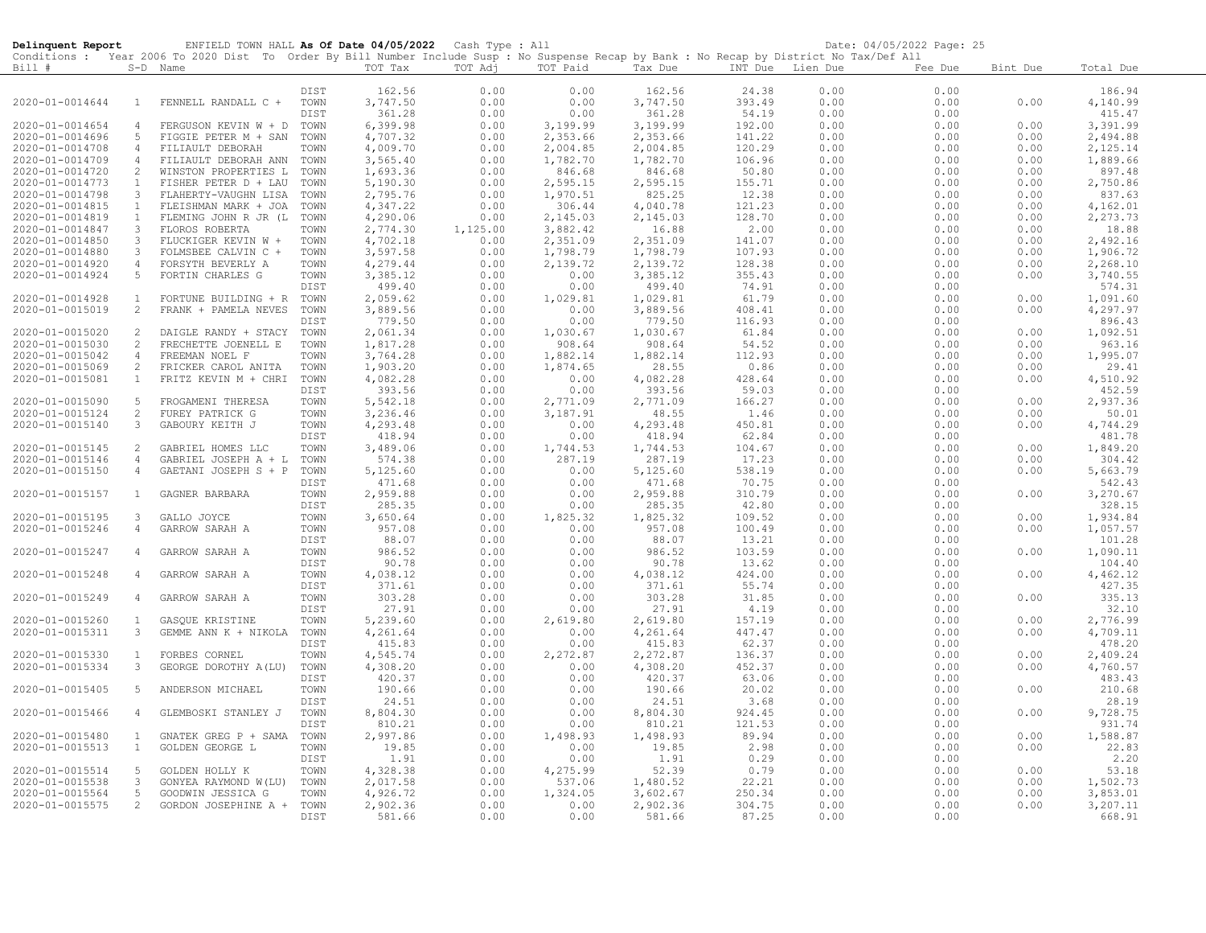**Delinquent Report** ENFIELD TOWN HALL **As Of Date 04/05/2022** Cash Type : All Date: 04/05/2022

Conditions : Year 2006 To 2020 Dist To Order By Bill Number Include Susp : No Suspense Recap by Bank : No Recap by District No Tax/Def All

| Bill # | S-D | Name | | TOT Tax | TOT Adj | TOT Paid | Tax Due | INT Due | Lien Due | Fee Due | Bint Due | Total Due |
|---|---|---|---|---|---|---|---|---|---|---|---|---|
| | | | DIST | 162.56 | 0.00 | 0.00 | 162.56 | 24.38 | 0.00 | 0.00 | | 186.94 |
| 2020-01-0014644 | 1 | FENNELL RANDALL C + | TOWN | 3,747.50 | 0.00 | 0.00 | 3,747.50 | 393.49 | 0.00 | 0.00 | 0.00 | 4,140.99 |
| | | | DIST | 361.28 | 0.00 | 0.00 | 361.28 | 54.19 | 0.00 | 0.00 | | 415.47 |
| 2020-01-0014654 | 4 | FERGUSON KEVIN W + D | TOWN | 6,399.98 | 0.00 | 3,199.99 | 3,199.99 | 192.00 | 0.00 | 0.00 | 0.00 | 3,391.99 |
| 2020-01-0014696 | 5 | FIGGIE PETER M + SAN | TOWN | 4,707.32 | 0.00 | 2,353.66 | 2,353.66 | 141.22 | 0.00 | 0.00 | 0.00 | 2,494.88 |
| 2020-01-0014708 | 4 | FILIAULT DEBORAH | TOWN | 4,009.70 | 0.00 | 2,004.85 | 2,004.85 | 120.29 | 0.00 | 0.00 | 0.00 | 2,125.14 |
| 2020-01-0014709 | 4 | FILIAULT DEBORAH ANN | TOWN | 3,565.40 | 0.00 | 1,782.70 | 1,782.70 | 106.96 | 0.00 | 0.00 | 0.00 | 1,889.66 |
| 2020-01-0014720 | 2 | WINSTON PROPERTIES L | TOWN | 1,693.36 | 0.00 | 846.68 | 846.68 | 50.80 | 0.00 | 0.00 | 0.00 | 897.48 |
| 2020-01-0014773 | 1 | FISHER PETER D + LAU | TOWN | 5,190.30 | 0.00 | 2,595.15 | 2,595.15 | 155.71 | 0.00 | 0.00 | 0.00 | 2,750.86 |
| 2020-01-0014798 | 3 | FLAHERTY-VAUGHN LISA | TOWN | 2,795.76 | 0.00 | 1,970.51 | 825.25 | 12.38 | 0.00 | 0.00 | 0.00 | 837.63 |
| 2020-01-0014815 | 1 | FLEISHMAN MARK + JOA | TOWN | 4,347.22 | 0.00 | 306.44 | 4,040.78 | 121.23 | 0.00 | 0.00 | 0.00 | 4,162.01 |
| 2020-01-0014819 | 1 | FLEMING JOHN R JR (L | TOWN | 4,290.06 | 0.00 | 2,145.03 | 2,145.03 | 128.70 | 0.00 | 0.00 | 0.00 | 2,273.73 |
| 2020-01-0014847 | 3 | FLOROS ROBERTA | TOWN | 2,774.30 | 1,125.00 | 3,882.42 | 16.88 | 2.00 | 0.00 | 0.00 | 0.00 | 18.88 |
| 2020-01-0014850 | 3 | FLUCKIGER KEVIN W + | TOWN | 4,702.18 | 0.00 | 2,351.09 | 2,351.09 | 141.07 | 0.00 | 0.00 | 0.00 | 2,492.16 |
| 2020-01-0014880 | 3 | FOLMSBEE CALVIN C + | TOWN | 3,597.58 | 0.00 | 1,798.79 | 1,798.79 | 107.93 | 0.00 | 0.00 | 0.00 | 1,906.72 |
| 2020-01-0014920 | 4 | FORSYTH BEVERLY A | TOWN | 4,279.44 | 0.00 | 2,139.72 | 2,139.72 | 128.38 | 0.00 | 0.00 | 0.00 | 2,268.10 |
| 2020-01-0014924 | 5 | FORTIN CHARLES G | TOWN | 3,385.12 | 0.00 | 0.00 | 3,385.12 | 355.43 | 0.00 | 0.00 | 0.00 | 3,740.55 |
| | | | DIST | 499.40 | 0.00 | 0.00 | 499.40 | 74.91 | 0.00 | 0.00 | | 574.31 |
| 2020-01-0014928 | 1 | FORTUNE BUILDING + R | TOWN | 2,059.62 | 0.00 | 1,029.81 | 1,029.81 | 61.79 | 0.00 | 0.00 | 0.00 | 1,091.60 |
| 2020-01-0015019 | 2 | FRANK + PAMELA NEVES | TOWN | 3,889.56 | 0.00 | 0.00 | 3,889.56 | 408.41 | 0.00 | 0.00 | 0.00 | 4,297.97 |
| | | | DIST | 779.50 | 0.00 | 0.00 | 779.50 | 116.93 | 0.00 | 0.00 | | 896.43 |
| 2020-01-0015020 | 2 | DAIGLE RANDY + STACY | TOWN | 2,061.34 | 0.00 | 1,030.67 | 1,030.67 | 61.84 | 0.00 | 0.00 | 0.00 | 1,092.51 |
| 2020-01-0015030 | 2 | FRECHETTE JOENELL E | TOWN | 1,817.28 | 0.00 | 908.64 | 908.64 | 54.52 | 0.00 | 0.00 | 0.00 | 963.16 |
| 2020-01-0015042 | 4 | FREEMAN NOEL F | TOWN | 3,764.28 | 0.00 | 1,882.14 | 1,882.14 | 112.93 | 0.00 | 0.00 | 0.00 | 1,995.07 |
| 2020-01-0015069 | 2 | FRICKER CAROL ANITA | TOWN | 1,903.20 | 0.00 | 1,874.65 | 28.55 | 0.86 | 0.00 | 0.00 | 0.00 | 29.41 |
| 2020-01-0015081 | 1 | FRITZ KEVIN M + CHRI | TOWN | 4,082.28 | 0.00 | 0.00 | 4,082.28 | 428.64 | 0.00 | 0.00 | 0.00 | 4,510.92 |
| | | | DIST | 393.56 | 0.00 | 0.00 | 393.56 | 59.03 | 0.00 | 0.00 | | 452.59 |
| 2020-01-0015090 | 5 | FROGAMENI THERESA | TOWN | 5,542.18 | 0.00 | 2,771.09 | 2,771.09 | 166.27 | 0.00 | 0.00 | 0.00 | 2,937.36 |
| 2020-01-0015124 | 2 | FUREY PATRICK G | TOWN | 3,236.46 | 0.00 | 3,187.91 | 48.55 | 1.46 | 0.00 | 0.00 | 0.00 | 50.01 |
| 2020-01-0015140 | 3 | GABOURY KEITH J | TOWN | 4,293.48 | 0.00 | 0.00 | 4,293.48 | 450.81 | 0.00 | 0.00 | 0.00 | 4,744.29 |
| | | | DIST | 418.94 | 0.00 | 0.00 | 418.94 | 62.84 | 0.00 | 0.00 | | 481.78 |
| 2020-01-0015145 | 2 | GABRIEL HOMES LLC | TOWN | 3,489.06 | 0.00 | 1,744.53 | 1,744.53 | 104.67 | 0.00 | 0.00 | 0.00 | 1,849.20 |
| 2020-01-0015146 | 4 | GABRIEL JOSEPH A + L | TOWN | 574.38 | 0.00 | 287.19 | 287.19 | 17.23 | 0.00 | 0.00 | 0.00 | 304.42 |
| 2020-01-0015150 | 4 | GAETANI JOSEPH S + P | TOWN | 5,125.60 | 0.00 | 0.00 | 5,125.60 | 538.19 | 0.00 | 0.00 | 0.00 | 5,663.79 |
| | | | DIST | 471.68 | 0.00 | 0.00 | 471.68 | 70.75 | 0.00 | 0.00 | | 542.43 |
| 2020-01-0015157 | 1 | GAGNER BARBARA | TOWN | 2,959.88 | 0.00 | 0.00 | 2,959.88 | 310.79 | 0.00 | 0.00 | 0.00 | 3,270.67 |
| | | | DIST | 285.35 | 0.00 | 0.00 | 285.35 | 42.80 | 0.00 | 0.00 | | 328.15 |
| 2020-01-0015195 | 3 | GALLO JOYCE | TOWN | 3,650.64 | 0.00 | 1,825.32 | 1,825.32 | 109.52 | 0.00 | 0.00 | 0.00 | 1,934.84 |
| 2020-01-0015246 | 4 | GARROW SARAH A | TOWN | 957.08 | 0.00 | 0.00 | 957.08 | 100.49 | 0.00 | 0.00 | 0.00 | 1,057.57 |
| | | | DIST | 88.07 | 0.00 | 0.00 | 88.07 | 13.21 | 0.00 | 0.00 | | 101.28 |
| 2020-01-0015247 | 4 | GARROW SARAH A | TOWN | 986.52 | 0.00 | 0.00 | 986.52 | 103.59 | 0.00 | 0.00 | 0.00 | 1,090.11 |
| | | | DIST | 90.78 | 0.00 | 0.00 | 90.78 | 13.62 | 0.00 | 0.00 | | 104.40 |
| 2020-01-0015248 | 4 | GARROW SARAH A | TOWN | 4,038.12 | 0.00 | 0.00 | 4,038.12 | 424.00 | 0.00 | 0.00 | 0.00 | 4,462.12 |
| | | | DIST | 371.61 | 0.00 | 0.00 | 371.61 | 55.74 | 0.00 | 0.00 | | 427.35 |
| 2020-01-0015249 | 4 | GARROW SARAH A | TOWN | 303.28 | 0.00 | 0.00 | 303.28 | 31.85 | 0.00 | 0.00 | 0.00 | 335.13 |
| | | | DIST | 27.91 | 0.00 | 0.00 | 27.91 | 4.19 | 0.00 | 0.00 | | 32.10 |
| 2020-01-0015260 | 1 | GASQUE KRISTINE | TOWN | 5,239.60 | 0.00 | 2,619.80 | 2,619.80 | 157.19 | 0.00 | 0.00 | 0.00 | 2,776.99 |
| 2020-01-0015311 | 3 | GEMME ANN K + NIKOLA | TOWN | 4,261.64 | 0.00 | 0.00 | 4,261.64 | 447.47 | 0.00 | 0.00 | 0.00 | 4,709.11 |
| | | | DIST | 415.83 | 0.00 | 0.00 | 415.83 | 62.37 | 0.00 | 0.00 | | 478.20 |
| 2020-01-0015330 | 1 | FORBES CORNEL | TOWN | 4,545.74 | 0.00 | 2,272.87 | 2,272.87 | 136.37 | 0.00 | 0.00 | 0.00 | 2,409.24 |
| 2020-01-0015334 | 3 | GEORGE DOROTHY A(LU) | TOWN | 4,308.20 | 0.00 | 0.00 | 4,308.20 | 452.37 | 0.00 | 0.00 | 0.00 | 4,760.57 |
| | | | DIST | 420.37 | 0.00 | 0.00 | 420.37 | 63.06 | 0.00 | 0.00 | | 483.43 |
| 2020-01-0015405 | 5 | ANDERSON MICHAEL | TOWN | 190.66 | 0.00 | 0.00 | 190.66 | 20.02 | 0.00 | 0.00 | 0.00 | 210.68 |
| | | | DIST | 24.51 | 0.00 | 0.00 | 24.51 | 3.68 | 0.00 | 0.00 | | 28.19 |
| 2020-01-0015466 | 4 | GLEMBOSKI STANLEY J | TOWN | 8,804.30 | 0.00 | 0.00 | 8,804.30 | 924.45 | 0.00 | 0.00 | 0.00 | 9,728.75 |
| | | | DIST | 810.21 | 0.00 | 0.00 | 810.21 | 121.53 | 0.00 | 0.00 | | 931.74 |
| 2020-01-0015480 | 1 | GNATEK GREG P + SAMA | TOWN | 2,997.86 | 0.00 | 1,498.93 | 1,498.93 | 89.94 | 0.00 | 0.00 | 0.00 | 1,588.87 |
| 2020-01-0015513 | 1 | GOLDEN GEORGE L | TOWN | 19.85 | 0.00 | 0.00 | 19.85 | 2.98 | 0.00 | 0.00 | 0.00 | 22.83 |
| | | | DIST | 1.91 | 0.00 | 0.00 | 1.91 | 0.29 | 0.00 | 0.00 | | 2.20 |
| 2020-01-0015514 | 5 | GOLDEN HOLLY K | TOWN | 4,328.38 | 0.00 | 4,275.99 | 52.39 | 0.79 | 0.00 | 0.00 | 0.00 | 53.18 |
| 2020-01-0015538 | 3 | GONYEA RAYMOND W(LU) | TOWN | 2,017.58 | 0.00 | 537.06 | 1,480.52 | 22.21 | 0.00 | 0.00 | 0.00 | 1,502.73 |
| 2020-01-0015564 | 5 | GOODWIN JESSICA G | TOWN | 4,926.72 | 0.00 | 1,324.05 | 3,602.67 | 250.34 | 0.00 | 0.00 | 0.00 | 3,853.01 |
| 2020-01-0015575 | 2 | GORDON JOSEPHINE A + | TOWN | 2,902.36 | 0.00 | 0.00 | 2,902.36 | 304.75 | 0.00 | 0.00 | 0.00 | 3,207.11 |
| | | | DIST | 581.66 | 0.00 | 0.00 | 581.66 | 87.25 | 0.00 | 0.00 | | 668.91 |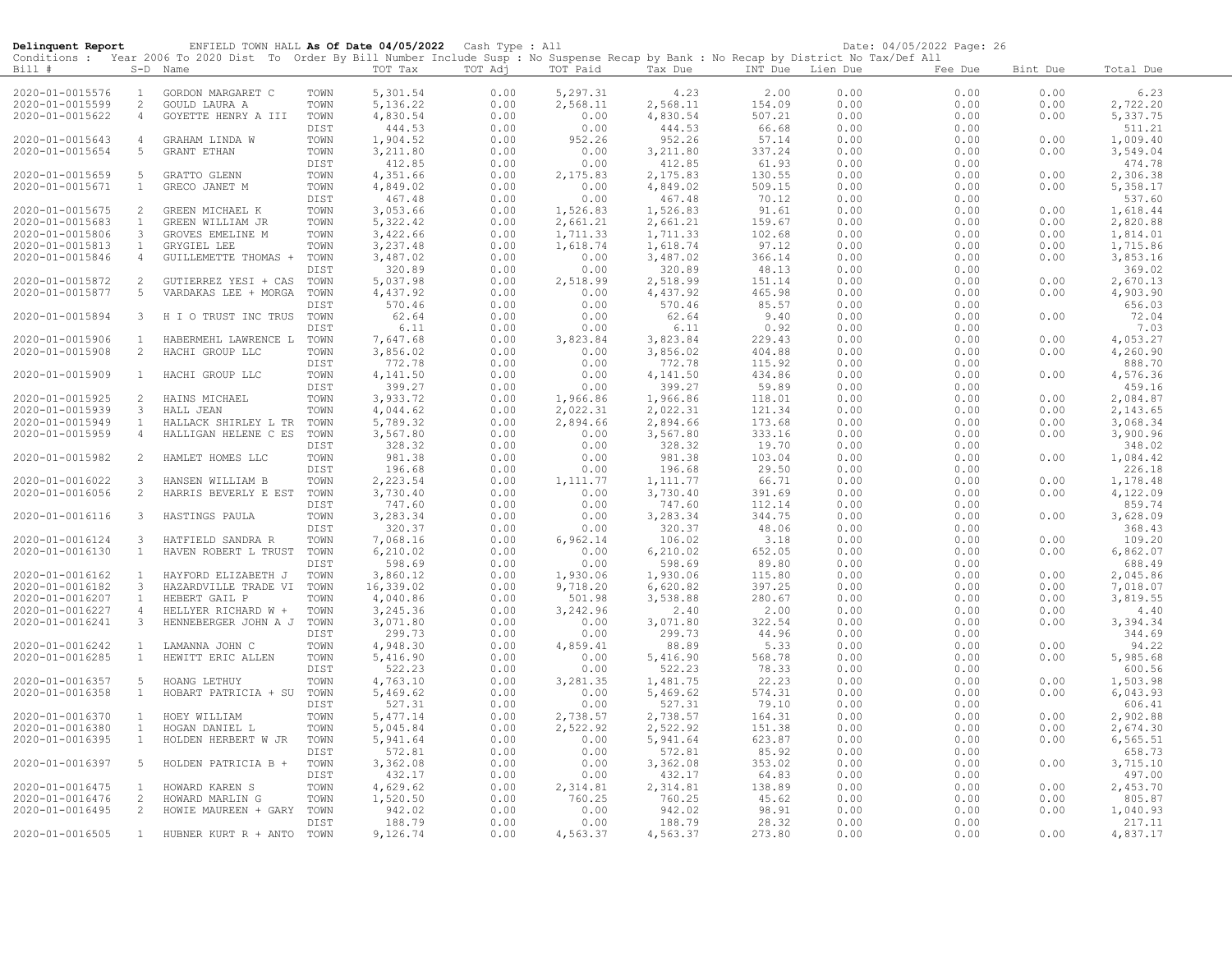**Delinquent Report** ENFIELD TOWN HALL **As Of Date 04/05/2022** Cash Type : All Date: 04/05/2022 Page: 26

Conditions : Year 2006 To 2020 Dist To Order By Bill Number Include Susp : No Suspense Recap by Bank : No Recap by District No Tax/Def All

| Bill # | S-D | Name | | TOT Tax | TOT Adj | TOT Paid | Tax Due | INT Due | Lien Due | Fee Due | Bint Due | Total Due |
|---|---|---|---|---|---|---|---|---|---|---|---|---|
| 2020-01-0015576 | 1 | GORDON MARGARET C | TOWN | 5,301.54 | 0.00 | 5,297.31 | 4.23 | 2.00 | 0.00 | 0.00 | 0.00 | 6.23 |
| 2020-01-0015599 | 2 | GOULD LAURA A | TOWN | 5,136.22 | 0.00 | 2,568.11 | 2,568.11 | 154.09 | 0.00 | 0.00 | 0.00 | 2,722.20 |
| 2020-01-0015622 | 4 | GOYETTE HENRY A III | TOWN | 4,830.54 | 0.00 | 0.00 | 4,830.54 | 507.21 | 0.00 | 0.00 | 0.00 | 5,337.75 |
| | | | DIST | 444.53 | 0.00 | 0.00 | 444.53 | 66.68 | 0.00 | 0.00 | | 511.21 |
| 2020-01-0015643 | 4 | GRAHAM LINDA W | TOWN | 1,904.52 | 0.00 | 952.26 | 952.26 | 57.14 | 0.00 | 0.00 | 0.00 | 1,009.40 |
| 2020-01-0015654 | 5 | GRANT ETHAN | TOWN | 3,211.80 | 0.00 | 0.00 | 3,211.80 | 337.24 | 0.00 | 0.00 | 0.00 | 3,549.04 |
| | | | DIST | 412.85 | 0.00 | 0.00 | 412.85 | 61.93 | 0.00 | 0.00 | | 474.78 |
| 2020-01-0015659 | 5 | GRATTO GLENN | TOWN | 4,351.66 | 0.00 | 2,175.83 | 2,175.83 | 130.55 | 0.00 | 0.00 | 0.00 | 2,306.38 |
| 2020-01-0015671 | 1 | GRECO JANET M | TOWN | 4,849.02 | 0.00 | 0.00 | 4,849.02 | 509.15 | 0.00 | 0.00 | 0.00 | 5,358.17 |
| | | | DIST | 467.48 | 0.00 | 0.00 | 467.48 | 70.12 | 0.00 | 0.00 | | 537.60 |
| 2020-01-0015675 | 2 | GREEN MICHAEL K | TOWN | 3,053.66 | 0.00 | 1,526.83 | 1,526.83 | 91.61 | 0.00 | 0.00 | 0.00 | 1,618.44 |
| 2020-01-0015683 | 1 | GREEN WILLIAM JR | TOWN | 5,322.42 | 0.00 | 2,661.21 | 2,661.21 | 159.67 | 0.00 | 0.00 | 0.00 | 2,820.88 |
| 2020-01-0015806 | 3 | GROVES EMELINE M | TOWN | 3,422.66 | 0.00 | 1,711.33 | 1,711.33 | 102.68 | 0.00 | 0.00 | 0.00 | 1,814.01 |
| 2020-01-0015813 | 1 | GRYGIEL LEE | TOWN | 3,237.48 | 0.00 | 1,618.74 | 1,618.74 | 97.12 | 0.00 | 0.00 | 0.00 | 1,715.86 |
| 2020-01-0015846 | 4 | GUILLEMETTE THOMAS + | TOWN | 3,487.02 | 0.00 | 0.00 | 3,487.02 | 366.14 | 0.00 | 0.00 | 0.00 | 3,853.16 |
| | | | DIST | 320.89 | 0.00 | 0.00 | 320.89 | 48.13 | 0.00 | 0.00 | | 369.02 |
| 2020-01-0015872 | 2 | GUTIERREZ YESI + CAS | TOWN | 5,037.98 | 0.00 | 2,518.99 | 2,518.99 | 151.14 | 0.00 | 0.00 | 0.00 | 2,670.13 |
| 2020-01-0015877 | 5 | VARDAKAS LEE + MORGA | TOWN | 4,437.92 | 0.00 | 0.00 | 4,437.92 | 465.98 | 0.00 | 0.00 | 0.00 | 4,903.90 |
| | | | DIST | 570.46 | 0.00 | 0.00 | 570.46 | 85.57 | 0.00 | 0.00 | | 656.03 |
| 2020-01-0015894 | 3 | H I O TRUST INC TRUS | TOWN | 62.64 | 0.00 | 0.00 | 62.64 | 9.40 | 0.00 | 0.00 | 0.00 | 72.04 |
| | | | DIST | 6.11 | 0.00 | 0.00 | 6.11 | 0.92 | 0.00 | 0.00 | | 7.03 |
| 2020-01-0015906 | 1 | HABERMEHL LAWRENCE L | TOWN | 7,647.68 | 0.00 | 3,823.84 | 3,823.84 | 229.43 | 0.00 | 0.00 | 0.00 | 4,053.27 |
| 2020-01-0015908 | 2 | HACHI GROUP LLC | TOWN | 3,856.02 | 0.00 | 0.00 | 3,856.02 | 404.88 | 0.00 | 0.00 | 0.00 | 4,260.90 |
| | | | DIST | 772.78 | 0.00 | 0.00 | 772.78 | 115.92 | 0.00 | 0.00 | | 888.70 |
| 2020-01-0015909 | 1 | HACHI GROUP LLC | TOWN | 4,141.50 | 0.00 | 0.00 | 4,141.50 | 434.86 | 0.00 | 0.00 | 0.00 | 4,576.36 |
| | | | DIST | 399.27 | 0.00 | 0.00 | 399.27 | 59.89 | 0.00 | 0.00 | | 459.16 |
| 2020-01-0015925 | 2 | HAINS MICHAEL | TOWN | 3,933.72 | 0.00 | 1,966.86 | 1,966.86 | 118.01 | 0.00 | 0.00 | 0.00 | 2,084.87 |
| 2020-01-0015939 | 3 | HALL JEAN | TOWN | 4,044.62 | 0.00 | 2,022.31 | 2,022.31 | 121.34 | 0.00 | 0.00 | 0.00 | 2,143.65 |
| 2020-01-0015949 | 1 | HALLACK SHIRLEY L TR | TOWN | 5,789.32 | 0.00 | 2,894.66 | 2,894.66 | 173.68 | 0.00 | 0.00 | 0.00 | 3,068.34 |
| 2020-01-0015959 | 4 | HALLIGAN HELENE C ES | TOWN | 3,567.80 | 0.00 | 0.00 | 3,567.80 | 333.16 | 0.00 | 0.00 | 0.00 | 3,900.96 |
| | | | DIST | 328.32 | 0.00 | 0.00 | 328.32 | 19.70 | 0.00 | 0.00 | | 348.02 |
| 2020-01-0015982 | 2 | HAMLET HOMES LLC | TOWN | 981.38 | 0.00 | 0.00 | 981.38 | 103.04 | 0.00 | 0.00 | 0.00 | 1,084.42 |
| | | | DIST | 196.68 | 0.00 | 0.00 | 196.68 | 29.50 | 0.00 | 0.00 | | 226.18 |
| 2020-01-0016022 | 3 | HANSEN WILLIAM B | TOWN | 2,223.54 | 0.00 | 1,111.77 | 1,111.77 | 66.71 | 0.00 | 0.00 | 0.00 | 1,178.48 |
| 2020-01-0016056 | 2 | HARRIS BEVERLY E EST | TOWN | 3,730.40 | 0.00 | 0.00 | 3,730.40 | 391.69 | 0.00 | 0.00 | 0.00 | 4,122.09 |
| | | | DIST | 747.60 | 0.00 | 0.00 | 747.60 | 112.14 | 0.00 | 0.00 | | 859.74 |
| 2020-01-0016116 | 3 | HASTINGS PAULA | TOWN | 3,283.34 | 0.00 | 0.00 | 3,283.34 | 344.75 | 0.00 | 0.00 | 0.00 | 3,628.09 |
| | | | DIST | 320.37 | 0.00 | 0.00 | 320.37 | 48.06 | 0.00 | 0.00 | | 368.43 |
| 2020-01-0016124 | 3 | HATFIELD SANDRA R | TOWN | 7,068.16 | 0.00 | 6,962.14 | 106.02 | 3.18 | 0.00 | 0.00 | 0.00 | 109.20 |
| 2020-01-0016130 | 1 | HAVEN ROBERT L TRUST | TOWN | 6,210.02 | 0.00 | 0.00 | 6,210.02 | 652.05 | 0.00 | 0.00 | 0.00 | 6,862.07 |
| | | | DIST | 598.69 | 0.00 | 0.00 | 598.69 | 89.80 | 0.00 | 0.00 | | 688.49 |
| 2020-01-0016162 | 1 | HAYFORD ELIZABETH J | TOWN | 3,860.12 | 0.00 | 1,930.06 | 1,930.06 | 115.80 | 0.00 | 0.00 | 0.00 | 2,045.86 |
| 2020-01-0016182 | 3 | HAZARDVILLE TRADE VI | TOWN | 16,339.02 | 0.00 | 9,718.20 | 6,620.82 | 397.25 | 0.00 | 0.00 | 0.00 | 7,018.07 |
| 2020-01-0016207 | 1 | HEBERT GAIL P | TOWN | 4,040.86 | 0.00 | 501.98 | 3,538.88 | 280.67 | 0.00 | 0.00 | 0.00 | 3,819.55 |
| 2020-01-0016227 | 4 | HELLYER RICHARD W + | TOWN | 3,245.36 | 0.00 | 3,242.96 | 2.40 | 2.00 | 0.00 | 0.00 | 0.00 | 4.40 |
| 2020-01-0016241 | 3 | HENNEBERGER JOHN A J | TOWN | 3,071.80 | 0.00 | 0.00 | 3,071.80 | 322.54 | 0.00 | 0.00 | 0.00 | 3,394.34 |
| | | | DIST | 299.73 | 0.00 | 0.00 | 299.73 | 44.96 | 0.00 | 0.00 | | 344.69 |
| 2020-01-0016242 | 1 | LAMANNA JOHN C | TOWN | 4,948.30 | 0.00 | 4,859.41 | 88.89 | 5.33 | 0.00 | 0.00 | 0.00 | 94.22 |
| 2020-01-0016285 | 1 | HEWITT ERIC ALLEN | TOWN | 5,416.90 | 0.00 | 0.00 | 5,416.90 | 568.78 | 0.00 | 0.00 | 0.00 | 5,985.68 |
| | | | DIST | 522.23 | 0.00 | 0.00 | 522.23 | 78.33 | 0.00 | 0.00 | | 600.56 |
| 2020-01-0016357 | 5 | HOANG LETHUY | TOWN | 4,763.10 | 0.00 | 3,281.35 | 1,481.75 | 22.23 | 0.00 | 0.00 | 0.00 | 1,503.98 |
| 2020-01-0016358 | 1 | HOBART PATRICIA + SU | TOWN | 5,469.62 | 0.00 | 0.00 | 5,469.62 | 574.31 | 0.00 | 0.00 | 0.00 | 6,043.93 |
| | | | DIST | 527.31 | 0.00 | 0.00 | 527.31 | 79.10 | 0.00 | 0.00 | | 606.41 |
| 2020-01-0016370 | 1 | HOEY WILLIAM | TOWN | 5,477.14 | 0.00 | 2,738.57 | 2,738.57 | 164.31 | 0.00 | 0.00 | 0.00 | 2,902.88 |
| 2020-01-0016380 | 1 | HOGAN DANIEL L | TOWN | 5,045.84 | 0.00 | 2,522.92 | 2,522.92 | 151.38 | 0.00 | 0.00 | 0.00 | 2,674.30 |
| 2020-01-0016395 | 1 | HOLDEN HERBERT W JR | TOWN | 5,941.64 | 0.00 | 0.00 | 5,941.64 | 623.87 | 0.00 | 0.00 | 0.00 | 6,565.51 |
| | | | DIST | 572.81 | 0.00 | 0.00 | 572.81 | 85.92 | 0.00 | 0.00 | | 658.73 |
| 2020-01-0016397 | 5 | HOLDEN PATRICIA B + | TOWN | 3,362.08 | 0.00 | 0.00 | 3,362.08 | 353.02 | 0.00 | 0.00 | 0.00 | 3,715.10 |
| | | | DIST | 432.17 | 0.00 | 0.00 | 432.17 | 64.83 | 0.00 | 0.00 | | 497.00 |
| 2020-01-0016475 | 1 | HOWARD KAREN S | TOWN | 4,629.62 | 0.00 | 2,314.81 | 2,314.81 | 138.89 | 0.00 | 0.00 | 0.00 | 2,453.70 |
| 2020-01-0016476 | 2 | HOWARD MARLIN G | TOWN | 1,520.50 | 0.00 | 760.25 | 760.25 | 45.62 | 0.00 | 0.00 | 0.00 | 805.87 |
| 2020-01-0016495 | 2 | HOWIE MAUREEN + GARY | TOWN | 942.02 | 0.00 | 0.00 | 942.02 | 98.91 | 0.00 | 0.00 | 0.00 | 1,040.93 |
| | | | DIST | 188.79 | 0.00 | 0.00 | 188.79 | 28.32 | 0.00 | 0.00 | | 217.11 |
| 2020-01-0016505 | 1 | HUBNER KURT R + ANTO | TOWN | 9,126.74 | 0.00 | 4,563.37 | 4,563.37 | 273.80 | 0.00 | 0.00 | 0.00 | 4,837.17 |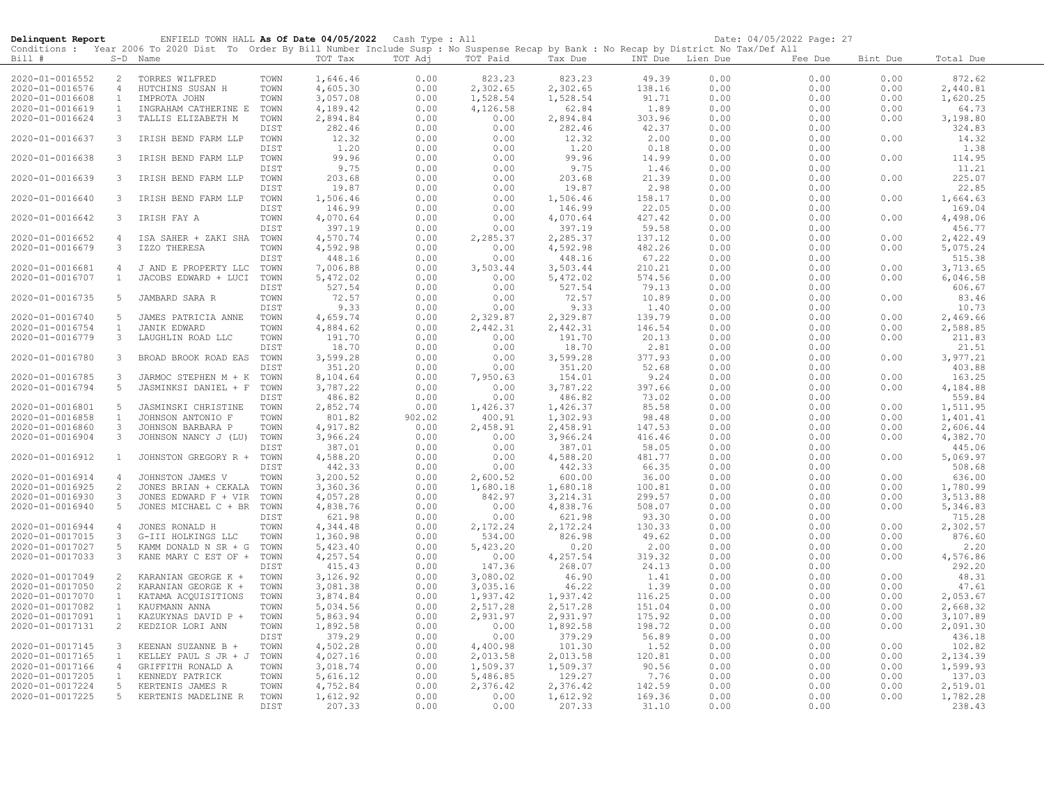**Delinquent Report** ENFIELD TOWN HALL **As Of Date 04/05/2022** Cash Type : All Date: 04/05/2022 Page: 27

Conditions : Year 2006 To 2020 Dist To Order By Bill Number Include Susp : No Suspense Recap by Bank : No Recap by District No Tax/Def All

| Bill # | S-D | Name | | TOT Tax | TOT Adj | TOT Paid | Tax Due | INT Due | Lien Due | Fee Due | Bint Due | Total Due |
|---|---|---|---|---|---|---|---|---|---|---|---|---|
| 2020-01-0016552 | 2 | TORRES WILFRED | TOWN | 1,646.46 | 0.00 | 823.23 | 823.23 | 49.39 | 0.00 | 0.00 | 0.00 | 872.62 |
| 2020-01-0016576 | 4 | HUTCHINS SUSAN H | TOWN | 4,605.30 | 0.00 | 2,302.65 | 2,302.65 | 138.16 | 0.00 | 0.00 | 0.00 | 2,440.81 |
| 2020-01-0016608 | 1 | IMPROTA JOHN | TOWN | 3,057.08 | 0.00 | 1,528.54 | 1,528.54 | 91.71 | 0.00 | 0.00 | 0.00 | 1,620.25 |
| 2020-01-0016619 | 1 | INGRAHAM CATHERINE E | TOWN | 4,189.42 | 0.00 | 4,126.58 | 62.84 | 1.89 | 0.00 | 0.00 | 0.00 | 64.73 |
| 2020-01-0016624 | 3 | TALLIS ELIZABETH M | TOWN | 2,894.84 | 0.00 | 0.00 | 2,894.84 | 303.96 | 0.00 | 0.00 | 0.00 | 3,198.80 |
| | | | DIST | 282.46 | 0.00 | 0.00 | 282.46 | 42.37 | 0.00 | 0.00 | | 324.83 |
| 2020-01-0016637 | 3 | IRISH BEND FARM LLP | TOWN | 12.32 | 0.00 | 0.00 | 12.32 | 2.00 | 0.00 | 0.00 | 0.00 | 14.32 |
| | | | DIST | 1.20 | 0.00 | 0.00 | 1.20 | 0.18 | 0.00 | 0.00 | | 1.38 |
| 2020-01-0016638 | 3 | IRISH BEND FARM LLP | TOWN | 99.96 | 0.00 | 0.00 | 99.96 | 14.99 | 0.00 | 0.00 | 0.00 | 114.95 |
| | | | DIST | 9.75 | 0.00 | 0.00 | 9.75 | 1.46 | 0.00 | 0.00 | | 11.21 |
| 2020-01-0016639 | 3 | IRISH BEND FARM LLP | TOWN | 203.68 | 0.00 | 0.00 | 203.68 | 21.39 | 0.00 | 0.00 | 0.00 | 225.07 |
| | | | DIST | 19.87 | 0.00 | 0.00 | 19.87 | 2.98 | 0.00 | 0.00 | | 22.85 |
| 2020-01-0016640 | 3 | IRISH BEND FARM LLP | TOWN | 1,506.46 | 0.00 | 0.00 | 1,506.46 | 158.17 | 0.00 | 0.00 | 0.00 | 1,664.63 |
| | | | DIST | 146.99 | 0.00 | 0.00 | 146.99 | 22.05 | 0.00 | 0.00 | | 169.04 |
| 2020-01-0016642 | 3 | IRISH FAY A | TOWN | 4,070.64 | 0.00 | 0.00 | 4,070.64 | 427.42 | 0.00 | 0.00 | 0.00 | 4,498.06 |
| | | | DIST | 397.19 | 0.00 | 0.00 | 397.19 | 59.58 | 0.00 | 0.00 | | 456.77 |
| 2020-01-0016652 | 4 | ISA SAHER + ZAKI SHA | TOWN | 4,570.74 | 0.00 | 2,285.37 | 2,285.37 | 137.12 | 0.00 | 0.00 | 0.00 | 2,422.49 |
| 2020-01-0016679 | 3 | IZZO THERESA | TOWN | 4,592.98 | 0.00 | 0.00 | 4,592.98 | 482.26 | 0.00 | 0.00 | 0.00 | 5,075.24 |
| | | | DIST | 448.16 | 0.00 | 0.00 | 448.16 | 67.22 | 0.00 | 0.00 | | 515.38 |
| 2020-01-0016681 | 4 | J AND E PROPERTY LLC | TOWN | 7,006.88 | 0.00 | 3,503.44 | 3,503.44 | 210.21 | 0.00 | 0.00 | 0.00 | 3,713.65 |
| 2020-01-0016707 | 1 | JACOBS EDWARD + LUCI | TOWN | 5,472.02 | 0.00 | 0.00 | 5,472.02 | 574.56 | 0.00 | 0.00 | 0.00 | 6,046.58 |
| | | | DIST | 527.54 | 0.00 | 0.00 | 527.54 | 79.13 | 0.00 | 0.00 | | 606.67 |
| 2020-01-0016735 | 5 | JAMBARD SARA R | TOWN | 72.57 | 0.00 | 0.00 | 72.57 | 10.89 | 0.00 | 0.00 | 0.00 | 83.46 |
| | | | DIST | 9.33 | 0.00 | 0.00 | 9.33 | 1.40 | 0.00 | 0.00 | | 10.73 |
| 2020-01-0016740 | 5 | JAMES PATRICIA ANNE | TOWN | 4,659.74 | 0.00 | 2,329.87 | 2,329.87 | 139.79 | 0.00 | 0.00 | 0.00 | 2,469.66 |
| 2020-01-0016754 | 1 | JANIK EDWARD | TOWN | 4,884.62 | 0.00 | 2,442.31 | 2,442.31 | 146.54 | 0.00 | 0.00 | 0.00 | 2,588.85 |
| 2020-01-0016779 | 3 | LAUGHLIN ROAD LLC | TOWN | 191.70 | 0.00 | 0.00 | 191.70 | 20.13 | 0.00 | 0.00 | 0.00 | 211.83 |
| | | | DIST | 18.70 | 0.00 | 0.00 | 18.70 | 2.81 | 0.00 | 0.00 | | 21.51 |
| 2020-01-0016780 | 3 | BROAD BROOK ROAD EAS | TOWN | 3,599.28 | 0.00 | 0.00 | 3,599.28 | 377.93 | 0.00 | 0.00 | 0.00 | 3,977.21 |
| | | | DIST | 351.20 | 0.00 | 0.00 | 351.20 | 52.68 | 0.00 | 0.00 | | 403.88 |
| 2020-01-0016785 | 3 | JARMOC STEPHEN M + K | TOWN | 8,104.64 | 0.00 | 7,950.63 | 154.01 | 9.24 | 0.00 | 0.00 | 0.00 | 163.25 |
| 2020-01-0016794 | 5 | JASMINKSI DANIEL + F | TOWN | 3,787.22 | 0.00 | 0.00 | 3,787.22 | 397.66 | 0.00 | 0.00 | 0.00 | 4,184.88 |
| | | | DIST | 486.82 | 0.00 | 0.00 | 486.82 | 73.02 | 0.00 | 0.00 | | 559.84 |
| 2020-01-0016801 | 5 | JASMINSKI CHRISTINE | TOWN | 2,852.74 | 0.00 | 1,426.37 | 1,426.37 | 85.58 | 0.00 | 0.00 | 0.00 | 1,511.95 |
| 2020-01-0016858 | 1 | JOHNSON ANTONIO F | TOWN | 801.82 | 902.02 | 400.91 | 1,302.93 | 98.48 | 0.00 | 0.00 | 0.00 | 1,401.41 |
| 2020-01-0016860 | 3 | JOHNSON BARBARA P | TOWN | 4,917.82 | 0.00 | 2,458.91 | 2,458.91 | 147.53 | 0.00 | 0.00 | 0.00 | 2,606.44 |
| 2020-01-0016904 | 3 | JOHNSON NANCY J (LU) | TOWN | 3,966.24 | 0.00 | 0.00 | 3,966.24 | 416.46 | 0.00 | 0.00 | 0.00 | 4,382.70 |
| | | | DIST | 387.01 | 0.00 | 0.00 | 387.01 | 58.05 | 0.00 | 0.00 | | 445.06 |
| 2020-01-0016912 | 1 | JOHNSTON GREGORY R + | TOWN | 4,588.20 | 0.00 | 0.00 | 4,588.20 | 481.77 | 0.00 | 0.00 | 0.00 | 5,069.97 |
| | | | DIST | 442.33 | 0.00 | 0.00 | 442.33 | 66.35 | 0.00 | 0.00 | | 508.68 |
| 2020-01-0016914 | 4 | JOHNSTON JAMES V | TOWN | 3,200.52 | 0.00 | 2,600.52 | 600.00 | 36.00 | 0.00 | 0.00 | 0.00 | 636.00 |
| 2020-01-0016925 | 2 | JONES BRIAN + CEKALA | TOWN | 3,360.36 | 0.00 | 1,680.18 | 1,680.18 | 100.81 | 0.00 | 0.00 | 0.00 | 1,780.99 |
| 2020-01-0016930 | 3 | JONES EDWARD F + VIR | TOWN | 4,057.28 | 0.00 | 842.97 | 3,214.31 | 299.57 | 0.00 | 0.00 | 0.00 | 3,513.88 |
| 2020-01-0016940 | 5 | JONES MICHAEL C + BR | TOWN | 4,838.76 | 0.00 | 0.00 | 4,838.76 | 508.07 | 0.00 | 0.00 | 0.00 | 5,346.83 |
| | | | DIST | 621.98 | 0.00 | 0.00 | 621.98 | 93.30 | 0.00 | 0.00 | | 715.28 |
| 2020-01-0016944 | 4 | JONES RONALD H | TOWN | 4,344.48 | 0.00 | 2,172.24 | 2,172.24 | 130.33 | 0.00 | 0.00 | 0.00 | 2,302.57 |
| 2020-01-0017015 | 3 | G-III HOLKINGS LLC | TOWN | 1,360.98 | 0.00 | 534.00 | 826.98 | 49.62 | 0.00 | 0.00 | 0.00 | 876.60 |
| 2020-01-0017027 | 5 | KAMM DONALD N SR + G | TOWN | 5,423.40 | 0.00 | 5,423.20 | 0.20 | 2.00 | 0.00 | 0.00 | 0.00 | 2.20 |
| 2020-01-0017033 | 3 | KANE MARY C EST OF + | TOWN | 4,257.54 | 0.00 | 0.00 | 4,257.54 | 319.32 | 0.00 | 0.00 | 0.00 | 4,576.86 |
| | | | DIST | 415.43 | 0.00 | 147.36 | 268.07 | 24.13 | 0.00 | 0.00 | | 292.20 |
| 2020-01-0017049 | 2 | KARANIAN GEORGE K + | TOWN | 3,126.92 | 0.00 | 3,080.02 | 46.90 | 1.41 | 0.00 | 0.00 | 0.00 | 48.31 |
| 2020-01-0017050 | 2 | KARANIAN GEORGE K + | TOWN | 3,081.38 | 0.00 | 3,035.16 | 46.22 | 1.39 | 0.00 | 0.00 | 0.00 | 47.61 |
| 2020-01-0017070 | 1 | KATAMA ACQUISITIONS | TOWN | 3,874.84 | 0.00 | 1,937.42 | 1,937.42 | 116.25 | 0.00 | 0.00 | 0.00 | 2,053.67 |
| 2020-01-0017082 | 1 | KAUFMANN ANNA | TOWN | 5,034.56 | 0.00 | 2,517.28 | 2,517.28 | 151.04 | 0.00 | 0.00 | 0.00 | 2,668.32 |
| 2020-01-0017091 | 1 | KAZUKYNAS DAVID P + | TOWN | 5,863.94 | 0.00 | 2,931.97 | 2,931.97 | 175.92 | 0.00 | 0.00 | 0.00 | 3,107.89 |
| 2020-01-0017131 | 2 | KEDZIOR LORI ANN | TOWN | 1,892.58 | 0.00 | 0.00 | 1,892.58 | 198.72 | 0.00 | 0.00 | 0.00 | 2,091.30 |
| | | | DIST | 379.29 | 0.00 | 0.00 | 379.29 | 56.89 | 0.00 | 0.00 | | 436.18 |
| 2020-01-0017145 | 3 | KEENAN SUZANNE B + | TOWN | 4,502.28 | 0.00 | 4,400.98 | 101.30 | 1.52 | 0.00 | 0.00 | 0.00 | 102.82 |
| 2020-01-0017165 | 1 | KELLEY PAUL S JR + J | TOWN | 4,027.16 | 0.00 | 2,013.58 | 2,013.58 | 120.81 | 0.00 | 0.00 | 0.00 | 2,134.39 |
| 2020-01-0017166 | 4 | GRIFFITH RONALD A | TOWN | 3,018.74 | 0.00 | 1,509.37 | 1,509.37 | 90.56 | 0.00 | 0.00 | 0.00 | 1,599.93 |
| 2020-01-0017205 | 1 | KENNEDY PATRICK | TOWN | 5,616.12 | 0.00 | 5,486.85 | 129.27 | 7.76 | 0.00 | 0.00 | 0.00 | 137.03 |
| 2020-01-0017224 | 5 | KERTENIS JAMES R | TOWN | 4,752.84 | 0.00 | 2,376.42 | 2,376.42 | 142.59 | 0.00 | 0.00 | 0.00 | 2,519.01 |
| 2020-01-0017225 | 5 | KERTENIS MADELINE R | TOWN | 1,612.92 | 0.00 | 0.00 | 1,612.92 | 169.36 | 0.00 | 0.00 | 0.00 | 1,782.28 |
| | | | DIST | 207.33 | 0.00 | 0.00 | 207.33 | 31.10 | 0.00 | 0.00 | | 238.43 |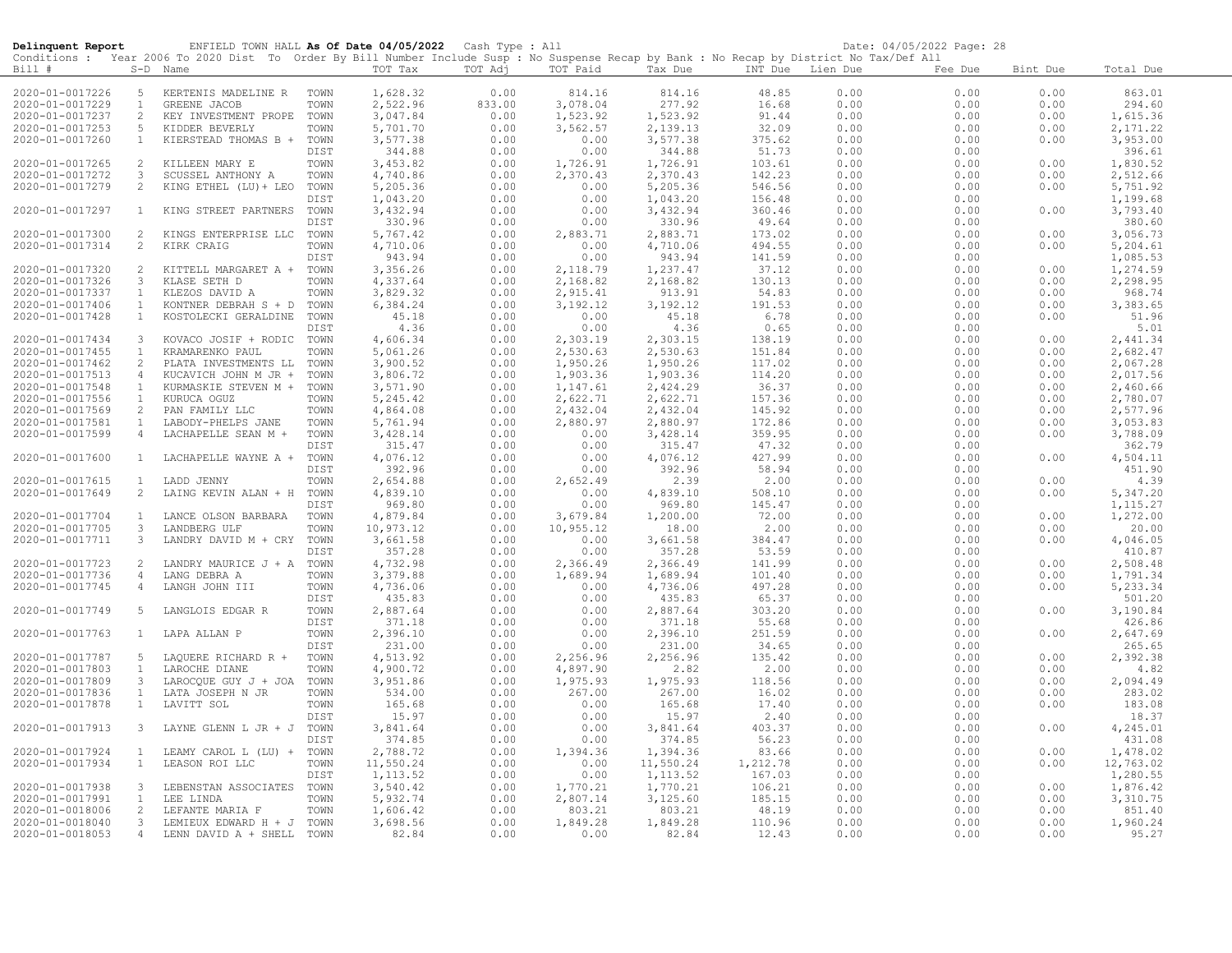**Delinquent Report** ENFIELD TOWN HALL **As Of Date 04/05/2022** Cash Type : All Date: 04/05/2022 Page: 28

Conditions : Year 2006 To 2020 Dist To Order By Bill Number Include Susp : No Suspense Recap by Bank : No Recap by District No Tax/Def All

| Bill # | S-D | Name | | TOT Tax | TOT Adj | TOT Paid | Tax Due | INT Due | Lien Due | Fee Due | Bint Due | Total Due |
|---|---|---|---|---|---|---|---|---|---|---|---|---|
| 2020-01-0017226 | 5 | KERTENIS MADELINE R | TOWN | 1,628.32 | 0.00 | 814.16 | 814.16 | 48.85 | 0.00 | 0.00 | 0.00 | 863.01 |
| 2020-01-0017229 | 1 | GREENE JACOB | TOWN | 2,522.96 | 833.00 | 3,078.04 | 277.92 | 16.68 | 0.00 | 0.00 | 0.00 | 294.60 |
| 2020-01-0017237 | 2 | KEY INVESTMENT PROPE | TOWN | 3,047.84 | 0.00 | 1,523.92 | 1,523.92 | 91.44 | 0.00 | 0.00 | 0.00 | 1,615.36 |
| 2020-01-0017253 | 5 | KIDDER BEVERLY | TOWN | 5,701.70 | 0.00 | 3,562.57 | 2,139.13 | 32.09 | 0.00 | 0.00 | 0.00 | 2,171.22 |
| 2020-01-0017260 | 1 | KIERSTEAD THOMAS B + | TOWN | 3,577.38 | 0.00 | 0.00 | 3,577.38 | 375.62 | 0.00 | 0.00 | 0.00 | 3,953.00 |
| | | | DIST | 344.88 | 0.00 | 0.00 | 344.88 | 51.73 | 0.00 | 0.00 | | 396.61 |
| 2020-01-0017265 | 2 | KILLEEN MARY E | TOWN | 3,453.82 | 0.00 | 1,726.91 | 1,726.91 | 103.61 | 0.00 | 0.00 | 0.00 | 1,830.52 |
| 2020-01-0017272 | 3 | SCUSSEL ANTHONY A | TOWN | 4,740.86 | 0.00 | 2,370.43 | 2,370.43 | 142.23 | 0.00 | 0.00 | 0.00 | 2,512.66 |
| 2020-01-0017279 | 2 | KING ETHEL (LU)+ LEO | TOWN | 5,205.36 | 0.00 | 0.00 | 5,205.36 | 546.56 | 0.00 | 0.00 | 0.00 | 5,751.92 |
| | | | DIST | 1,043.20 | 0.00 | 0.00 | 1,043.20 | 156.48 | 0.00 | 0.00 | | 1,199.68 |
| 2020-01-0017297 | 1 | KING STREET PARTNERS | TOWN | 3,432.94 | 0.00 | 0.00 | 3,432.94 | 360.46 | 0.00 | 0.00 | 0.00 | 3,793.40 |
| | | | DIST | 330.96 | 0.00 | 0.00 | 330.96 | 49.64 | 0.00 | 0.00 | | 380.60 |
| 2020-01-0017300 | 2 | KINGS ENTERPRISE LLC | TOWN | 5,767.42 | 0.00 | 2,883.71 | 2,883.71 | 173.02 | 0.00 | 0.00 | 0.00 | 3,056.73 |
| 2020-01-0017314 | 2 | KIRK CRAIG | TOWN | 4,710.06 | 0.00 | 0.00 | 4,710.06 | 494.55 | 0.00 | 0.00 | 0.00 | 5,204.61 |
| | | | DIST | 943.94 | 0.00 | 0.00 | 943.94 | 141.59 | 0.00 | 0.00 | | 1,085.53 |
| 2020-01-0017320 | 2 | KITTELL MARGARET A + | TOWN | 3,356.26 | 0.00 | 2,118.79 | 1,237.47 | 37.12 | 0.00 | 0.00 | 0.00 | 1,274.59 |
| 2020-01-0017326 | 3 | KLASE SETH D | TOWN | 4,337.64 | 0.00 | 2,168.82 | 2,168.82 | 130.13 | 0.00 | 0.00 | 0.00 | 2,298.95 |
| 2020-01-0017337 | 1 | KLEZOS DAVID A | TOWN | 3,829.32 | 0.00 | 2,915.41 | 913.91 | 54.83 | 0.00 | 0.00 | 0.00 | 968.74 |
| 2020-01-0017406 | 1 | KONTNER DEBRAH S + D | TOWN | 6,384.24 | 0.00 | 3,192.12 | 3,192.12 | 191.53 | 0.00 | 0.00 | 0.00 | 3,383.65 |
| 2020-01-0017428 | 1 | KOSTOLECKI GERALDINE | TOWN | 45.18 | 0.00 | 0.00 | 45.18 | 6.78 | 0.00 | 0.00 | 0.00 | 51.96 |
| | | | DIST | 4.36 | 0.00 | 0.00 | 4.36 | 0.65 | 0.00 | 0.00 | | 5.01 |
| 2020-01-0017434 | 3 | KOVACO JOSIF + RODIC | TOWN | 4,606.34 | 0.00 | 2,303.19 | 2,303.15 | 138.19 | 0.00 | 0.00 | 0.00 | 2,441.34 |
| 2020-01-0017455 | 1 | KRAMARENKO PAUL | TOWN | 5,061.26 | 0.00 | 2,530.63 | 2,530.63 | 151.84 | 0.00 | 0.00 | 0.00 | 2,682.47 |
| 2020-01-0017462 | 2 | PLATA INVESTMENTS LL | TOWN | 3,900.52 | 0.00 | 1,950.26 | 1,950.26 | 117.02 | 0.00 | 0.00 | 0.00 | 2,067.28 |
| 2020-01-0017513 | 4 | KUCAVICH JOHN M JR + | TOWN | 3,806.72 | 0.00 | 1,903.36 | 1,903.36 | 114.20 | 0.00 | 0.00 | 0.00 | 2,017.56 |
| 2020-01-0017548 | 1 | KURMASKIE STEVEN M + | TOWN | 3,571.90 | 0.00 | 1,147.61 | 2,424.29 | 36.37 | 0.00 | 0.00 | 0.00 | 2,460.66 |
| 2020-01-0017556 | 1 | KURUCA OGUZ | TOWN | 5,245.42 | 0.00 | 2,622.71 | 2,622.71 | 157.36 | 0.00 | 0.00 | 0.00 | 2,780.07 |
| 2020-01-0017569 | 2 | PAN FAMILY LLC | TOWN | 4,864.08 | 0.00 | 2,432.04 | 2,432.04 | 145.92 | 0.00 | 0.00 | 0.00 | 2,577.96 |
| 2020-01-0017581 | 1 | LABODY-PHELPS JANE | TOWN | 5,761.94 | 0.00 | 2,880.97 | 2,880.97 | 172.86 | 0.00 | 0.00 | 0.00 | 3,053.83 |
| 2020-01-0017599 | 4 | LACHAPELLE SEAN M + | TOWN | 3,428.14 | 0.00 | 0.00 | 3,428.14 | 359.95 | 0.00 | 0.00 | 0.00 | 3,788.09 |
| | | | DIST | 315.47 | 0.00 | 0.00 | 315.47 | 47.32 | 0.00 | 0.00 | | 362.79 |
| 2020-01-0017600 | 1 | LACHAPELLE WAYNE A + | TOWN | 4,076.12 | 0.00 | 0.00 | 4,076.12 | 427.99 | 0.00 | 0.00 | 0.00 | 4,504.11 |
| | | | DIST | 392.96 | 0.00 | 0.00 | 392.96 | 58.94 | 0.00 | 0.00 | | 451.90 |
| 2020-01-0017615 | 1 | LADD JENNY | TOWN | 2,654.88 | 0.00 | 2,652.49 | 2.39 | 2.00 | 0.00 | 0.00 | 0.00 | 4.39 |
| 2020-01-0017649 | 2 | LAING KEVIN ALAN + H | TOWN | 4,839.10 | 0.00 | 0.00 | 4,839.10 | 508.10 | 0.00 | 0.00 | 0.00 | 5,347.20 |
| | | | DIST | 969.80 | 0.00 | 0.00 | 969.80 | 145.47 | 0.00 | 0.00 | | 1,115.27 |
| 2020-01-0017704 | 1 | LANCE OLSON BARBARA | TOWN | 4,879.84 | 0.00 | 3,679.84 | 1,200.00 | 72.00 | 0.00 | 0.00 | 0.00 | 1,272.00 |
| 2020-01-0017705 | 3 | LANDBERG ULF | TOWN | 10,973.12 | 0.00 | 10,955.12 | 18.00 | 2.00 | 0.00 | 0.00 | 0.00 | 20.00 |
| 2020-01-0017711 | 3 | LANDRY DAVID M + CRY | TOWN | 3,661.58 | 0.00 | 0.00 | 3,661.58 | 384.47 | 0.00 | 0.00 | 0.00 | 4,046.05 |
| | | | DIST | 357.28 | 0.00 | 0.00 | 357.28 | 53.59 | 0.00 | 0.00 | | 410.87 |
| 2020-01-0017723 | 2 | LANDRY MAURICE J + A | TOWN | 4,732.98 | 0.00 | 2,366.49 | 2,366.49 | 141.99 | 0.00 | 0.00 | 0.00 | 2,508.48 |
| 2020-01-0017736 | 4 | LANG DEBRA A | TOWN | 3,379.88 | 0.00 | 1,689.94 | 1,689.94 | 101.40 | 0.00 | 0.00 | 0.00 | 1,791.34 |
| 2020-01-0017745 | 4 | LANGH JOHN III | TOWN | 4,736.06 | 0.00 | 0.00 | 4,736.06 | 497.28 | 0.00 | 0.00 | 0.00 | 5,233.34 |
| | | | DIST | 435.83 | 0.00 | 0.00 | 435.83 | 65.37 | 0.00 | 0.00 | | 501.20 |
| 2020-01-0017749 | 5 | LANGLOIS EDGAR R | TOWN | 2,887.64 | 0.00 | 0.00 | 2,887.64 | 303.20 | 0.00 | 0.00 | 0.00 | 3,190.84 |
| | | | DIST | 371.18 | 0.00 | 0.00 | 371.18 | 55.68 | 0.00 | 0.00 | | 426.86 |
| 2020-01-0017763 | 1 | LAPA ALLAN P | TOWN | 2,396.10 | 0.00 | 0.00 | 2,396.10 | 251.59 | 0.00 | 0.00 | 0.00 | 2,647.69 |
| | | | DIST | 231.00 | 0.00 | 0.00 | 231.00 | 34.65 | 0.00 | 0.00 | | 265.65 |
| 2020-01-0017787 | 5 | LAQUERE RICHARD R + | TOWN | 4,513.92 | 0.00 | 2,256.96 | 2,256.96 | 135.42 | 0.00 | 0.00 | 0.00 | 2,392.38 |
| 2020-01-0017803 | 1 | LAROCHE DIANE | TOWN | 4,900.72 | 0.00 | 4,897.90 | 2.82 | 2.00 | 0.00 | 0.00 | 0.00 | 4.82 |
| 2020-01-0017809 | 3 | LAROCQUE GUY J + JOA | TOWN | 3,951.86 | 0.00 | 1,975.93 | 1,975.93 | 118.56 | 0.00 | 0.00 | 0.00 | 2,094.49 |
| 2020-01-0017836 | 1 | LATA JOSEPH N JR | TOWN | 534.00 | 0.00 | 267.00 | 267.00 | 16.02 | 0.00 | 0.00 | 0.00 | 283.02 |
| 2020-01-0017878 | 1 | LAVITT SOL | TOWN | 165.68 | 0.00 | 0.00 | 165.68 | 17.40 | 0.00 | 0.00 | 0.00 | 183.08 |
| | | | DIST | 15.97 | 0.00 | 0.00 | 15.97 | 2.40 | 0.00 | 0.00 | | 18.37 |
| 2020-01-0017913 | 3 | LAYNE GLENN L JR + J | TOWN | 3,841.64 | 0.00 | 0.00 | 3,841.64 | 403.37 | 0.00 | 0.00 | 0.00 | 4,245.01 |
| | | | DIST | 374.85 | 0.00 | 0.00 | 374.85 | 56.23 | 0.00 | 0.00 | | 431.08 |
| 2020-01-0017924 | 1 | LEAMY CAROL L (LU) + | TOWN | 2,788.72 | 0.00 | 1,394.36 | 1,394.36 | 83.66 | 0.00 | 0.00 | 0.00 | 1,478.02 |
| 2020-01-0017934 | 1 | LEASON ROI LLC | TOWN | 11,550.24 | 0.00 | 0.00 | 11,550.24 | 1,212.78 | 0.00 | 0.00 | 0.00 | 12,763.02 |
| | | | DIST | 1,113.52 | 0.00 | 0.00 | 1,113.52 | 167.03 | 0.00 | 0.00 | | 1,280.55 |
| 2020-01-0017938 | 3 | LEBENSTAN ASSOCIATES | TOWN | 3,540.42 | 0.00 | 1,770.21 | 1,770.21 | 106.21 | 0.00 | 0.00 | 0.00 | 1,876.42 |
| 2020-01-0017991 | 1 | LEE LINDA | TOWN | 5,932.74 | 0.00 | 2,807.14 | 3,125.60 | 185.15 | 0.00 | 0.00 | 0.00 | 3,310.75 |
| 2020-01-0018006 | 2 | LEFANTE MARIA F | TOWN | 1,606.42 | 0.00 | 803.21 | 803.21 | 48.19 | 0.00 | 0.00 | 0.00 | 851.40 |
| 2020-01-0018040 | 3 | LEMIEUX EDWARD H + J | TOWN | 3,698.56 | 0.00 | 1,849.28 | 1,849.28 | 110.96 | 0.00 | 0.00 | 0.00 | 1,960.24 |
| 2020-01-0018053 | 4 | LENN DAVID A + SHELL | TOWN | 82.84 | 0.00 | 0.00 | 82.84 | 12.43 | 0.00 | 0.00 | 0.00 | 95.27 |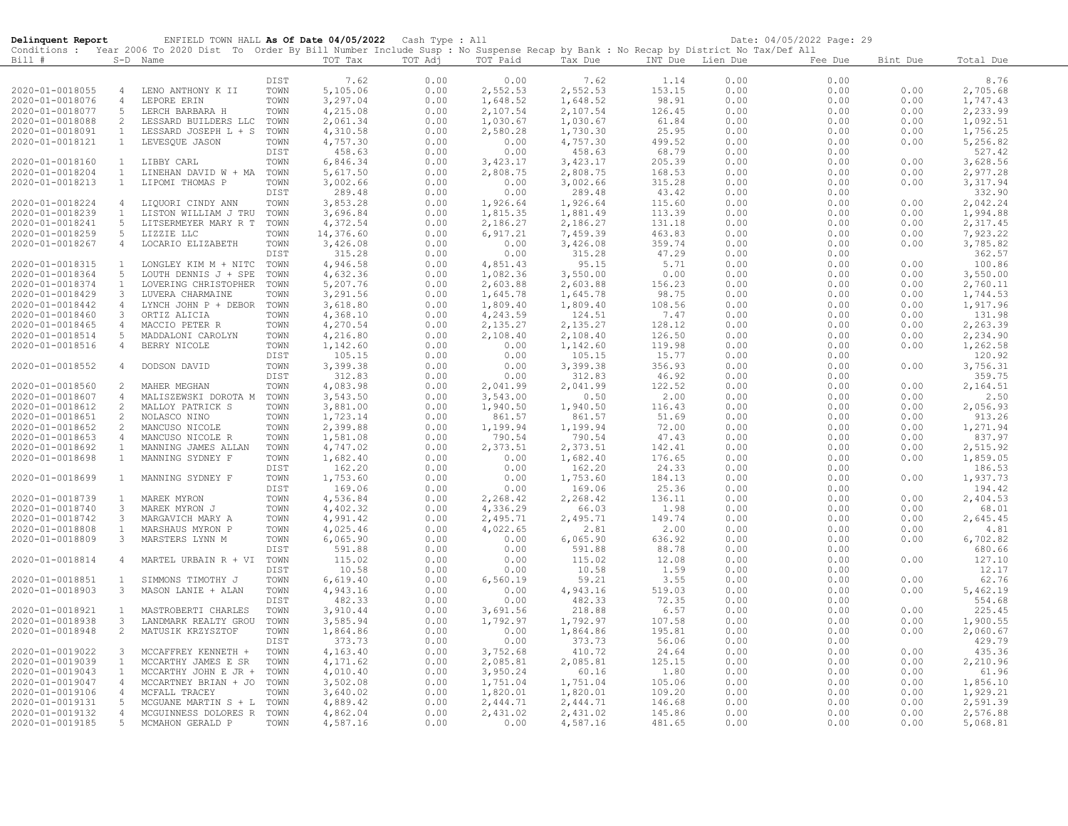**Delinquent Report** ENFIELD TOWN HALL **As Of Date 04/05/2022** Cash Type : All Date: 04/05/2022 Page: 29

Conditions : Year 2006 To 2020 Dist To Order By Bill Number Include Susp : No Suspense Recap by Bank : No Recap by District No Tax/Def All

| Bill # | S-D | Name | | TOT Tax | TOT Adj | TOT Paid | Tax Due | INT Due | Lien Due | Fee Due | Bint Due | Total Due |
|---|---|---|---|---|---|---|---|---|---|---|---|---|
| | | | DIST | 7.62 | 0.00 | 0.00 | 7.62 | 1.14 | 0.00 | 0.00 | | 8.76 |
| 2020-01-0018055 | 4 | LENO ANTHONY K II | TOWN | 5,105.06 | 0.00 | 2,552.53 | 2,552.53 | 153.15 | 0.00 | 0.00 | 0.00 | 2,705.68 |
| 2020-01-0018076 | 4 | LEPORE ERIN | TOWN | 3,297.04 | 0.00 | 1,648.52 | 1,648.52 | 98.91 | 0.00 | 0.00 | 0.00 | 1,747.43 |
| 2020-01-0018077 | 5 | LERCH BARBARA H | TOWN | 4,215.08 | 0.00 | 2,107.54 | 2,107.54 | 126.45 | 0.00 | 0.00 | 0.00 | 2,233.99 |
| 2020-01-0018088 | 2 | LESSARD BUILDERS LLC | TOWN | 2,061.34 | 0.00 | 1,030.67 | 1,030.67 | 61.84 | 0.00 | 0.00 | 0.00 | 1,092.51 |
| 2020-01-0018091 | 1 | LESSARD JOSEPH L + S | TOWN | 4,310.58 | 0.00 | 2,580.28 | 1,730.30 | 25.95 | 0.00 | 0.00 | 0.00 | 1,756.25 |
| 2020-01-0018121 | 1 | LEVESQUE JASON | TOWN | 4,757.30 | 0.00 | 0.00 | 4,757.30 | 499.52 | 0.00 | 0.00 | 0.00 | 5,256.82 |
| | | | DIST | 458.63 | 0.00 | 0.00 | 458.63 | 68.79 | 0.00 | 0.00 | | 527.42 |
| 2020-01-0018160 | 1 | LIBBY CARL | TOWN | 6,846.34 | 0.00 | 3,423.17 | 3,423.17 | 205.39 | 0.00 | 0.00 | 0.00 | 3,628.56 |
| 2020-01-0018204 | 1 | LINEHAN DAVID W + MA | TOWN | 5,617.50 | 0.00 | 2,808.75 | 2,808.75 | 168.53 | 0.00 | 0.00 | 0.00 | 2,977.28 |
| 2020-01-0018213 | 1 | LIPOMI THOMAS P | TOWN | 3,002.66 | 0.00 | 0.00 | 3,002.66 | 315.28 | 0.00 | 0.00 | 0.00 | 3,317.94 |
| | | | DIST | 289.48 | 0.00 | 0.00 | 289.48 | 43.42 | 0.00 | 0.00 | | 332.90 |
| 2020-01-0018224 | 4 | LIQUORI CINDY ANN | TOWN | 3,853.28 | 0.00 | 1,926.64 | 1,926.64 | 115.60 | 0.00 | 0.00 | 0.00 | 2,042.24 |
| 2020-01-0018239 | 1 | LISTON WILLIAM J TRU | TOWN | 3,696.84 | 0.00 | 1,815.35 | 1,881.49 | 113.39 | 0.00 | 0.00 | 0.00 | 1,994.88 |
| 2020-01-0018241 | 5 | LITSERMEYER MARY R T | TOWN | 4,372.54 | 0.00 | 2,186.27 | 2,186.27 | 131.18 | 0.00 | 0.00 | 0.00 | 2,317.45 |
| 2020-01-0018259 | 5 | LIZZIE LLC | TOWN | 14,376.60 | 0.00 | 6,917.21 | 7,459.39 | 463.83 | 0.00 | 0.00 | 0.00 | 7,923.22 |
| 2020-01-0018267 | 4 | LOCARIO ELIZABETH | TOWN | 3,426.08 | 0.00 | 0.00 | 3,426.08 | 359.74 | 0.00 | 0.00 | 0.00 | 3,785.82 |
| | | | DIST | 315.28 | 0.00 | 0.00 | 315.28 | 47.29 | 0.00 | 0.00 | | 362.57 |
| 2020-01-0018315 | 1 | LONGLEY KIM M + NITC | TOWN | 4,946.58 | 0.00 | 4,851.43 | 95.15 | 5.71 | 0.00 | 0.00 | 0.00 | 100.86 |
| 2020-01-0018364 | 5 | LOUTH DENNIS J + SPE | TOWN | 4,632.36 | 0.00 | 1,082.36 | 3,550.00 | 0.00 | 0.00 | 0.00 | 0.00 | 3,550.00 |
| 2020-01-0018374 | 1 | LOVERING CHRISTOPHER | TOWN | 5,207.76 | 0.00 | 2,603.88 | 2,603.88 | 156.23 | 0.00 | 0.00 | 0.00 | 2,760.11 |
| 2020-01-0018429 | 3 | LUVERA CHARMAINE | TOWN | 3,291.56 | 0.00 | 1,645.78 | 1,645.78 | 98.75 | 0.00 | 0.00 | 0.00 | 1,744.53 |
| 2020-01-0018442 | 4 | LYNCH JOHN P + DEBOR | TOWN | 3,618.80 | 0.00 | 1,809.40 | 1,809.40 | 108.56 | 0.00 | 0.00 | 0.00 | 1,917.96 |
| 2020-01-0018460 | 3 | ORTIZ ALICIA | TOWN | 4,368.10 | 0.00 | 4,243.59 | 124.51 | 7.47 | 0.00 | 0.00 | 0.00 | 131.98 |
| 2020-01-0018465 | 4 | MACCIO PETER R | TOWN | 4,270.54 | 0.00 | 2,135.27 | 2,135.27 | 128.12 | 0.00 | 0.00 | 0.00 | 2,263.39 |
| 2020-01-0018514 | 5 | MADDALONI CAROLYN | TOWN | 4,216.80 | 0.00 | 2,108.40 | 2,108.40 | 126.50 | 0.00 | 0.00 | 0.00 | 2,234.90 |
| 2020-01-0018516 | 4 | BERRY NICOLE | TOWN | 1,142.60 | 0.00 | 0.00 | 1,142.60 | 119.98 | 0.00 | 0.00 | 0.00 | 1,262.58 |
| | | | DIST | 105.15 | 0.00 | 0.00 | 105.15 | 15.77 | 0.00 | 0.00 | | 120.92 |
| 2020-01-0018552 | 4 | DODSON DAVID | TOWN | 3,399.38 | 0.00 | 0.00 | 3,399.38 | 356.93 | 0.00 | 0.00 | 0.00 | 3,756.31 |
| | | | DIST | 312.83 | 0.00 | 0.00 | 312.83 | 46.92 | 0.00 | 0.00 | | 359.75 |
| 2020-01-0018560 | 2 | MAHER MEGHAN | TOWN | 4,083.98 | 0.00 | 2,041.99 | 2,041.99 | 122.52 | 0.00 | 0.00 | 0.00 | 2,164.51 |
| 2020-01-0018607 | 4 | MALISZEWSKI DOROTA M | TOWN | 3,543.50 | 0.00 | 3,543.00 | 0.50 | 2.00 | 0.00 | 0.00 | 0.00 | 2.50 |
| 2020-01-0018612 | 2 | MALLOY PATRICK S | TOWN | 3,881.00 | 0.00 | 1,940.50 | 1,940.50 | 116.43 | 0.00 | 0.00 | 0.00 | 2,056.93 |
| 2020-01-0018651 | 2 | NOLASCO NINO | TOWN | 1,723.14 | 0.00 | 861.57 | 861.57 | 51.69 | 0.00 | 0.00 | 0.00 | 913.26 |
| 2020-01-0018652 | 2 | MANCUSO NICOLE | TOWN | 2,399.88 | 0.00 | 1,199.94 | 1,199.94 | 72.00 | 0.00 | 0.00 | 0.00 | 1,271.94 |
| 2020-01-0018653 | 4 | MANCUSO NICOLE R | TOWN | 1,581.08 | 0.00 | 790.54 | 790.54 | 47.43 | 0.00 | 0.00 | 0.00 | 837.97 |
| 2020-01-0018692 | 1 | MANNING JAMES ALLAN | TOWN | 4,747.02 | 0.00 | 2,373.51 | 2,373.51 | 142.41 | 0.00 | 0.00 | 0.00 | 2,515.92 |
| 2020-01-0018698 | 1 | MANNING SYDNEY F | TOWN | 1,682.40 | 0.00 | 0.00 | 1,682.40 | 176.65 | 0.00 | 0.00 | 0.00 | 1,859.05 |
| | | | DIST | 162.20 | 0.00 | 0.00 | 162.20 | 24.33 | 0.00 | 0.00 | | 186.53 |
| 2020-01-0018699 | 1 | MANNING SYDNEY F | TOWN | 1,753.60 | 0.00 | 0.00 | 1,753.60 | 184.13 | 0.00 | 0.00 | 0.00 | 1,937.73 |
| | | | DIST | 169.06 | 0.00 | 0.00 | 169.06 | 25.36 | 0.00 | 0.00 | | 194.42 |
| 2020-01-0018739 | 1 | MAREK MYRON | TOWN | 4,536.84 | 0.00 | 2,268.42 | 2,268.42 | 136.11 | 0.00 | 0.00 | 0.00 | 2,404.53 |
| 2020-01-0018740 | 3 | MAREK MYRON J | TOWN | 4,402.32 | 0.00 | 4,336.29 | 66.03 | 1.98 | 0.00 | 0.00 | 0.00 | 68.01 |
| 2020-01-0018742 | 3 | MARGAVICH MARY A | TOWN | 4,991.42 | 0.00 | 2,495.71 | 2,495.71 | 149.74 | 0.00 | 0.00 | 0.00 | 2,645.45 |
| 2020-01-0018808 | 1 | MARSHAUS MYRON P | TOWN | 4,025.46 | 0.00 | 4,022.65 | 2.81 | 2.00 | 0.00 | 0.00 | 0.00 | 4.81 |
| 2020-01-0018809 | 3 | MARSTERS LYNN M | TOWN | 6,065.90 | 0.00 | 0.00 | 6,065.90 | 636.92 | 0.00 | 0.00 | 0.00 | 6,702.82 |
| | | | DIST | 591.88 | 0.00 | 0.00 | 591.88 | 88.78 | 0.00 | 0.00 | | 680.66 |
| 2020-01-0018814 | 4 | MARTEL URBAIN R + VI | TOWN | 115.02 | 0.00 | 0.00 | 115.02 | 12.08 | 0.00 | 0.00 | 0.00 | 127.10 |
| | | | DIST | 10.58 | 0.00 | 0.00 | 10.58 | 1.59 | 0.00 | 0.00 | | 12.17 |
| 2020-01-0018851 | 1 | SIMMONS TIMOTHY J | TOWN | 6,619.40 | 0.00 | 6,560.19 | 59.21 | 3.55 | 0.00 | 0.00 | 0.00 | 62.76 |
| 2020-01-0018903 | 3 | MASON LANIE + ALAN | TOWN | 4,943.16 | 0.00 | 0.00 | 4,943.16 | 519.03 | 0.00 | 0.00 | 0.00 | 5,462.19 |
| | | | DIST | 482.33 | 0.00 | 0.00 | 482.33 | 72.35 | 0.00 | 0.00 | | 554.68 |
| 2020-01-0018921 | 1 | MASTROBERTI CHARLES | TOWN | 3,910.44 | 0.00 | 3,691.56 | 218.88 | 6.57 | 0.00 | 0.00 | 0.00 | 225.45 |
| 2020-01-0018938 | 3 | LANDMARK REALTY GROU | TOWN | 3,585.94 | 0.00 | 1,792.97 | 1,792.97 | 107.58 | 0.00 | 0.00 | 0.00 | 1,900.55 |
| 2020-01-0018948 | 2 | MATUSIK KRZYSZTOF | TOWN | 1,864.86 | 0.00 | 0.00 | 1,864.86 | 195.81 | 0.00 | 0.00 | 0.00 | 2,060.67 |
| | | | DIST | 373.73 | 0.00 | 0.00 | 373.73 | 56.06 | 0.00 | 0.00 | | 429.79 |
| 2020-01-0019022 | 3 | MCCAFFREY KENNETH + | TOWN | 4,163.40 | 0.00 | 3,752.68 | 410.72 | 24.64 | 0.00 | 0.00 | 0.00 | 435.36 |
| 2020-01-0019039 | 1 | MCCARTHY JAMES E SR | TOWN | 4,171.62 | 0.00 | 2,085.81 | 2,085.81 | 125.15 | 0.00 | 0.00 | 0.00 | 2,210.96 |
| 2020-01-0019043 | 1 | MCCARTHY JOHN E JR + | TOWN | 4,010.40 | 0.00 | 3,950.24 | 60.16 | 1.80 | 0.00 | 0.00 | 0.00 | 61.96 |
| 2020-01-0019047 | 4 | MCCARTNEY BRIAN + JO | TOWN | 3,502.08 | 0.00 | 1,751.04 | 1,751.04 | 105.06 | 0.00 | 0.00 | 0.00 | 1,856.10 |
| 2020-01-0019106 | 4 | MCFALL TRACEY | TOWN | 3,640.02 | 0.00 | 1,820.01 | 1,820.01 | 109.20 | 0.00 | 0.00 | 0.00 | 1,929.21 |
| 2020-01-0019131 | 5 | MCGUANE MARTIN S + L | TOWN | 4,889.42 | 0.00 | 2,444.71 | 2,444.71 | 146.68 | 0.00 | 0.00 | 0.00 | 2,591.39 |
| 2020-01-0019132 | 4 | MCGUINNESS DOLORES R | TOWN | 4,862.04 | 0.00 | 2,431.02 | 2,431.02 | 145.86 | 0.00 | 0.00 | 0.00 | 2,576.88 |
| 2020-01-0019185 | 5 | MCMAHON GERALD P | TOWN | 4,587.16 | 0.00 | 0.00 | 4,587.16 | 481.65 | 0.00 | 0.00 | 0.00 | 5,068.81 |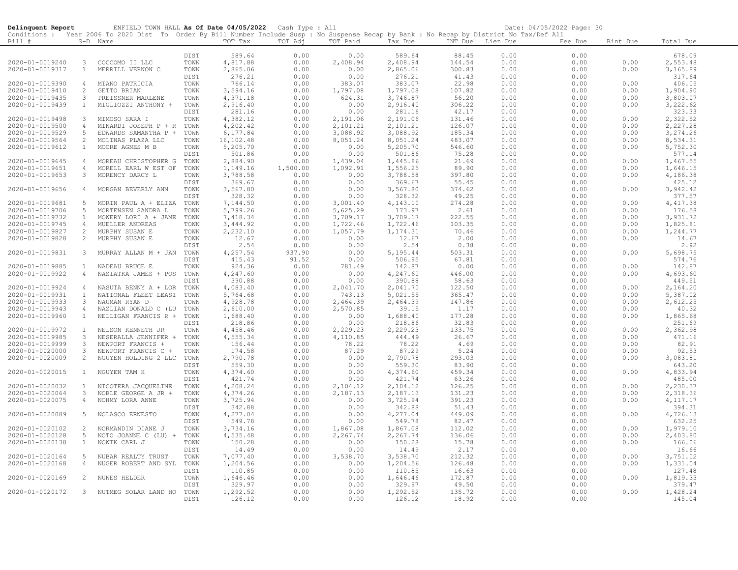**Delinquent Report** ENFIELD TOWN HALL **As Of Date 04/05/2022** Cash Type : All Date: 04/05/2022

Conditions : Year 2006 To 2020 Dist To Order By Bill Number Include Susp : No Suspense Recap by Bank : No Recap by District No Tax/Def All

| Bill # | S-D | Name | | TOT Tax | TOT Adj | TOT Paid | Tax Due | INT Due | Lien Due | Fee Due | Bint Due | Total Due |
|---|---|---|---|---|---|---|---|---|---|---|---|---|
| | | | DIST | 589.64 | 0.00 | 0.00 | 589.64 | 88.45 | 0.00 | 0.00 | | 678.09 |
| 2020-01-0019240 | 3 | COCCOMO II LLC | TOWN | 4,817.88 | 0.00 | 2,408.94 | 2,408.94 | 144.54 | 0.00 | 0.00 | 0.00 | 2,553.48 |
| 2020-01-0019317 | 1 | MERRILL VERNON C | TOWN | 2,865.06 | 0.00 | 0.00 | 2,865.06 | 300.83 | 0.00 | 0.00 | 0.00 | 3,165.89 |
| | | | DIST | 276.21 | 0.00 | 0.00 | 276.21 | 41.43 | 0.00 | 0.00 | | 317.64 |
| 2020-01-0019390 | 4 | MIANO PATRICIA | TOWN | 766.14 | 0.00 | 383.07 | 383.07 | 22.98 | 0.00 | 0.00 | 0.00 | 406.05 |
| 2020-01-0019410 | 2 | GETTO BRIAN | TOWN | 3,594.16 | 0.00 | 1,797.08 | 1,797.08 | 107.82 | 0.00 | 0.00 | 0.00 | 1,904.90 |
| 2020-01-0019435 | 3 | PREISSNER MARLENE | TOWN | 4,371.18 | 0.00 | 624.31 | 3,746.87 | 56.20 | 0.00 | 0.00 | 0.00 | 3,803.07 |
| 2020-01-0019439 | 1 | MIGLIOZZI ANTHONY + | TOWN | 2,916.40 | 0.00 | 0.00 | 2,916.40 | 306.22 | 0.00 | 0.00 | 0.00 | 3,222.62 |
| | | | DIST | 281.16 | 0.00 | 0.00 | 281.16 | 42.17 | 0.00 | 0.00 | | 323.33 |
| 2020-01-0019498 | 3 | MIMOSO SARA I | TOWN | 4,382.12 | 0.00 | 2,191.06 | 2,191.06 | 131.46 | 0.00 | 0.00 | 0.00 | 2,322.52 |
| 2020-01-0019500 | 4 | MINARDI JOSEPH P + R | TOWN | 4,202.42 | 0.00 | 2,101.21 | 2,101.21 | 126.07 | 0.00 | 0.00 | 0.00 | 2,227.28 |
| 2020-01-0019529 | 5 | EDWARDS SAMANTHA P + | TOWN | 6,177.84 | 0.00 | 3,088.92 | 3,088.92 | 185.34 | 0.00 | 0.00 | 0.00 | 3,274.26 |
| 2020-01-0019564 | 2 | MOLINAS PLAZA LLC | TOWN | 16,102.48 | 0.00 | 8,051.24 | 8,051.24 | 483.07 | 0.00 | 0.00 | 0.00 | 8,534.31 |
| 2020-01-0019612 | 1 | MOORE AGNES M B | TOWN | 5,205.70 | 0.00 | 0.00 | 5,205.70 | 546.60 | 0.00 | 0.00 | 0.00 | 5,752.30 |
| | | | DIST | 501.86 | 0.00 | 0.00 | 501.86 | 75.28 | 0.00 | 0.00 | | 577.14 |
| 2020-01-0019645 | 4 | MOREAU CHRISTOPHER G | TOWN | 2,884.90 | 0.00 | 1,439.04 | 1,445.86 | 21.69 | 0.00 | 0.00 | 0.00 | 1,467.55 |
| 2020-01-0019651 | 4 | MORELL EARL W EST OF | TOWN | 1,149.16 | 1,500.00 | 1,092.91 | 1,556.25 | 89.90 | 0.00 | 0.00 | 0.00 | 1,646.15 |
| 2020-01-0019653 | 3 | MORENCY DARCY L | TOWN | 3,788.58 | 0.00 | 0.00 | 3,788.58 | 397.80 | 0.00 | 0.00 | 0.00 | 4,186.38 |
| | | | DIST | 369.67 | 0.00 | 0.00 | 369.67 | 55.45 | 0.00 | 0.00 | | 425.12 |
| 2020-01-0019656 | 4 | MORGAN BEVERLY ANN | TOWN | 3,567.80 | 0.00 | 0.00 | 3,567.80 | 374.62 | 0.00 | 0.00 | 0.00 | 3,942.42 |
| | | | DIST | 328.32 | 0.00 | 0.00 | 328.32 | 49.25 | 0.00 | 0.00 | | 377.57 |
| 2020-01-0019681 | 5 | MORIN PAUL A + ELIZA | TOWN | 7,144.50 | 0.00 | 3,001.40 | 4,143.10 | 274.28 | 0.00 | 0.00 | 0.00 | 4,417.38 |
| 2020-01-0019706 | 5 | MORTENSEN SANDRA L | TOWN | 5,799.26 | 0.00 | 5,625.29 | 173.97 | 2.61 | 0.00 | 0.00 | 0.00 | 176.58 |
| 2020-01-0019732 | 1 | MOWERY LORI A + JAME | TOWN | 7,418.34 | 0.00 | 3,709.17 | 3,709.17 | 222.55 | 0.00 | 0.00 | 0.00 | 3,931.72 |
| 2020-01-0019745 | 4 | MUELLER ANDREAS | TOWN | 3,444.92 | 0.00 | 1,722.46 | 1,722.46 | 103.35 | 0.00 | 0.00 | 0.00 | 1,825.81 |
| 2020-01-0019827 | 2 | MURPHY SUSAN E | TOWN | 2,232.10 | 0.00 | 1,057.79 | 1,174.31 | 70.46 | 0.00 | 0.00 | 0.00 | 1,244.77 |
| 2020-01-0019828 | 2 | MURPHY SUSAN E | TOWN | 12.67 | 0.00 | 0.00 | 12.67 | 2.00 | 0.00 | 0.00 | 0.00 | 14.67 |
| | | | DIST | 2.54 | 0.00 | 0.00 | 2.54 | 0.38 | 0.00 | 0.00 | | 2.92 |
| 2020-01-0019831 | 3 | MURRAY ALLAN M + JAN | TOWN | 4,257.54 | 937.90 | 0.00 | 5,195.44 | 503.31 | 0.00 | 0.00 | 0.00 | 5,698.75 |
| | | | DIST | 415.43 | 91.52 | 0.00 | 506.95 | 67.81 | 0.00 | 0.00 | | 574.76 |
| 2020-01-0019885 | 1 | NADEAU BRUCE E | TOWN | 924.36 | 0.00 | 781.49 | 142.87 | 0.00 | 0.00 | 0.00 | 0.00 | 142.87 |
| 2020-01-0019922 | 4 | NASIATKA JAMES + POS | TOWN | 4,247.60 | 0.00 | 0.00 | 4,247.60 | 446.00 | 0.00 | 0.00 | 0.00 | 4,693.60 |
| | | | DIST | 390.88 | 0.00 | 0.00 | 390.88 | 58.63 | 0.00 | 0.00 | | 449.51 |
| 2020-01-0019924 | 4 | NASUTA BENNY A + LOR | TOWN | 4,083.40 | 0.00 | 2,041.70 | 2,041.70 | 122.50 | 0.00 | 0.00 | 0.00 | 2,164.20 |
| 2020-01-0019931 | 1 | NATIONAL FLEET LEASI | TOWN | 5,764.68 | 0.00 | 743.13 | 5,021.55 | 365.47 | 0.00 | 0.00 | 0.00 | 5,387.02 |
| 2020-01-0019933 | 3 | NAUMAN RYAN D | TOWN | 4,928.78 | 0.00 | 2,464.39 | 2,464.39 | 147.86 | 0.00 | 0.00 | 0.00 | 2,612.25 |
| 2020-01-0019943 | 4 | NAZLIAN DONALD C (LU | TOWN | 2,610.00 | 0.00 | 2,570.85 | 39.15 | 1.17 | 0.00 | 0.00 | 0.00 | 40.32 |
| 2020-01-0019960 | 1 | NELLIGAN FRANCIS R + | TOWN | 1,688.40 | 0.00 | 0.00 | 1,688.40 | 177.28 | 0.00 | 0.00 | 0.00 | 1,865.68 |
| | | | DIST | 218.86 | 0.00 | 0.00 | 218.86 | 32.83 | 0.00 | 0.00 | | 251.69 |
| 2020-01-0019972 | 1 | NELSON KENNETH JR | TOWN | 4,458.46 | 0.00 | 2,229.23 | 2,229.23 | 133.75 | 0.00 | 0.00 | 0.00 | 2,362.98 |
| 2020-01-0019985 | 3 | NESERALLA JENNIFER + | TOWN | 4,555.34 | 0.00 | 4,110.85 | 444.49 | 26.67 | 0.00 | 0.00 | 0.00 | 471.16 |
| 2020-01-0019999 | 3 | NEWPORT FRANCIS + | TOWN | 156.44 | 0.00 | 78.22 | 78.22 | 4.69 | 0.00 | 0.00 | 0.00 | 82.91 |
| 2020-01-0020000 | 3 | NEWPORT FRANCIS C + | TOWN | 174.58 | 0.00 | 87.29 | 87.29 | 5.24 | 0.00 | 0.00 | 0.00 | 92.53 |
| 2020-01-0020009 | 2 | NGUYEN HOLDING 2 LLC | TOWN | 2,790.78 | 0.00 | 0.00 | 2,790.78 | 293.03 | 0.00 | 0.00 | 0.00 | 3,083.81 |
| | | | DIST | 559.30 | 0.00 | 0.00 | 559.30 | 83.90 | 0.00 | 0.00 | | 643.20 |
| 2020-01-0020015 | 1 | NGUYEN TAM H | TOWN | 4,374.60 | 0.00 | 0.00 | 4,374.60 | 459.34 | 0.00 | 0.00 | 0.00 | 4,833.94 |
| | | | DIST | 421.74 | 0.00 | 0.00 | 421.74 | 63.26 | 0.00 | 0.00 | | 485.00 |
| 2020-01-0020032 | 1 | NICOTERA JACQUELINE | TOWN | 4,208.24 | 0.00 | 2,104.12 | 2,104.12 | 126.25 | 0.00 | 0.00 | 0.00 | 2,230.37 |
| 2020-01-0020064 | 3 | NOBLE GEORGE A JR + | TOWN | 4,374.26 | 0.00 | 2,187.13 | 2,187.13 | 131.23 | 0.00 | 0.00 | 0.00 | 2,318.36 |
| 2020-01-0020075 | 4 | NOHMY LORA ANNE | TOWN | 3,725.94 | 0.00 | 0.00 | 3,725.94 | 391.23 | 0.00 | 0.00 | 0.00 | 4,117.17 |
| | | | DIST | 342.88 | 0.00 | 0.00 | 342.88 | 51.43 | 0.00 | 0.00 | | 394.31 |
| 2020-01-0020089 | 5 | NOLASCO ERNESTO | TOWN | 4,277.04 | 0.00 | 0.00 | 4,277.04 | 449.09 | 0.00 | 0.00 | 0.00 | 4,726.13 |
| | | | DIST | 549.78 | 0.00 | 0.00 | 549.78 | 82.47 | 0.00 | 0.00 | | 632.25 |
| 2020-01-0020102 | 2 | NORMANDIN DIANE J | TOWN | 3,734.16 | 0.00 | 1,867.08 | 1,867.08 | 112.02 | 0.00 | 0.00 | 0.00 | 1,979.10 |
| 2020-01-0020128 | 5 | NOTO JOANNE C (LU) + | TOWN | 4,535.48 | 0.00 | 2,267.74 | 2,267.74 | 136.06 | 0.00 | 0.00 | 0.00 | 2,403.80 |
| 2020-01-0020138 | 1 | NOWIK CARL J | TOWN | 150.28 | 0.00 | 0.00 | 150.28 | 15.78 | 0.00 | 0.00 | 0.00 | 166.06 |
| | | | DIST | 14.49 | 0.00 | 0.00 | 14.49 | 2.17 | 0.00 | 0.00 | | 16.66 |
| 2020-01-0020164 | 5 | NUBAR REALTY TRUST | TOWN | 7,077.40 | 0.00 | 3,538.70 | 3,538.70 | 212.32 | 0.00 | 0.00 | 0.00 | 3,751.02 |
| 2020-01-0020168 | 4 | NUGER ROBERT AND SYL | TOWN | 1,204.56 | 0.00 | 0.00 | 1,204.56 | 126.48 | 0.00 | 0.00 | 0.00 | 1,331.04 |
| | | | DIST | 110.85 | 0.00 | 0.00 | 110.85 | 16.63 | 0.00 | 0.00 | | 127.48 |
| 2020-01-0020169 | 2 | NUNES HELDER | TOWN | 1,646.46 | 0.00 | 0.00 | 1,646.46 | 172.87 | 0.00 | 0.00 | 0.00 | 1,819.33 |
| | | | DIST | 329.97 | 0.00 | 0.00 | 329.97 | 49.50 | 0.00 | 0.00 | | 379.47 |
| 2020-01-0020172 | 3 | NUTMEG SOLAR LAND HO | TOWN | 1,292.52 | 0.00 | 0.00 | 1,292.52 | 135.72 | 0.00 | 0.00 | 0.00 | 1,428.24 |
| | | | DIST | 126.12 | 0.00 | 0.00 | 126.12 | 18.92 | 0.00 | 0.00 | | 145.04 |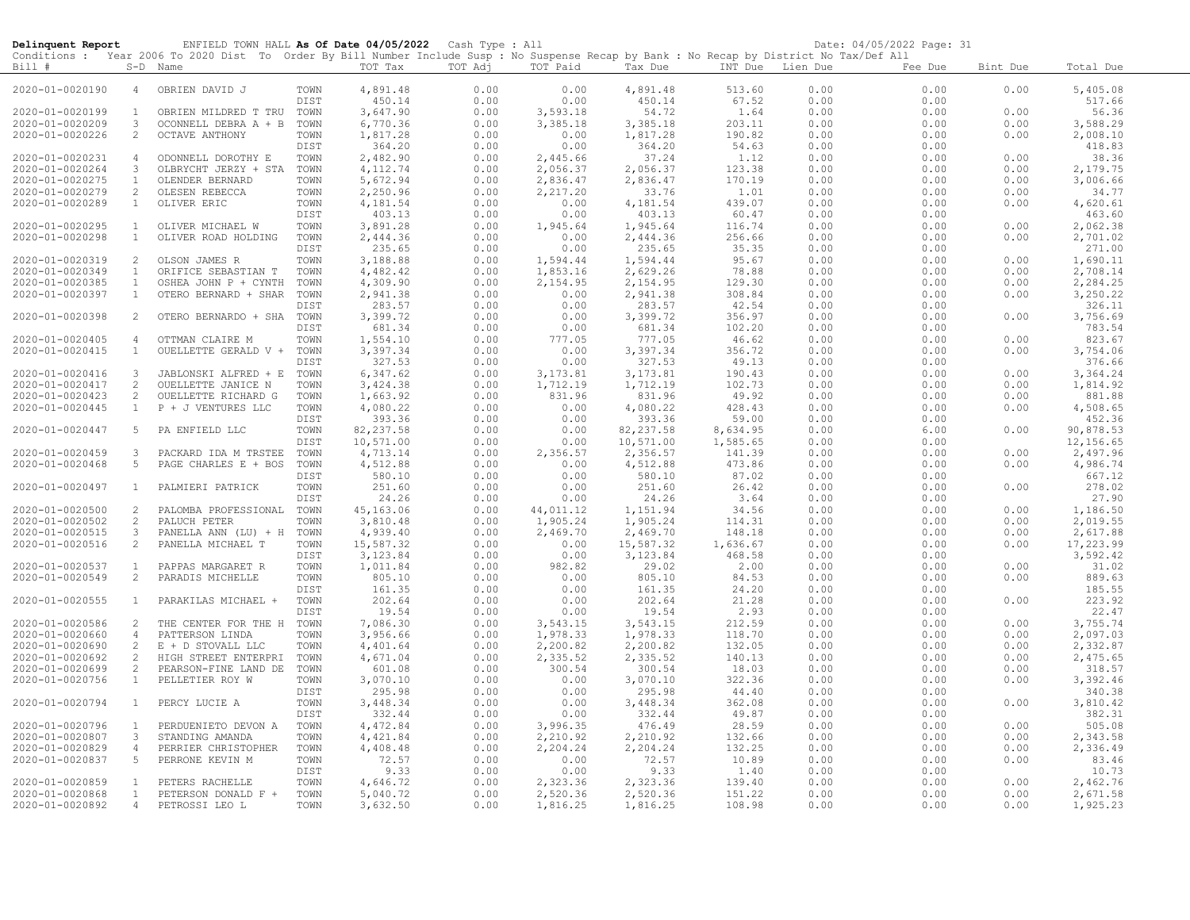**Delinquent Report** ENFIELD TOWN HALL **As Of Date 04/05/2022** Cash Type : All Date: 04/05/2022

Conditions : Year 2006 To 2020 Dist To Order By Bill Number Include Susp : No Suspense Recap by Bank : No Recap by District No Tax/Def All

| Bill # | S-D | Name | | TOT Tax | TOT Adj | TOT Paid | Tax Due | INT Due | Lien Due | Fee Due | Bint Due | Total Due |
|---|---|---|---|---|---|---|---|---|---|---|---|---|
| 2020-01-0020190 | 4 | OBRIEN DAVID J | TOWN | 4,891.48 | 0.00 | 0.00 | 4,891.48 | 513.60 | 0.00 | 0.00 | 0.00 | 5,405.08 |
| | | | DIST | 450.14 | 0.00 | 0.00 | 450.14 | 67.52 | 0.00 | 0.00 | | 517.66 |
| 2020-01-0020199 | 1 | OBRIEN MILDRED T TRU | TOWN | 3,647.90 | 0.00 | 3,593.18 | 54.72 | 1.64 | 0.00 | 0.00 | 0.00 | 56.36 |
| 2020-01-0020209 | 3 | OCONNELL DEBRA A + B | TOWN | 6,770.36 | 0.00 | 3,385.18 | 3,385.18 | 203.11 | 0.00 | 0.00 | 0.00 | 3,588.29 |
| 2020-01-0020226 | 2 | OCTAVE ANTHONY | TOWN | 1,817.28 | 0.00 | 0.00 | 1,817.28 | 190.82 | 0.00 | 0.00 | 0.00 | 2,008.10 |
| | | | DIST | 364.20 | 0.00 | 0.00 | 364.20 | 54.63 | 0.00 | 0.00 | | 418.83 |
| 2020-01-0020231 | 4 | ODONNELL DOROTHY E | TOWN | 2,482.90 | 0.00 | 2,445.66 | 37.24 | 1.12 | 0.00 | 0.00 | 0.00 | 38.36 |
| 2020-01-0020264 | 3 | OLBRYCHT JERZY + STA | TOWN | 4,112.74 | 0.00 | 2,056.37 | 2,056.37 | 123.38 | 0.00 | 0.00 | 0.00 | 2,179.75 |
| 2020-01-0020275 | 1 | OLENDER BERNARD | TOWN | 5,672.94 | 0.00 | 2,836.47 | 2,836.47 | 170.19 | 0.00 | 0.00 | 0.00 | 3,006.66 |
| 2020-01-0020279 | 2 | OLESEN REBECCA | TOWN | 2,250.96 | 0.00 | 2,217.20 | 33.76 | 1.01 | 0.00 | 0.00 | 0.00 | 34.77 |
| 2020-01-0020289 | 1 | OLIVER ERIC | TOWN | 4,181.54 | 0.00 | 0.00 | 4,181.54 | 439.07 | 0.00 | 0.00 | 0.00 | 4,620.61 |
| | | | DIST | 403.13 | 0.00 | 0.00 | 403.13 | 60.47 | 0.00 | 0.00 | | 463.60 |
| 2020-01-0020295 | 1 | OLIVER MICHAEL W | TOWN | 3,891.28 | 0.00 | 1,945.64 | 1,945.64 | 116.74 | 0.00 | 0.00 | 0.00 | 2,062.38 |
| 2020-01-0020298 | 1 | OLIVER ROAD HOLDING | TOWN | 2,444.36 | 0.00 | 0.00 | 2,444.36 | 256.66 | 0.00 | 0.00 | 0.00 | 2,701.02 |
| | | | DIST | 235.65 | 0.00 | 0.00 | 235.65 | 35.35 | 0.00 | 0.00 | | 271.00 |
| 2020-01-0020319 | 2 | OLSON JAMES R | TOWN | 3,188.88 | 0.00 | 1,594.44 | 1,594.44 | 95.67 | 0.00 | 0.00 | 0.00 | 1,690.11 |
| 2020-01-0020349 | 1 | ORIFICE SEBASTIAN T | TOWN | 4,482.42 | 0.00 | 1,853.16 | 2,629.26 | 78.88 | 0.00 | 0.00 | 0.00 | 2,708.14 |
| 2020-01-0020385 | 1 | OSHEA JOHN P + CYNTH | TOWN | 4,309.90 | 0.00 | 2,154.95 | 2,154.95 | 129.30 | 0.00 | 0.00 | 0.00 | 2,284.25 |
| 2020-01-0020397 | 1 | OTERO BERNARD + SHAR | TOWN | 2,941.38 | 0.00 | 0.00 | 2,941.38 | 308.84 | 0.00 | 0.00 | 0.00 | 3,250.22 |
| | | | DIST | 283.57 | 0.00 | 0.00 | 283.57 | 42.54 | 0.00 | 0.00 | | 326.11 |
| 2020-01-0020398 | 2 | OTERO BERNARDO + SHA | TOWN | 3,399.72 | 0.00 | 0.00 | 3,399.72 | 356.97 | 0.00 | 0.00 | 0.00 | 3,756.69 |
| | | | DIST | 681.34 | 0.00 | 0.00 | 681.34 | 102.20 | 0.00 | 0.00 | | 783.54 |
| 2020-01-0020405 | 4 | OTTMAN CLAIRE M | TOWN | 1,554.10 | 0.00 | 777.05 | 777.05 | 46.62 | 0.00 | 0.00 | 0.00 | 823.67 |
| 2020-01-0020415 | 1 | OUELLETTE GERALD V + | TOWN | 3,397.34 | 0.00 | 0.00 | 3,397.34 | 356.72 | 0.00 | 0.00 | 0.00 | 3,754.06 |
| | | | DIST | 327.53 | 0.00 | 0.00 | 327.53 | 49.13 | 0.00 | 0.00 | | 376.66 |
| 2020-01-0020416 | 3 | JABLONSKI ALFRED + E | TOWN | 6,347.62 | 0.00 | 3,173.81 | 3,173.81 | 190.43 | 0.00 | 0.00 | 0.00 | 3,364.24 |
| 2020-01-0020417 | 2 | OUELLETTE JANICE N | TOWN | 3,424.38 | 0.00 | 1,712.19 | 1,712.19 | 102.73 | 0.00 | 0.00 | 0.00 | 1,814.92 |
| 2020-01-0020423 | 2 | OUELLETTE RICHARD G | TOWN | 1,663.92 | 0.00 | 831.96 | 831.96 | 49.92 | 0.00 | 0.00 | 0.00 | 881.88 |
| 2020-01-0020445 | 1 | P + J VENTURES LLC | TOWN | 4,080.22 | 0.00 | 0.00 | 4,080.22 | 428.43 | 0.00 | 0.00 | 0.00 | 4,508.65 |
| | | | DIST | 393.36 | 0.00 | 0.00 | 393.36 | 59.00 | 0.00 | 0.00 | | 452.36 |
| 2020-01-0020447 | 5 | PA ENFIELD LLC | TOWN | 82,237.58 | 0.00 | 0.00 | 82,237.58 | 8,634.95 | 0.00 | 6.00 | 0.00 | 90,878.53 |
| | | | DIST | 10,571.00 | 0.00 | 0.00 | 10,571.00 | 1,585.65 | 0.00 | 0.00 | | 12,156.65 |
| 2020-01-0020459 | 3 | PACKARD IDA M TRSTEE | TOWN | 4,713.14 | 0.00 | 2,356.57 | 2,356.57 | 141.39 | 0.00 | 0.00 | 0.00 | 2,497.96 |
| 2020-01-0020468 | 5 | PAGE CHARLES E + BOS | TOWN | 4,512.88 | 0.00 | 0.00 | 4,512.88 | 473.86 | 0.00 | 0.00 | 0.00 | 4,986.74 |
| | | | DIST | 580.10 | 0.00 | 0.00 | 580.10 | 87.02 | 0.00 | 0.00 | | 667.12 |
| 2020-01-0020497 | 1 | PALMIERI PATRICK | TOWN | 251.60 | 0.00 | 0.00 | 251.60 | 26.42 | 0.00 | 0.00 | 0.00 | 278.02 |
| | | | DIST | 24.26 | 0.00 | 0.00 | 24.26 | 3.64 | 0.00 | 0.00 | | 27.90 |
| 2020-01-0020500 | 2 | PALOMBA PROFESSIONAL | TOWN | 45,163.06 | 0.00 | 44,011.12 | 1,151.94 | 34.56 | 0.00 | 0.00 | 0.00 | 1,186.50 |
| 2020-01-0020502 | 2 | PALUCH PETER | TOWN | 3,810.48 | 0.00 | 1,905.24 | 1,905.24 | 114.31 | 0.00 | 0.00 | 0.00 | 2,019.55 |
| 2020-01-0020515 | 3 | PANELLA ANN (LU) + H | TOWN | 4,939.40 | 0.00 | 2,469.70 | 2,469.70 | 148.18 | 0.00 | 0.00 | 0.00 | 2,617.88 |
| 2020-01-0020516 | 2 | PANELLA MICHAEL T | TOWN | 15,587.32 | 0.00 | 0.00 | 15,587.32 | 1,636.67 | 0.00 | 0.00 | 0.00 | 17,223.99 |
| | | | DIST | 3,123.84 | 0.00 | 0.00 | 3,123.84 | 468.58 | 0.00 | 0.00 | | 3,592.42 |
| 2020-01-0020537 | 1 | PAPPAS MARGARET R | TOWN | 1,011.84 | 0.00 | 982.82 | 29.02 | 2.00 | 0.00 | 0.00 | 0.00 | 31.02 |
| 2020-01-0020549 | 2 | PARADIS MICHELLE | TOWN | 805.10 | 0.00 | 0.00 | 805.10 | 84.53 | 0.00 | 0.00 | 0.00 | 889.63 |
| | | | DIST | 161.35 | 0.00 | 0.00 | 161.35 | 24.20 | 0.00 | 0.00 | | 185.55 |
| 2020-01-0020555 | 1 | PARAKILAS MICHAEL + | TOWN | 202.64 | 0.00 | 0.00 | 202.64 | 21.28 | 0.00 | 0.00 | 0.00 | 223.92 |
| | | | DIST | 19.54 | 0.00 | 0.00 | 19.54 | 2.93 | 0.00 | 0.00 | | 22.47 |
| 2020-01-0020586 | 2 | THE CENTER FOR THE H | TOWN | 7,086.30 | 0.00 | 3,543.15 | 3,543.15 | 212.59 | 0.00 | 0.00 | 0.00 | 3,755.74 |
| 2020-01-0020660 | 4 | PATTERSON LINDA | TOWN | 3,956.66 | 0.00 | 1,978.33 | 1,978.33 | 118.70 | 0.00 | 0.00 | 0.00 | 2,097.03 |
| 2020-01-0020690 | 2 | E + D STOVALL LLC | TOWN | 4,401.64 | 0.00 | 2,200.82 | 2,200.82 | 132.05 | 0.00 | 0.00 | 0.00 | 2,332.87 |
| 2020-01-0020692 | 2 | HIGH STREET ENTERPRI | TOWN | 4,671.04 | 0.00 | 2,335.52 | 2,335.52 | 140.13 | 0.00 | 0.00 | 0.00 | 2,475.65 |
| 2020-01-0020699 | 2 | PEARSON-FINE LAND DE | TOWN | 601.08 | 0.00 | 300.54 | 300.54 | 18.03 | 0.00 | 0.00 | 0.00 | 318.57 |
| 2020-01-0020756 | 1 | PELLETIER ROY W | TOWN | 3,070.10 | 0.00 | 0.00 | 3,070.10 | 322.36 | 0.00 | 0.00 | 0.00 | 3,392.46 |
| | | | DIST | 295.98 | 0.00 | 0.00 | 295.98 | 44.40 | 0.00 | 0.00 | | 340.38 |
| 2020-01-0020794 | 1 | PERCY LUCIE A | TOWN | 3,448.34 | 0.00 | 0.00 | 3,448.34 | 362.08 | 0.00 | 0.00 | 0.00 | 3,810.42 |
| | | | DIST | 332.44 | 0.00 | 0.00 | 332.44 | 49.87 | 0.00 | 0.00 | | 382.31 |
| 2020-01-0020796 | 1 | PERDUENIETO DEVON A | TOWN | 4,472.84 | 0.00 | 3,996.35 | 476.49 | 28.59 | 0.00 | 0.00 | 0.00 | 505.08 |
| 2020-01-0020807 | 3 | STANDING AMANDA | TOWN | 4,421.84 | 0.00 | 2,210.92 | 2,210.92 | 132.66 | 0.00 | 0.00 | 0.00 | 2,343.58 |
| 2020-01-0020829 | 4 | PERRIER CHRISTOPHER | TOWN | 4,408.48 | 0.00 | 2,204.24 | 2,204.24 | 132.25 | 0.00 | 0.00 | 0.00 | 2,336.49 |
| 2020-01-0020837 | 5 | PERRONE KEVIN M | TOWN | 72.57 | 0.00 | 0.00 | 72.57 | 10.89 | 0.00 | 0.00 | 0.00 | 83.46 |
| | | | DIST | 9.33 | 0.00 | 0.00 | 9.33 | 1.40 | 0.00 | 0.00 | | 10.73 |
| 2020-01-0020859 | 1 | PETERS RACHELLE | TOWN | 4,646.72 | 0.00 | 2,323.36 | 2,323.36 | 139.40 | 0.00 | 0.00 | 0.00 | 2,462.76 |
| 2020-01-0020868 | 1 | PETERSON DONALD F + | TOWN | 5,040.72 | 0.00 | 2,520.36 | 2,520.36 | 151.22 | 0.00 | 0.00 | 0.00 | 2,671.58 |
| 2020-01-0020892 | 4 | PETROSSI LEO L | TOWN | 3,632.50 | 0.00 | 1,816.25 | 1,816.25 | 108.98 | 0.00 | 0.00 | 0.00 | 1,925.23 |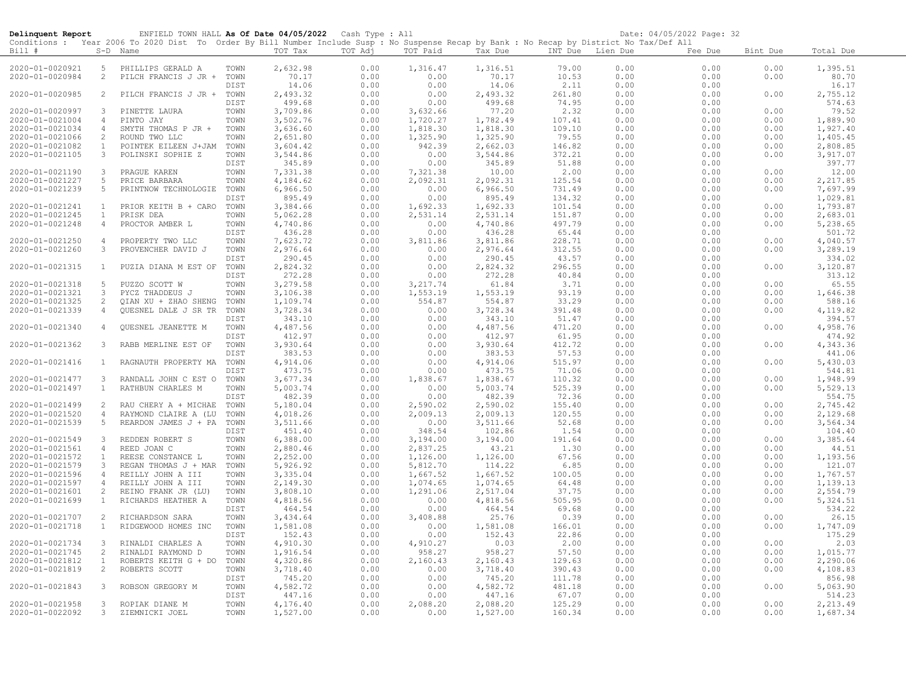**Delinquent Report** ENFIELD TOWN HALL **As Of Date 04/05/2022** Cash Type : All Date: 04/05/2022 Page: 32

Conditions : Year 2006 To 2020 Dist To Order By Bill Number Include Susp : No Suspense Recap by Bank : No Recap by District No Tax/Def All

| Bill # | S-D | Name | | TOT Tax | TOT Adj | TOT Paid | Tax Due | INT Due | Lien Due | Fee Due | Bint Due | Total Due |
|---|---|---|---|---|---|---|---|---|---|---|---|---|
| 2020-01-0020921 | 5 | PHILLIPS GERALD A | TOWN | 2,632.98 | 0.00 | 1,316.47 | 1,316.51 | 79.00 | 0.00 | 0.00 | 0.00 | 1,395.51 |
| 2020-01-0020984 | 2 | PILCH FRANCIS J JR + | TOWN | 70.17 | 0.00 | 0.00 | 70.17 | 10.53 | 0.00 | 0.00 | 0.00 | 80.70 |
| | | | DIST | 14.06 | 0.00 | 0.00 | 14.06 | 2.11 | 0.00 | 0.00 | | 16.17 |
| 2020-01-0020985 | 2 | PILCH FRANCIS J JR + | TOWN | 2,493.32 | 0.00 | 0.00 | 2,493.32 | 261.80 | 0.00 | 0.00 | 0.00 | 2,755.12 |
| | | | DIST | 499.68 | 0.00 | 0.00 | 499.68 | 74.95 | 0.00 | 0.00 | | 574.63 |
| 2020-01-0020997 | 3 | PINETTE LAURA | TOWN | 3,709.86 | 0.00 | 3,632.66 | 77.20 | 2.32 | 0.00 | 0.00 | 0.00 | 79.52 |
| 2020-01-0021004 | 4 | PINTO JAY | TOWN | 3,502.76 | 0.00 | 1,720.27 | 1,782.49 | 107.41 | 0.00 | 0.00 | 0.00 | 1,889.90 |
| 2020-01-0021034 | 4 | SMYTH THOMAS P JR + | TOWN | 3,636.60 | 0.00 | 1,818.30 | 1,818.30 | 109.10 | 0.00 | 0.00 | 0.00 | 1,927.40 |
| 2020-01-0021066 | 2 | ROUND TWO LLC | TOWN | 2,651.80 | 0.00 | 1,325.90 | 1,325.90 | 79.55 | 0.00 | 0.00 | 0.00 | 1,405.45 |
| 2020-01-0021082 | 1 | POINTEK EILEEN J+JAM | TOWN | 3,604.42 | 0.00 | 942.39 | 2,662.03 | 146.82 | 0.00 | 0.00 | 0.00 | 2,808.85 |
| 2020-01-0021105 | 3 | POLINSKI SOPHIE Z | TOWN | 3,544.86 | 0.00 | 0.00 | 3,544.86 | 372.21 | 0.00 | 0.00 | 0.00 | 3,917.07 |
| | | | DIST | 345.89 | 0.00 | 0.00 | 345.89 | 51.88 | 0.00 | 0.00 | | 397.77 |
| 2020-01-0021190 | 3 | PRAGUE KAREN | TOWN | 7,331.38 | 0.00 | 7,321.38 | 10.00 | 2.00 | 0.00 | 0.00 | 0.00 | 12.00 |
| 2020-01-0021227 | 5 | PRICE BARBARA | TOWN | 4,184.62 | 0.00 | 2,092.31 | 2,092.31 | 125.54 | 0.00 | 0.00 | 0.00 | 2,217.85 |
| 2020-01-0021239 | 5 | PRINTNOW TECHNOLOGIE | TOWN | 6,966.50 | 0.00 | 0.00 | 6,966.50 | 731.49 | 0.00 | 0.00 | 0.00 | 7,697.99 |
| | | | DIST | 895.49 | 0.00 | 0.00 | 895.49 | 134.32 | 0.00 | 0.00 | | 1,029.81 |
| 2020-01-0021241 | 1 | PRIOR KEITH B + CARO | TOWN | 3,384.66 | 0.00 | 1,692.33 | 1,692.33 | 101.54 | 0.00 | 0.00 | 0.00 | 1,793.87 |
| 2020-01-0021245 | 1 | PRISK DEA | TOWN | 5,062.28 | 0.00 | 2,531.14 | 2,531.14 | 151.87 | 0.00 | 0.00 | 0.00 | 2,683.01 |
| 2020-01-0021248 | 4 | PROCTOR AMBER L | TOWN | 4,740.86 | 0.00 | 0.00 | 4,740.86 | 497.79 | 0.00 | 0.00 | 0.00 | 5,238.65 |
| | | | DIST | 436.28 | 0.00 | 0.00 | 436.28 | 65.44 | 0.00 | 0.00 | | 501.72 |
| 2020-01-0021250 | 4 | PROPERTY TWO LLC | TOWN | 7,623.72 | 0.00 | 3,811.86 | 3,811.86 | 228.71 | 0.00 | 0.00 | 0.00 | 4,040.57 |
| 2020-01-0021260 | 3 | PROVENCHER DAVID J | TOWN | 2,976.64 | 0.00 | 0.00 | 2,976.64 | 312.55 | 0.00 | 0.00 | 0.00 | 3,289.19 |
| | | | DIST | 290.45 | 0.00 | 0.00 | 290.45 | 43.57 | 0.00 | 0.00 | | 334.02 |
| 2020-01-0021315 | 1 | PUZIA DIANA M EST OF | TOWN | 2,824.32 | 0.00 | 0.00 | 2,824.32 | 296.55 | 0.00 | 0.00 | 0.00 | 3,120.87 |
| | | | DIST | 272.28 | 0.00 | 0.00 | 272.28 | 40.84 | 0.00 | 0.00 | | 313.12 |
| 2020-01-0021318 | 5 | PUZZO SCOTT W | TOWN | 3,279.58 | 0.00 | 3,217.74 | 61.84 | 3.71 | 0.00 | 0.00 | 0.00 | 65.55 |
| 2020-01-0021321 | 3 | PYCZ THADDEUS J | TOWN | 3,106.38 | 0.00 | 1,553.19 | 1,553.19 | 93.19 | 0.00 | 0.00 | 0.00 | 1,646.38 |
| 2020-01-0021325 | 2 | QIAN XU + ZHAO SHENG | TOWN | 1,109.74 | 0.00 | 554.87 | 554.87 | 33.29 | 0.00 | 0.00 | 0.00 | 588.16 |
| 2020-01-0021339 | 4 | QUESNEL DALE J SR TR | TOWN | 3,728.34 | 0.00 | 0.00 | 3,728.34 | 391.48 | 0.00 | 0.00 | 0.00 | 4,119.82 |
| | | | DIST | 343.10 | 0.00 | 0.00 | 343.10 | 51.47 | 0.00 | 0.00 | | 394.57 |
| 2020-01-0021340 | 4 | QUESNEL JEANETTE M | TOWN | 4,487.56 | 0.00 | 0.00 | 4,487.56 | 471.20 | 0.00 | 0.00 | 0.00 | 4,958.76 |
| | | | DIST | 412.97 | 0.00 | 0.00 | 412.97 | 61.95 | 0.00 | 0.00 | | 474.92 |
| 2020-01-0021362 | 3 | RABB MERLINE EST OF | TOWN | 3,930.64 | 0.00 | 0.00 | 3,930.64 | 412.72 | 0.00 | 0.00 | 0.00 | 4,343.36 |
| | | | DIST | 383.53 | 0.00 | 0.00 | 383.53 | 57.53 | 0.00 | 0.00 | | 441.06 |
| 2020-01-0021416 | 1 | RAGNAUTH PROPERTY MA | TOWN | 4,914.06 | 0.00 | 0.00 | 4,914.06 | 515.97 | 0.00 | 0.00 | 0.00 | 5,430.03 |
| | | | DIST | 473.75 | 0.00 | 0.00 | 473.75 | 71.06 | 0.00 | 0.00 | | 544.81 |
| 2020-01-0021477 | 3 | RANDALL JOHN C EST O | TOWN | 3,677.34 | 0.00 | 1,838.67 | 1,838.67 | 110.32 | 0.00 | 0.00 | 0.00 | 1,948.99 |
| 2020-01-0021497 | 1 | RATHBUN CHARLES M | TOWN | 5,003.74 | 0.00 | 0.00 | 5,003.74 | 525.39 | 0.00 | 0.00 | 0.00 | 5,529.13 |
| | | | DIST | 482.39 | 0.00 | 0.00 | 482.39 | 72.36 | 0.00 | 0.00 | | 554.75 |
| 2020-01-0021499 | 2 | RAU CHERY A + MICHAE | TOWN | 5,180.04 | 0.00 | 2,590.02 | 2,590.02 | 155.40 | 0.00 | 0.00 | 0.00 | 2,745.42 |
| 2020-01-0021520 | 4 | RAYMOND CLAIRE A (LU | TOWN | 4,018.26 | 0.00 | 2,009.13 | 2,009.13 | 120.55 | 0.00 | 0.00 | 0.00 | 2,129.68 |
| 2020-01-0021539 | 5 | REARDON JAMES J + PA | TOWN | 3,511.66 | 0.00 | 0.00 | 3,511.66 | 52.68 | 0.00 | 0.00 | 0.00 | 3,564.34 |
| | | | DIST | 451.40 | 0.00 | 348.54 | 102.86 | 1.54 | 0.00 | 0.00 | | 104.40 |
| 2020-01-0021549 | 3 | REDDEN ROBERT S | TOWN | 6,388.00 | 0.00 | 3,194.00 | 3,194.00 | 191.64 | 0.00 | 0.00 | 0.00 | 3,385.64 |
| 2020-01-0021561 | 4 | REED JOAN C | TOWN | 2,880.46 | 0.00 | 2,837.25 | 43.21 | 1.30 | 0.00 | 0.00 | 0.00 | 44.51 |
| 2020-01-0021572 | 1 | REESE CONSTANCE L | TOWN | 2,252.00 | 0.00 | 1,126.00 | 1,126.00 | 67.56 | 0.00 | 0.00 | 0.00 | 1,193.56 |
| 2020-01-0021579 | 3 | REGAN THOMAS J + MAR | TOWN | 5,926.92 | 0.00 | 5,812.70 | 114.22 | 6.85 | 0.00 | 0.00 | 0.00 | 121.07 |
| 2020-01-0021596 | 4 | REILLY JOHN A III | TOWN | 3,335.04 | 0.00 | 1,667.52 | 1,667.52 | 100.05 | 0.00 | 0.00 | 0.00 | 1,767.57 |
| 2020-01-0021597 | 4 | REILLY JOHN A III | TOWN | 2,149.30 | 0.00 | 1,074.65 | 1,074.65 | 64.48 | 0.00 | 0.00 | 0.00 | 1,139.13 |
| 2020-01-0021601 | 2 | REINO FRANK JR (LU) | TOWN | 3,808.10 | 0.00 | 1,291.06 | 2,517.04 | 37.75 | 0.00 | 0.00 | 0.00 | 2,554.79 |
| 2020-01-0021699 | 1 | RICHARDS HEATHER A | TOWN | 4,818.56 | 0.00 | 0.00 | 4,818.56 | 505.95 | 0.00 | 0.00 | 0.00 | 5,324.51 |
| | | | DIST | 464.54 | 0.00 | 0.00 | 464.54 | 69.68 | 0.00 | 0.00 | | 534.22 |
| 2020-01-0021707 | 2 | RICHARDSON SARA | TOWN | 3,434.64 | 0.00 | 3,408.88 | 25.76 | 0.39 | 0.00 | 0.00 | 0.00 | 26.15 |
| 2020-01-0021718 | 1 | RIDGEWOOD HOMES INC | TOWN | 1,581.08 | 0.00 | 0.00 | 1,581.08 | 166.01 | 0.00 | 0.00 | 0.00 | 1,747.09 |
| | | | DIST | 152.43 | 0.00 | 0.00 | 152.43 | 22.86 | 0.00 | 0.00 | | 175.29 |
| 2020-01-0021734 | 3 | RINALDI CHARLES A | TOWN | 4,910.30 | 0.00 | 4,910.27 | 0.03 | 2.00 | 0.00 | 0.00 | 0.00 | 2.03 |
| 2020-01-0021745 | 2 | RINALDI RAYMOND D | TOWN | 1,916.54 | 0.00 | 958.27 | 958.27 | 57.50 | 0.00 | 0.00 | 0.00 | 1,015.77 |
| 2020-01-0021812 | 1 | ROBERTS KEITH G + DO | TOWN | 4,320.86 | 0.00 | 2,160.43 | 2,160.43 | 129.63 | 0.00 | 0.00 | 0.00 | 2,290.06 |
| 2020-01-0021819 | 2 | ROBERTS SCOTT | TOWN | 3,718.40 | 0.00 | 0.00 | 3,718.40 | 390.43 | 0.00 | 0.00 | 0.00 | 4,108.83 |
| | | | DIST | 745.20 | 0.00 | 0.00 | 745.20 | 111.78 | 0.00 | 0.00 | | 856.98 |
| 2020-01-0021843 | 3 | ROBSON GREGORY M | TOWN | 4,582.72 | 0.00 | 0.00 | 4,582.72 | 481.18 | 0.00 | 0.00 | 0.00 | 5,063.90 |
| | | | DIST | 447.16 | 0.00 | 0.00 | 447.16 | 67.07 | 0.00 | 0.00 | | 514.23 |
| 2020-01-0021958 | 3 | ROPIAK DIANE M | TOWN | 4,176.40 | 0.00 | 2,088.20 | 2,088.20 | 125.29 | 0.00 | 0.00 | 0.00 | 2,213.49 |
| 2020-01-0022092 | 3 | ZIEMNICKI JOEL | TOWN | 1,527.00 | 0.00 | 0.00 | 1,527.00 | 160.34 | 0.00 | 0.00 | 0.00 | 1,687.34 |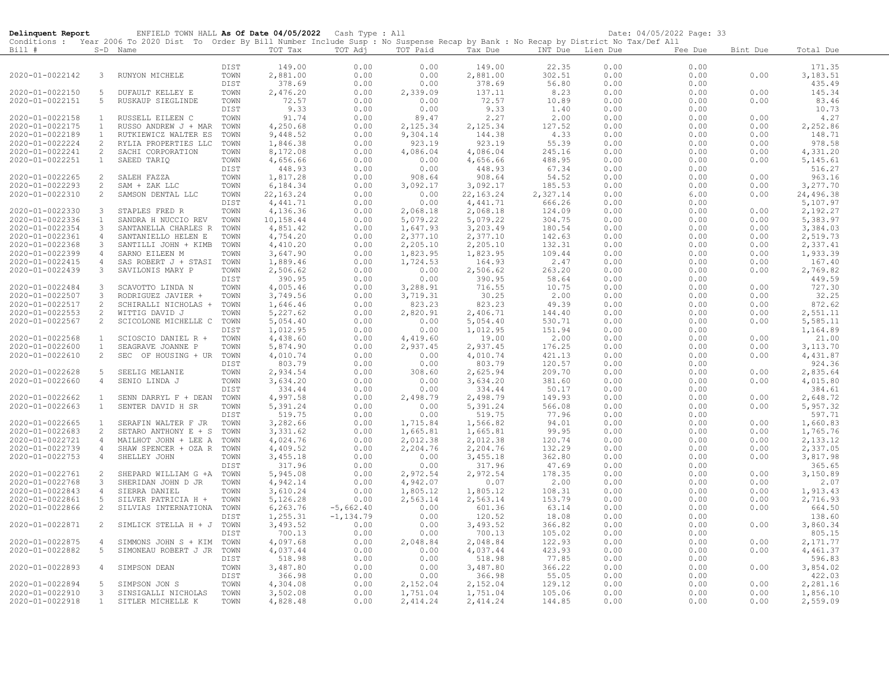**Delinquent Report** ENFIELD TOWN HALL **As Of Date 04/05/2022** Cash Type : All Date: 04/05/2022 Page: 33

Conditions : Year 2006 To 2020 Dist To Order By Bill Number Include Susp : No Suspense Recap by Bank : No Recap by District No Tax/Def All

| Bill # | S-D | Name | | TOT Tax | TOT Adj | TOT Paid | Tax Due | INT Due | Lien Due | Fee Due | Bint Due | Total Due |
|---|---|---|---|---|---|---|---|---|---|---|---|---|
| | | | DIST | 149.00 | 0.00 | 0.00 | 149.00 | 22.35 | 0.00 | 0.00 | | 171.35 |
| 2020-01-0022142 | 3 | RUNYON MICHELE | TOWN | 2,881.00 | 0.00 | 0.00 | 2,881.00 | 302.51 | 0.00 | 0.00 | 0.00 | 3,183.51 |
| | | | DIST | 378.69 | 0.00 | 0.00 | 378.69 | 56.80 | 0.00 | 0.00 | | 435.49 |
| 2020-01-0022150 | 5 | DUFAULT KELLEY E | TOWN | 2,476.20 | 0.00 | 2,339.09 | 137.11 | 8.23 | 0.00 | 0.00 | 0.00 | 145.34 |
| 2020-01-0022151 | 5 | RUSKAUP SIEGLINDE | TOWN | 72.57 | 0.00 | 0.00 | 72.57 | 10.89 | 0.00 | 0.00 | 0.00 | 83.46 |
| | | | DIST | 9.33 | 0.00 | 0.00 | 9.33 | 1.40 | 0.00 | 0.00 | | 10.73 |
| 2020-01-0022158 | 1 | RUSSELL EILEEN C | TOWN | 91.74 | 0.00 | 89.47 | 2.27 | 2.00 | 0.00 | 0.00 | 0.00 | 4.27 |
| 2020-01-0022175 | 1 | RUSSO ANDREW J + MAR | TOWN | 4,250.68 | 0.00 | 2,125.34 | 2,125.34 | 127.52 | 0.00 | 0.00 | 0.00 | 2,252.86 |
| 2020-01-0022189 | 1 | RUTKIEWICZ WALTER ES | TOWN | 9,448.52 | 0.00 | 9,304.14 | 144.38 | 4.33 | 0.00 | 0.00 | 0.00 | 148.71 |
| 2020-01-0022224 | 2 | RYLIA PROPERTIES LLC | TOWN | 1,846.38 | 0.00 | 923.19 | 923.19 | 55.39 | 0.00 | 0.00 | 0.00 | 978.58 |
| 2020-01-0022241 | 2 | SACHI CORPORATION | TOWN | 8,172.08 | 0.00 | 4,086.04 | 4,086.04 | 245.16 | 0.00 | 0.00 | 0.00 | 4,331.20 |
| 2020-01-0022251 | 1 | SAEED TARIQ | TOWN | 4,656.66 | 0.00 | 0.00 | 4,656.66 | 488.95 | 0.00 | 0.00 | 0.00 | 5,145.61 |
| | | | DIST | 448.93 | 0.00 | 0.00 | 448.93 | 67.34 | 0.00 | 0.00 | | 516.27 |
| 2020-01-0022265 | 2 | SALEH FAZZA | TOWN | 1,817.28 | 0.00 | 908.64 | 908.64 | 54.52 | 0.00 | 0.00 | 0.00 | 963.16 |
| 2020-01-0022293 | 2 | SAM + ZAK LLC | TOWN | 6,184.34 | 0.00 | 3,092.17 | 3,092.17 | 185.53 | 0.00 | 0.00 | 0.00 | 3,277.70 |
| 2020-01-0022310 | 2 | SAMSON DENTAL LLC | TOWN | 22,163.24 | 0.00 | 0.00 | 22,163.24 | 2,327.14 | 0.00 | 6.00 | 0.00 | 24,496.38 |
| | | | DIST | 4,441.71 | 0.00 | 0.00 | 4,441.71 | 666.26 | 0.00 | 0.00 | | 5,107.97 |
| 2020-01-0022330 | 3 | STAPLES FRED R | TOWN | 4,136.36 | 0.00 | 2,068.18 | 2,068.18 | 124.09 | 0.00 | 0.00 | 0.00 | 2,192.27 |
| 2020-01-0022336 | 1 | SANDRA H NUCCIO REV | TOWN | 10,158.44 | 0.00 | 5,079.22 | 5,079.22 | 304.75 | 0.00 | 0.00 | 0.00 | 5,383.97 |
| 2020-01-0022354 | 3 | SANTANELLA CHARLES R | TOWN | 4,851.42 | 0.00 | 1,647.93 | 3,203.49 | 180.54 | 0.00 | 0.00 | 0.00 | 3,384.03 |
| 2020-01-0022361 | 4 | SANTANIELLO HELEN E | TOWN | 4,754.20 | 0.00 | 2,377.10 | 2,377.10 | 142.63 | 0.00 | 0.00 | 0.00 | 2,519.73 |
| 2020-01-0022368 | 3 | SANTILLI JOHN + KIMB | TOWN | 4,410.20 | 0.00 | 2,205.10 | 2,205.10 | 132.31 | 0.00 | 0.00 | 0.00 | 2,337.41 |
| 2020-01-0022399 | 4 | SARNO EILEEN M | TOWN | 3,647.90 | 0.00 | 1,823.95 | 1,823.95 | 109.44 | 0.00 | 0.00 | 0.00 | 1,933.39 |
| 2020-01-0022415 | 4 | SAS ROBERT J + STASI | TOWN | 1,889.46 | 0.00 | 1,724.53 | 164.93 | 2.47 | 0.00 | 0.00 | 0.00 | 167.40 |
| 2020-01-0022439 | 3 | SAVILONIS MARY P | TOWN | 2,506.62 | 0.00 | 0.00 | 2,506.62 | 263.20 | 0.00 | 0.00 | 0.00 | 2,769.82 |
| | | | DIST | 390.95 | 0.00 | 0.00 | 390.95 | 58.64 | 0.00 | 0.00 | | 449.59 |
| 2020-01-0022484 | 3 | SCAVOTTO LINDA N | TOWN | 4,005.46 | 0.00 | 3,288.91 | 716.55 | 10.75 | 0.00 | 0.00 | 0.00 | 727.30 |
| 2020-01-0022507 | 3 | RODRIGUEZ JAVIER + | TOWN | 3,749.56 | 0.00 | 3,719.31 | 30.25 | 2.00 | 0.00 | 0.00 | 0.00 | 32.25 |
| 2020-01-0022517 | 2 | SCHIRALLI NICHOLAS + | TOWN | 1,646.46 | 0.00 | 823.23 | 823.23 | 49.39 | 0.00 | 0.00 | 0.00 | 872.62 |
| 2020-01-0022553 | 2 | WITTIG DAVID J | TOWN | 5,227.62 | 0.00 | 2,820.91 | 2,406.71 | 144.40 | 0.00 | 0.00 | 0.00 | 2,551.11 |
| 2020-01-0022567 | 2 | SCICOLONE MICHELLE C | TOWN | 5,054.40 | 0.00 | 0.00 | 5,054.40 | 530.71 | 0.00 | 0.00 | 0.00 | 5,585.11 |
| | | | DIST | 1,012.95 | 0.00 | 0.00 | 1,012.95 | 151.94 | 0.00 | 0.00 | | 1,164.89 |
| 2020-01-0022568 | 1 | SCIOSCIO DANIEL R + | TOWN | 4,438.60 | 0.00 | 4,419.60 | 19.00 | 2.00 | 0.00 | 0.00 | 0.00 | 21.00 |
| 2020-01-0022600 | 1 | SEAGRAVE JOANNE P | TOWN | 5,874.90 | 0.00 | 2,937.45 | 2,937.45 | 176.25 | 0.00 | 0.00 | 0.00 | 3,113.70 |
| 2020-01-0022610 | 2 | SEC OF HOUSING + UR | TOWN | 4,010.74 | 0.00 | 0.00 | 4,010.74 | 421.13 | 0.00 | 0.00 | 0.00 | 4,431.87 |
| | | | DIST | 803.79 | 0.00 | 0.00 | 803.79 | 120.57 | 0.00 | 0.00 | | 924.36 |
| 2020-01-0022628 | 5 | SEELIG MELANIE | TOWN | 2,934.54 | 0.00 | 308.60 | 2,625.94 | 209.70 | 0.00 | 0.00 | 0.00 | 2,835.64 |
| 2020-01-0022660 | 4 | SENIO LINDA J | TOWN | 3,634.20 | 0.00 | 0.00 | 3,634.20 | 381.60 | 0.00 | 0.00 | 0.00 | 4,015.80 |
| | | | DIST | 334.44 | 0.00 | 0.00 | 334.44 | 50.17 | 0.00 | 0.00 | | 384.61 |
| 2020-01-0022662 | 1 | SENN DARRYL F + DEAN | TOWN | 4,997.58 | 0.00 | 2,498.79 | 2,498.79 | 149.93 | 0.00 | 0.00 | 0.00 | 2,648.72 |
| 2020-01-0022663 | 1 | SENTER DAVID H SR | TOWN | 5,391.24 | 0.00 | 0.00 | 5,391.24 | 566.08 | 0.00 | 0.00 | 0.00 | 5,957.32 |
| | | | DIST | 519.75 | 0.00 | 0.00 | 519.75 | 77.96 | 0.00 | 0.00 | | 597.71 |
| 2020-01-0022665 | 1 | SERAFIN WALTER F JR | TOWN | 3,282.66 | 0.00 | 1,715.84 | 1,566.82 | 94.01 | 0.00 | 0.00 | 0.00 | 1,660.83 |
| 2020-01-0022683 | 2 | SETARO ANTHONY E + S | TOWN | 3,331.62 | 0.00 | 1,665.81 | 1,665.81 | 99.95 | 0.00 | 0.00 | 0.00 | 1,765.76 |
| 2020-01-0022721 | 4 | MAILHOT JOHN + LEE A | TOWN | 4,024.76 | 0.00 | 2,012.38 | 2,012.38 | 120.74 | 0.00 | 0.00 | 0.00 | 2,133.12 |
| 2020-01-0022739 | 4 | SHAW SPENCER + OZA R | TOWN | 4,409.52 | 0.00 | 2,204.76 | 2,204.76 | 132.29 | 0.00 | 0.00 | 0.00 | 2,337.05 |
| 2020-01-0022753 | 4 | SHELLEY JOHN | TOWN | 3,455.18 | 0.00 | 0.00 | 3,455.18 | 362.80 | 0.00 | 0.00 | 0.00 | 3,817.98 |
| | | | DIST | 317.96 | 0.00 | 0.00 | 317.96 | 47.69 | 0.00 | 0.00 | | 365.65 |
| 2020-01-0022761 | 2 | SHEPARD WILLIAM G +A | TOWN | 5,945.08 | 0.00 | 2,972.54 | 2,972.54 | 178.35 | 0.00 | 0.00 | 0.00 | 3,150.89 |
| 2020-01-0022768 | 3 | SHERIDAN JOHN D JR | TOWN | 4,942.14 | 0.00 | 4,942.07 | 0.07 | 2.00 | 0.00 | 0.00 | 0.00 | 2.07 |
| 2020-01-0022843 | 4 | SIERRA DANIEL | TOWN | 3,610.24 | 0.00 | 1,805.12 | 1,805.12 | 108.31 | 0.00 | 0.00 | 0.00 | 1,913.43 |
| 2020-01-0022861 | 5 | SILVER PATRICIA H + | TOWN | 5,126.28 | 0.00 | 2,563.14 | 2,563.14 | 153.79 | 0.00 | 0.00 | 0.00 | 2,716.93 |
| 2020-01-0022866 | 2 | SILVIAS INTERNATIONA | TOWN | 6,263.76 | -5,662.40 | 0.00 | 601.36 | 63.14 | 0.00 | 0.00 | 0.00 | 664.50 |
| | | | DIST | 1,255.31 | -1,134.79 | 0.00 | 120.52 | 18.08 | 0.00 | 0.00 | | 138.60 |
| 2020-01-0022871 | 2 | SIMLICK STELLA H + J | TOWN | 3,493.52 | 0.00 | 0.00 | 3,493.52 | 366.82 | 0.00 | 0.00 | 0.00 | 3,860.34 |
| | | | DIST | 700.13 | 0.00 | 0.00 | 700.13 | 105.02 | 0.00 | 0.00 | | 805.15 |
| 2020-01-0022875 | 4 | SIMMONS JOHN S + KIM | TOWN | 4,097.68 | 0.00 | 2,048.84 | 2,048.84 | 122.93 | 0.00 | 0.00 | 0.00 | 2,171.77 |
| 2020-01-0022882 | 5 | SIMONEAU ROBERT J JR | TOWN | 4,037.44 | 0.00 | 0.00 | 4,037.44 | 423.93 | 0.00 | 0.00 | 0.00 | 4,461.37 |
| | | | DIST | 518.98 | 0.00 | 0.00 | 518.98 | 77.85 | 0.00 | 0.00 | | 596.83 |
| 2020-01-0022893 | 4 | SIMPSON DEAN | TOWN | 3,487.80 | 0.00 | 0.00 | 3,487.80 | 366.22 | 0.00 | 0.00 | 0.00 | 3,854.02 |
| | | | DIST | 366.98 | 0.00 | 0.00 | 366.98 | 55.05 | 0.00 | 0.00 | | 422.03 |
| 2020-01-0022894 | 5 | SIMPSON JON S | TOWN | 4,304.08 | 0.00 | 2,152.04 | 2,152.04 | 129.12 | 0.00 | 0.00 | 0.00 | 2,281.16 |
| 2020-01-0022910 | 3 | SINSIGALLI NICHOLAS | TOWN | 3,502.08 | 0.00 | 1,751.04 | 1,751.04 | 105.06 | 0.00 | 0.00 | 0.00 | 1,856.10 |
| 2020-01-0022918 | 1 | SITLER MICHELLE K | TOWN | 4,828.48 | 0.00 | 2,414.24 | 2,414.24 | 144.85 | 0.00 | 0.00 | 0.00 | 2,559.09 |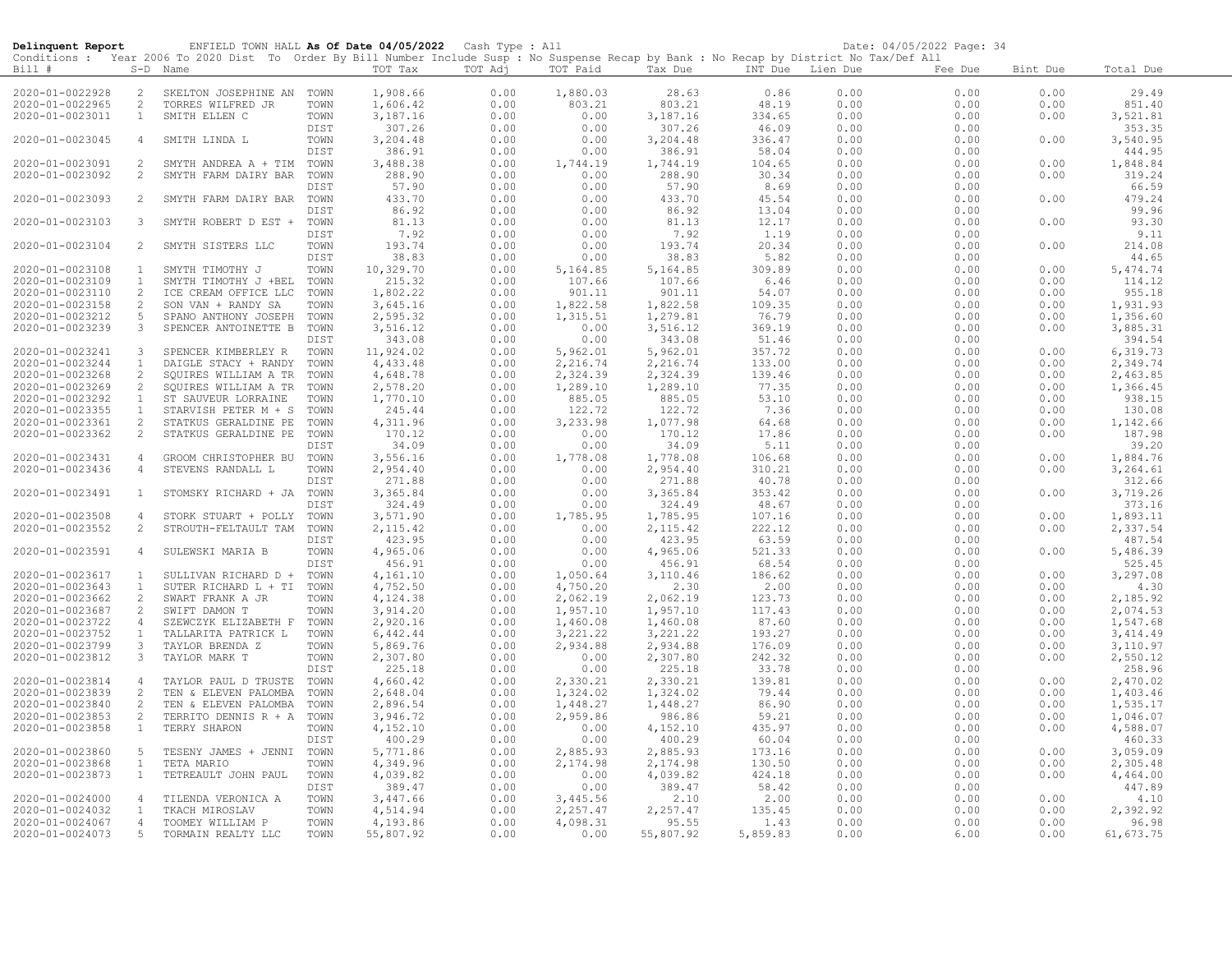**Delinquent Report** ENFIELD TOWN HALL **As Of Date 04/05/2022** Cash Type : All Date: 04/05/2022 Page: 34

Conditions : Year 2006 To 2020 Dist To Order By Bill Number Include Susp : No Suspense Recap by Bank : No Recap by District No Tax/Def All

| Bill # | S-D | Name | | TOT Tax | TOT Adj | TOT Paid | Tax Due | INT Due | Lien Due | Fee Due | Bint Due | Total Due |
|---|---|---|---|---|---|---|---|---|---|---|---|---|
| 2020-01-0022928 | 2 | SKELTON JOSEPHINE AN | TOWN | 1,908.66 | 0.00 | 1,880.03 | 28.63 | 0.86 | 0.00 | 0.00 | 0.00 | 29.49 |
| 2020-01-0022965 | 2 | TORRES WILFRED JR | TOWN | 1,606.42 | 0.00 | 803.21 | 803.21 | 48.19 | 0.00 | 0.00 | 0.00 | 851.40 |
| 2020-01-0023011 | 1 | SMITH ELLEN C | TOWN | 3,187.16 | 0.00 | 0.00 | 3,187.16 | 334.65 | 0.00 | 0.00 | 0.00 | 3,521.81 |
| | | | DIST | 307.26 | 0.00 | 0.00 | 307.26 | 46.09 | 0.00 | 0.00 | | 353.35 |
| 2020-01-0023045 | 4 | SMITH LINDA L | TOWN | 3,204.48 | 0.00 | 0.00 | 3,204.48 | 336.47 | 0.00 | 0.00 | 0.00 | 3,540.95 |
| | | | DIST | 386.91 | 0.00 | 0.00 | 386.91 | 58.04 | 0.00 | 0.00 | | 444.95 |
| 2020-01-0023091 | 2 | SMYTH ANDREA A + TIM | TOWN | 3,488.38 | 0.00 | 1,744.19 | 1,744.19 | 104.65 | 0.00 | 0.00 | 0.00 | 1,848.84 |
| 2020-01-0023092 | 2 | SMYTH FARM DAIRY BAR | TOWN | 288.90 | 0.00 | 0.00 | 288.90 | 30.34 | 0.00 | 0.00 | 0.00 | 319.24 |
| | | | DIST | 57.90 | 0.00 | 0.00 | 57.90 | 8.69 | 0.00 | 0.00 | | 66.59 |
| 2020-01-0023093 | 2 | SMYTH FARM DAIRY BAR | TOWN | 433.70 | 0.00 | 0.00 | 433.70 | 45.54 | 0.00 | 0.00 | 0.00 | 479.24 |
| | | | DIST | 86.92 | 0.00 | 0.00 | 86.92 | 13.04 | 0.00 | 0.00 | | 99.96 |
| 2020-01-0023103 | 3 | SMYTH ROBERT D EST + | TOWN | 81.13 | 0.00 | 0.00 | 81.13 | 12.17 | 0.00 | 0.00 | 0.00 | 93.30 |
| | | | DIST | 7.92 | 0.00 | 0.00 | 7.92 | 1.19 | 0.00 | 0.00 | | 9.11 |
| 2020-01-0023104 | 2 | SMYTH SISTERS LLC | TOWN | 193.74 | 0.00 | 0.00 | 193.74 | 20.34 | 0.00 | 0.00 | 0.00 | 214.08 |
| | | | DIST | 38.83 | 0.00 | 0.00 | 38.83 | 5.82 | 0.00 | 0.00 | | 44.65 |
| 2020-01-0023108 | 1 | SMYTH TIMOTHY J | TOWN | 10,329.70 | 0.00 | 5,164.85 | 5,164.85 | 309.89 | 0.00 | 0.00 | 0.00 | 5,474.74 |
| 2020-01-0023109 | 1 | SMYTH TIMOTHY J +BEL | TOWN | 215.32 | 0.00 | 107.66 | 107.66 | 6.46 | 0.00 | 0.00 | 0.00 | 114.12 |
| 2020-01-0023110 | 2 | ICE CREAM OFFICE LLC | TOWN | 1,802.22 | 0.00 | 901.11 | 901.11 | 54.07 | 0.00 | 0.00 | 0.00 | 955.18 |
| 2020-01-0023158 | 2 | SON VAN + RANDY SA | TOWN | 3,645.16 | 0.00 | 1,822.58 | 1,822.58 | 109.35 | 0.00 | 0.00 | 0.00 | 1,931.93 |
| 2020-01-0023212 | 5 | SPANO ANTHONY JOSEPH | TOWN | 2,595.32 | 0.00 | 1,315.51 | 1,279.81 | 76.79 | 0.00 | 0.00 | 0.00 | 1,356.60 |
| 2020-01-0023239 | 3 | SPENCER ANTOINETTE B | TOWN | 3,516.12 | 0.00 | 0.00 | 3,516.12 | 369.19 | 0.00 | 0.00 | 0.00 | 3,885.31 |
| | | | DIST | 343.08 | 0.00 | 0.00 | 343.08 | 51.46 | 0.00 | 0.00 | | 394.54 |
| 2020-01-0023241 | 3 | SPENCER KIMBERLEY R | TOWN | 11,924.02 | 0.00 | 5,962.01 | 5,962.01 | 357.72 | 0.00 | 0.00 | 0.00 | 6,319.73 |
| 2020-01-0023244 | 1 | DAIGLE STACY + RANDY | TOWN | 4,433.48 | 0.00 | 2,216.74 | 2,216.74 | 133.00 | 0.00 | 0.00 | 0.00 | 2,349.74 |
| 2020-01-0023268 | 2 | SQUIRES WILLIAM A TR | TOWN | 4,648.78 | 0.00 | 2,324.39 | 2,324.39 | 139.46 | 0.00 | 0.00 | 0.00 | 2,463.85 |
| 2020-01-0023269 | 2 | SQUIRES WILLIAM A TR | TOWN | 2,578.20 | 0.00 | 1,289.10 | 1,289.10 | 77.35 | 0.00 | 0.00 | 0.00 | 1,366.45 |
| 2020-01-0023292 | 1 | ST SAUVEUR LORRAINE | TOWN | 1,770.10 | 0.00 | 885.05 | 885.05 | 53.10 | 0.00 | 0.00 | 0.00 | 938.15 |
| 2020-01-0023355 | 1 | STARVISH PETER M + S | TOWN | 245.44 | 0.00 | 122.72 | 122.72 | 7.36 | 0.00 | 0.00 | 0.00 | 130.08 |
| 2020-01-0023361 | 2 | STATKUS GERALDINE PE | TOWN | 4,311.96 | 0.00 | 3,233.98 | 1,077.98 | 64.68 | 0.00 | 0.00 | 0.00 | 1,142.66 |
| 2020-01-0023362 | 2 | STATKUS GERALDINE PE | TOWN | 170.12 | 0.00 | 0.00 | 170.12 | 17.86 | 0.00 | 0.00 | 0.00 | 187.98 |
| | | | DIST | 34.09 | 0.00 | 0.00 | 34.09 | 5.11 | 0.00 | 0.00 | | 39.20 |
| 2020-01-0023431 | 4 | GROOM CHRISTOPHER BU | TOWN | 3,556.16 | 0.00 | 1,778.08 | 1,778.08 | 106.68 | 0.00 | 0.00 | 0.00 | 1,884.76 |
| 2020-01-0023436 | 4 | STEVENS RANDALL L | TOWN | 2,954.40 | 0.00 | 0.00 | 2,954.40 | 310.21 | 0.00 | 0.00 | 0.00 | 3,264.61 |
| | | | DIST | 271.88 | 0.00 | 0.00 | 271.88 | 40.78 | 0.00 | 0.00 | | 312.66 |
| 2020-01-0023491 | 1 | STOMSKY RICHARD + JA | TOWN | 3,365.84 | 0.00 | 0.00 | 3,365.84 | 353.42 | 0.00 | 0.00 | 0.00 | 3,719.26 |
| | | | DIST | 324.49 | 0.00 | 0.00 | 324.49 | 48.67 | 0.00 | 0.00 | | 373.16 |
| 2020-01-0023508 | 4 | STORK STUART + POLLY | TOWN | 3,571.90 | 0.00 | 1,785.95 | 1,785.95 | 107.16 | 0.00 | 0.00 | 0.00 | 1,893.11 |
| 2020-01-0023552 | 2 | STROUTH-FELTAULT TAM | TOWN | 2,115.42 | 0.00 | 0.00 | 2,115.42 | 222.12 | 0.00 | 0.00 | 0.00 | 2,337.54 |
| | | | DIST | 423.95 | 0.00 | 0.00 | 423.95 | 63.59 | 0.00 | 0.00 | | 487.54 |
| 2020-01-0023591 | 4 | SULEWSKI MARIA B | TOWN | 4,965.06 | 0.00 | 0.00 | 4,965.06 | 521.33 | 0.00 | 0.00 | 0.00 | 5,486.39 |
| | | | DIST | 456.91 | 0.00 | 0.00 | 456.91 | 68.54 | 0.00 | 0.00 | | 525.45 |
| 2020-01-0023617 | 1 | SULLIVAN RICHARD D + | TOWN | 4,161.10 | 0.00 | 1,050.64 | 3,110.46 | 186.62 | 0.00 | 0.00 | 0.00 | 3,297.08 |
| 2020-01-0023643 | 1 | SUTER RICHARD L + TI | TOWN | 4,752.50 | 0.00 | 4,750.20 | 2.30 | 2.00 | 0.00 | 0.00 | 0.00 | 4.30 |
| 2020-01-0023662 | 2 | SWART FRANK A JR | TOWN | 4,124.38 | 0.00 | 2,062.19 | 2,062.19 | 123.73 | 0.00 | 0.00 | 0.00 | 2,185.92 |
| 2020-01-0023687 | 2 | SWIFT DAMON T | TOWN | 3,914.20 | 0.00 | 1,957.10 | 1,957.10 | 117.43 | 0.00 | 0.00 | 0.00 | 2,074.53 |
| 2020-01-0023722 | 4 | SZEWCZYK ELIZABETH F | TOWN | 2,920.16 | 0.00 | 1,460.08 | 1,460.08 | 87.60 | 0.00 | 0.00 | 0.00 | 1,547.68 |
| 2020-01-0023752 | 1 | TALLARITA PATRICK L | TOWN | 6,442.44 | 0.00 | 3,221.22 | 3,221.22 | 193.27 | 0.00 | 0.00 | 0.00 | 3,414.49 |
| 2020-01-0023799 | 3 | TAYLOR BRENDA Z | TOWN | 5,869.76 | 0.00 | 2,934.88 | 2,934.88 | 176.09 | 0.00 | 0.00 | 0.00 | 3,110.97 |
| 2020-01-0023812 | 3 | TAYLOR MARK T | TOWN | 2,307.80 | 0.00 | 0.00 | 2,307.80 | 242.32 | 0.00 | 0.00 | 0.00 | 2,550.12 |
| | | | DIST | 225.18 | 0.00 | 0.00 | 225.18 | 33.78 | 0.00 | 0.00 | | 258.96 |
| 2020-01-0023814 | 4 | TAYLOR PAUL D TRUSTE | TOWN | 4,660.42 | 0.00 | 2,330.21 | 2,330.21 | 139.81 | 0.00 | 0.00 | 0.00 | 2,470.02 |
| 2020-01-0023839 | 2 | TEN & ELEVEN PALOMBA | TOWN | 2,648.04 | 0.00 | 1,324.02 | 1,324.02 | 79.44 | 0.00 | 0.00 | 0.00 | 1,403.46 |
| 2020-01-0023840 | 2 | TEN & ELEVEN PALOMBA | TOWN | 2,896.54 | 0.00 | 1,448.27 | 1,448.27 | 86.90 | 0.00 | 0.00 | 0.00 | 1,535.17 |
| 2020-01-0023853 | 2 | TERRITO DENNIS R + A | TOWN | 3,946.72 | 0.00 | 2,959.86 | 986.86 | 59.21 | 0.00 | 0.00 | 0.00 | 1,046.07 |
| 2020-01-0023858 | 1 | TERRY SHARON | TOWN | 4,152.10 | 0.00 | 0.00 | 4,152.10 | 435.97 | 0.00 | 0.00 | 0.00 | 4,588.07 |
| | | | DIST | 400.29 | 0.00 | 0.00 | 400.29 | 60.04 | 0.00 | 0.00 | | 460.33 |
| 2020-01-0023860 | 5 | TESENY JAMES + JENNI | TOWN | 5,771.86 | 0.00 | 2,885.93 | 2,885.93 | 173.16 | 0.00 | 0.00 | 0.00 | 3,059.09 |
| 2020-01-0023868 | 1 | TETA MARIO | TOWN | 4,349.96 | 0.00 | 2,174.98 | 2,174.98 | 130.50 | 0.00 | 0.00 | 0.00 | 2,305.48 |
| 2020-01-0023873 | 1 | TETREAULT JOHN PAUL | TOWN | 4,039.82 | 0.00 | 0.00 | 4,039.82 | 424.18 | 0.00 | 0.00 | 0.00 | 4,464.00 |
| | | | DIST | 389.47 | 0.00 | 0.00 | 389.47 | 58.42 | 0.00 | 0.00 | | 447.89 |
| 2020-01-0024000 | 4 | TILENDA VERONICA A | TOWN | 3,447.66 | 0.00 | 3,445.56 | 2.10 | 2.00 | 0.00 | 0.00 | 0.00 | 4.10 |
| 2020-01-0024032 | 1 | TKACH MIROSLAV | TOWN | 4,514.94 | 0.00 | 2,257.47 | 2,257.47 | 135.45 | 0.00 | 0.00 | 0.00 | 2,392.92 |
| 2020-01-0024067 | 4 | TOOMEY WILLIAM P | TOWN | 4,193.86 | 0.00 | 4,098.31 | 95.55 | 1.43 | 0.00 | 0.00 | 0.00 | 96.98 |
| 2020-01-0024073 | 5 | TORMAIN REALTY LLC | TOWN | 55,807.92 | 0.00 | 0.00 | 55,807.92 | 5,859.83 | 0.00 | 6.00 | 0.00 | 61,673.75 |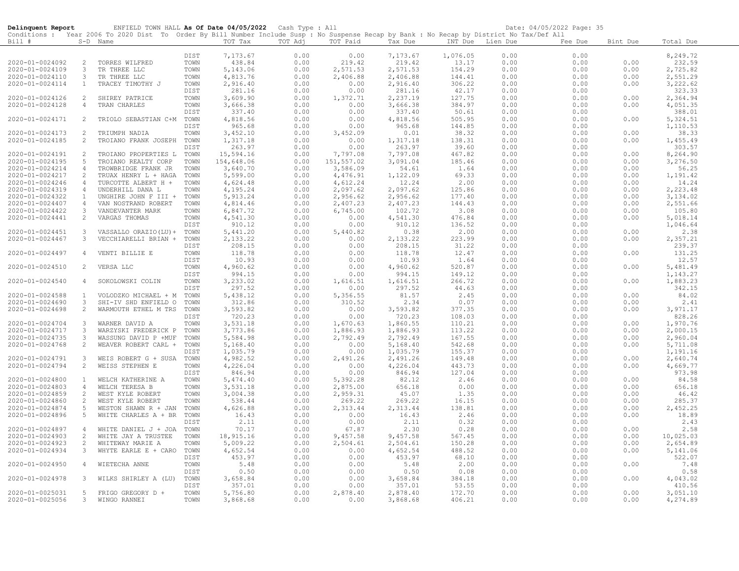**Delinquent Report** ENFIELD TOWN HALL **As Of Date 04/05/2022** Cash Type : All Date: 04/05/2022 Page: 35

Conditions : Year 2006 To 2020 Dist To Order By Bill Number Include Susp : No Suspense Recap by Bank : No Recap by District No Tax/Def All

| Bill # | S-D | Name | | TOT Tax | TOT Adj | TOT Paid | Tax Due | INT Due | Lien Due | Fee Due | Bint Due | Total Due |
|---|---|---|---|---|---|---|---|---|---|---|---|---|
| | | | DIST | 7,173.67 | 0.00 | 0.00 | 7,173.67 | 1,076.05 | 0.00 | 0.00 | | 8,249.72 |
| 2020-01-0024092 | 2 | TORRES WILFRED | TOWN | 438.84 | 0.00 | 219.42 | 219.42 | 13.17 | 0.00 | 0.00 | 0.00 | 232.59 |
| 2020-01-0024109 | 3 | TR THREE LLC | TOWN | 5,143.06 | 0.00 | 2,571.53 | 2,571.53 | 154.29 | 0.00 | 0.00 | 0.00 | 2,725.82 |
| 2020-01-0024110 | 3 | TR THREE LLC | TOWN | 4,813.76 | 0.00 | 2,406.88 | 2,406.88 | 144.41 | 0.00 | 0.00 | 0.00 | 2,551.29 |
| 2020-01-0024114 | 1 | TRACEY TIMOTHY J | TOWN | 2,916.40 | 0.00 | 0.00 | 2,916.40 | 306.22 | 0.00 | 0.00 | 0.00 | 3,222.62 |
| | | | DIST | 281.16 | 0.00 | 0.00 | 281.16 | 42.17 | 0.00 | 0.00 | | 323.33 |
| 2020-01-0024126 | 2 | SHIREY PATRICE | TOWN | 3,609.90 | 0.00 | 1,372.71 | 2,237.19 | 127.75 | 0.00 | 0.00 | 0.00 | 2,364.94 |
| 2020-01-0024128 | 4 | TRAN CHARLES | TOWN | 3,666.38 | 0.00 | 0.00 | 3,666.38 | 384.97 | 0.00 | 0.00 | 0.00 | 4,051.35 |
| | | | DIST | 337.40 | 0.00 | 0.00 | 337.40 | 50.61 | 0.00 | 0.00 | | 388.01 |
| 2020-01-0024171 | 2 | TRIOLO SEBASTIAN C+M | TOWN | 4,818.56 | 0.00 | 0.00 | 4,818.56 | 505.95 | 0.00 | 0.00 | 0.00 | 5,324.51 |
| | | | DIST | 965.68 | 0.00 | 0.00 | 965.68 | 144.85 | 0.00 | 0.00 | | 1,110.53 |
| 2020-01-0024173 | 2 | TRIUMPH NADIA | TOWN | 3,452.10 | 0.00 | 3,452.09 | 0.01 | 38.32 | 0.00 | 0.00 | 0.00 | 38.33 |
| 2020-01-0024185 | 2 | TROIANO FRANK JOSEPH | TOWN | 1,317.18 | 0.00 | 0.00 | 1,317.18 | 138.31 | 0.00 | 0.00 | 0.00 | 1,455.49 |
| | | | DIST | 263.97 | 0.00 | 0.00 | 263.97 | 39.60 | 0.00 | 0.00 | | 303.57 |
| 2020-01-0024191 | 2 | TROIANO PROPERTIES L | TOWN | 15,594.16 | 0.00 | 7,797.08 | 7,797.08 | 467.82 | 0.00 | 0.00 | 0.00 | 8,264.90 |
| 2020-01-0024195 | 5 | TROIANO REALTY CORP | TOWN | 154,648.06 | 0.00 | 151,557.02 | 3,091.04 | 185.46 | 0.00 | 0.00 | 0.00 | 3,276.50 |
| 2020-01-0024214 | 4 | TROWBRIDGE FRANK JR | TOWN | 3,640.70 | 0.00 | 3,586.09 | 54.61 | 1.64 | 0.00 | 0.00 | 0.00 | 56.25 |
| 2020-01-0024217 | 2 | TRUAX HENRY L + HAGA | TOWN | 5,599.00 | 0.00 | 4,476.91 | 1,122.09 | 69.33 | 0.00 | 0.00 | 0.00 | 1,191.42 |
| 2020-01-0024246 | 4 | TURCOTTE ALBERT H + | TOWN | 4,624.48 | 0.00 | 4,612.24 | 12.24 | 2.00 | 0.00 | 0.00 | 0.00 | 14.24 |
| 2020-01-0024319 | 4 | UNDERHILL DANA L | TOWN | 4,195.24 | 0.00 | 2,097.62 | 2,097.62 | 125.86 | 0.00 | 0.00 | 0.00 | 2,223.48 |
| 2020-01-0024322 | 1 | UNGHIRE JOHN F III + | TOWN | 5,913.24 | 0.00 | 2,956.62 | 2,956.62 | 177.40 | 0.00 | 0.00 | 0.00 | 3,134.02 |
| 2020-01-0024407 | 4 | VAN NOSTRAND ROBERT | TOWN | 4,814.46 | 0.00 | 2,407.23 | 2,407.23 | 144.43 | 0.00 | 0.00 | 0.00 | 2,551.66 |
| 2020-01-0024422 | 3 | VANDEVANTER MARK | TOWN | 6,847.72 | 0.00 | 6,745.00 | 102.72 | 3.08 | 0.00 | 0.00 | 0.00 | 105.80 |
| 2020-01-0024441 | 2 | VARGAS THOMAS | TOWN | 4,541.30 | 0.00 | 0.00 | 4,541.30 | 476.84 | 0.00 | 0.00 | 0.00 | 5,018.14 |
| | | | DIST | 910.12 | 0.00 | 0.00 | 910.12 | 136.52 | 0.00 | 0.00 | | 1,046.64 |
| 2020-01-0024451 | 3 | VASSALLO ORAZIO(LU)+ | TOWN | 5,441.20 | 0.00 | 5,440.82 | 0.38 | 2.00 | 0.00 | 0.00 | 0.00 | 2.38 |
| 2020-01-0024467 | 3 | VECCHIARELLI BRIAN + | TOWN | 2,133.22 | 0.00 | 0.00 | 2,133.22 | 223.99 | 0.00 | 0.00 | 0.00 | 2,357.21 |
| | | | DIST | 208.15 | 0.00 | 0.00 | 208.15 | 31.22 | 0.00 | 0.00 | | 239.37 |
| 2020-01-0024497 | 4 | VENTI BILLIE E | TOWN | 118.78 | 0.00 | 0.00 | 118.78 | 12.47 | 0.00 | 0.00 | 0.00 | 131.25 |
| | | | DIST | 10.93 | 0.00 | 0.00 | 10.93 | 1.64 | 0.00 | 0.00 | | 12.57 |
| 2020-01-0024510 | 2 | VERSA LLC | TOWN | 4,960.62 | 0.00 | 0.00 | 4,960.62 | 520.87 | 0.00 | 0.00 | 0.00 | 5,481.49 |
| | | | DIST | 994.15 | 0.00 | 0.00 | 994.15 | 149.12 | 0.00 | 0.00 | | 1,143.27 |
| 2020-01-0024540 | 4 | SOKOLOWSKI COLIN | TOWN | 3,233.02 | 0.00 | 1,616.51 | 1,616.51 | 266.72 | 0.00 | 0.00 | 0.00 | 1,883.23 |
| | | | DIST | 297.52 | 0.00 | 0.00 | 297.52 | 44.63 | 0.00 | 0.00 | | 342.15 |
| 2020-01-0024588 | 1 | VOLODZKO MICHAEL + M | TOWN | 5,438.12 | 0.00 | 5,356.55 | 81.57 | 2.45 | 0.00 | 0.00 | 0.00 | 84.02 |
| 2020-01-0024690 | 3 | SHI-IV SHD ENFIELD O | TOWN | 312.86 | 0.00 | 310.52 | 2.34 | 0.07 | 0.00 | 0.00 | 0.00 | 2.41 |
| 2020-01-0024698 | 2 | WARMOUTH ETHEL M TRS | TOWN | 3,593.82 | 0.00 | 0.00 | 3,593.82 | 377.35 | 0.00 | 0.00 | 0.00 | 3,971.17 |
| | | | DIST | 720.23 | 0.00 | 0.00 | 720.23 | 108.03 | 0.00 | 0.00 | | 828.26 |
| 2020-01-0024704 | 3 | WARNER DAVID A | TOWN | 3,531.18 | 0.00 | 1,670.63 | 1,860.55 | 110.21 | 0.00 | 0.00 | 0.00 | 1,970.76 |
| 2020-01-0024717 | 3 | WARZYSKI FREDERICK P | TOWN | 3,773.86 | 0.00 | 1,886.93 | 1,886.93 | 113.22 | 0.00 | 0.00 | 0.00 | 2,000.15 |
| 2020-01-0024735 | 3 | WASSUNG DAVID P +MUF | TOWN | 5,584.98 | 0.00 | 2,792.49 | 2,792.49 | 167.55 | 0.00 | 0.00 | 0.00 | 2,960.04 |
| 2020-01-0024768 | 2 | WEAVER ROBERT CARL + | TOWN | 5,168.40 | 0.00 | 0.00 | 5,168.40 | 542.68 | 0.00 | 0.00 | 0.00 | 5,711.08 |
| | | | DIST | 1,035.79 | 0.00 | 0.00 | 1,035.79 | 155.37 | 0.00 | 0.00 | | 1,191.16 |
| 2020-01-0024791 | 3 | WEIS ROBERT G + SUSA | TOWN | 4,982.52 | 0.00 | 2,491.26 | 2,491.26 | 149.48 | 0.00 | 0.00 | 0.00 | 2,640.74 |
| 2020-01-0024794 | 2 | WEISS STEPHEN E | TOWN | 4,226.04 | 0.00 | 0.00 | 4,226.04 | 443.73 | 0.00 | 0.00 | 0.00 | 4,669.77 |
| | | | DIST | 846.94 | 0.00 | 0.00 | 846.94 | 127.04 | 0.00 | 0.00 | | 973.98 |
| 2020-01-0024800 | 1 | WELCH KATHERINE A | TOWN | 5,474.40 | 0.00 | 5,392.28 | 82.12 | 2.46 | 0.00 | 0.00 | 0.00 | 84.58 |
| 2020-01-0024803 | 4 | WELCH TERESA B | TOWN | 3,531.18 | 0.00 | 2,875.00 | 656.18 | 0.00 | 0.00 | 0.00 | 0.00 | 656.18 |
| 2020-01-0024859 | 2 | WEST KYLE ROBERT | TOWN | 3,004.38 | 0.00 | 2,959.31 | 45.07 | 1.35 | 0.00 | 0.00 | 0.00 | 46.42 |
| 2020-01-0024860 | 2 | WEST KYLE ROBERT | TOWN | 538.44 | 0.00 | 269.22 | 269.22 | 16.15 | 0.00 | 0.00 | 0.00 | 285.37 |
| 2020-01-0024874 | 5 | WESTON SHAWN R + JAN | TOWN | 4,626.88 | 0.00 | 2,313.44 | 2,313.44 | 138.81 | 0.00 | 0.00 | 0.00 | 2,452.25 |
| 2020-01-0024896 | 5 | WHITE CHARLES A + BR | TOWN | 16.43 | 0.00 | 0.00 | 16.43 | 2.46 | 0.00 | 0.00 | 0.00 | 18.89 |
| | | | DIST | 2.11 | 0.00 | 0.00 | 2.11 | 0.32 | 0.00 | 0.00 | | 2.43 |
| 2020-01-0024897 | 4 | WHITE DANIEL J + JOA | TOWN | 70.17 | 0.00 | 67.87 | 2.30 | 0.28 | 0.00 | 0.00 | 0.00 | 2.58 |
| 2020-01-0024903 | 2 | WHITE JAY A TRUSTEE | TOWN | 18,915.16 | 0.00 | 9,457.58 | 9,457.58 | 567.45 | 0.00 | 0.00 | 0.00 | 10,025.03 |
| 2020-01-0024923 | 2 | WHITEWAY MARIE A | TOWN | 5,009.22 | 0.00 | 2,504.61 | 2,504.61 | 150.28 | 0.00 | 0.00 | 0.00 | 2,654.89 |
| 2020-01-0024934 | 3 | WHYTE EARLE E + CARO | TOWN | 4,652.54 | 0.00 | 0.00 | 4,652.54 | 488.52 | 0.00 | 0.00 | 0.00 | 5,141.06 |
| | | | DIST | 453.97 | 0.00 | 0.00 | 453.97 | 68.10 | 0.00 | 0.00 | | 522.07 |
| 2020-01-0024950 | 4 | WIETECHA ANNE | TOWN | 5.48 | 0.00 | 0.00 | 5.48 | 2.00 | 0.00 | 0.00 | 0.00 | 7.48 |
| | | | DIST | 0.50 | 0.00 | 0.00 | 0.50 | 0.08 | 0.00 | 0.00 | | 0.58 |
| 2020-01-0024978 | 3 | WILKS SHIRLEY A (LU) | TOWN | 3,658.84 | 0.00 | 0.00 | 3,658.84 | 384.18 | 0.00 | 0.00 | 0.00 | 4,043.02 |
| | | | DIST | 357.01 | 0.00 | 0.00 | 357.01 | 53.55 | 0.00 | 0.00 | | 410.56 |
| 2020-01-0025031 | 5 | FRIGO GREGORY D + | TOWN | 5,756.80 | 0.00 | 2,878.40 | 2,878.40 | 172.70 | 0.00 | 0.00 | 0.00 | 3,051.10 |
| 2020-01-0025056 | 3 | WINGO RANNEI | TOWN | 3,868.68 | 0.00 | 0.00 | 3,868.68 | 406.21 | 0.00 | 0.00 | 0.00 | 4,274.89 |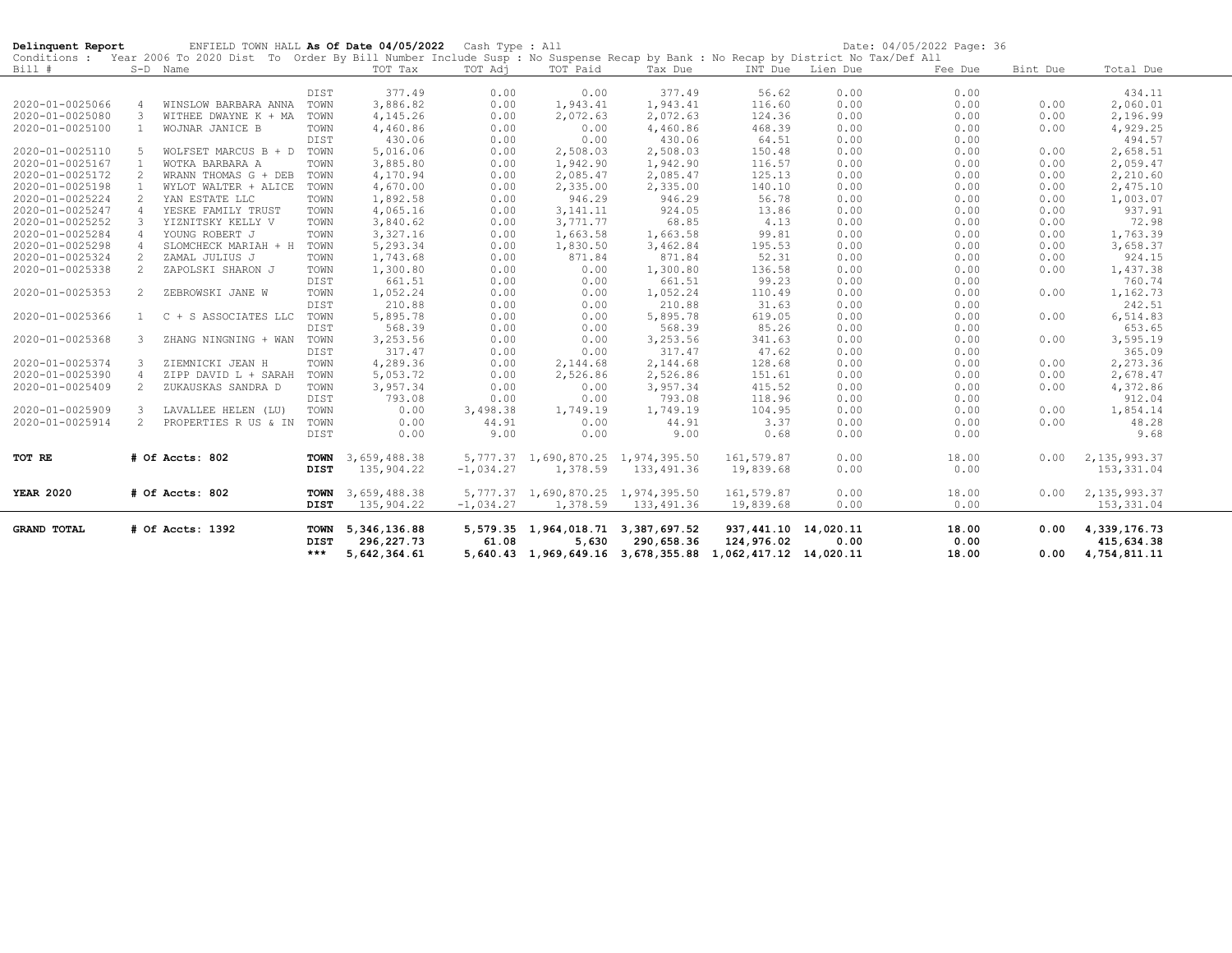**Delinquent Report** ENFIELD TOWN HALL **As Of Date 04/05/2022** Cash Type : All Date: 04/05/2022 Page: 36

Conditions : Year 2006 To 2020 Dist To Order By Bill Number Include Susp : No Suspense Recap by Bank : No Recap by District No Tax/Def All

| Bill # | S-D | Name | | TOT Tax | TOT Adj | TOT Paid | Tax Due | INT Due | Lien Due | Fee Due | Bint Due | Total Due |
|---|---|---|---|---|---|---|---|---|---|---|---|---|
| | | | DIST | 377.49 | 0.00 | 0.00 | 377.49 | 56.62 | 0.00 | 0.00 | | 434.11 |
| 2020-01-0025066 | 4 | WINSLOW BARBARA ANNA | TOWN | 3,886.82 | 0.00 | 1,943.41 | 1,943.41 | 116.60 | 0.00 | 0.00 | 0.00 | 2,060.01 |
| 2020-01-0025080 | 3 | WITHEE DWAYNE K + MA | TOWN | 4,145.26 | 0.00 | 2,072.63 | 2,072.63 | 124.36 | 0.00 | 0.00 | 0.00 | 2,196.99 |
| 2020-01-0025100 | 1 | WOJNAR JANICE B | TOWN | 4,460.86 | 0.00 | 0.00 | 4,460.86 | 468.39 | 0.00 | 0.00 | 0.00 | 4,929.25 |
| | | | DIST | 430.06 | 0.00 | 0.00 | 430.06 | 64.51 | 0.00 | 0.00 | | 494.57 |
| 2020-01-0025110 | 5 | WOLFSET MARCUS B + D | TOWN | 5,016.06 | 0.00 | 2,508.03 | 2,508.03 | 150.48 | 0.00 | 0.00 | 0.00 | 2,658.51 |
| 2020-01-0025167 | 1 | WOTKA BARBARA A | TOWN | 3,885.80 | 0.00 | 1,942.90 | 1,942.90 | 116.57 | 0.00 | 0.00 | 0.00 | 2,059.47 |
| 2020-01-0025172 | 2 | WRANN THOMAS G + DEB | TOWN | 4,170.94 | 0.00 | 2,085.47 | 2,085.47 | 125.13 | 0.00 | 0.00 | 0.00 | 2,210.60 |
| 2020-01-0025198 | 1 | WYLOT WALTER + ALICE | TOWN | 4,670.00 | 0.00 | 2,335.00 | 2,335.00 | 140.10 | 0.00 | 0.00 | 0.00 | 2,475.10 |
| 2020-01-0025224 | 2 | YAN ESTATE LLC | TOWN | 1,892.58 | 0.00 | 946.29 | 946.29 | 56.78 | 0.00 | 0.00 | 0.00 | 1,003.07 |
| 2020-01-0025247 | 4 | YESKE FAMILY TRUST | TOWN | 4,065.16 | 0.00 | 3,141.11 | 924.05 | 13.86 | 0.00 | 0.00 | 0.00 | 937.91 |
| 2020-01-0025252 | 3 | YIZNITSKY KELLY V | TOWN | 3,840.62 | 0.00 | 3,771.77 | 68.85 | 4.13 | 0.00 | 0.00 | 0.00 | 72.98 |
| 2020-01-0025284 | 4 | YOUNG ROBERT J | TOWN | 3,327.16 | 0.00 | 1,663.58 | 1,663.58 | 99.81 | 0.00 | 0.00 | 0.00 | 1,763.39 |
| 2020-01-0025298 | 4 | SLOMCHECK MARIAH + H | TOWN | 5,293.34 | 0.00 | 1,830.50 | 3,462.84 | 195.53 | 0.00 | 0.00 | 0.00 | 3,658.37 |
| 2020-01-0025324 | 2 | ZAMAL JULIUS J | TOWN | 1,743.68 | 0.00 | 871.84 | 871.84 | 52.31 | 0.00 | 0.00 | 0.00 | 924.15 |
| 2020-01-0025338 | 2 | ZAPOLSKI SHARON J | TOWN | 1,300.80 | 0.00 | 0.00 | 1,300.80 | 136.58 | 0.00 | 0.00 | 0.00 | 1,437.38 |
| | | | DIST | 661.51 | 0.00 | 0.00 | 661.51 | 99.23 | 0.00 | 0.00 | | 760.74 |
| 2020-01-0025353 | 2 | ZEBROWSKI JANE W | TOWN | 1,052.24 | 0.00 | 0.00 | 1,052.24 | 110.49 | 0.00 | 0.00 | 0.00 | 1,162.73 |
| | | | DIST | 210.88 | 0.00 | 0.00 | 210.88 | 31.63 | 0.00 | 0.00 | | 242.51 |
| 2020-01-0025366 | 1 | C + S ASSOCIATES LLC | TOWN | 5,895.78 | 0.00 | 0.00 | 5,895.78 | 619.05 | 0.00 | 0.00 | 0.00 | 6,514.83 |
| | | | DIST | 568.39 | 0.00 | 0.00 | 568.39 | 85.26 | 0.00 | 0.00 | | 653.65 |
| 2020-01-0025368 | 3 | ZHANG NINGNING + WAN | TOWN | 3,253.56 | 0.00 | 0.00 | 3,253.56 | 341.63 | 0.00 | 0.00 | 0.00 | 3,595.19 |
| | | | DIST | 317.47 | 0.00 | 0.00 | 317.47 | 47.62 | 0.00 | 0.00 | | 365.09 |
| 2020-01-0025374 | 3 | ZIEMNICKI JEAN H | TOWN | 4,289.36 | 0.00 | 2,144.68 | 2,144.68 | 128.68 | 0.00 | 0.00 | 0.00 | 2,273.36 |
| 2020-01-0025390 | 4 | ZIPP DAVID L + SARAH | TOWN | 5,053.72 | 0.00 | 2,526.86 | 2,526.86 | 151.61 | 0.00 | 0.00 | 0.00 | 2,678.47 |
| 2020-01-0025409 | 2 | ZUKAUSKAS SANDRA D | TOWN | 3,957.34 | 0.00 | 0.00 | 3,957.34 | 415.52 | 0.00 | 0.00 | 0.00 | 4,372.86 |
| | | | DIST | 793.08 | 0.00 | 0.00 | 793.08 | 118.96 | 0.00 | 0.00 | | 912.04 |
| 2020-01-0025909 | 3 | LAVALLEE HELEN (LU) | TOWN | 0.00 | 3,498.38 | 1,749.19 | 1,749.19 | 104.95 | 0.00 | 0.00 | 0.00 | 1,854.14 |
| 2020-01-0025914 | 2 | PROPERTIES R US & IN | TOWN | 0.00 | 44.91 | 0.00 | 44.91 | 3.37 | 0.00 | 0.00 | 0.00 | 48.28 |
| | | | DIST | 0.00 | 9.00 | 0.00 | 9.00 | 0.68 | 0.00 | 0.00 | | 9.68 |
| **TOT RE** | | **# Of Accts: 802** | **TOWN** | 3,659,488.38 | 5,777.37 | 1,690,870.25 | 1,974,395.50 | 161,579.87 | 0.00 | 18.00 | 0.00 | 2,135,993.37 |
| | | | **DIST** | 135,904.22 | -1,034.27 | 1,378.59 | 133,491.36 | 19,839.68 | 0.00 | 0.00 | | 153,331.04 |
| **YEAR 2020** | | **# Of Accts: 802** | **TOWN** | 3,659,488.38 | 5,777.37 | 1,690,870.25 | 1,974,395.50 | 161,579.87 | 0.00 | 18.00 | 0.00 | 2,135,993.37 |
| | | | **DIST** | 135,904.22 | -1,034.27 | 1,378.59 | 133,491.36 | 19,839.68 | 0.00 | 0.00 | | 153,331.04 |
| **GRAND TOTAL** | | **# Of Accts: 1392** | **TOWN** | **5,346,136.88** | **5,579.35** | **1,964,018.71** | **3,387,697.52** | **937,441.10** | **14,020.11** | **18.00** | **0.00** | **4,339,176.73** |
| | | | **DIST** | **296,227.73** | **61.08** | **5,630** | **290,658.36** | **124,976.02** | **0.00** | **0.00** | | **415,634.38** |
| | | | ***** | **5,642,364.61** | **5,640.43** | **1,969,649.16** | **3,678,355.88** | **1,062,417.12** | **14,020.11** | **18.00** | **0.00** | **4,754,811.11** |